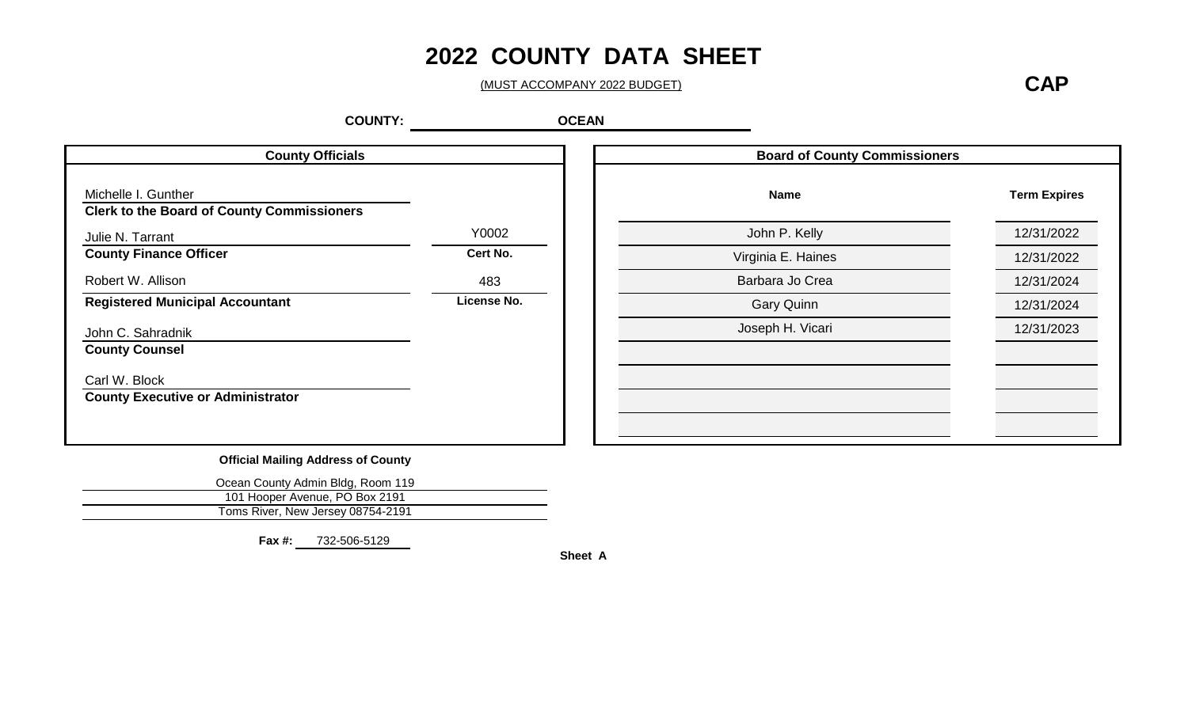# 2022 COUNTY DATA SHEET

(MUST ACCOMPANY 2022 BUDGET)

**CAP**

**COUNTY:** OCEAN

## County Officials

| Name / Title | |
|---|---|
| Michelle I. Gunther<br>**Clerk to the Board of County Commissioners** | |
| Julie N. Tarrant<br>**County Finance Officer** | Y0002<br>**Cert No.** |
| Robert W. Allison<br>**Registered Municipal Accountant** | 483<br>**License No.** |
| John C. Sahradnik<br>**County Counsel** | |
| Carl W. Block<br>**County Executive or Administrator** | |

## Board of County Commissioners

| Name | Term Expires |
|---|---|
| John P. Kelly | 12/31/2022 |
| Virginia E. Haines | 12/31/2022 |
| Barbara Jo Crea | 12/31/2024 |
| Gary Quinn | 12/31/2024 |
| Joseph H. Vicari | 12/31/2023 |
| | |
| | |
| | |
| | |

**Official Mailing Address of County**

Ocean County Admin Bldg, Room 119
101 Hooper Avenue, PO Box 2191
Toms River, New Jersey 08754-2191

**Fax #:** 732-506-5129

**Sheet A**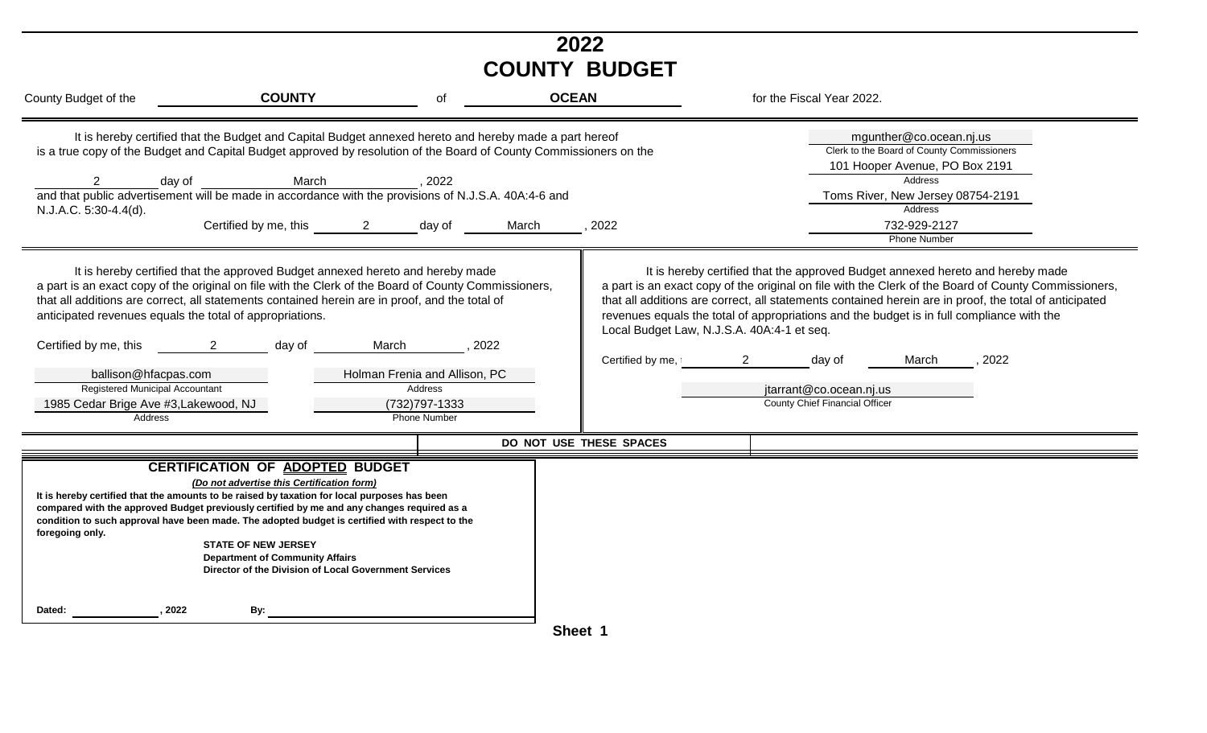# 2022
# COUNTY BUDGET

County Budget of the **COUNTY** of **OCEAN** for the Fiscal Year 2022.

It is hereby certified that the Budget and Capital Budget annexed hereto and hereby made a part hereof is a true copy of the Budget and Capital Budget approved by resolution of the Board of County Commissioners on the 2 day of March, 2022 and that public advertisement will be made in accordance with the provisions of N.J.S.A. 40A:4-6 and N.J.A.C. 5:30-4.4(d).

Certified by me, this 2 day of March, 2022

mgunther@co.ocean.nj.us
Clerk to the Board of County Commissioners

101 Hooper Avenue, PO Box 2191
Address

Toms River, New Jersey 08754-2191
Address

732-929-2127
Phone Number

---

It is hereby certified that the approved Budget annexed hereto and hereby made a part is an exact copy of the original on file with the Clerk of the Board of County Commissioners, that all additions are correct, all statements contained herein are in proof, and the total of anticipated revenues equals the total of appropriations.

Certified by me, this 2 day of March, 2022

ballison@hfacpas.com
Registered Municipal Accountant

Holman Frenia and Allison, PC
Address

1985 Cedar Brige Ave #3,Lakewood, NJ
Address

(732)797-1333
Phone Number

---

It is hereby certified that the approved Budget annexed hereto and hereby made a part is an exact copy of the original on file with the Clerk of the Board of County Commissioners, that all additions are correct, all statements contained herein are in proof, the total of anticipated revenues equals the total of appropriations and the budget is in full compliance with the Local Budget Law, N.J.S.A. 40A:4-1 et seq.

Certified by me, this 2 day of March, 2022

jtarrant@co.ocean.nj.us
County Chief Financial Officer

---

**DO NOT USE THESE SPACES**

## CERTIFICATION OF ADOPTED BUDGET

***(Do not advertise this Certification form)***

**It is hereby certified that the amounts to be raised by taxation for local purposes has been compared with the approved Budget previously certified by me and any changes required as a condition to such approval have been made. The adopted budget is certified with respect to the foregoing only.**

**STATE OF NEW JERSEY**
**Department of Community Affairs**
**Director of the Division of Local Government Services**

**Dated:** ____________, **2022** **By:** ______________________

**Sheet 1**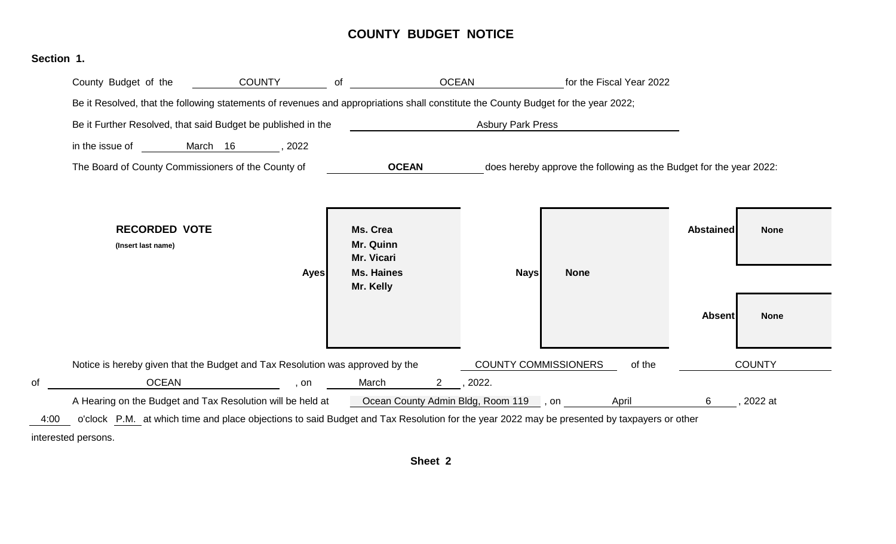# COUNTY BUDGET NOTICE

**Section 1.**

County Budget of the COUNTY of OCEAN for the Fiscal Year 2022

Be it Resolved, that the following statements of revenues and appropriations shall constitute the County Budget for the year 2022;

Be it Further Resolved, that said Budget be published in the Asbury Park Press

in the issue of March 16, 2022

The Board of County Commissioners of the County of **OCEAN** does hereby approve the following as the Budget for the year 2022:

**RECORDED VOTE**
**(Insert last name)**

| | | | | | |
|---|---|---|---|---|---|
| **Ayes** | **Ms. Crea**<br>**Mr. Quinn**<br>**Mr. Vicari**<br>**Ms. Haines**<br>**Mr. Kelly** | **Nays** | **None** | **Abstained** | **None** |
| | | | | **Absent** | **None** |

Notice is hereby given that the Budget and Tax Resolution was approved by the COUNTY COMMISSIONERS of the COUNTY of OCEAN, on March 2, 2022.

A Hearing on the Budget and Tax Resolution will be held at Ocean County Admin Bldg, Room 119, on April 6, 2022 at 4:00 o'clock P.M. at which time and place objections to said Budget and Tax Resolution for the year 2022 may be presented by taxpayers or other interested persons.

**Sheet 2**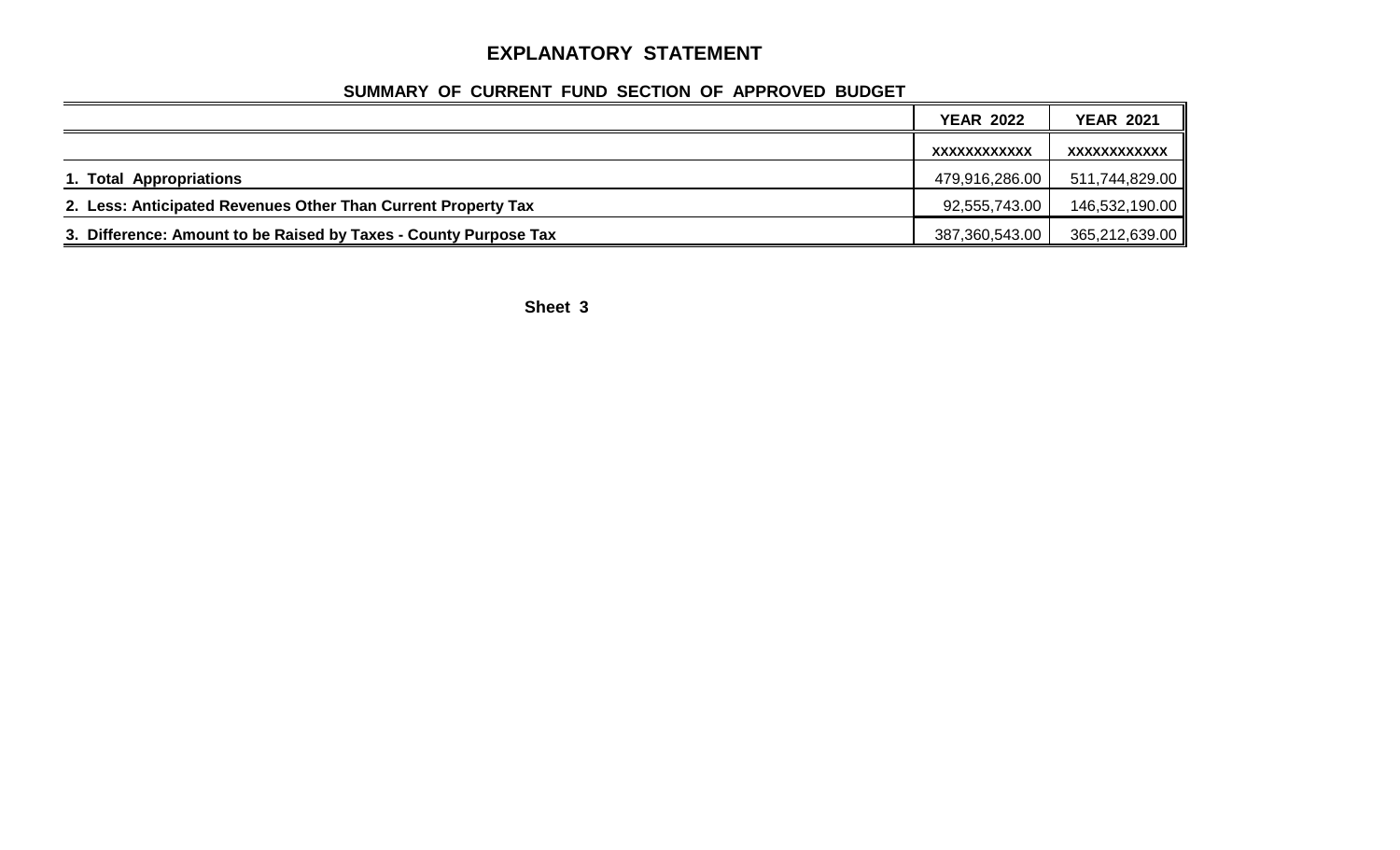# EXPLANATORY STATEMENT

## SUMMARY OF CURRENT FUND SECTION OF APPROVED BUDGET

| | YEAR 2022 | YEAR 2021 |
|---|---|---|
| | XXXXXXXXXXX | XXXXXXXXXXX |
| **1. Total Appropriations** | 479,916,286.00 | 511,744,829.00 |
| **2. Less: Anticipated Revenues Other Than Current Property Tax** | 92,555,743.00 | 146,532,190.00 |
| **3. Difference: Amount to be Raised by Taxes - County Purpose Tax** | 387,360,543.00 | 365,212,639.00 |

**Sheet 3**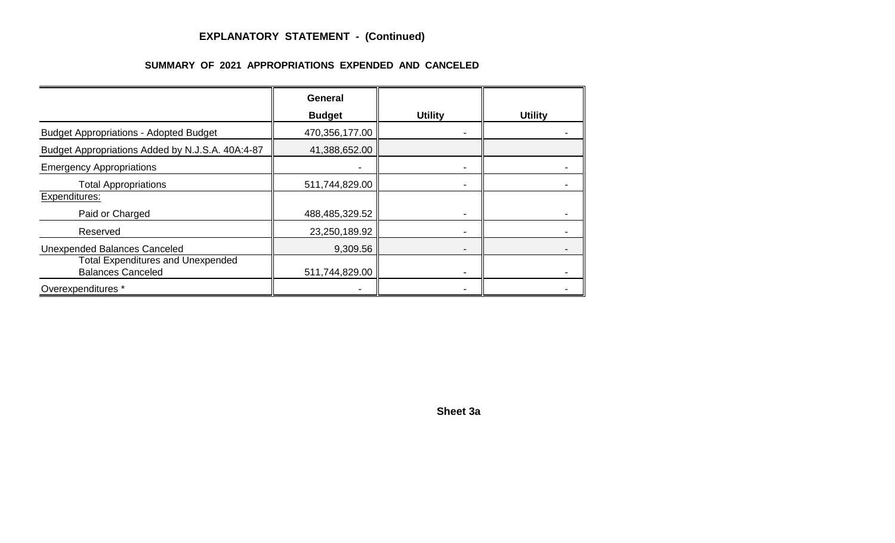# EXPLANATORY STATEMENT - (Continued)

## SUMMARY OF 2021 APPROPRIATIONS EXPENDED AND CANCELED

| | General Budget | Utility | Utility |
|---|---|---|---|
| Budget Appropriations - Adopted Budget | 470,356,177.00 | - | - |
| Budget Appropriations Added by N.J.S.A. 40A:4-87 | 41,388,652.00 | | |
| Emergency Appropriations | - | - | - |
| Total Appropriations | 511,744,829.00 | - | - |
| Expenditures: | | | |
| Paid or Charged | 488,485,329.52 | - | - |
| Reserved | 23,250,189.92 | - | - |
| Unexpended Balances Canceled | 9,309.56 | - | - |
| Total Expenditures and Unexpended Balances Canceled | 511,744,829.00 | - | - |
| Overexpenditures * | - | - | - |

Sheet 3a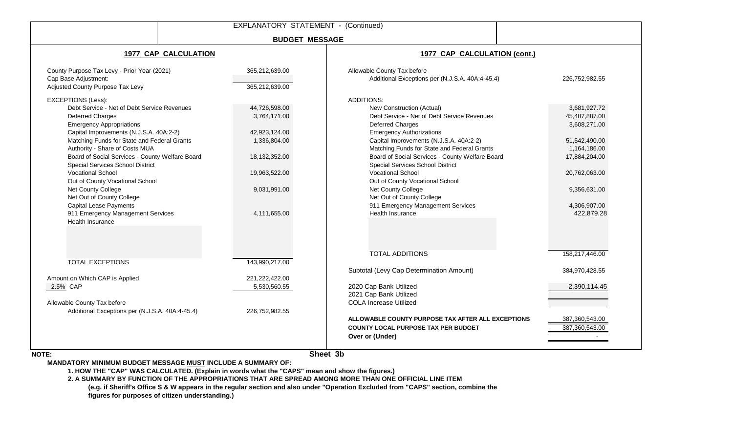EXPLANATORY STATEMENT - (Continued)

## BUDGET MESSAGE

### 1977 CAP CALCULATION

| | |
|---|---|
| County Purpose Tax Levy - Prior Year (2021) | 365,212,639.00 |
| Cap Base Adjustment: | |
| Adjusted County Purpose Tax Levy | 365,212,639.00 |
| EXCEPTIONS (Less): | |
| Debt Service - Net of Debt Service Revenues | 44,726,598.00 |
| Deferred Charges | 3,764,171.00 |
| Emergency Appropriations | |
| Capital Improvements (N.J.S.A. 40A:2-2) | 42,923,124.00 |
| Matching Funds for State and Federal Grants | 1,336,804.00 |
| Authority - Share of Costs MUA | |
| Board of Social Services - County Welfare Board | 18,132,352.00 |
| Special Services School District | |
| Vocational School | 19,963,522.00 |
| Out of County Vocational School | |
| Net County College | 9,031,991.00 |
| Net Out of County College | |
| Capital Lease Payments | |
| 911 Emergency Management Services | 4,111,655.00 |
| Health Insurance | |
| TOTAL EXCEPTIONS | 143,990,217.00 |
| Amount on Which CAP is Applied | 221,222,422.00 |
| 2.5% CAP | 5,530,560.55 |
| Allowable County Tax before Additional Exceptions per (N.J.S.A. 40A:4-45.4) | 226,752,982.55 |

### 1977 CAP CALCULATION (cont.)

| | |
|---|---|
| Allowable County Tax before Additional Exceptions per (N.J.S.A. 40A:4-45.4) | 226,752,982.55 |
| ADDITIONS: | |
| New Construction (Actual) | 3,681,927.72 |
| Debt Service - Net of Debt Service Revenues | 45,487,887.00 |
| Deferred Charges | 3,608,271.00 |
| Emergency Authorizations | |
| Capital Improvements (N.J.S.A. 40A:2-2) | 51,542,490.00 |
| Matching Funds for State and Federal Grants | 1,164,186.00 |
| Board of Social Services - County Welfare Board | 17,884,204.00 |
| Special Services School District | |
| Vocational School | 20,762,063.00 |
| Out of County Vocational School | |
| Net County College | 9,356,631.00 |
| Net Out of County College | |
| 911 Emergency Management Services | 4,306,907.00 |
| Health Insurance | 422,879.28 |
| TOTAL ADDITIONS | 158,217,446.00 |
| Subtotal (Levy Cap Determination Amount) | 384,970,428.55 |
| 2020 Cap Bank Utilized | 2,390,114.45 |
| 2021 Cap Bank Utilized | |
| COLA Increase Utilized | |
| **ALLOWABLE COUNTY PURPOSE TAX AFTER ALL EXCEPTIONS** | 387,360,543.00 |
| **COUNTY LOCAL PURPOSE TAX PER BUDGET** | 387,360,543.00 |
| **Over or (Under)** | - |

**Sheet 3b**

**NOTE:**

**MANDATORY MINIMUM BUDGET MESSAGE MUST INCLUDE A SUMMARY OF:**

**1. HOW THE "CAP" WAS CALCULATED. (Explain in words what the "CAPS" mean and show the figures.)**

**2. A SUMMARY BY FUNCTION OF THE APPROPRIATIONS THAT ARE SPREAD AMONG MORE THAN ONE OFFICIAL LINE ITEM (e.g. if Sheriff's Office S & W appears in the regular section and also under "Operation Excluded from "CAPS" section, combine the figures for purposes of citizen understanding.)**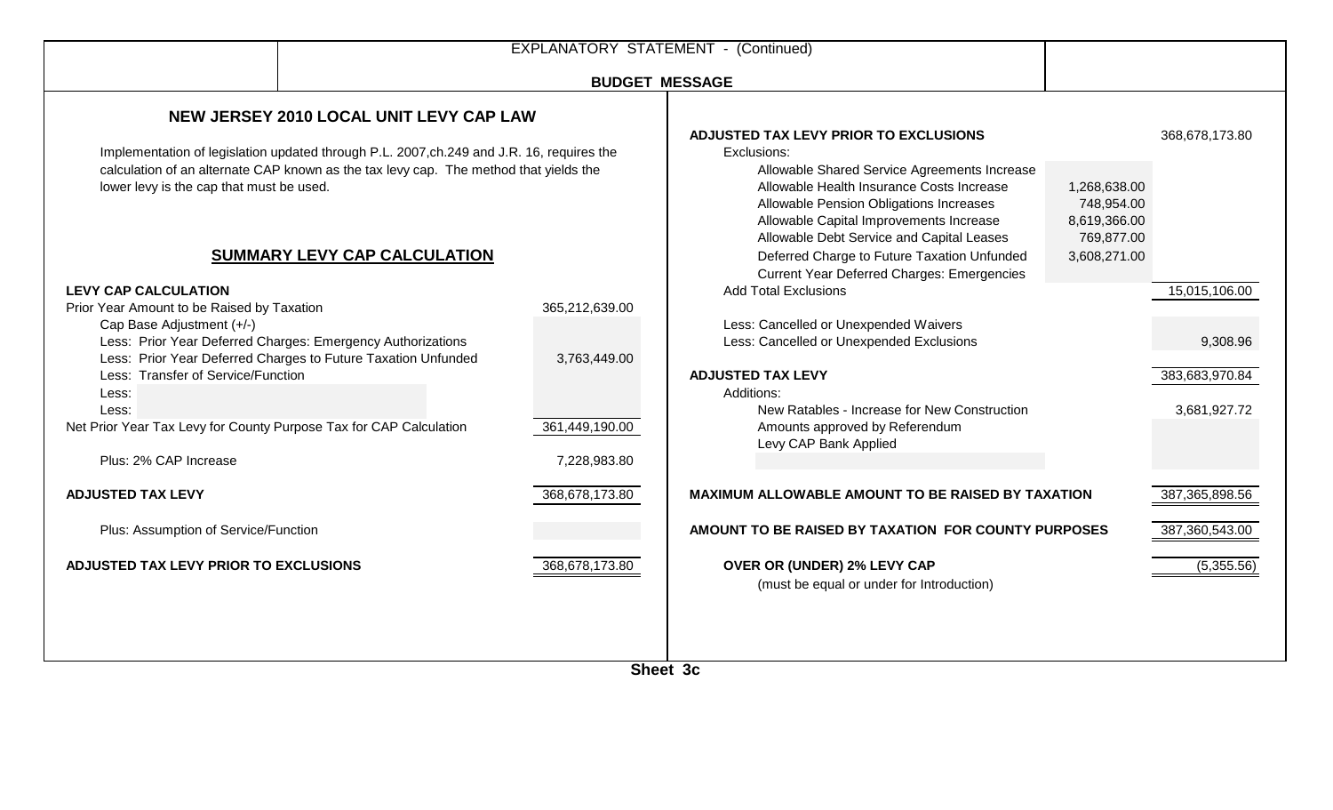EXPLANATORY STATEMENT - (Continued)

**BUDGET MESSAGE**

## NEW JERSEY 2010 LOCAL UNIT LEVY CAP LAW

Implementation of legislation updated through P.L. 2007,ch.249 and J.R. 16, requires the calculation of an alternate CAP known as the tax levy cap. The method that yields the lower levy is the cap that must be used.

## SUMMARY LEVY CAP CALCULATION

| **LEVY CAP CALCULATION** | |
|---|---|
| Prior Year Amount to be Raised by Taxation | 365,212,639.00 |
| Cap Base Adjustment (+/-) | |
| Less: Prior Year Deferred Charges: Emergency Authorizations | |
| Less: Prior Year Deferred Charges to Future Taxation Unfunded | 3,763,449.00 |
| Less: Transfer of Service/Function | |
| Less: | |
| Less: | |
| Net Prior Year Tax Levy for County Purpose Tax for CAP Calculation | 361,449,190.00 |
| Plus: 2% CAP Increase | 7,228,983.80 |
| **ADJUSTED TAX LEVY** | 368,678,173.80 |
| Plus: Assumption of Service/Function | |
| **ADJUSTED TAX LEVY PRIOR TO EXCLUSIONS** | 368,678,173.80 |

| | | |
|---|---|---|
| **ADJUSTED TAX LEVY PRIOR TO EXCLUSIONS** | | 368,678,173.80 |
| Exclusions: | | |
| Allowable Shared Service Agreements Increase | | |
| Allowable Health Insurance Costs Increase | 1,268,638.00 | |
| Allowable Pension Obligations Increases | 748,954.00 | |
| Allowable Capital Improvements Increase | 8,619,366.00 | |
| Allowable Debt Service and Capital Leases | 769,877.00 | |
| Deferred Charge to Future Taxation Unfunded | 3,608,271.00 | |
| Current Year Deferred Charges: Emergencies | | |
| Add Total Exclusions | | 15,015,106.00 |
| Less: Cancelled or Unexpended Waivers | | |
| Less: Cancelled or Unexpended Exclusions | | 9,308.96 |
| **ADJUSTED TAX LEVY** | | 383,683,970.84 |
| Additions: | | |
| New Ratables - Increase for New Construction | | 3,681,927.72 |
| Amounts approved by Referendum | | |
| Levy CAP Bank Applied | | |
| | | |
| **MAXIMUM ALLOWABLE AMOUNT TO BE RAISED BY TAXATION** | | 387,365,898.56 |
| **AMOUNT TO BE RAISED BY TAXATION FOR COUNTY PURPOSES** | | 387,360,543.00 |
| **OVER OR (UNDER) 2% LEVY CAP** (must be equal or under for Introduction) | | (5,355.56) |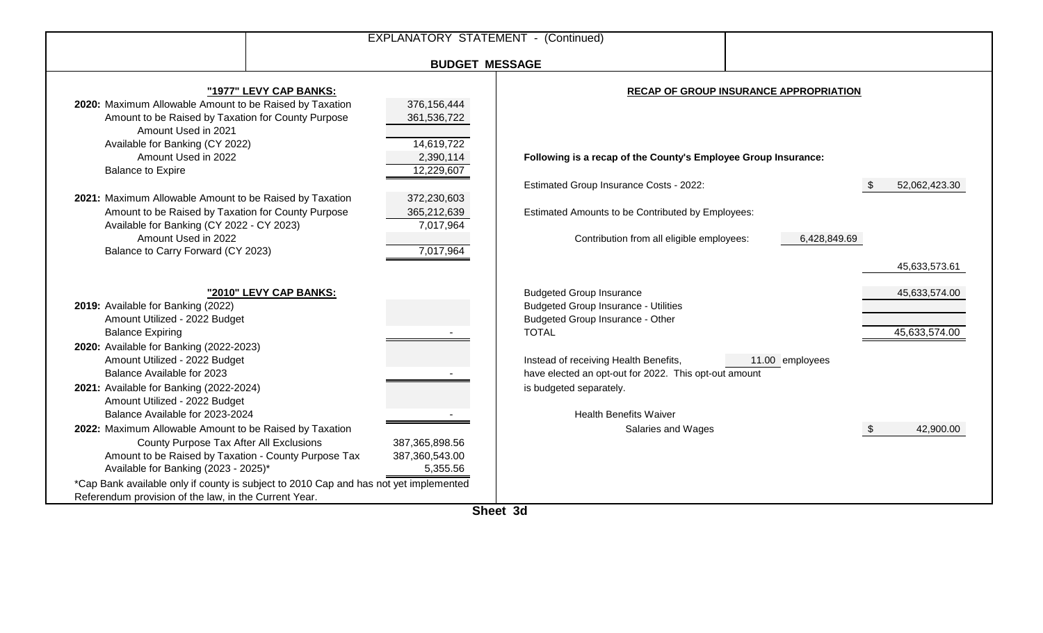# EXPLANATORY STATEMENT - (Continued)

## BUDGET MESSAGE

### "1977" LEVY CAP BANKS:

| | |
|---|---|
| **2020:** Maximum Allowable Amount to be Raised by Taxation | 376,156,444 |
| Amount to be Raised by Taxation for County Purpose | 361,536,722 |
| Amount Used in 2021 | |
| Available for Banking (CY 2022) | 14,619,722 |
| Amount Used in 2022 | 2,390,114 |
| Balance to Expire | 12,229,607 |
| **2021:** Maximum Allowable Amount to be Raised by Taxation | 372,230,603 |
| Amount to be Raised by Taxation for County Purpose | 365,212,639 |
| Available for Banking (CY 2022 - CY 2023) | 7,017,964 |
| Amount Used in 2022 | |
| Balance to Carry Forward (CY 2023) | 7,017,964 |

### "2010" LEVY CAP BANKS:

| | |
|---|---|
| **2019:** Available for Banking (2022) | |
| Amount Utilized - 2022 Budget | |
| Balance Expiring | - |
| **2020:** Available for Banking (2022-2023) | |
| Amount Utilized - 2022 Budget | |
| Balance Available for 2023 | - |
| **2021:** Available for Banking (2022-2024) | |
| Amount Utilized - 2022 Budget | |
| Balance Available for 2023-2024 | - |
| **2022:** Maximum Allowable Amount to be Raised by Taxation County Purpose Tax After All Exclusions | 387,365,898.56 |
| Amount to be Raised by Taxation - County Purpose Tax | 387,360,543.00 |
| Available for Banking (2023 - 2025)* | 5,355.56 |

*Cap Bank available only if county is subject to 2010 Cap and has not yet implemented Referendum provision of the law, in the Current Year.

### RECAP OF GROUP INSURANCE APPROPRIATION

**Following is a recap of the County's Employee Group Insurance:**

| | | |
|---|---|---|
| Estimated Group Insurance Costs - 2022: | | $ 52,062,423.30 |
| Estimated Amounts to be Contributed by Employees: | | |
| Contribution from all eligible employees: | 6,428,849.69 | |
| | | 45,633,573.61 |
| Budgeted Group Insurance | | 45,633,574.00 |
| Budgeted Group Insurance - Utilities | | |
| Budgeted Group Insurance - Other | | |
| TOTAL | | 45,633,574.00 |

Instead of receiving Health Benefits, 11.00 employees have elected an opt-out for 2022. This opt-out amount is budgeted separately.

| | |
|---|---|
| Health Benefits Waiver Salaries and Wages | $ 42,900.00 |

Sheet 3d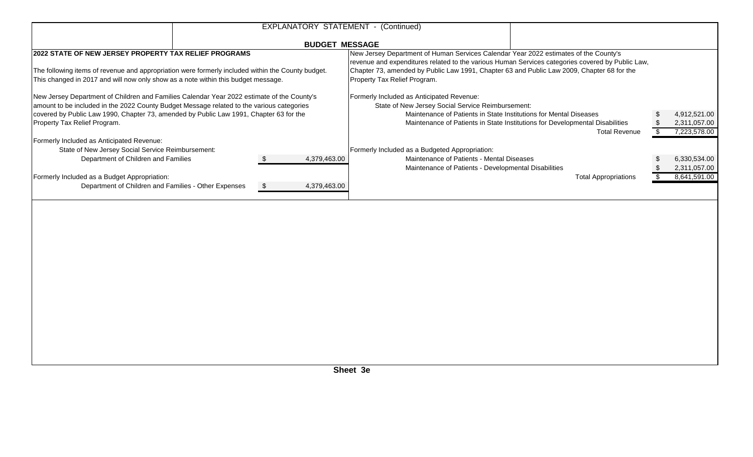EXPLANATORY STATEMENT - (Continued)

## BUDGET MESSAGE

### 2022 STATE OF NEW JERSEY PROPERTY TAX RELIEF PROGRAMS

The following items of revenue and appropriation were formerly included within the County budget. This changed in 2017 and will now only show as a note within this budget message.

New Jersey Department of Children and Families Calendar Year 2022 estimate of the County's amount to be included in the 2022 County Budget Message related to the various categories covered by Public Law 1990, Chapter 73, amended by Public Law 1991, Chapter 63 for the Property Tax Relief Program.

| | |
|---|---|
| Formerly Included as Anticipated Revenue: | |
| State of New Jersey Social Service Reimbursement: | |
| Department of Children and Families | $ 4,379,463.00 |
| Formerly Included as a Budget Appropriation: | |
| Department of Children and Families - Other Expenses | $ 4,379,463.00 |

New Jersey Department of Human Services Calendar Year 2022 estimates of the County's revenue and expenditures related to the various Human Services categories covered by Public Law, Chapter 73, amended by Public Law 1991, Chapter 63 and Public Law 2009, Chapter 68 for the Property Tax Relief Program.

| | |
|---|---|
| Formerly Included as Anticipated Revenue: | |
| State of New Jersey Social Service Reimbursement: | |
| Maintenance of Patients in State Institutions for Mental Diseases | $ 4,912,521.00 |
| Maintenance of Patients in State Institutions for Developmental Disabilities | $ 2,311,057.00 |
| Total Revenue | $ 7,223,578.00 |
| Formerly Included as a Budgeted Appropriation: | |
| Maintenance of Patients - Mental Diseases | $ 6,330,534.00 |
| Maintenance of Patients - Developmental Disabilities | $ 2,311,057.00 |
| Total Appropriations | $ 8,641,591.00 |

Sheet 3e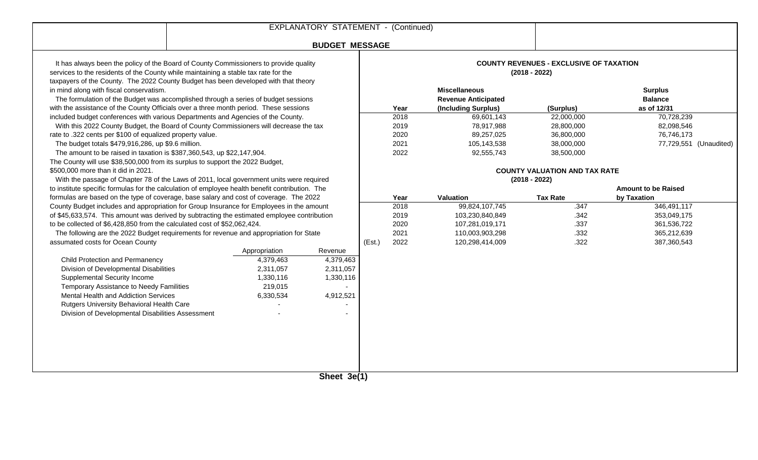# EXPLANATORY STATEMENT - (Continued)

## BUDGET MESSAGE

It has always been the policy of the Board of County Commissioners to provide quality services to the residents of the County while maintaining a stable tax rate for the taxpayers of the County. The 2022 County Budget has been developed with that theory in mind along with fiscal conservatism.

The formulation of the Budget was accomplished through a series of budget sessions with the assistance of the County Officials over a three month period. These sessions included budget conferences with various Departments and Agencies of the County.

With this 2022 County Budget, the Board of County Commissioners will decrease the tax rate to .322 cents per $100 of equalized property value.

The budget totals $479,916,286, up $9.6 million.

The amount to be raised in taxation is $387,360,543, up $22,147,904.

The County will use $38,500,000 from its surplus to support the 2022 Budget, $500,000 more than it did in 2021.

With the passage of Chapter 78 of the Laws of 2011, local government units were required to institute specific formulas for the calculation of employee health benefit contribution. The formulas are based on the type of coverage, base salary and cost of coverage. The 2022 County Budget includes and appropriation for Group Insurance for Employees in the amount of $45,633,574. This amount was derived by subtracting the estimated employee contribution to be collected of $6,428,850 from the calculated cost of $52,062,424.

The following are the 2022 Budget requirements for revenue and appropriation for State assumated costs for Ocean County

| | Appropriation | Revenue |
|---|---|---|
| Child Protection and Permanency | 4,379,463 | 4,379,463 |
| Division of Developmental Disabilities | 2,311,057 | 2,311,057 |
| Supplemental Security Income | 1,330,116 | 1,330,116 |
| Temporary Assistance to Needy Families | 219,015 | - |
| Mental Health and Addiction Services | 6,330,534 | 4,912,521 |
| Rutgers University Behavioral Health Care | - | - |
| Division of Developmental Disabilities Assessment | - | - |

### COUNTY REVENUES - EXCLUSIVE OF TAXATION (2018 - 2022)

| Year | Miscellaneous Revenue Anticipated (Including Surplus) | (Surplus) | Surplus Balance as of 12/31 |
|---|---|---|---|
| 2018 | 69,601,143 | 22,000,000 | 70,728,239 |
| 2019 | 78,917,988 | 28,800,000 | 82,098,546 |
| 2020 | 89,257,025 | 36,800,000 | 76,746,173 |
| 2021 | 105,143,538 | 38,000,000 | 77,729,551 (Unaudited) |
| 2022 | 92,555,743 | 38,500,000 | |

### COUNTY VALUATION AND TAX RATE (2018 - 2022)

| Year | Valuation | Tax Rate | Amount to be Raised by Taxation |
|---|---|---|---|
| 2018 | 99,824,107,745 | .347 | 346,491,117 |
| 2019 | 103,230,840,849 | .342 | 353,049,175 |
| 2020 | 107,281,019,171 | .337 | 361,536,722 |
| 2021 | 110,003,903,298 | .332 | 365,212,639 |
| (Est.) 2022 | 120,298,414,009 | .322 | 387,360,543 |

Sheet 3e(1)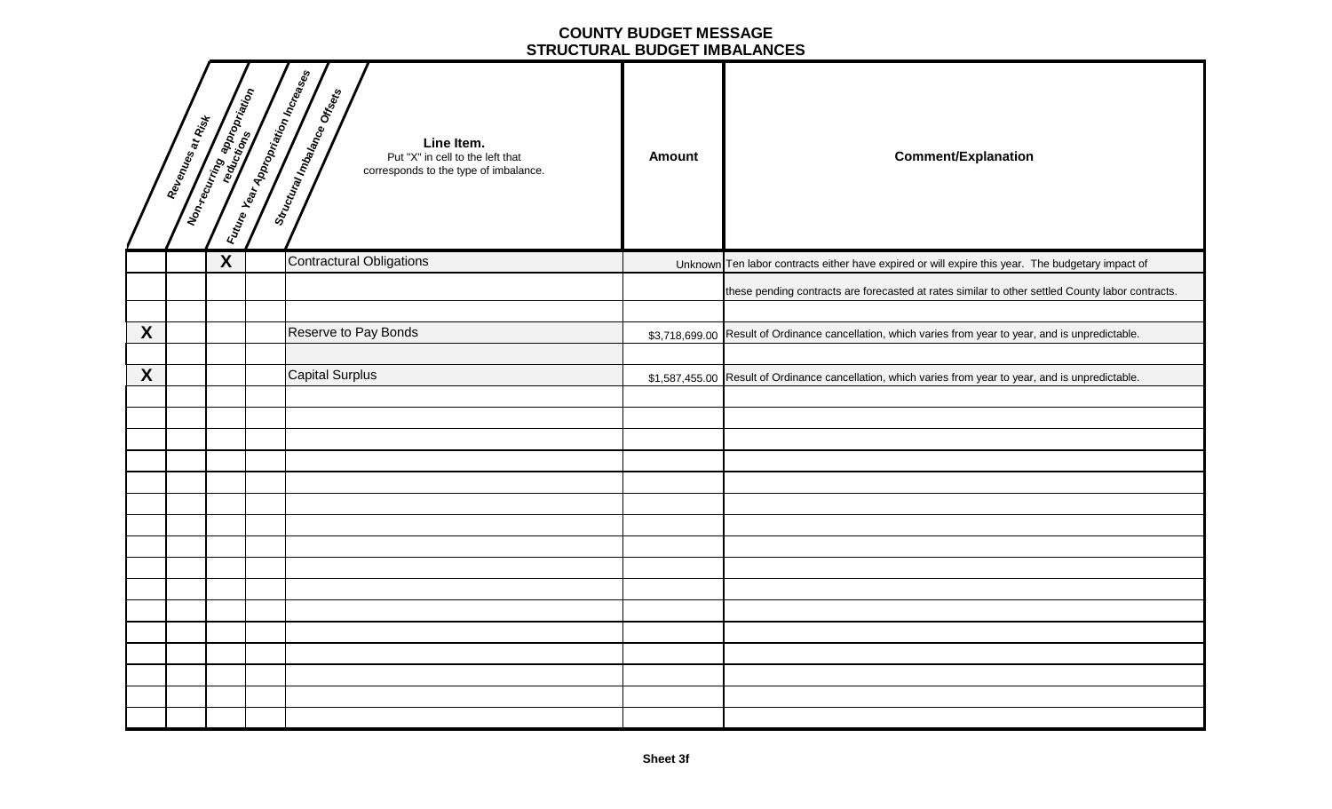# COUNTY BUDGET MESSAGE
## STRUCTURAL BUDGET IMBALANCES

| Revenues at Risk | Non-recurring appropriation reductions | Future Year Appropriation Increases | Structural Imbalance Offsets | Line Item. Put "X" in cell to the left that corresponds to the type of imbalance. | Amount | Comment/Explanation |
|---|---|---|---|---|---|---|
| | | X | | Contractural Obligations | Unknown | Ten labor contracts either have expired or will expire this year. The budgetary impact of |
| | | | | | | these pending contracts are forecasted at rates similar to other settled County labor contracts. |
| | | | | | | |
| X | | | | Reserve to Pay Bonds | $3,718,699.00 | Result of Ordinance cancellation, which varies from year to year, and is unpredictable. |
| | | | | | | |
| X | | | | Capital Surplus | $1,587,455.00 | Result of Ordinance cancellation, which varies from year to year, and is unpredictable. |

Sheet 3f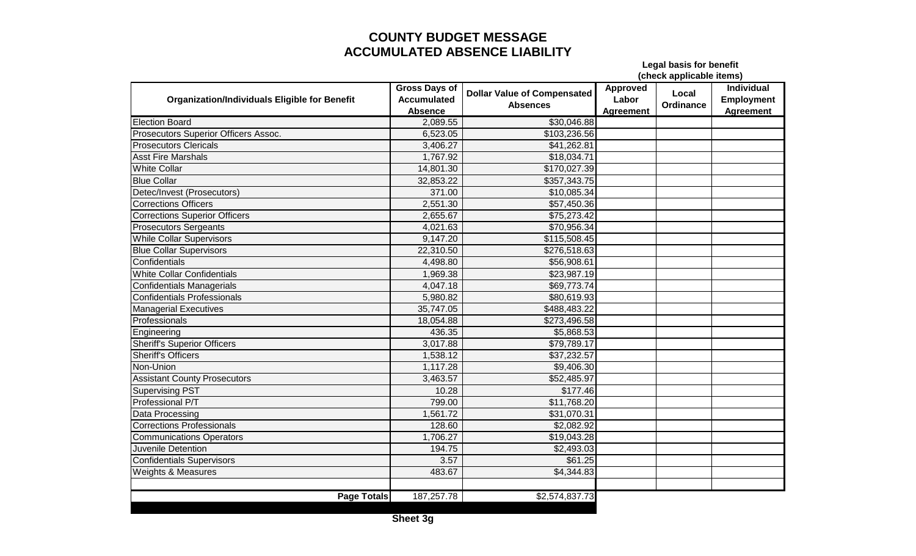# COUNTY BUDGET MESSAGE
# ACCUMULATED ABSENCE LIABILITY

**Legal basis for benefit (check applicable items)**

| Organization/Individuals Eligible for Benefit | Gross Days of Accumulated Absence | Dollar Value of Compensated Absences | Approved Labor Agreement | Local Ordinance | Individual Employment Agreement |
|---|---|---|---|---|---|
| Election Board | 2,089.55 | $30,046.88 | | | |
| Prosecutors Superior Officers Assoc. | 6,523.05 | $103,236.56 | | | |
| Prosecutors Clericals | 3,406.27 | $41,262.81 | | | |
| Asst Fire Marshals | 1,767.92 | $18,034.71 | | | |
| White Collar | 14,801.30 | $170,027.39 | | | |
| Blue Collar | 32,853.22 | $357,343.75 | | | |
| Detec/Invest (Prosecutors) | 371.00 | $10,085.34 | | | |
| Corrections Officers | 2,551.30 | $57,450.36 | | | |
| Corrections Superior Officers | 2,655.67 | $75,273.42 | | | |
| Prosecutors Sergeants | 4,021.63 | $70,956.34 | | | |
| While Collar Supervisors | 9,147.20 | $115,508.45 | | | |
| Blue Collar Supervisors | 22,310.50 | $276,518.63 | | | |
| Confidentials | 4,498.80 | $56,908.61 | | | |
| White Collar Confidentials | 1,969.38 | $23,987.19 | | | |
| Confidentials Managerials | 4,047.18 | $69,773.74 | | | |
| Confidentials Professionals | 5,980.82 | $80,619.93 | | | |
| Managerial Executives | 35,747.05 | $488,483.22 | | | |
| Professionals | 18,054.88 | $273,496.58 | | | |
| Engineering | 436.35 | $5,868.53 | | | |
| Sheriff's Superior Officers | 3,017.88 | $79,789.17 | | | |
| Sheriff's Officers | 1,538.12 | $37,232.57 | | | |
| Non-Union | 1,117.28 | $9,406.30 | | | |
| Assistant County Prosecutors | 3,463.57 | $52,485.97 | | | |
| Supervising PST | 10.28 | $177.46 | | | |
| Professional P/T | 799.00 | $11,768.20 | | | |
| Data Processing | 1,561.72 | $31,070.31 | | | |
| Corrections Professionals | 128.60 | $2,082.92 | | | |
| Communications Operators | 1,706.27 | $19,043.28 | | | |
| Juvenile Detention | 194.75 | $2,493.03 | | | |
| Confidentials Supervisors | 3.57 | $61.25 | | | |
| Weights & Measures | 483.67 | $4,344.83 | | | |
| | | | | | |
| **Page Totals** | 187,257.78 | $2,574,837.73 | | | |

**Sheet 3g**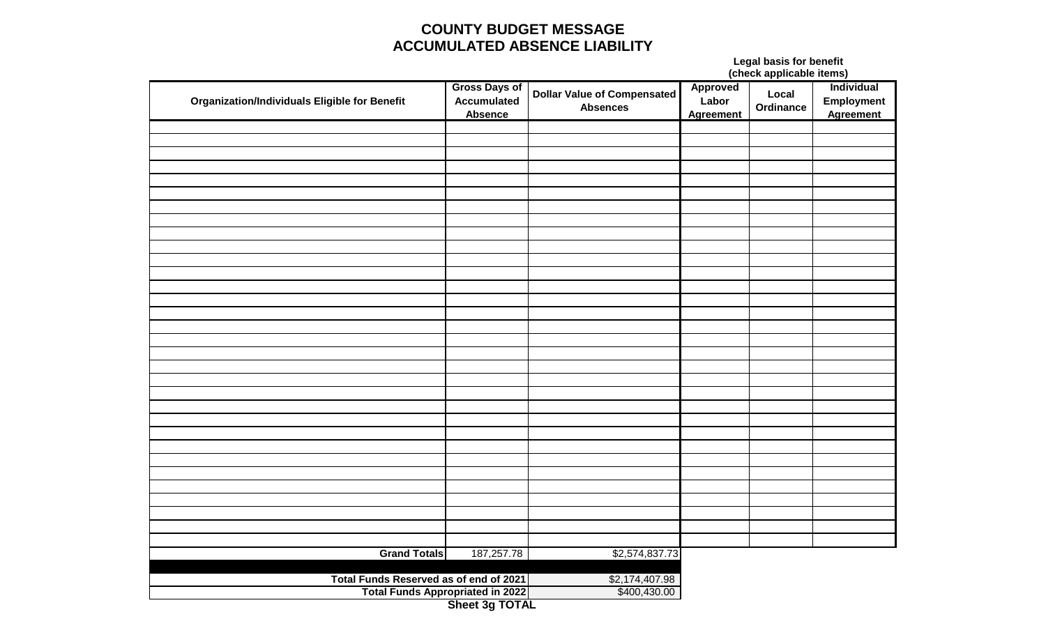# COUNTY BUDGET MESSAGE
## ACCUMULATED ABSENCE LIABILITY

| Organization/Individuals Eligible for Benefit | Gross Days of Accumulated Absence | Dollar Value of Compensated Absences | Legal basis for benefit (check applicable items) Approved Labor Agreement | Local Ordinance | Individual Employment Agreement |
|---|---|---|---|---|---|
| | | | | | |
| | | | | | |
| | | | | | |
| | | | | | |
| | | | | | |
| | | | | | |
| | | | | | |
| | | | | | |
| | | | | | |
| | | | | | |
| | | | | | |
| | | | | | |
| | | | | | |
| | | | | | |
| | | | | | |
| | | | | | |
| | | | | | |
| | | | | | |
| | | | | | |
| | | | | | |
| | | | | | |
| | | | | | |
| | | | | | |
| | | | | | |
| | | | | | |
| | | | | | |
| | | | | | |
| | | | | | |
| | | | | | |
| | | | | | |
| | | | | | |
| | | | | | |
| **Grand Totals** | 187,257.78 | $2,574,837.73 | | | |
| | | | | | |
| **Total Funds Reserved as of end of 2021** | | $2,174,407.98 | | | |
| **Total Funds Appropriated in 2022** | | $400,430.00 | | | |

**Sheet 3g TOTAL**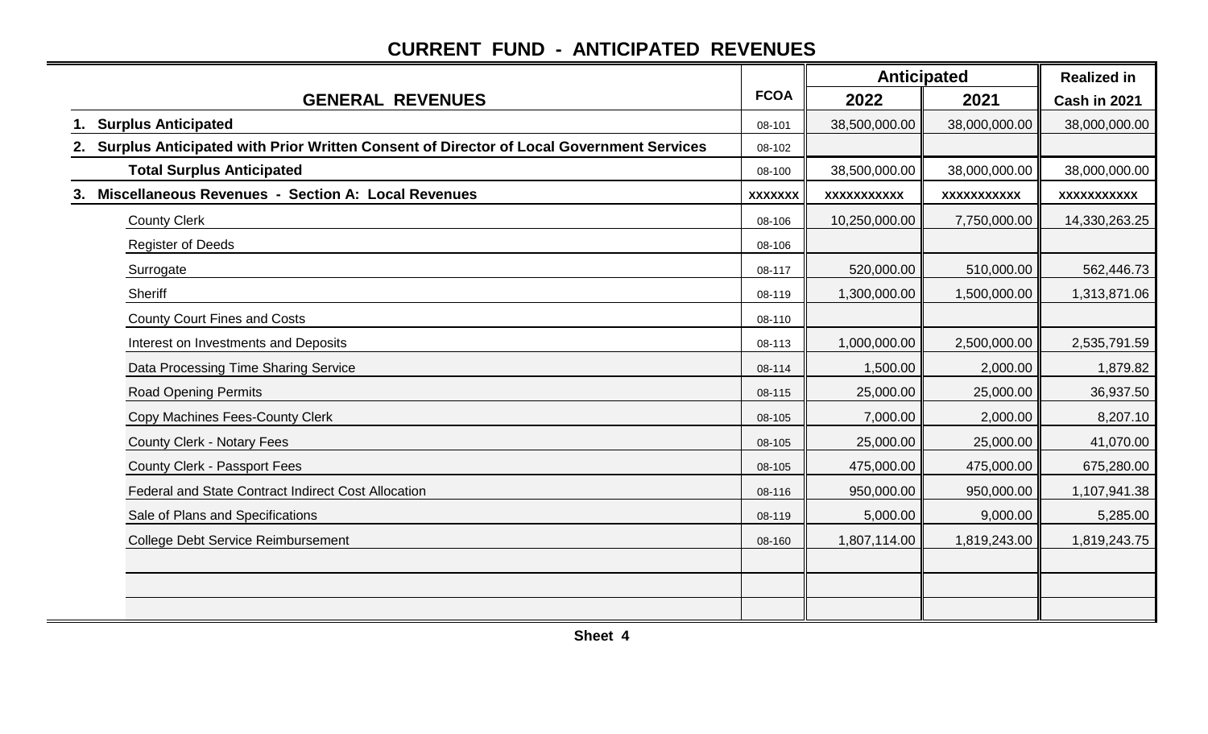# CURRENT FUND - ANTICIPATED REVENUES

| GENERAL REVENUES | FCOA | Anticipated 2022 | Anticipated 2021 | Realized in Cash in 2021 |
|---|---|---|---|---|
| **1. Surplus Anticipated** | 08-101 | 38,500,000.00 | 38,000,000.00 | 38,000,000.00 |
| **2. Surplus Anticipated with Prior Written Consent of Director of Local Government Services** | 08-102 | | | |
| **Total Surplus Anticipated** | 08-100 | 38,500,000.00 | 38,000,000.00 | 38,000,000.00 |
| **3. Miscellaneous Revenues - Section A: Local Revenues** | xxxxxxx | xxxxxxxxxxx | xxxxxxxxxxx | xxxxxxxxxxx |
| County Clerk | 08-106 | 10,250,000.00 | 7,750,000.00 | 14,330,263.25 |
| Register of Deeds | 08-106 | | | |
| Surrogate | 08-117 | 520,000.00 | 510,000.00 | 562,446.73 |
| Sheriff | 08-119 | 1,300,000.00 | 1,500,000.00 | 1,313,871.06 |
| County Court Fines and Costs | 08-110 | | | |
| Interest on Investments and Deposits | 08-113 | 1,000,000.00 | 2,500,000.00 | 2,535,791.59 |
| Data Processing Time Sharing Service | 08-114 | 1,500.00 | 2,000.00 | 1,879.82 |
| Road Opening Permits | 08-115 | 25,000.00 | 25,000.00 | 36,937.50 |
| Copy Machines Fees-County Clerk | 08-105 | 7,000.00 | 2,000.00 | 8,207.10 |
| County Clerk - Notary Fees | 08-105 | 25,000.00 | 25,000.00 | 41,070.00 |
| County Clerk - Passport Fees | 08-105 | 475,000.00 | 475,000.00 | 675,280.00 |
| Federal and State Contract Indirect Cost Allocation | 08-116 | 950,000.00 | 950,000.00 | 1,107,941.38 |
| Sale of Plans and Specifications | 08-119 | 5,000.00 | 9,000.00 | 5,285.00 |
| College Debt Service Reimbursement | 08-160 | 1,807,114.00 | 1,819,243.00 | 1,819,243.75 |
| | | | | |
| | | | | |
| | | | | |

Sheet 4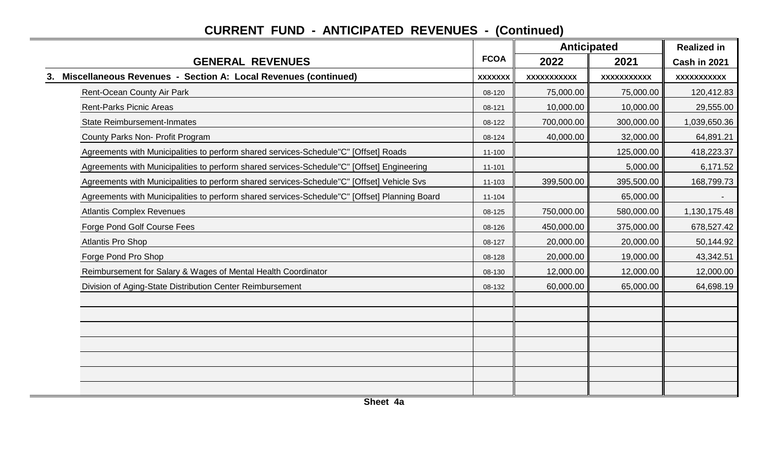# CURRENT FUND - ANTICIPATED REVENUES - (Continued)

| GENERAL REVENUES | FCOA | Anticipated 2022 | Anticipated 2021 | Realized in Cash in 2021 |
|---|---|---|---|---|
| **3. Miscellaneous Revenues - Section A: Local Revenues (continued)** | xxxxxxx | xxxxxxxxxxx | xxxxxxxxxxx | xxxxxxxxxxx |
| Rent-Ocean County Air Park | 08-120 | 75,000.00 | 75,000.00 | 120,412.83 |
| Rent-Parks Picnic Areas | 08-121 | 10,000.00 | 10,000.00 | 29,555.00 |
| State Reimbursement-Inmates | 08-122 | 700,000.00 | 300,000.00 | 1,039,650.36 |
| County Parks Non- Profit Program | 08-124 | 40,000.00 | 32,000.00 | 64,891.21 |
| Agreements with Municipalities to perform shared services-Schedule"C" [Offset] Roads | 11-100 | | 125,000.00 | 418,223.37 |
| Agreements with Municipalities to perform shared services-Schedule"C" [Offset] Engineering | 11-101 | | 5,000.00 | 6,171.52 |
| Agreements with Municipalities to perform shared services-Schedule"C" [Offset] Vehicle Svs | 11-103 | 399,500.00 | 395,500.00 | 168,799.73 |
| Agreements with Municipalities to perform shared services-Schedule"C" [Offset] Planning Board | 11-104 | | 65,000.00 | - |
| Atlantis Complex Revenues | 08-125 | 750,000.00 | 580,000.00 | 1,130,175.48 |
| Forge Pond Golf Course Fees | 08-126 | 450,000.00 | 375,000.00 | 678,527.42 |
| Atlantis Pro Shop | 08-127 | 20,000.00 | 20,000.00 | 50,144.92 |
| Forge Pond Pro Shop | 08-128 | 20,000.00 | 19,000.00 | 43,342.51 |
| Reimbursement for Salary & Wages of Mental Health Coordinator | 08-130 | 12,000.00 | 12,000.00 | 12,000.00 |
| Division of Aging-State Distribution Center Reimbursement | 08-132 | 60,000.00 | 65,000.00 | 64,698.19 |
| | | | | |
| | | | | |
| | | | | |
| | | | | |
| | | | | |
| | | | | |
| | | | | |

Sheet 4a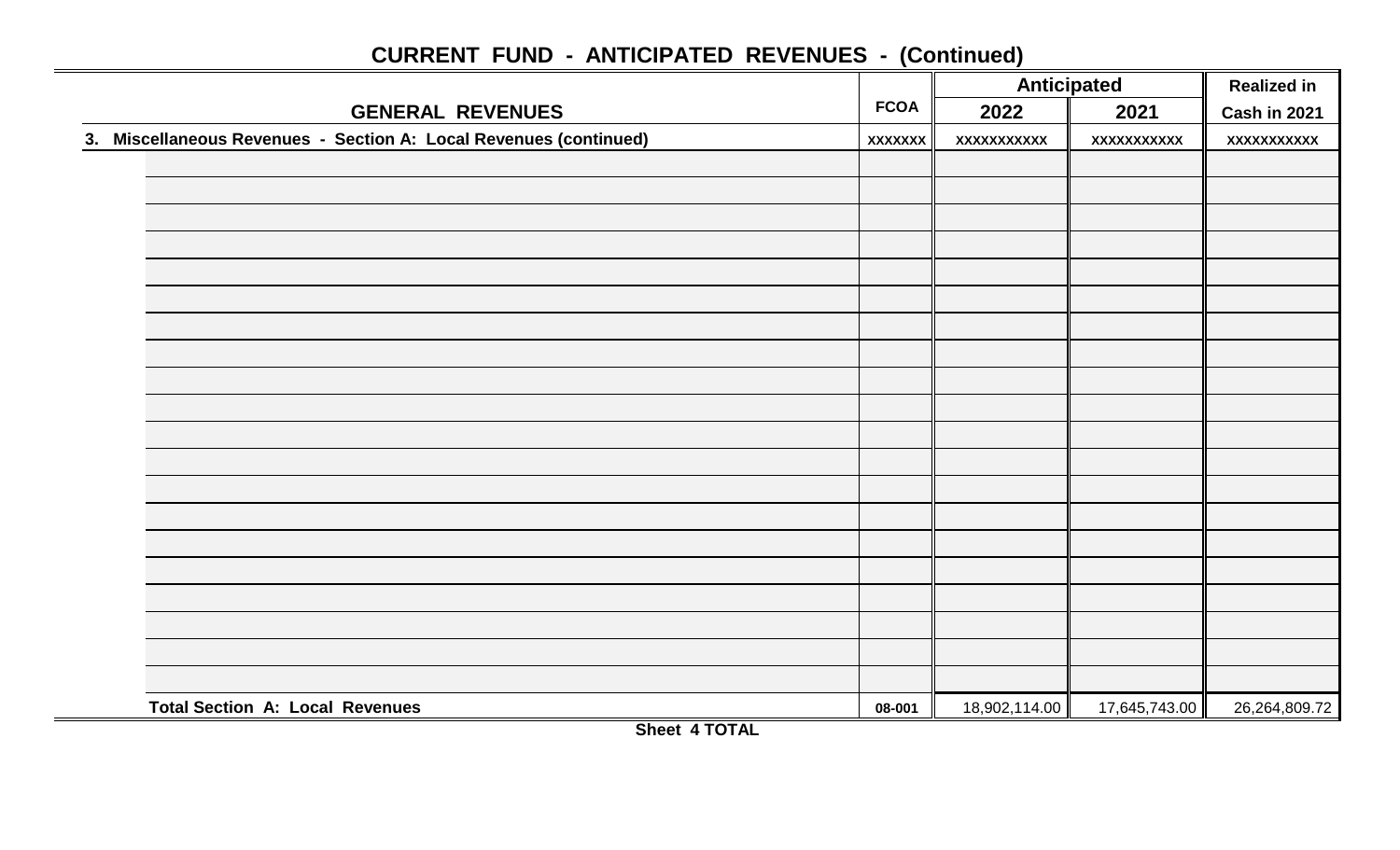## CURRENT FUND - ANTICIPATED REVENUES - (Continued)

| GENERAL REVENUES | FCOA | Anticipated | | Realized in |
|---|---|---|---|---|
| | | 2022 | 2021 | Cash in 2021 |
| 3. Miscellaneous Revenues - Section A: Local Revenues (continued) | xxxxxxx | xxxxxxxxxxx | xxxxxxxxxxx | xxxxxxxxxxx |
| | | | | |
| | | | | |
| | | | | |
| | | | | |
| | | | | |
| | | | | |
| | | | | |
| | | | | |
| | | | | |
| | | | | |
| | | | | |
| | | | | |
| | | | | |
| | | | | |
| | | | | |
| | | | | |
| | | | | |
| | | | | |
| | | | | |
| | | | | |
| Total Section A: Local Revenues | 08-001 | 18,902,114.00 | 17,645,743.00 | 26,264,809.72 |

Sheet 4 TOTAL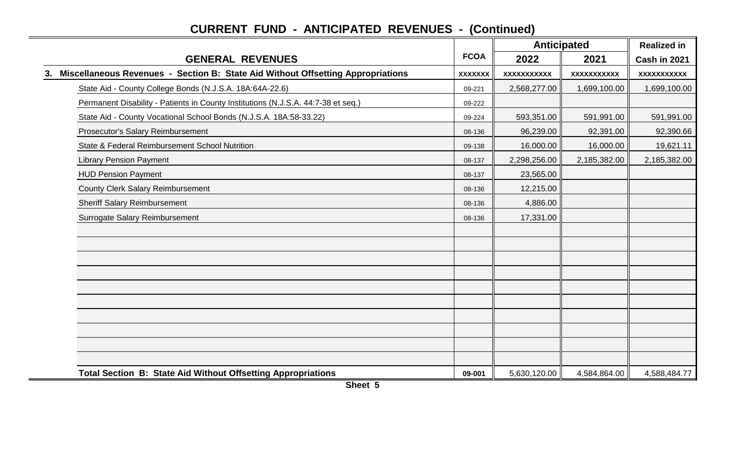# CURRENT FUND - ANTICIPATED REVENUES - (Continued)

| GENERAL REVENUES | FCOA | Anticipated 2022 | Anticipated 2021 | Realized in Cash in 2021 |
|---|---|---|---|---|
| **3. Miscellaneous Revenues - Section B: State Aid Without Offsetting Appropriations** | XXXXXXX | XXXXXXXXXXX | XXXXXXXXXXX | XXXXXXXXXXX |
| State Aid - County College Bonds (N.J.S.A. 18A:64A-22.6) | 09-221 | 2,568,277.00 | 1,699,100.00 | 1,699,100.00 |
| Permanent Disability - Patients in County Institutions (N.J.S.A. 44:7-38 et seq.) | 09-222 | | | |
| State Aid - County Vocational School Bonds (N.J.S.A. 18A:58-33.22) | 09-224 | 593,351.00 | 591,991.00 | 591,991.00 |
| Prosecutor's Salary Reimbursement | 08-136 | 96,239.00 | 92,391.00 | 92,390.66 |
| State & Federal Reimbursement School Nutrition | 09-138 | 16,000.00 | 16,000.00 | 19,621.11 |
| Library Pension Payment | 08-137 | 2,298,256.00 | 2,185,382.00 | 2,185,382.00 |
| HUD Pension Payment | 08-137 | 23,565.00 | | |
| County Clerk Salary Reimbursement | 08-136 | 12,215.00 | | |
| Sheriff Salary Reimbursement | 08-136 | 4,886.00 | | |
| Surrogate Salary Reimbursement | 08-136 | 17,331.00 | | |
| **Total Section B: State Aid Without Offsetting Appropriations** | **09-001** | 5,630,120.00 | 4,584,864.00 | 4,588,484.77 |

**Sheet 5**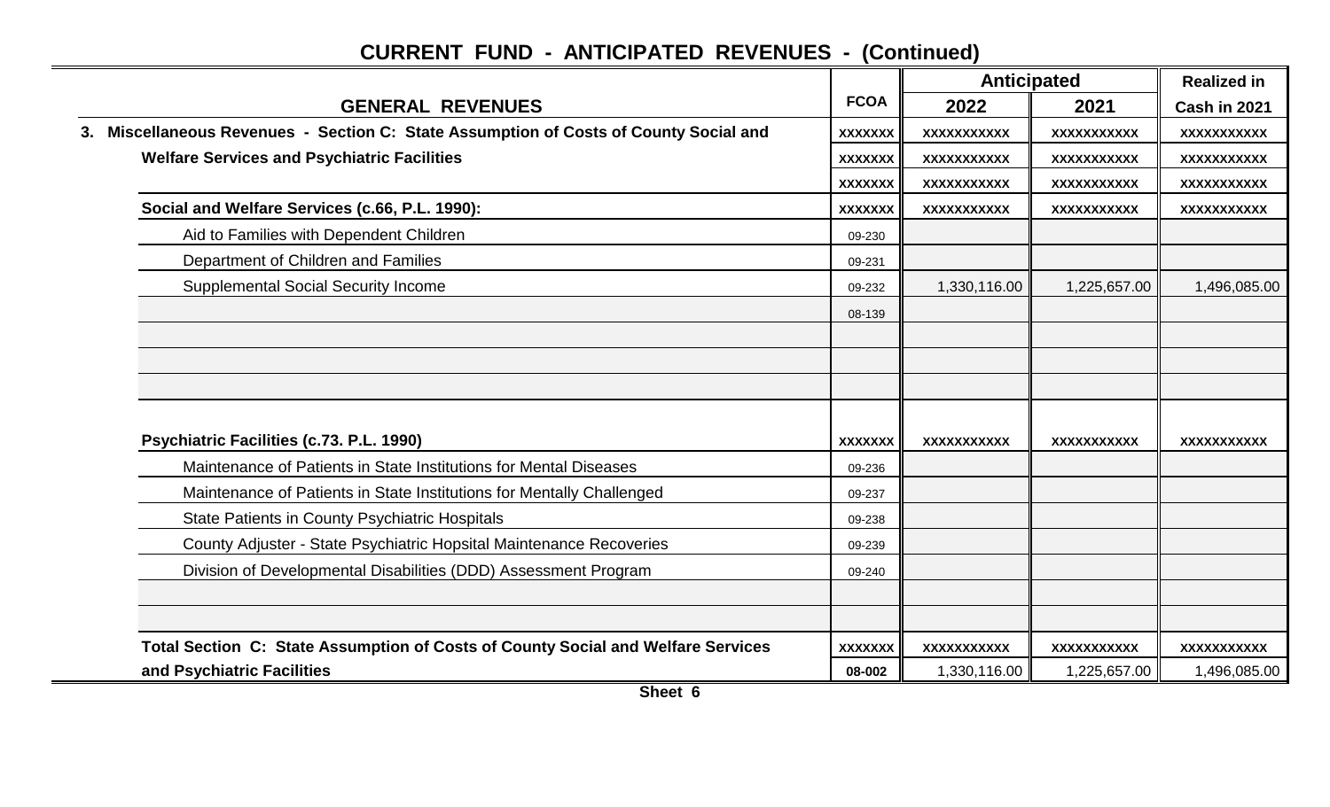# CURRENT FUND - ANTICIPATED REVENUES - (Continued)

| GENERAL REVENUES | FCOA | Anticipated 2022 | Anticipated 2021 | Realized in Cash in 2021 |
|---|---|---|---|---|
| 3. Miscellaneous Revenues - Section C: State Assumption of Costs of County Social and | XXXXXXX | XXXXXXXXXXX | XXXXXXXXXXX | XXXXXXXXXXX |
| Welfare Services and Psychiatric Facilities | XXXXXXX | XXXXXXXXXXX | XXXXXXXXXXX | XXXXXXXXXXX |
| | XXXXXXX | XXXXXXXXXXX | XXXXXXXXXXX | XXXXXXXXXXX |
| **Social and Welfare Services (c.66, P.L. 1990):** | XXXXXXX | XXXXXXXXXXX | XXXXXXXXXXX | XXXXXXXXXXX |
| Aid to Families with Dependent Children | 09-230 | | | |
| Department of Children and Families | 09-231 | | | |
| Supplemental Social Security Income | 09-232 | 1,330,116.00 | 1,225,657.00 | 1,496,085.00 |
| | 08-139 | | | |
| | | | | |
| | | | | |
| | | | | |
| **Psychiatric Facilities (c.73. P.L. 1990)** | XXXXXXX | XXXXXXXXXXX | XXXXXXXXXXX | XXXXXXXXXXX |
| Maintenance of Patients in State Institutions for Mental Diseases | 09-236 | | | |
| Maintenance of Patients in State Institutions for Mentally Challenged | 09-237 | | | |
| State Patients in County Psychiatric Hospitals | 09-238 | | | |
| County Adjuster - State Psychiatric Hopsital Maintenance Recoveries | 09-239 | | | |
| Division of Developmental Disabilities (DDD) Assessment Program | 09-240 | | | |
| | | | | |
| | | | | |
| **Total Section C: State Assumption of Costs of County Social and Welfare Services** | XXXXXXX | XXXXXXXXXXX | XXXXXXXXXXX | XXXXXXXXXXX |
| **and Psychiatric Facilities** | 08-002 | 1,330,116.00 | 1,225,657.00 | 1,496,085.00 |

Sheet 6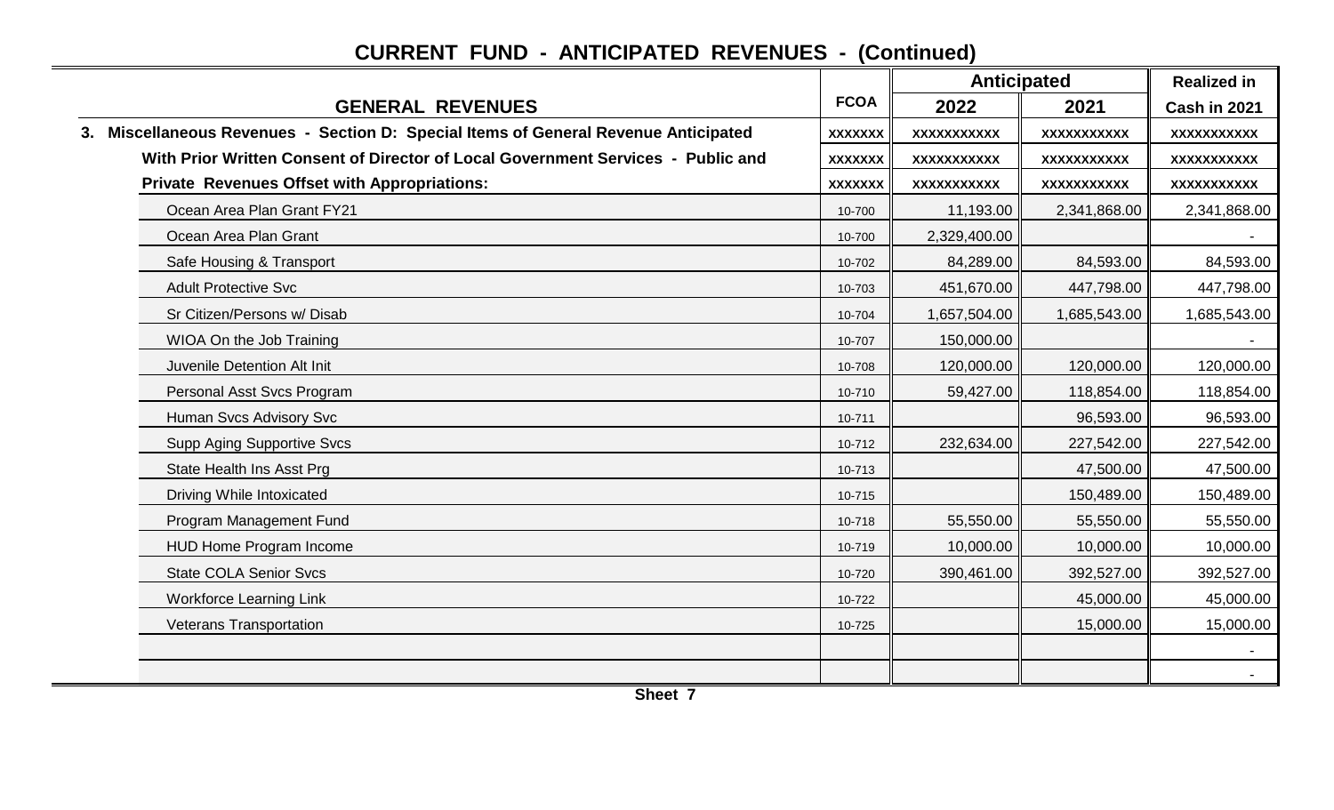## CURRENT FUND - ANTICIPATED REVENUES - (Continued)

| GENERAL REVENUES | FCOA | Anticipated | | Realized in |
|---|---|---|---|---|
| | | 2022 | 2021 | Cash in 2021 |
| **3. Miscellaneous Revenues - Section D: Special Items of General Revenue Anticipated** | xxxxxxx | xxxxxxxxxxx | xxxxxxxxxxx | xxxxxxxxxxx |
| **With Prior Written Consent of Director of Local Government Services - Public and** | xxxxxxx | xxxxxxxxxxx | xxxxxxxxxxx | xxxxxxxxxxx |
| **Private Revenues Offset with Appropriations:** | xxxxxxx | xxxxxxxxxxx | xxxxxxxxxxx | xxxxxxxxxxx |
| Ocean Area Plan Grant FY21 | 10-700 | 11,193.00 | 2,341,868.00 | 2,341,868.00 |
| Ocean Area Plan Grant | 10-700 | 2,329,400.00 | | - |
| Safe Housing & Transport | 10-702 | 84,289.00 | 84,593.00 | 84,593.00 |
| Adult Protective Svc | 10-703 | 451,670.00 | 447,798.00 | 447,798.00 |
| Sr Citizen/Persons w/ Disab | 10-704 | 1,657,504.00 | 1,685,543.00 | 1,685,543.00 |
| WIOA On the Job Training | 10-707 | 150,000.00 | | - |
| Juvenile Detention Alt Init | 10-708 | 120,000.00 | 120,000.00 | 120,000.00 |
| Personal Asst Svcs Program | 10-710 | 59,427.00 | 118,854.00 | 118,854.00 |
| Human Svcs Advisory Svc | 10-711 | | 96,593.00 | 96,593.00 |
| Supp Aging Supportive Svcs | 10-712 | 232,634.00 | 227,542.00 | 227,542.00 |
| State Health Ins Asst Prg | 10-713 | | 47,500.00 | 47,500.00 |
| Driving While Intoxicated | 10-715 | | 150,489.00 | 150,489.00 |
| Program Management Fund | 10-718 | 55,550.00 | 55,550.00 | 55,550.00 |
| HUD Home Program Income | 10-719 | 10,000.00 | 10,000.00 | 10,000.00 |
| State COLA Senior Svcs | 10-720 | 390,461.00 | 392,527.00 | 392,527.00 |
| Workforce Learning Link | 10-722 | | 45,000.00 | 45,000.00 |
| Veterans Transportation | 10-725 | | 15,000.00 | 15,000.00 |
| | | | | - |
| | | | | - |

**Sheet 7**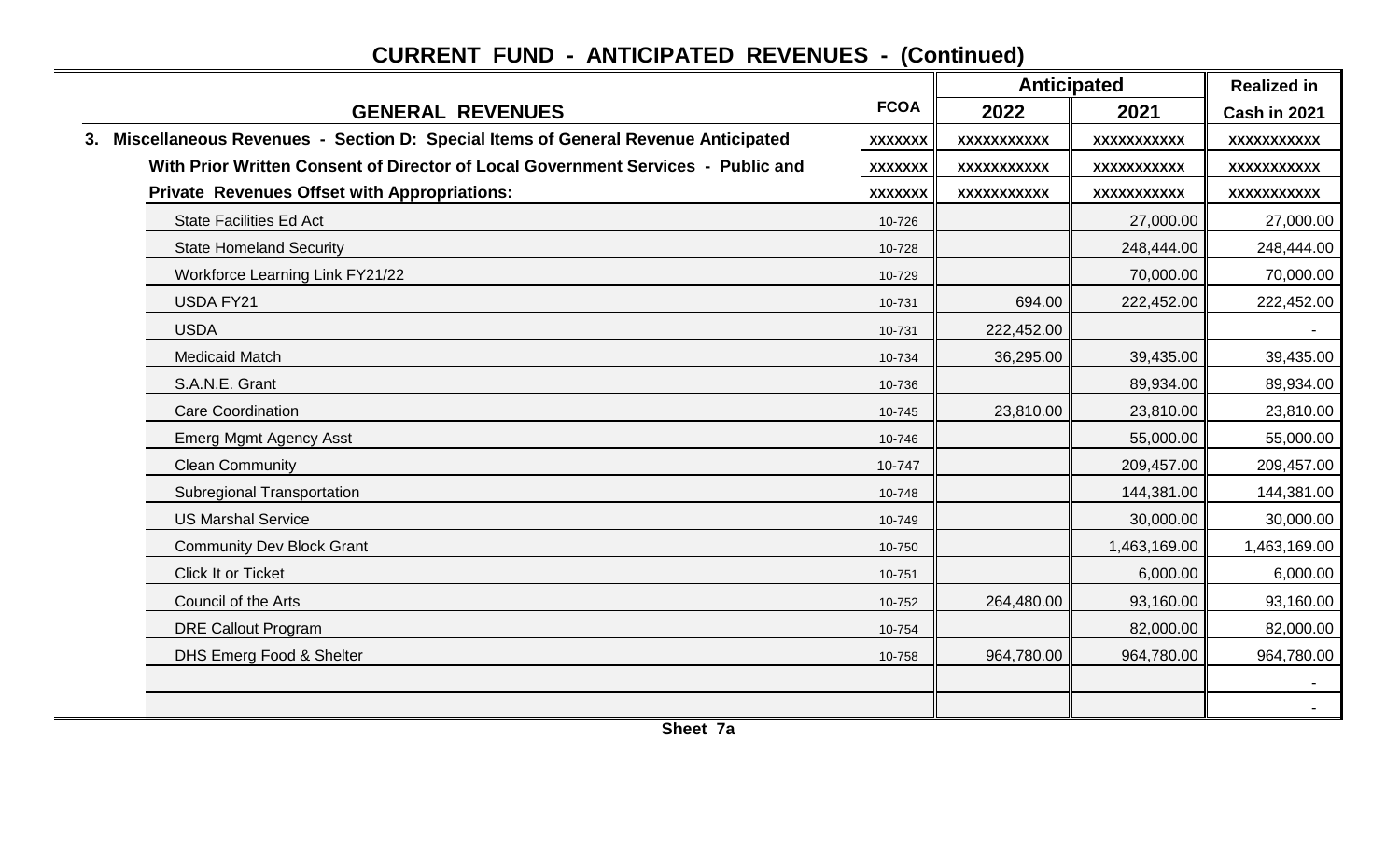## CURRENT FUND - ANTICIPATED REVENUES - (Continued)

| GENERAL REVENUES | FCOA | Anticipated | | Realized in |
|---|---|---|---|---|
| | | 2022 | 2021 | Cash in 2021 |
| **3. Miscellaneous Revenues - Section D: Special Items of General Revenue Anticipated** | xxxxxxx | xxxxxxxxxxx | xxxxxxxxxxx | xxxxxxxxxxx |
| **With Prior Written Consent of Director of Local Government Services - Public and** | xxxxxxx | xxxxxxxxxxx | xxxxxxxxxxx | xxxxxxxxxxx |
| **Private Revenues Offset with Appropriations:** | xxxxxxx | xxxxxxxxxxx | xxxxxxxxxxx | xxxxxxxxxxx |
| State Facilities Ed Act | 10-726 | | 27,000.00 | 27,000.00 |
| State Homeland Security | 10-728 | | 248,444.00 | 248,444.00 |
| Workforce Learning Link FY21/22 | 10-729 | | 70,000.00 | 70,000.00 |
| USDA FY21 | 10-731 | 694.00 | 222,452.00 | 222,452.00 |
| USDA | 10-731 | 222,452.00 | | - |
| Medicaid Match | 10-734 | 36,295.00 | 39,435.00 | 39,435.00 |
| S.A.N.E. Grant | 10-736 | | 89,934.00 | 89,934.00 |
| Care Coordination | 10-745 | 23,810.00 | 23,810.00 | 23,810.00 |
| Emerg Mgmt Agency Asst | 10-746 | | 55,000.00 | 55,000.00 |
| Clean Community | 10-747 | | 209,457.00 | 209,457.00 |
| Subregional Transportation | 10-748 | | 144,381.00 | 144,381.00 |
| US Marshal Service | 10-749 | | 30,000.00 | 30,000.00 |
| Community Dev Block Grant | 10-750 | | 1,463,169.00 | 1,463,169.00 |
| Click It or Ticket | 10-751 | | 6,000.00 | 6,000.00 |
| Council of the Arts | 10-752 | 264,480.00 | 93,160.00 | 93,160.00 |
| DRE Callout Program | 10-754 | | 82,000.00 | 82,000.00 |
| DHS Emerg Food & Shelter | 10-758 | 964,780.00 | 964,780.00 | 964,780.00 |
| | | | | - |
| | | | | - |

**Sheet 7a**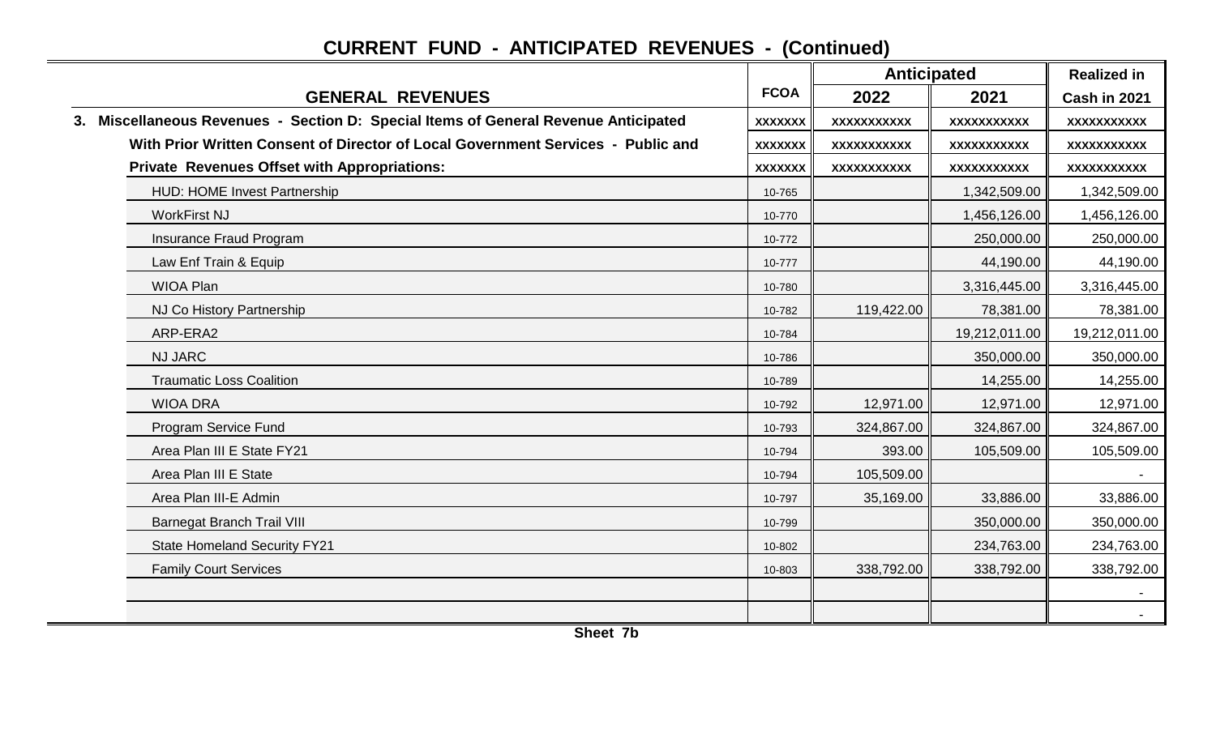# CURRENT FUND - ANTICIPATED REVENUES - (Continued)

| GENERAL REVENUES | FCOA | Anticipated | | Realized in |
|---|---|---|---|---|
| | | 2022 | 2021 | Cash in 2021 |
| **3. Miscellaneous Revenues - Section D: Special Items of General Revenue Anticipated** | xxxxxxx | xxxxxxxxxxx | xxxxxxxxxxx | xxxxxxxxxxx |
| **With Prior Written Consent of Director of Local Government Services - Public and** | xxxxxxx | xxxxxxxxxxx | xxxxxxxxxxx | xxxxxxxxxxx |
| **Private Revenues Offset with Appropriations:** | xxxxxxx | xxxxxxxxxxx | xxxxxxxxxxx | xxxxxxxxxxx |
| HUD: HOME Invest Partnership | 10-765 | | 1,342,509.00 | 1,342,509.00 |
| WorkFirst NJ | 10-770 | | 1,456,126.00 | 1,456,126.00 |
| Insurance Fraud Program | 10-772 | | 250,000.00 | 250,000.00 |
| Law Enf Train & Equip | 10-777 | | 44,190.00 | 44,190.00 |
| WIOA Plan | 10-780 | | 3,316,445.00 | 3,316,445.00 |
| NJ Co History Partnership | 10-782 | 119,422.00 | 78,381.00 | 78,381.00 |
| ARP-ERA2 | 10-784 | | 19,212,011.00 | 19,212,011.00 |
| NJ JARC | 10-786 | | 350,000.00 | 350,000.00 |
| Traumatic Loss Coalition | 10-789 | | 14,255.00 | 14,255.00 |
| WIOA DRA | 10-792 | 12,971.00 | 12,971.00 | 12,971.00 |
| Program Service Fund | 10-793 | 324,867.00 | 324,867.00 | 324,867.00 |
| Area Plan III E State FY21 | 10-794 | 393.00 | 105,509.00 | 105,509.00 |
| Area Plan III E State | 10-794 | 105,509.00 | | - |
| Area Plan III-E Admin | 10-797 | 35,169.00 | 33,886.00 | 33,886.00 |
| Barnegat Branch Trail VIII | 10-799 | | 350,000.00 | 350,000.00 |
| State Homeland Security FY21 | 10-802 | | 234,763.00 | 234,763.00 |
| Family Court Services | 10-803 | 338,792.00 | 338,792.00 | 338,792.00 |
| | | | | - |
| | | | | - |

Sheet 7b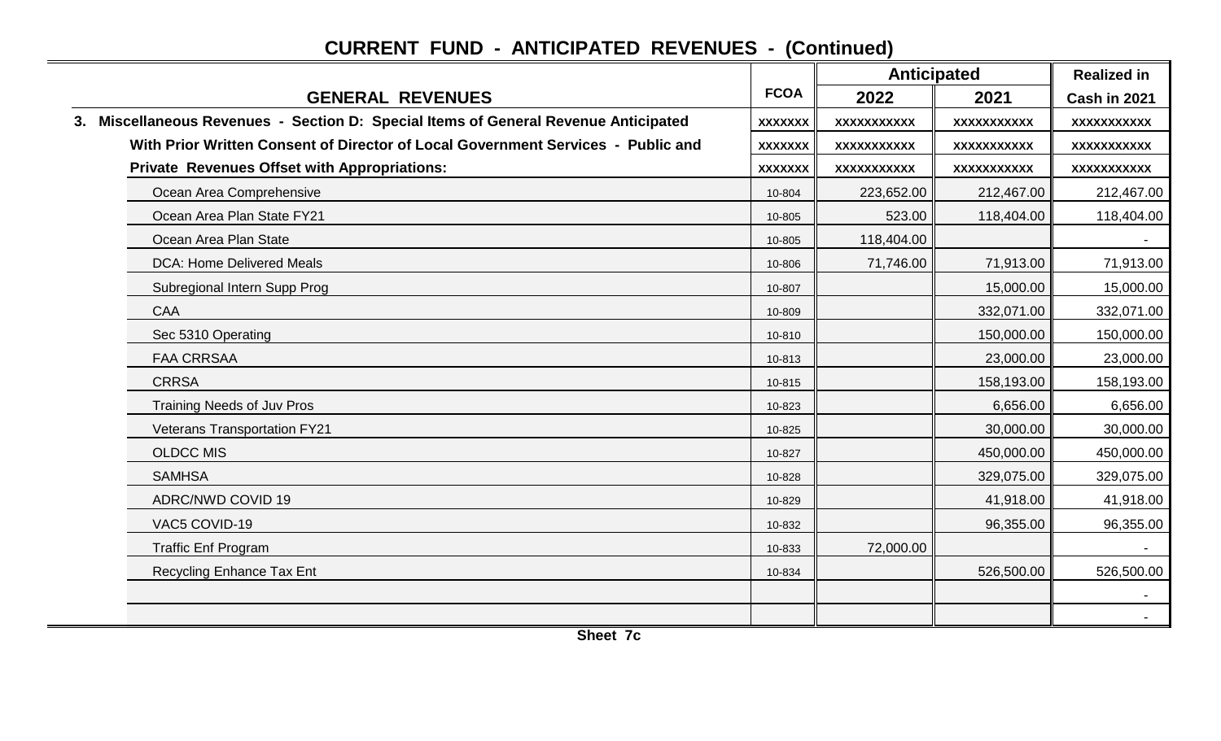## CURRENT FUND - ANTICIPATED REVENUES - (Continued)

| GENERAL REVENUES | FCOA | Anticipated 2022 | Anticipated 2021 | Realized in Cash in 2021 |
|---|---|---|---|---|
| **3. Miscellaneous Revenues - Section D: Special Items of General Revenue Anticipated** | xxxxxxx | xxxxxxxxxxx | xxxxxxxxxxx | xxxxxxxxxxx |
| **With Prior Written Consent of Director of Local Government Services - Public and** | xxxxxxx | xxxxxxxxxxx | xxxxxxxxxxx | xxxxxxxxxxx |
| **Private Revenues Offset with Appropriations:** | xxxxxxx | xxxxxxxxxxx | xxxxxxxxxxx | xxxxxxxxxxx |
| Ocean Area Comprehensive | 10-804 | 223,652.00 | 212,467.00 | 212,467.00 |
| Ocean Area Plan State FY21 | 10-805 | 523.00 | 118,404.00 | 118,404.00 |
| Ocean Area Plan State | 10-805 | 118,404.00 | | - |
| DCA: Home Delivered Meals | 10-806 | 71,746.00 | 71,913.00 | 71,913.00 |
| Subregional Intern Supp Prog | 10-807 | | 15,000.00 | 15,000.00 |
| CAA | 10-809 | | 332,071.00 | 332,071.00 |
| Sec 5310 Operating | 10-810 | | 150,000.00 | 150,000.00 |
| FAA CRRSAA | 10-813 | | 23,000.00 | 23,000.00 |
| CRRSA | 10-815 | | 158,193.00 | 158,193.00 |
| Training Needs of Juv Pros | 10-823 | | 6,656.00 | 6,656.00 |
| Veterans Transportation FY21 | 10-825 | | 30,000.00 | 30,000.00 |
| OLDCC MIS | 10-827 | | 450,000.00 | 450,000.00 |
| SAMHSA | 10-828 | | 329,075.00 | 329,075.00 |
| ADRC/NWD COVID 19 | 10-829 | | 41,918.00 | 41,918.00 |
| VAC5 COVID-19 | 10-832 | | 96,355.00 | 96,355.00 |
| Traffic Enf Program | 10-833 | 72,000.00 | | - |
| Recycling Enhance Tax Ent | 10-834 | | 526,500.00 | 526,500.00 |
| | | | | - |
| | | | | - |

Sheet 7c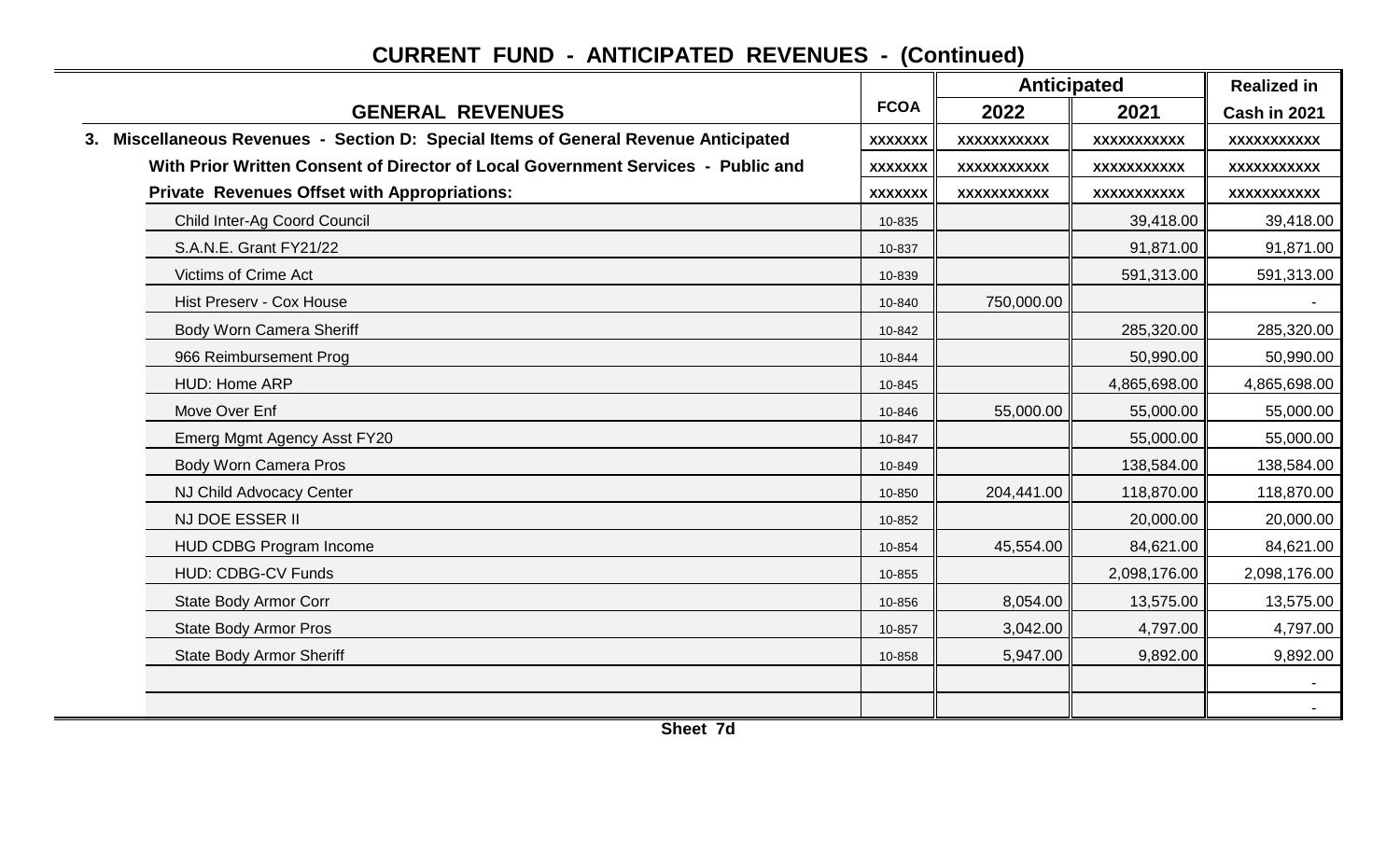## CURRENT FUND - ANTICIPATED REVENUES - (Continued)

| GENERAL REVENUES | FCOA | Anticipated 2022 | Anticipated 2021 | Realized in Cash in 2021 |
|---|---|---|---|---|
| **3. Miscellaneous Revenues - Section D: Special Items of General Revenue Anticipated** | XXXXXXX | XXXXXXXXXXX | XXXXXXXXXXX | XXXXXXXXXXX |
| **With Prior Written Consent of Director of Local Government Services - Public and** | XXXXXXX | XXXXXXXXXXX | XXXXXXXXXXX | XXXXXXXXXXX |
| **Private Revenues Offset with Appropriations:** | XXXXXXX | XXXXXXXXXXX | XXXXXXXXXXX | XXXXXXXXXXX |
| Child Inter-Ag Coord Council | 10-835 | | 39,418.00 | 39,418.00 |
| S.A.N.E. Grant FY21/22 | 10-837 | | 91,871.00 | 91,871.00 |
| Victims of Crime Act | 10-839 | | 591,313.00 | 591,313.00 |
| Hist Preserv - Cox House | 10-840 | 750,000.00 | | - |
| Body Worn Camera Sheriff | 10-842 | | 285,320.00 | 285,320.00 |
| 966 Reimbursement Prog | 10-844 | | 50,990.00 | 50,990.00 |
| HUD: Home ARP | 10-845 | | 4,865,698.00 | 4,865,698.00 |
| Move Over Enf | 10-846 | 55,000.00 | 55,000.00 | 55,000.00 |
| Emerg Mgmt Agency Asst FY20 | 10-847 | | 55,000.00 | 55,000.00 |
| Body Worn Camera Pros | 10-849 | | 138,584.00 | 138,584.00 |
| NJ Child Advocacy Center | 10-850 | 204,441.00 | 118,870.00 | 118,870.00 |
| NJ DOE ESSER II | 10-852 | | 20,000.00 | 20,000.00 |
| HUD CDBG Program Income | 10-854 | 45,554.00 | 84,621.00 | 84,621.00 |
| HUD: CDBG-CV Funds | 10-855 | | 2,098,176.00 | 2,098,176.00 |
| State Body Armor Corr | 10-856 | 8,054.00 | 13,575.00 | 13,575.00 |
| State Body Armor Pros | 10-857 | 3,042.00 | 4,797.00 | 4,797.00 |
| State Body Armor Sheriff | 10-858 | 5,947.00 | 9,892.00 | 9,892.00 |
| | | | | - |
| | | | | - |

Sheet 7d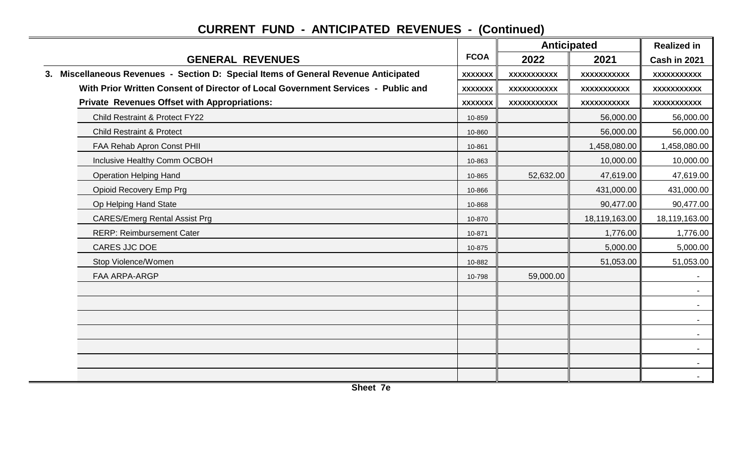## CURRENT FUND - ANTICIPATED REVENUES - (Continued)

| GENERAL REVENUES | FCOA | Anticipated 2022 | Anticipated 2021 | Realized in Cash in 2021 |
|---|---|---|---|---|
| **3. Miscellaneous Revenues - Section D: Special Items of General Revenue Anticipated** | xxxxxxx | xxxxxxxxxxx | xxxxxxxxxxx | xxxxxxxxxxx |
| **With Prior Written Consent of Director of Local Government Services - Public and** | xxxxxxx | xxxxxxxxxxx | xxxxxxxxxxx | xxxxxxxxxxx |
| **Private Revenues Offset with Appropriations:** | xxxxxxx | xxxxxxxxxxx | xxxxxxxxxxx | xxxxxxxxxxx |
| Child Restraint & Protect FY22 | 10-859 | | 56,000.00 | 56,000.00 |
| Child Restraint & Protect | 10-860 | | 56,000.00 | 56,000.00 |
| FAA Rehab Apron Const PHII | 10-861 | | 1,458,080.00 | 1,458,080.00 |
| Inclusive Healthy Comm OCBOH | 10-863 | | 10,000.00 | 10,000.00 |
| Operation Helping Hand | 10-865 | 52,632.00 | 47,619.00 | 47,619.00 |
| Opioid Recovery Emp Prg | 10-866 | | 431,000.00 | 431,000.00 |
| Op Helping Hand State | 10-868 | | 90,477.00 | 90,477.00 |
| CARES/Emerg Rental Assist Prg | 10-870 | | 18,119,163.00 | 18,119,163.00 |
| RERP: Reimbursement Cater | 10-871 | | 1,776.00 | 1,776.00 |
| CARES JJC DOE | 10-875 | | 5,000.00 | 5,000.00 |
| Stop Violence/Women | 10-882 | | 51,053.00 | 51,053.00 |
| FAA ARPA-ARGP | 10-798 | 59,000.00 | | - |
| | | | | - |
| | | | | - |
| | | | | - |
| | | | | - |
| | | | | - |
| | | | | - |
| | | | | - |

Sheet 7e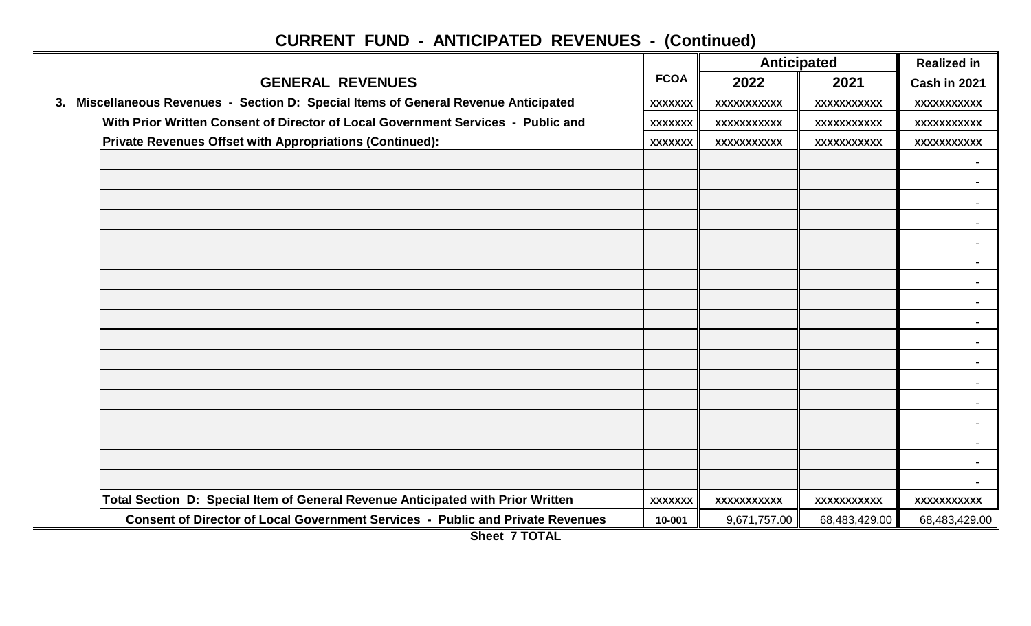# CURRENT FUND - ANTICIPATED REVENUES - (Continued)

| GENERAL REVENUES | FCOA | Anticipated 2022 | Anticipated 2021 | Realized in Cash in 2021 |
|---|---|---|---|---|
| 3. Miscellaneous Revenues - Section D: Special Items of General Revenue Anticipated | xxxxxxx | xxxxxxxxxxx | xxxxxxxxxxx | xxxxxxxxxxx |
| With Prior Written Consent of Director of Local Government Services - Public and | xxxxxxx | xxxxxxxxxxx | xxxxxxxxxxx | xxxxxxxxxxx |
| Private Revenues Offset with Appropriations (Continued): | xxxxxxx | xxxxxxxxxxx | xxxxxxxxxxx | xxxxxxxxxxx |
| | | | | - |
| | | | | - |
| | | | | - |
| | | | | - |
| | | | | - |
| | | | | - |
| | | | | - |
| | | | | - |
| | | | | - |
| | | | | - |
| | | | | - |
| | | | | - |
| | | | | - |
| | | | | - |
| | | | | - |
| | | | | - |
| | | | | - |
| Total Section D: Special Item of General Revenue Anticipated with Prior Written | xxxxxxx | xxxxxxxxxxx | xxxxxxxxxxx | xxxxxxxxxxx |
| Consent of Director of Local Government Services - Public and Private Revenues | 10-001 | 9,671,757.00 | 68,483,429.00 | 68,483,429.00 |

**Sheet 7 TOTAL**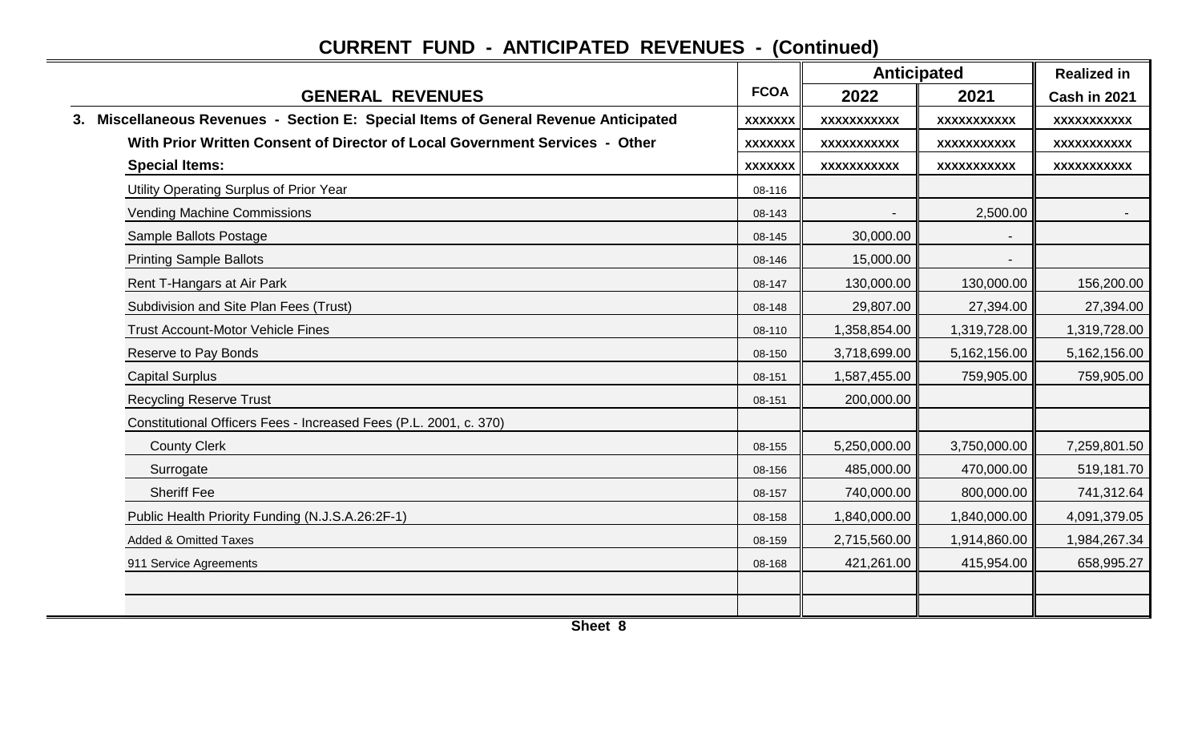# CURRENT FUND - ANTICIPATED REVENUES - (Continued)

| GENERAL REVENUES | FCOA | Anticipated 2022 | Anticipated 2021 | Realized in Cash in 2021 |
|---|---|---|---|---|
| **3. Miscellaneous Revenues - Section E: Special Items of General Revenue Anticipated** | xxxxxxx | xxxxxxxxxxx | xxxxxxxxxxx | xxxxxxxxxxx |
| **With Prior Written Consent of Director of Local Government Services - Other** | xxxxxxx | xxxxxxxxxxx | xxxxxxxxxxx | xxxxxxxxxxx |
| **Special Items:** | xxxxxxx | xxxxxxxxxxx | xxxxxxxxxxx | xxxxxxxxxxx |
| Utility Operating Surplus of Prior Year | 08-116 | | | |
| Vending Machine Commissions | 08-143 | - | 2,500.00 | - |
| Sample Ballots Postage | 08-145 | 30,000.00 | - | |
| Printing Sample Ballots | 08-146 | 15,000.00 | - | |
| Rent T-Hangars at Air Park | 08-147 | 130,000.00 | 130,000.00 | 156,200.00 |
| Subdivision and Site Plan Fees (Trust) | 08-148 | 29,807.00 | 27,394.00 | 27,394.00 |
| Trust Account-Motor Vehicle Fines | 08-110 | 1,358,854.00 | 1,319,728.00 | 1,319,728.00 |
| Reserve to Pay Bonds | 08-150 | 3,718,699.00 | 5,162,156.00 | 5,162,156.00 |
| Capital Surplus | 08-151 | 1,587,455.00 | 759,905.00 | 759,905.00 |
| Recycling Reserve Trust | 08-151 | 200,000.00 | | |
| Constitutional Officers Fees - Increased Fees (P.L. 2001, c. 370) | | | | |
| County Clerk | 08-155 | 5,250,000.00 | 3,750,000.00 | 7,259,801.50 |
| Surrogate | 08-156 | 485,000.00 | 470,000.00 | 519,181.70 |
| Sheriff Fee | 08-157 | 740,000.00 | 800,000.00 | 741,312.64 |
| Public Health Priority Funding (N.J.S.A.26:2F-1) | 08-158 | 1,840,000.00 | 1,840,000.00 | 4,091,379.05 |
| Added & Omitted Taxes | 08-159 | 2,715,560.00 | 1,914,860.00 | 1,984,267.34 |
| 911 Service Agreements | 08-168 | 421,261.00 | 415,954.00 | 658,995.27 |
| | | | | |
| | | | | |

Sheet 8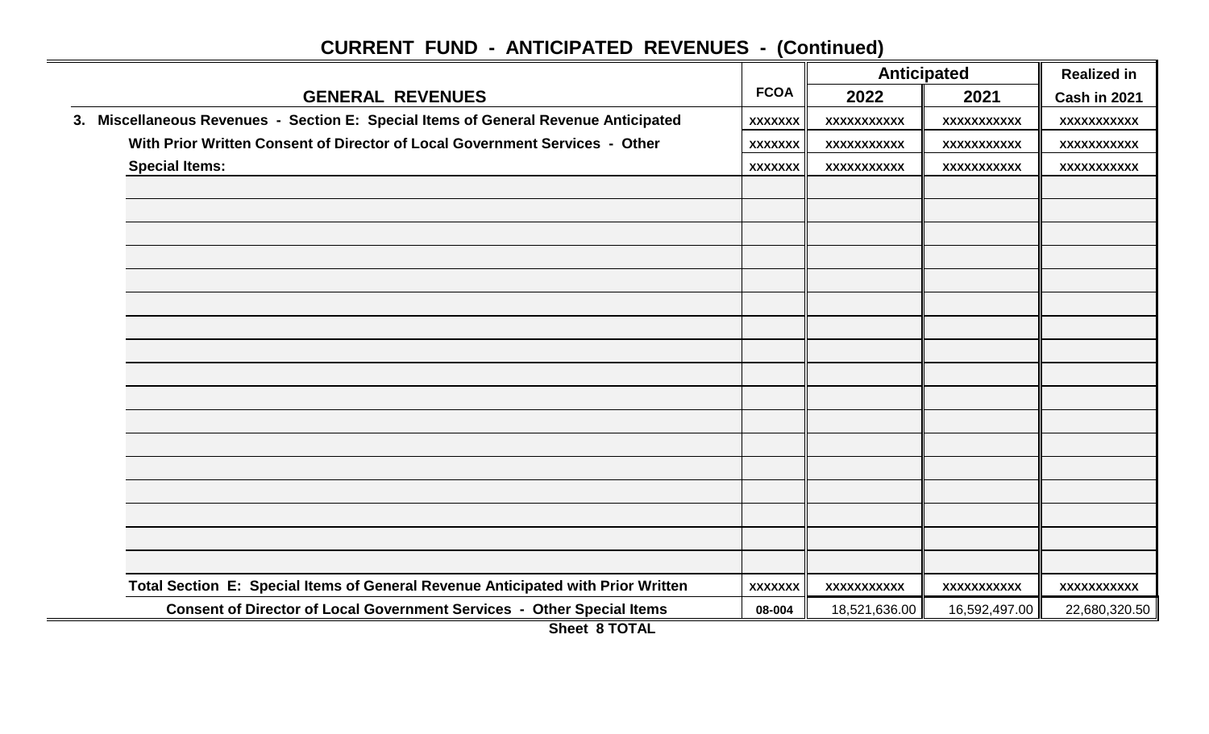## CURRENT FUND - ANTICIPATED REVENUES - (Continued)

| GENERAL REVENUES | FCOA | Anticipated | | Realized in |
|---|---|---|---|---|
| | | 2022 | 2021 | Cash in 2021 |
| 3. Miscellaneous Revenues - Section E: Special Items of General Revenue Anticipated | xxxxxxx | xxxxxxxxxxx | xxxxxxxxxxx | xxxxxxxxxxx |
| With Prior Written Consent of Director of Local Government Services - Other | xxxxxxx | xxxxxxxxxxx | xxxxxxxxxxx | xxxxxxxxxxx |
| Special Items: | xxxxxxx | xxxxxxxxxxx | xxxxxxxxxxx | xxxxxxxxxxx |
| | | | | |
| | | | | |
| | | | | |
| | | | | |
| | | | | |
| | | | | |
| | | | | |
| | | | | |
| | | | | |
| | | | | |
| | | | | |
| | | | | |
| | | | | |
| | | | | |
| | | | | |
| | | | | |
| | | | | |
| Total Section E: Special Items of General Revenue Anticipated with Prior Written | xxxxxxx | xxxxxxxxxxx | xxxxxxxxxxx | xxxxxxxxxxx |
| Consent of Director of Local Government Services - Other Special Items | 08-004 | 18,521,636.00 | 16,592,497.00 | 22,680,320.50 |

Sheet 8 TOTAL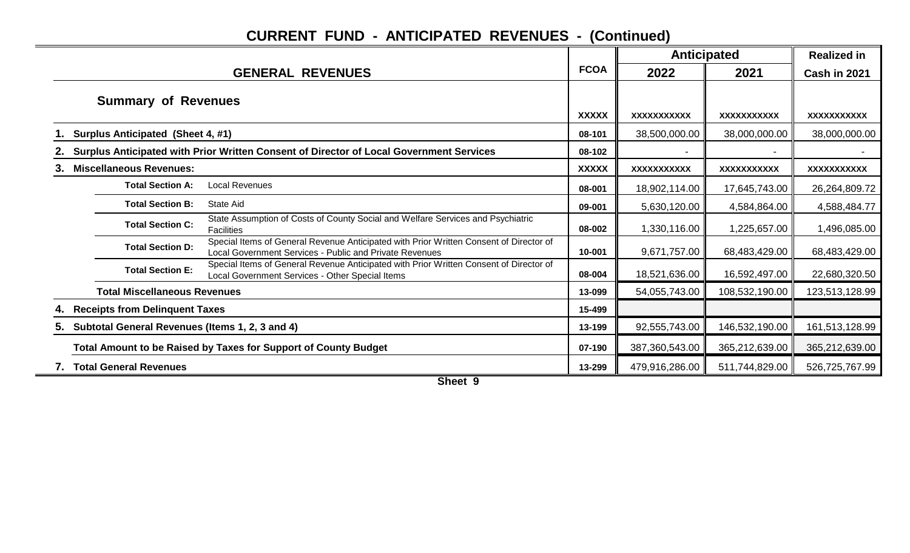# CURRENT FUND - ANTICIPATED REVENUES - (Continued)

| GENERAL REVENUES | | FCOA | Anticipated 2022 | Anticipated 2021 | Realized in Cash in 2021 |
|---|---|---|---|---|---|
| **Summary of Revenues** | | XXXXX | XXXXXXXXXXX | XXXXXXXXXXX | XXXXXXXXXXX |
| **1. Surplus Anticipated (Sheet 4, #1)** | | 08-101 | 38,500,000.00 | 38,000,000.00 | 38,000,000.00 |
| **2. Surplus Anticipated with Prior Written Consent of Director of Local Government Services** | | 08-102 | - | - | - |
| **3. Miscellaneous Revenues:** | | XXXXX | XXXXXXXXXXX | XXXXXXXXXXX | XXXXXXXXXXX |
| **Total Section A:** | Local Revenues | 08-001 | 18,902,114.00 | 17,645,743.00 | 26,264,809.72 |
| **Total Section B:** | State Aid | 09-001 | 5,630,120.00 | 4,584,864.00 | 4,588,484.77 |
| **Total Section C:** | State Assumption of Costs of County Social and Welfare Services and Psychiatric Facilities | 08-002 | 1,330,116.00 | 1,225,657.00 | 1,496,085.00 |
| **Total Section D:** | Special Items of General Revenue Anticipated with Prior Written Consent of Director of Local Government Services - Public and Private Revenues | 10-001 | 9,671,757.00 | 68,483,429.00 | 68,483,429.00 |
| **Total Section E:** | Special Items of General Revenue Anticipated with Prior Written Consent of Director of Local Government Services - Other Special Items | 08-004 | 18,521,636.00 | 16,592,497.00 | 22,680,320.50 |
| **Total Miscellaneous Revenues** | | 13-099 | 54,055,743.00 | 108,532,190.00 | 123,513,128.99 |
| **4. Receipts from Delinquent Taxes** | | 15-499 | | | |
| **5. Subtotal General Revenues (Items 1, 2, 3 and 4)** | | 13-199 | 92,555,743.00 | 146,532,190.00 | 161,513,128.99 |
| **Total Amount to be Raised by Taxes for Support of County Budget** | | 07-190 | 387,360,543.00 | 365,212,639.00 | 365,212,639.00 |
| **7. Total General Revenues** | | 13-299 | 479,916,286.00 | 511,744,829.00 | 526,725,767.99 |

**Sheet 9**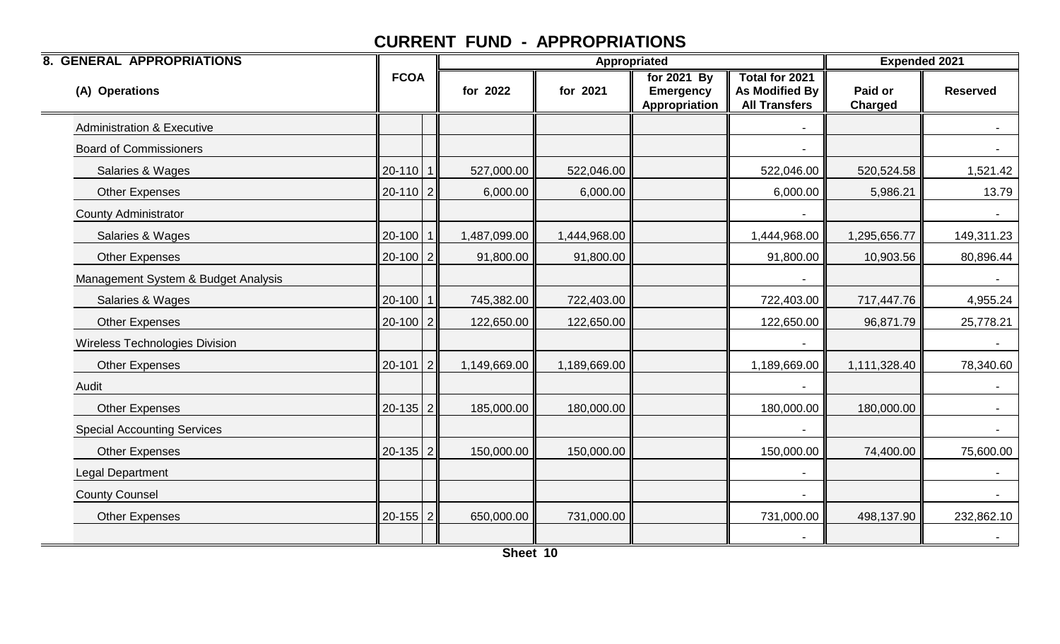# CURRENT FUND - APPROPRIATIONS

| 8. GENERAL APPROPRIATIONS | FCOA | | Appropriated | | | | Expended 2021 | |
|---|---|---|---|---|---|---|---|---|
| (A) Operations | | | for 2022 | for 2021 | for 2021 By Emergency Appropriation | Total for 2021 As Modified By All Transfers | Paid or Charged | Reserved |
| Administration & Executive | | | | | | - | | - |
| Board of Commissioners | | | | | | - | | - |
| Salaries & Wages | 20-110 | 1 | 527,000.00 | 522,046.00 | | 522,046.00 | 520,524.58 | 1,521.42 |
| Other Expenses | 20-110 | 2 | 6,000.00 | 6,000.00 | | 6,000.00 | 5,986.21 | 13.79 |
| County Administrator | | | | | | - | | - |
| Salaries & Wages | 20-100 | 1 | 1,487,099.00 | 1,444,968.00 | | 1,444,968.00 | 1,295,656.77 | 149,311.23 |
| Other Expenses | 20-100 | 2 | 91,800.00 | 91,800.00 | | 91,800.00 | 10,903.56 | 80,896.44 |
| Management System & Budget Analysis | | | | | | - | | - |
| Salaries & Wages | 20-100 | 1 | 745,382.00 | 722,403.00 | | 722,403.00 | 717,447.76 | 4,955.24 |
| Other Expenses | 20-100 | 2 | 122,650.00 | 122,650.00 | | 122,650.00 | 96,871.79 | 25,778.21 |
| Wireless Technologies Division | | | | | | - | | - |
| Other Expenses | 20-101 | 2 | 1,149,669.00 | 1,189,669.00 | | 1,189,669.00 | 1,111,328.40 | 78,340.60 |
| Audit | | | | | | - | | - |
| Other Expenses | 20-135 | 2 | 185,000.00 | 180,000.00 | | 180,000.00 | 180,000.00 | - |
| Special Accounting Services | | | | | | - | | - |
| Other Expenses | 20-135 | 2 | 150,000.00 | 150,000.00 | | 150,000.00 | 74,400.00 | 75,600.00 |
| Legal Department | | | | | | - | | - |
| County Counsel | | | | | | - | | - |
| Other Expenses | 20-155 | 2 | 650,000.00 | 731,000.00 | | 731,000.00 | 498,137.90 | 232,862.10 |
| | | | | | | - | | - |

Sheet 10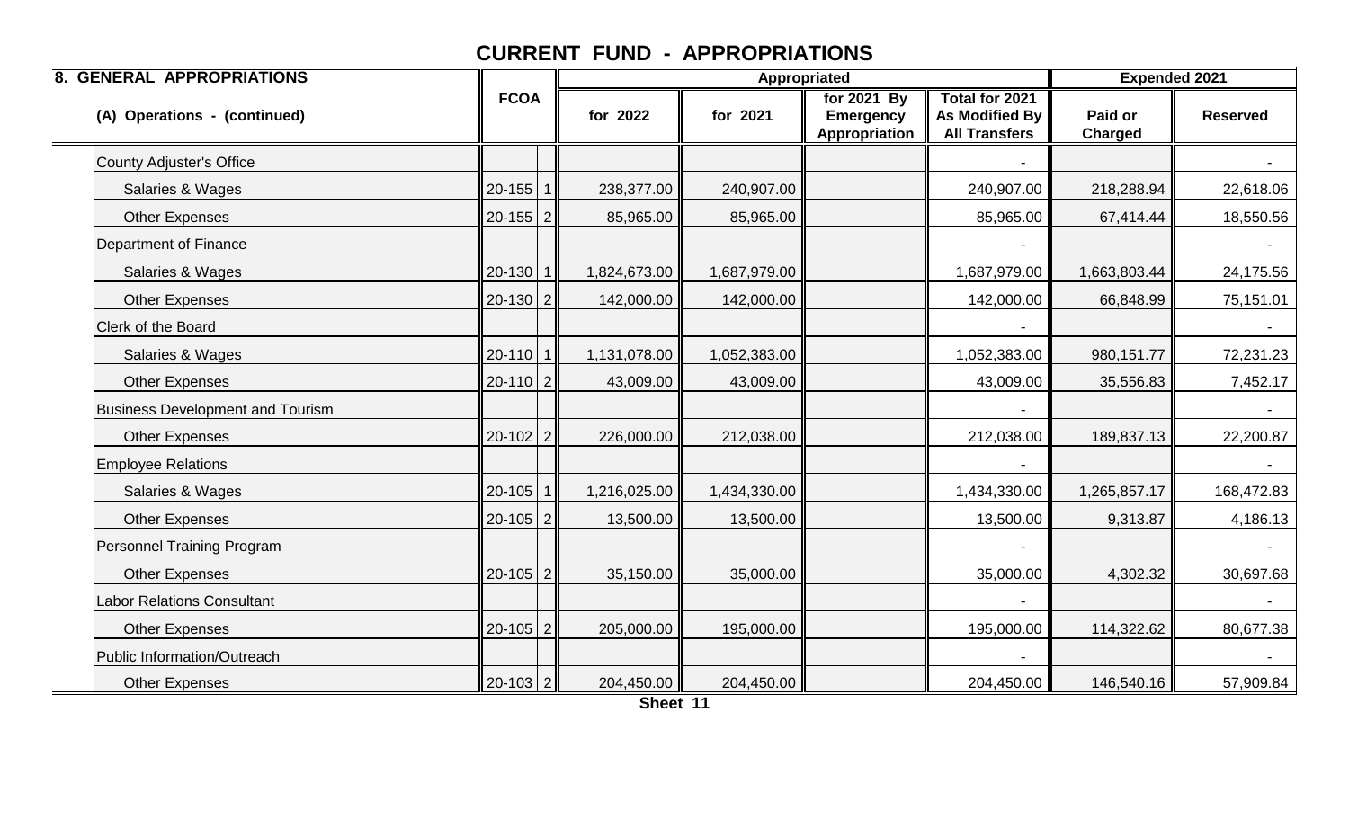# CURRENT FUND - APPROPRIATIONS

| 8. GENERAL APPROPRIATIONS | FCOA | | Appropriated | | | | Expended 2021 | |
|---|---|---|---|---|---|---|---|---|
| (A) Operations - (continued) | | | for 2022 | for 2021 | for 2021 By Emergency Appropriation | Total for 2021 As Modified By All Transfers | Paid or Charged | Reserved |
| County Adjuster's Office | | | | | | - | | - |
| Salaries & Wages | 20-155 | 1 | 238,377.00 | 240,907.00 | | 240,907.00 | 218,288.94 | 22,618.06 |
| Other Expenses | 20-155 | 2 | 85,965.00 | 85,965.00 | | 85,965.00 | 67,414.44 | 18,550.56 |
| Department of Finance | | | | | | - | | - |
| Salaries & Wages | 20-130 | 1 | 1,824,673.00 | 1,687,979.00 | | 1,687,979.00 | 1,663,803.44 | 24,175.56 |
| Other Expenses | 20-130 | 2 | 142,000.00 | 142,000.00 | | 142,000.00 | 66,848.99 | 75,151.01 |
| Clerk of the Board | | | | | | - | | - |
| Salaries & Wages | 20-110 | 1 | 1,131,078.00 | 1,052,383.00 | | 1,052,383.00 | 980,151.77 | 72,231.23 |
| Other Expenses | 20-110 | 2 | 43,009.00 | 43,009.00 | | 43,009.00 | 35,556.83 | 7,452.17 |
| Business Development and Tourism | | | | | | - | | - |
| Other Expenses | 20-102 | 2 | 226,000.00 | 212,038.00 | | 212,038.00 | 189,837.13 | 22,200.87 |
| Employee Relations | | | | | | - | | - |
| Salaries & Wages | 20-105 | 1 | 1,216,025.00 | 1,434,330.00 | | 1,434,330.00 | 1,265,857.17 | 168,472.83 |
| Other Expenses | 20-105 | 2 | 13,500.00 | 13,500.00 | | 13,500.00 | 9,313.87 | 4,186.13 |
| Personnel Training Program | | | | | | - | | - |
| Other Expenses | 20-105 | 2 | 35,150.00 | 35,000.00 | | 35,000.00 | 4,302.32 | 30,697.68 |
| Labor Relations Consultant | | | | | | - | | - |
| Other Expenses | 20-105 | 2 | 205,000.00 | 195,000.00 | | 195,000.00 | 114,322.62 | 80,677.38 |
| Public Information/Outreach | | | | | | - | | - |
| Other Expenses | 20-103 | 2 | 204,450.00 | 204,450.00 | | 204,450.00 | 146,540.16 | 57,909.84 |

Sheet 11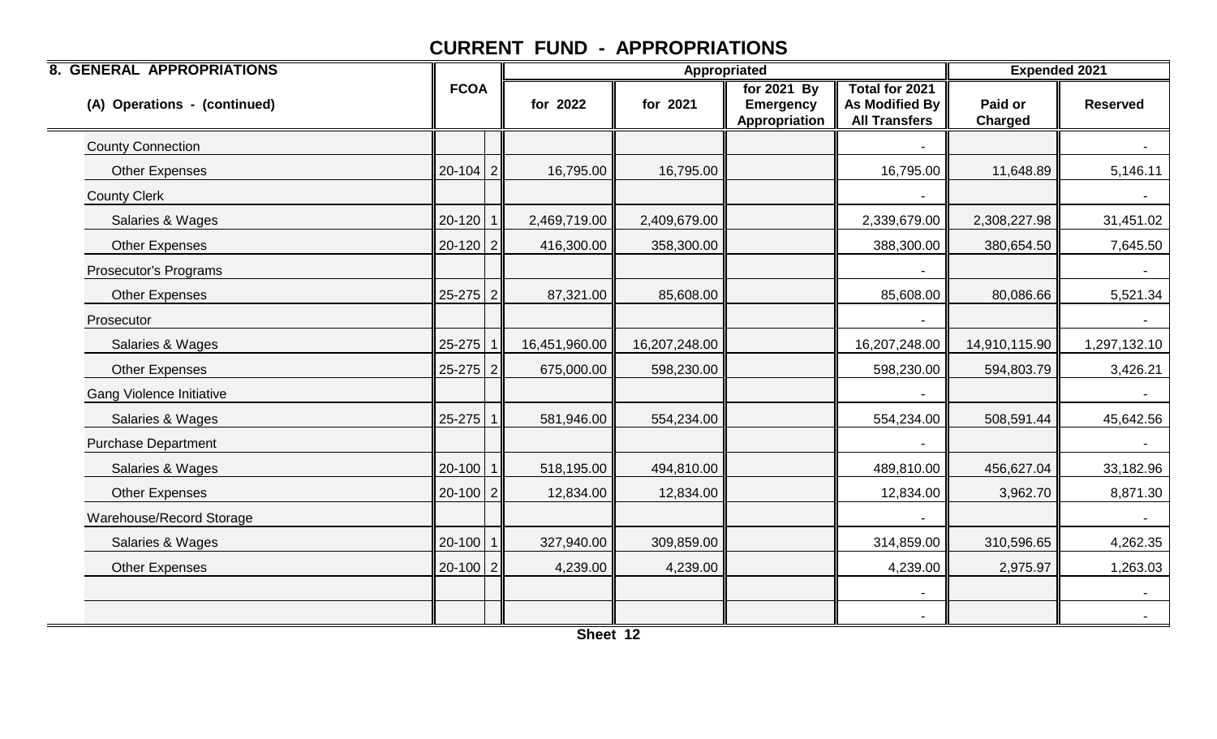# CURRENT FUND - APPROPRIATIONS

| 8. GENERAL APPROPRIATIONS | FCOA | | Appropriated | | | | Expended 2021 | |
|---|---|---|---|---|---|---|---|---|
| (A) Operations - (continued) | | | for 2022 | for 2021 | for 2021 By Emergency Appropriation | Total for 2021 As Modified By All Transfers | Paid or Charged | Reserved |
| County Connection | | | | | | - | | - |
| Other Expenses | 20-104 | 2 | 16,795.00 | 16,795.00 | | 16,795.00 | 11,648.89 | 5,146.11 |
| County Clerk | | | | | | - | | - |
| Salaries & Wages | 20-120 | 1 | 2,469,719.00 | 2,409,679.00 | | 2,339,679.00 | 2,308,227.98 | 31,451.02 |
| Other Expenses | 20-120 | 2 | 416,300.00 | 358,300.00 | | 388,300.00 | 380,654.50 | 7,645.50 |
| Prosecutor's Programs | | | | | | - | | - |
| Other Expenses | 25-275 | 2 | 87,321.00 | 85,608.00 | | 85,608.00 | 80,086.66 | 5,521.34 |
| Prosecutor | | | | | | - | | - |
| Salaries & Wages | 25-275 | 1 | 16,451,960.00 | 16,207,248.00 | | 16,207,248.00 | 14,910,115.90 | 1,297,132.10 |
| Other Expenses | 25-275 | 2 | 675,000.00 | 598,230.00 | | 598,230.00 | 594,803.79 | 3,426.21 |
| Gang Violence Initiative | | | | | | - | | - |
| Salaries & Wages | 25-275 | 1 | 581,946.00 | 554,234.00 | | 554,234.00 | 508,591.44 | 45,642.56 |
| Purchase Department | | | | | | - | | - |
| Salaries & Wages | 20-100 | 1 | 518,195.00 | 494,810.00 | | 489,810.00 | 456,627.04 | 33,182.96 |
| Other Expenses | 20-100 | 2 | 12,834.00 | 12,834.00 | | 12,834.00 | 3,962.70 | 8,871.30 |
| Warehouse/Record Storage | | | | | | - | | - |
| Salaries & Wages | 20-100 | 1 | 327,940.00 | 309,859.00 | | 314,859.00 | 310,596.65 | 4,262.35 |
| Other Expenses | 20-100 | 2 | 4,239.00 | 4,239.00 | | 4,239.00 | 2,975.97 | 1,263.03 |
| | | | | | | - | | - |
| | | | | | | - | | - |

Sheet 12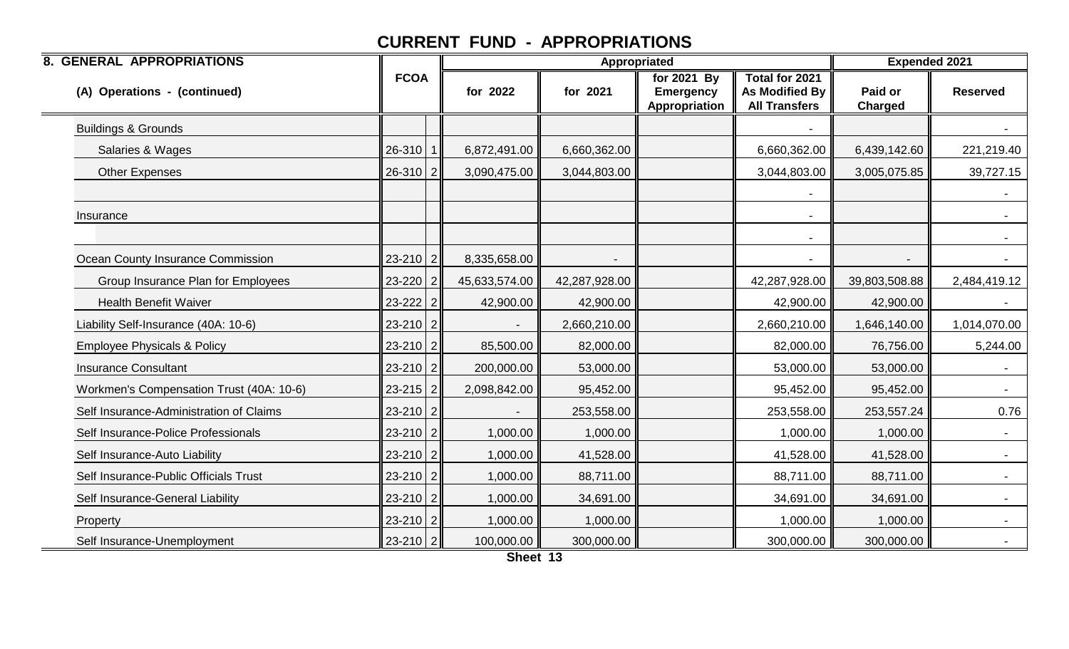# CURRENT FUND - APPROPRIATIONS

| 8. GENERAL APPROPRIATIONS | FCOA | | Appropriated | | | | Expended 2021 | |
|---|---|---|---|---|---|---|---|---|
| (A) Operations - (continued) | | | for 2022 | for 2021 | for 2021 By Emergency Appropriation | Total for 2021 As Modified By All Transfers | Paid or Charged | Reserved |
| Buildings & Grounds | | | | | | - | | - |
| Salaries & Wages | 26-310 | 1 | 6,872,491.00 | 6,660,362.00 | | 6,660,362.00 | 6,439,142.60 | 221,219.40 |
| Other Expenses | 26-310 | 2 | 3,090,475.00 | 3,044,803.00 | | 3,044,803.00 | 3,005,075.85 | 39,727.15 |
| | | | | | | - | | - |
| Insurance | | | | | | - | | - |
| | | | | | | - | | - |
| Ocean County Insurance Commission | 23-210 | 2 | 8,335,658.00 | - | | - | - | - |
| Group Insurance Plan for Employees | 23-220 | 2 | 45,633,574.00 | 42,287,928.00 | | 42,287,928.00 | 39,803,508.88 | 2,484,419.12 |
| Health Benefit Waiver | 23-222 | 2 | 42,900.00 | 42,900.00 | | 42,900.00 | 42,900.00 | - |
| Liability Self-Insurance (40A: 10-6) | 23-210 | 2 | - | 2,660,210.00 | | 2,660,210.00 | 1,646,140.00 | 1,014,070.00 |
| Employee Physicals & Policy | 23-210 | 2 | 85,500.00 | 82,000.00 | | 82,000.00 | 76,756.00 | 5,244.00 |
| Insurance Consultant | 23-210 | 2 | 200,000.00 | 53,000.00 | | 53,000.00 | 53,000.00 | - |
| Workmen's Compensation Trust (40A: 10-6) | 23-215 | 2 | 2,098,842.00 | 95,452.00 | | 95,452.00 | 95,452.00 | - |
| Self Insurance-Administration of Claims | 23-210 | 2 | - | 253,558.00 | | 253,558.00 | 253,557.24 | 0.76 |
| Self Insurance-Police Professionals | 23-210 | 2 | 1,000.00 | 1,000.00 | | 1,000.00 | 1,000.00 | - |
| Self Insurance-Auto Liability | 23-210 | 2 | 1,000.00 | 41,528.00 | | 41,528.00 | 41,528.00 | - |
| Self Insurance-Public Officials Trust | 23-210 | 2 | 1,000.00 | 88,711.00 | | 88,711.00 | 88,711.00 | - |
| Self Insurance-General Liability | 23-210 | 2 | 1,000.00 | 34,691.00 | | 34,691.00 | 34,691.00 | - |
| Property | 23-210 | 2 | 1,000.00 | 1,000.00 | | 1,000.00 | 1,000.00 | - |
| Self Insurance-Unemployment | 23-210 | 2 | 100,000.00 | 300,000.00 | | 300,000.00 | 300,000.00 | - |

Sheet 13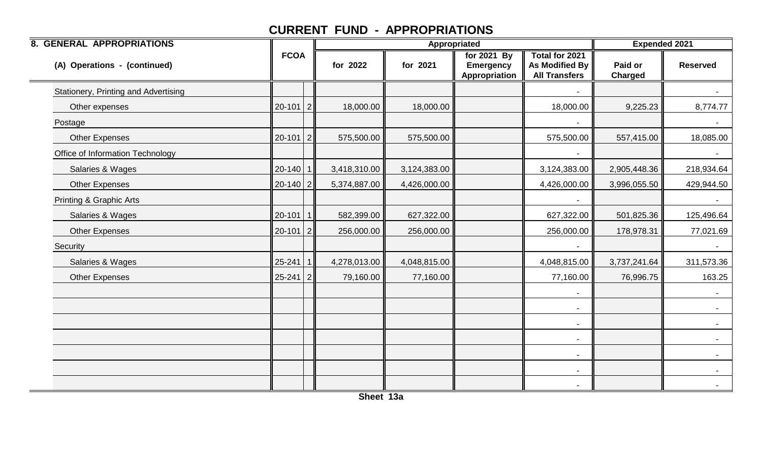# CURRENT FUND - APPROPRIATIONS

| 8. GENERAL APPROPRIATIONS | FCOA | | Appropriated | | | | Expended 2021 | |
|---|---|---|---|---|---|---|---|---|
| (A) Operations - (continued) | | | for 2022 | for 2021 | for 2021 By Emergency Appropriation | Total for 2021 As Modified By All Transfers | Paid or Charged | Reserved |
| Stationery, Printing and Advertising | | | | | | - | | - |
| Other expenses | 20-101 | 2 | 18,000.00 | 18,000.00 | | 18,000.00 | 9,225.23 | 8,774.77 |
| Postage | | | | | | - | | - |
| Other Expenses | 20-101 | 2 | 575,500.00 | 575,500.00 | | 575,500.00 | 557,415.00 | 18,085.00 |
| Office of Information Technology | | | | | | - | | - |
| Salaries & Wages | 20-140 | 1 | 3,418,310.00 | 3,124,383.00 | | 3,124,383.00 | 2,905,448.36 | 218,934.64 |
| Other Expenses | 20-140 | 2 | 5,374,887.00 | 4,426,000.00 | | 4,426,000.00 | 3,996,055.50 | 429,944.50 |
| Printing & Graphic Arts | | | | | | - | | - |
| Salaries & Wages | 20-101 | 1 | 582,399.00 | 627,322.00 | | 627,322.00 | 501,825.36 | 125,496.64 |
| Other Expenses | 20-101 | 2 | 256,000.00 | 256,000.00 | | 256,000.00 | 178,978.31 | 77,021.69 |
| Security | | | | | | - | | - |
| Salaries & Wages | 25-241 | 1 | 4,278,013.00 | 4,048,815.00 | | 4,048,815.00 | 3,737,241.64 | 311,573.36 |
| Other Expenses | 25-241 | 2 | 79,160.00 | 77,160.00 | | 77,160.00 | 76,996.75 | 163.25 |
| | | | | | | - | | - |
| | | | | | | - | | - |
| | | | | | | - | | - |
| | | | | | | - | | - |
| | | | | | | - | | - |
| | | | | | | - | | - |
| | | | | | | - | | - |

Sheet 13a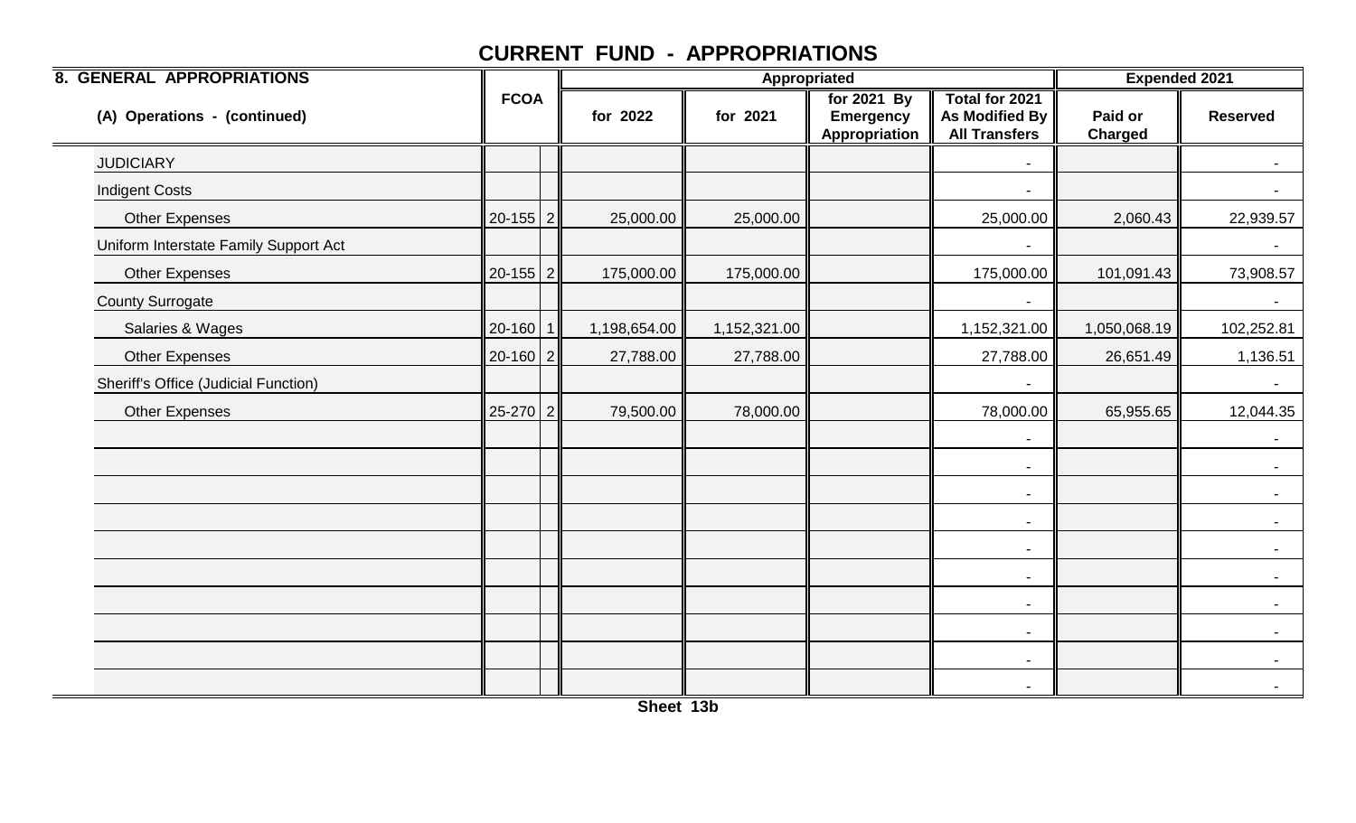# CURRENT FUND - APPROPRIATIONS

| 8. GENERAL APPROPRIATIONS | FCOA | | Appropriated | | | | Expended 2021 | |
|---|---|---|---|---|---|---|---|---|
| (A) Operations - (continued) | | | for 2022 | for 2021 | for 2021 By Emergency Appropriation | Total for 2021 As Modified By All Transfers | Paid or Charged | Reserved |
| JUDICIARY | | | | | | - | | - |
| Indigent Costs | | | | | | - | | - |
| Other Expenses | 20-155 | 2 | 25,000.00 | 25,000.00 | | 25,000.00 | 2,060.43 | 22,939.57 |
| Uniform Interstate Family Support Act | | | | | | - | | - |
| Other Expenses | 20-155 | 2 | 175,000.00 | 175,000.00 | | 175,000.00 | 101,091.43 | 73,908.57 |
| County Surrogate | | | | | | - | | - |
| Salaries & Wages | 20-160 | 1 | 1,198,654.00 | 1,152,321.00 | | 1,152,321.00 | 1,050,068.19 | 102,252.81 |
| Other Expenses | 20-160 | 2 | 27,788.00 | 27,788.00 | | 27,788.00 | 26,651.49 | 1,136.51 |
| Sheriff's Office (Judicial Function) | | | | | | - | | - |
| Other Expenses | 25-270 | 2 | 79,500.00 | 78,000.00 | | 78,000.00 | 65,955.65 | 12,044.35 |
| | | | | | | - | | - |
| | | | | | | - | | - |
| | | | | | | - | | - |
| | | | | | | - | | - |
| | | | | | | - | | - |
| | | | | | | - | | - |
| | | | | | | - | | - |
| | | | | | | - | | - |
| | | | | | | - | | - |
| | | | | | | - | | - |

Sheet 13b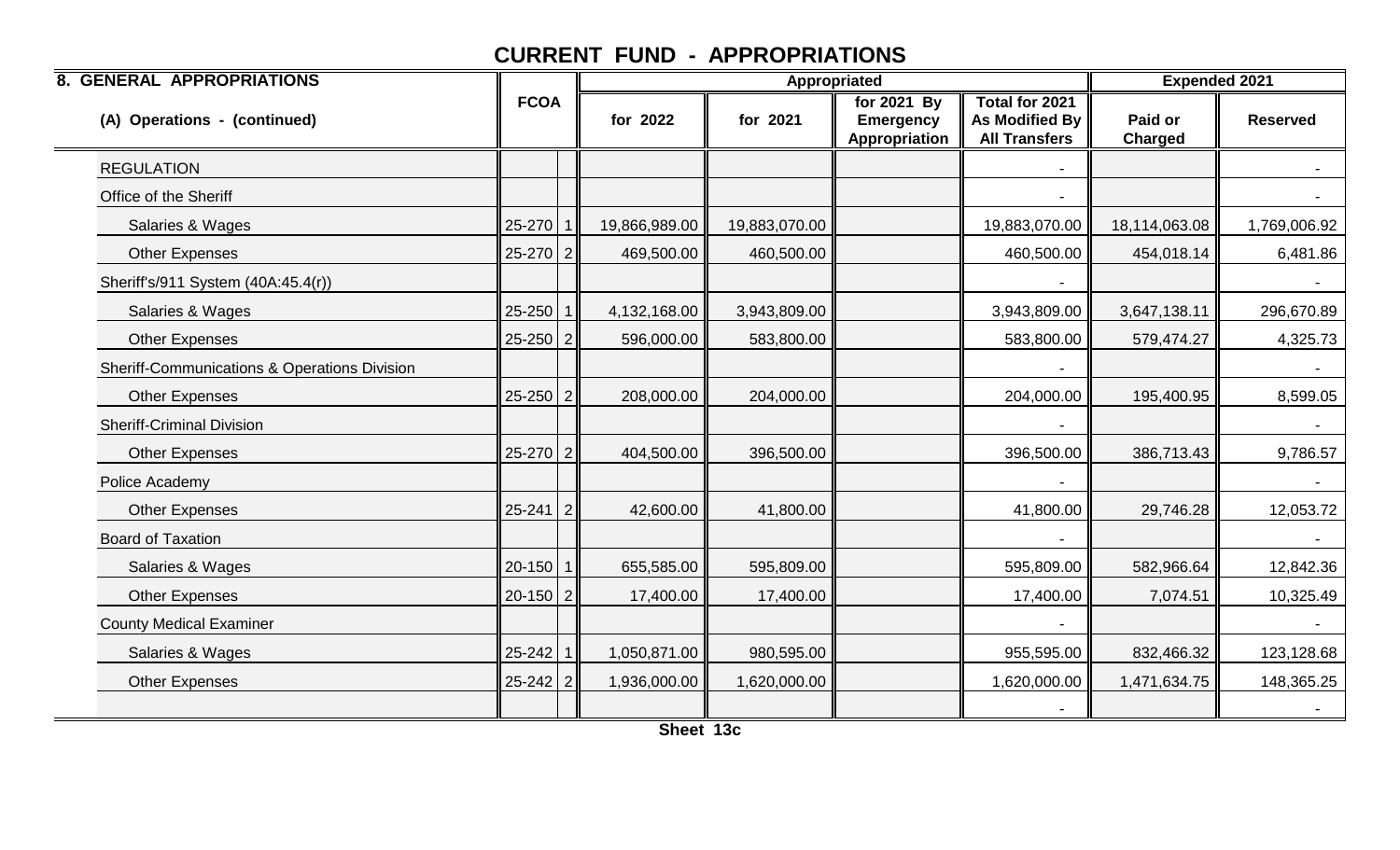# CURRENT FUND - APPROPRIATIONS

| 8. GENERAL APPROPRIATIONS | FCOA | | Appropriated | | | | Expended 2021 | |
|---|---|---|---|---|---|---|---|---|
| (A) Operations - (continued) | | | for 2022 | for 2021 | for 2021 By Emergency Appropriation | Total for 2021 As Modified By All Transfers | Paid or Charged | Reserved |
| REGULATION | | | | | | - | | - |
| Office of the Sheriff | | | | | | - | | - |
| Salaries & Wages | 25-270 | 1 | 19,866,989.00 | 19,883,070.00 | | 19,883,070.00 | 18,114,063.08 | 1,769,006.92 |
| Other Expenses | 25-270 | 2 | 469,500.00 | 460,500.00 | | 460,500.00 | 454,018.14 | 6,481.86 |
| Sheriff's/911 System (40A:45.4(r)) | | | | | | - | | - |
| Salaries & Wages | 25-250 | 1 | 4,132,168.00 | 3,943,809.00 | | 3,943,809.00 | 3,647,138.11 | 296,670.89 |
| Other Expenses | 25-250 | 2 | 596,000.00 | 583,800.00 | | 583,800.00 | 579,474.27 | 4,325.73 |
| Sheriff-Communications & Operations Division | | | | | | - | | - |
| Other Expenses | 25-250 | 2 | 208,000.00 | 204,000.00 | | 204,000.00 | 195,400.95 | 8,599.05 |
| Sheriff-Criminal Division | | | | | | - | | - |
| Other Expenses | 25-270 | 2 | 404,500.00 | 396,500.00 | | 396,500.00 | 386,713.43 | 9,786.57 |
| Police Academy | | | | | | - | | - |
| Other Expenses | 25-241 | 2 | 42,600.00 | 41,800.00 | | 41,800.00 | 29,746.28 | 12,053.72 |
| Board of Taxation | | | | | | - | | - |
| Salaries & Wages | 20-150 | 1 | 655,585.00 | 595,809.00 | | 595,809.00 | 582,966.64 | 12,842.36 |
| Other Expenses | 20-150 | 2 | 17,400.00 | 17,400.00 | | 17,400.00 | 7,074.51 | 10,325.49 |
| County Medical Examiner | | | | | | - | | - |
| Salaries & Wages | 25-242 | 1 | 1,050,871.00 | 980,595.00 | | 955,595.00 | 832,466.32 | 123,128.68 |
| Other Expenses | 25-242 | 2 | 1,936,000.00 | 1,620,000.00 | | 1,620,000.00 | 1,471,634.75 | 148,365.25 |
| | | | | | | - | | - |

Sheet 13c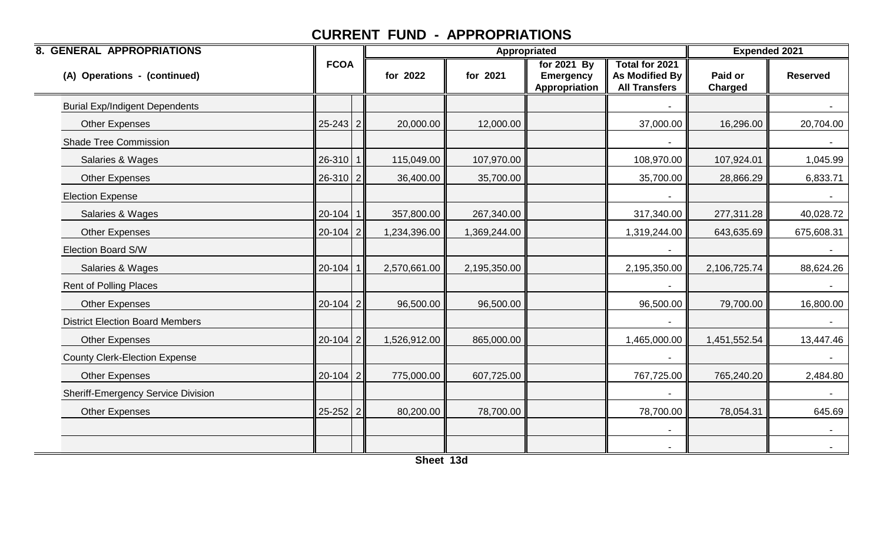# CURRENT FUND - APPROPRIATIONS

| 8. GENERAL APPROPRIATIONS | FCOA | | Appropriated | | | | Expended 2021 | |
|---|---|---|---|---|---|---|---|---|
| (A) Operations - (continued) | | | for 2022 | for 2021 | for 2021 By Emergency Appropriation | Total for 2021 As Modified By All Transfers | Paid or Charged | Reserved |
| Burial Exp/Indigent Dependents | | | | | | - | | - |
| Other Expenses | 25-243 | 2 | 20,000.00 | 12,000.00 | | 37,000.00 | 16,296.00 | 20,704.00 |
| Shade Tree Commission | | | | | | - | | - |
| Salaries & Wages | 26-310 | 1 | 115,049.00 | 107,970.00 | | 108,970.00 | 107,924.01 | 1,045.99 |
| Other Expenses | 26-310 | 2 | 36,400.00 | 35,700.00 | | 35,700.00 | 28,866.29 | 6,833.71 |
| Election Expense | | | | | | - | | - |
| Salaries & Wages | 20-104 | 1 | 357,800.00 | 267,340.00 | | 317,340.00 | 277,311.28 | 40,028.72 |
| Other Expenses | 20-104 | 2 | 1,234,396.00 | 1,369,244.00 | | 1,319,244.00 | 643,635.69 | 675,608.31 |
| Election Board S/W | | | | | | - | | - |
| Salaries & Wages | 20-104 | 1 | 2,570,661.00 | 2,195,350.00 | | 2,195,350.00 | 2,106,725.74 | 88,624.26 |
| Rent of Polling Places | | | | | | - | | - |
| Other Expenses | 20-104 | 2 | 96,500.00 | 96,500.00 | | 96,500.00 | 79,700.00 | 16,800.00 |
| District Election Board Members | | | | | | - | | - |
| Other Expenses | 20-104 | 2 | 1,526,912.00 | 865,000.00 | | 1,465,000.00 | 1,451,552.54 | 13,447.46 |
| County Clerk-Election Expense | | | | | | - | | - |
| Other Expenses | 20-104 | 2 | 775,000.00 | 607,725.00 | | 767,725.00 | 765,240.20 | 2,484.80 |
| Sheriff-Emergency Service Division | | | | | | - | | - |
| Other Expenses | 25-252 | 2 | 80,200.00 | 78,700.00 | | 78,700.00 | 78,054.31 | 645.69 |
| | | | | | | - | | - |
| | | | | | | - | | - |

Sheet 13d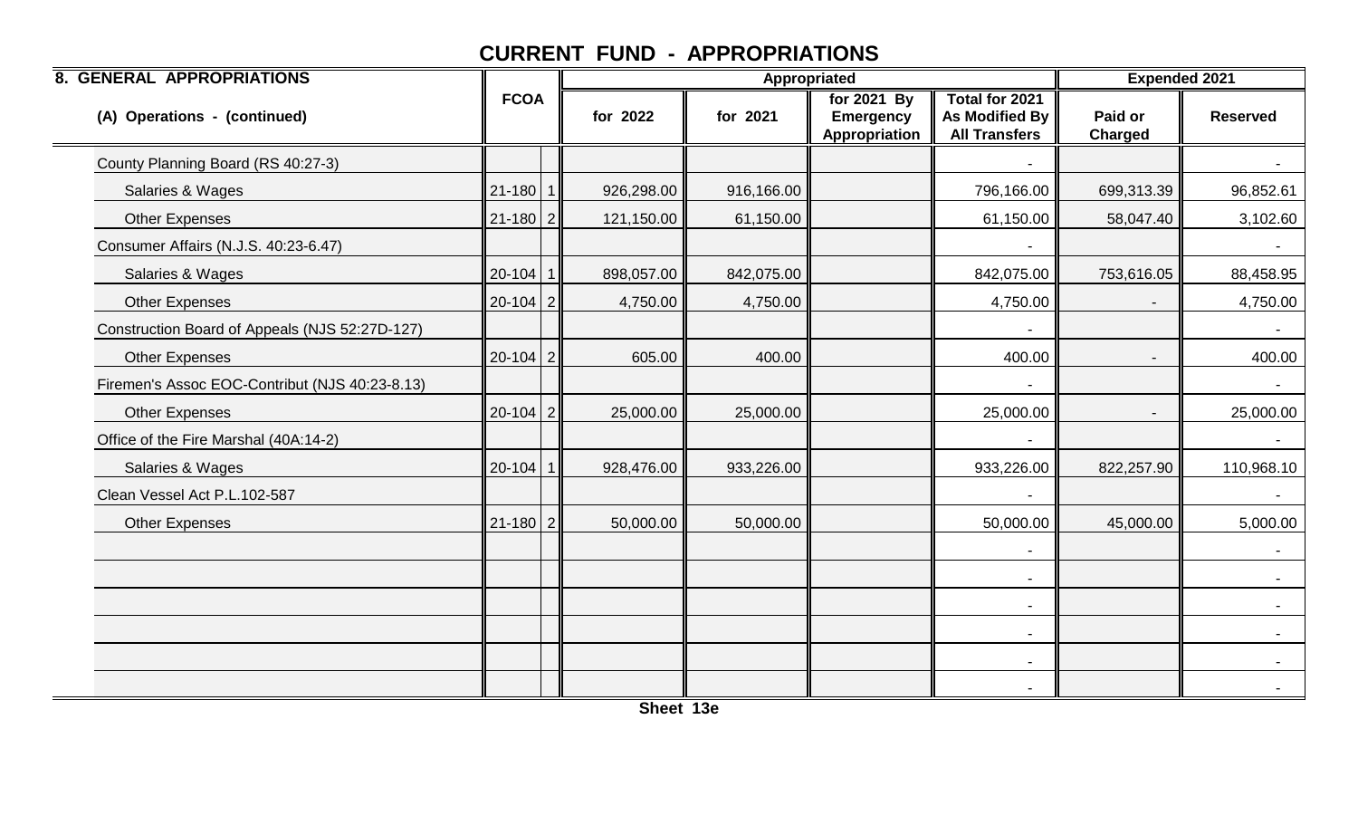# CURRENT FUND - APPROPRIATIONS

| 8. GENERAL APPROPRIATIONS | FCOA | | Appropriated | | | | Expended 2021 | |
|---|---|---|---|---|---|---|---|---|
| (A) Operations - (continued) | | | for 2022 | for 2021 | for 2021 By Emergency Appropriation | Total for 2021 As Modified By All Transfers | Paid or Charged | Reserved |
| County Planning Board (RS 40:27-3) | | | | | | - | | - |
| Salaries & Wages | 21-180 | 1 | 926,298.00 | 916,166.00 | | 796,166.00 | 699,313.39 | 96,852.61 |
| Other Expenses | 21-180 | 2 | 121,150.00 | 61,150.00 | | 61,150.00 | 58,047.40 | 3,102.60 |
| Consumer Affairs (N.J.S. 40:23-6.47) | | | | | | - | | - |
| Salaries & Wages | 20-104 | 1 | 898,057.00 | 842,075.00 | | 842,075.00 | 753,616.05 | 88,458.95 |
| Other Expenses | 20-104 | 2 | 4,750.00 | 4,750.00 | | 4,750.00 | - | 4,750.00 |
| Construction Board of Appeals (NJS 52:27D-127) | | | | | | - | | - |
| Other Expenses | 20-104 | 2 | 605.00 | 400.00 | | 400.00 | - | 400.00 |
| Firemen's Assoc EOC-Contribut (NJS 40:23-8.13) | | | | | | - | | - |
| Other Expenses | 20-104 | 2 | 25,000.00 | 25,000.00 | | 25,000.00 | - | 25,000.00 |
| Office of the Fire Marshal (40A:14-2) | | | | | | - | | - |
| Salaries & Wages | 20-104 | 1 | 928,476.00 | 933,226.00 | | 933,226.00 | 822,257.90 | 110,968.10 |
| Clean Vessel Act P.L.102-587 | | | | | | - | | - |
| Other Expenses | 21-180 | 2 | 50,000.00 | 50,000.00 | | 50,000.00 | 45,000.00 | 5,000.00 |
| | | | | | | - | | - |
| | | | | | | - | | - |
| | | | | | | - | | - |
| | | | | | | - | | - |
| | | | | | | - | | - |
| | | | | | | - | | - |

Sheet 13e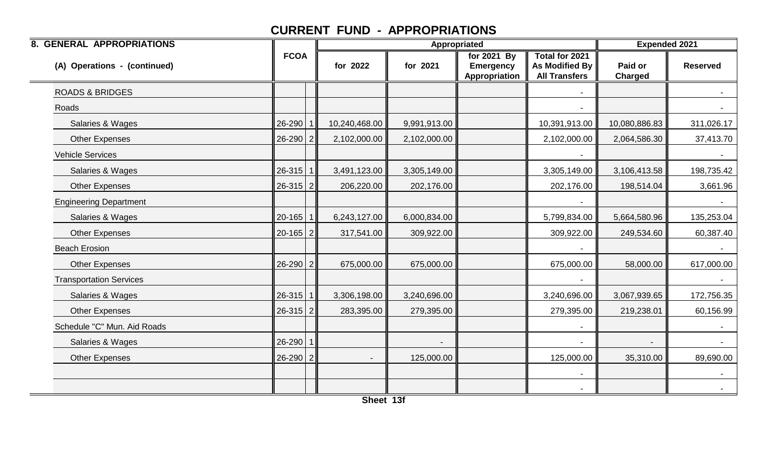# CURRENT FUND - APPROPRIATIONS

| 8. GENERAL APPROPRIATIONS | FCOA | | Appropriated | | | | Expended 2021 | |
|---|---|---|---|---|---|---|---|---|
| (A) Operations - (continued) | | | for 2022 | for 2021 | for 2021 By Emergency Appropriation | Total for 2021 As Modified By All Transfers | Paid or Charged | Reserved |
| ROADS & BRIDGES | | | | | | - | | - |
| Roads | | | | | | - | | - |
| Salaries & Wages | 26-290 | 1 | 10,240,468.00 | 9,991,913.00 | | 10,391,913.00 | 10,080,886.83 | 311,026.17 |
| Other Expenses | 26-290 | 2 | 2,102,000.00 | 2,102,000.00 | | 2,102,000.00 | 2,064,586.30 | 37,413.70 |
| Vehicle Services | | | | | | - | | - |
| Salaries & Wages | 26-315 | 1 | 3,491,123.00 | 3,305,149.00 | | 3,305,149.00 | 3,106,413.58 | 198,735.42 |
| Other Expenses | 26-315 | 2 | 206,220.00 | 202,176.00 | | 202,176.00 | 198,514.04 | 3,661.96 |
| Engineering Department | | | | | | - | | - |
| Salaries & Wages | 20-165 | 1 | 6,243,127.00 | 6,000,834.00 | | 5,799,834.00 | 5,664,580.96 | 135,253.04 |
| Other Expenses | 20-165 | 2 | 317,541.00 | 309,922.00 | | 309,922.00 | 249,534.60 | 60,387.40 |
| Beach Erosion | | | | | | - | | - |
| Other Expenses | 26-290 | 2 | 675,000.00 | 675,000.00 | | 675,000.00 | 58,000.00 | 617,000.00 |
| Transportation Services | | | | | | - | | - |
| Salaries & Wages | 26-315 | 1 | 3,306,198.00 | 3,240,696.00 | | 3,240,696.00 | 3,067,939.65 | 172,756.35 |
| Other Expenses | 26-315 | 2 | 283,395.00 | 279,395.00 | | 279,395.00 | 219,238.01 | 60,156.99 |
| Schedule "C" Mun. Aid Roads | | | | | | - | | - |
| Salaries & Wages | 26-290 | 1 | | - | | - | - | - |
| Other Expenses | 26-290 | 2 | - | 125,000.00 | | 125,000.00 | 35,310.00 | 89,690.00 |
| | | | | | | - | | - |
| | | | | | | - | | - |

Sheet 13f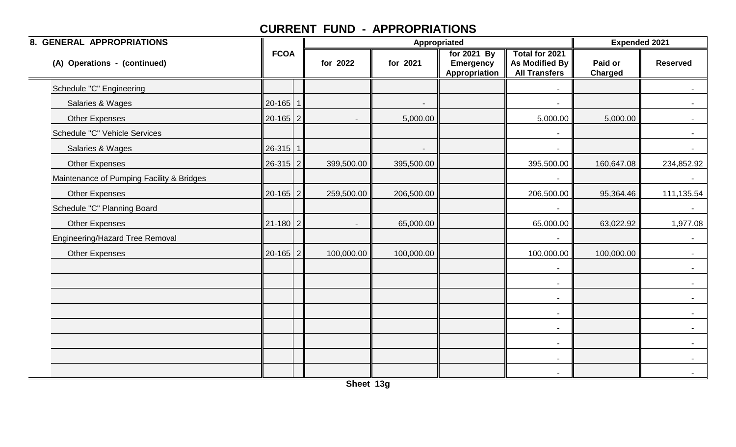# CURRENT FUND - APPROPRIATIONS

| 8. GENERAL APPROPRIATIONS | FCOA | | Appropriated | | | | Expended 2021 | |
|---|---|---|---|---|---|---|---|---|
| (A) Operations - (continued) | | | for 2022 | for 2021 | for 2021 By Emergency Appropriation | Total for 2021 As Modified By All Transfers | Paid or Charged | Reserved |
| Schedule "C" Engineering | | | | | | - | | - |
| Salaries & Wages | 20-165 | 1 | | - | | - | | - |
| Other Expenses | 20-165 | 2 | - | 5,000.00 | | 5,000.00 | 5,000.00 | - |
| Schedule "C" Vehicle Services | | | | | | - | | - |
| Salaries & Wages | 26-315 | 1 | | - | | - | | - |
| Other Expenses | 26-315 | 2 | 399,500.00 | 395,500.00 | | 395,500.00 | 160,647.08 | 234,852.92 |
| Maintenance of Pumping Facility & Bridges | | | | | | - | | - |
| Other Expenses | 20-165 | 2 | 259,500.00 | 206,500.00 | | 206,500.00 | 95,364.46 | 111,135.54 |
| Schedule "C" Planning Board | | | | | | - | | - |
| Other Expenses | 21-180 | 2 | - | 65,000.00 | | 65,000.00 | 63,022.92 | 1,977.08 |
| Engineering/Hazard Tree Removal | | | | | | - | | - |
| Other Expenses | 20-165 | 2 | 100,000.00 | 100,000.00 | | 100,000.00 | 100,000.00 | - |
| | | | | | | - | | - |
| | | | | | | - | | - |
| | | | | | | - | | - |
| | | | | | | - | | - |
| | | | | | | - | | - |
| | | | | | | - | | - |
| | | | | | | - | | - |
| | | | | | | - | | - |

Sheet 13g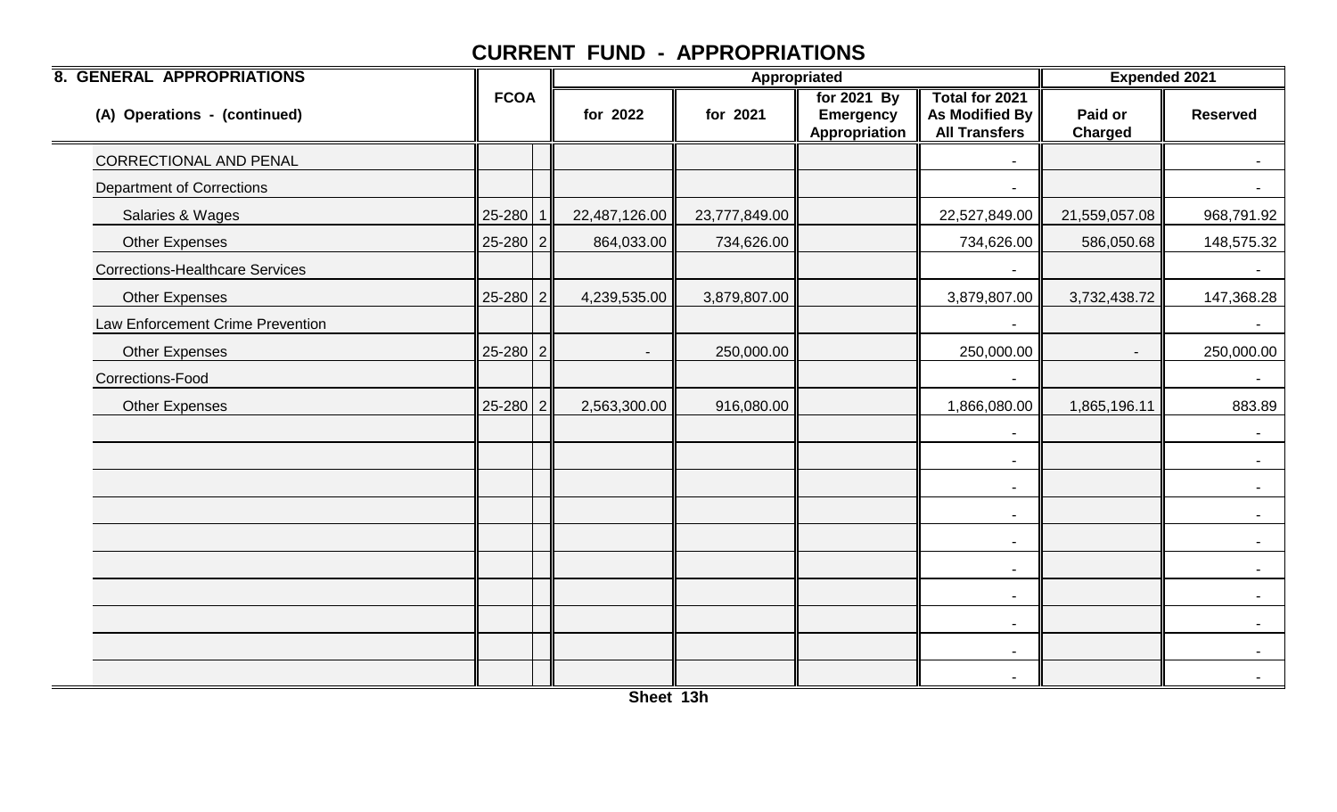# CURRENT FUND - APPROPRIATIONS

| 8. GENERAL APPROPRIATIONS | FCOA | | Appropriated | | | | Expended 2021 | |
|---|---|---|---|---|---|---|---|---|
| (A) Operations - (continued) | | | for 2022 | for 2021 | for 2021 By Emergency Appropriation | Total for 2021 As Modified By All Transfers | Paid or Charged | Reserved |
| CORRECTIONAL AND PENAL | | | | | | - | | - |
| Department of Corrections | | | | | | - | | - |
| Salaries & Wages | 25-280 | 1 | 22,487,126.00 | 23,777,849.00 | | 22,527,849.00 | 21,559,057.08 | 968,791.92 |
| Other Expenses | 25-280 | 2 | 864,033.00 | 734,626.00 | | 734,626.00 | 586,050.68 | 148,575.32 |
| Corrections-Healthcare Services | | | | | | - | | - |
| Other Expenses | 25-280 | 2 | 4,239,535.00 | 3,879,807.00 | | 3,879,807.00 | 3,732,438.72 | 147,368.28 |
| Law Enforcement Crime Prevention | | | | | | - | | - |
| Other Expenses | 25-280 | 2 | - | 250,000.00 | | 250,000.00 | - | 250,000.00 |
| Corrections-Food | | | | | | - | | - |
| Other Expenses | 25-280 | 2 | 2,563,300.00 | 916,080.00 | | 1,866,080.00 | 1,865,196.11 | 883.89 |
| | | | | | | - | | - |
| | | | | | | - | | - |
| | | | | | | - | | - |
| | | | | | | - | | - |
| | | | | | | - | | - |
| | | | | | | - | | - |
| | | | | | | - | | - |
| | | | | | | - | | - |
| | | | | | | - | | - |
| | | | | | | - | | - |

Sheet 13h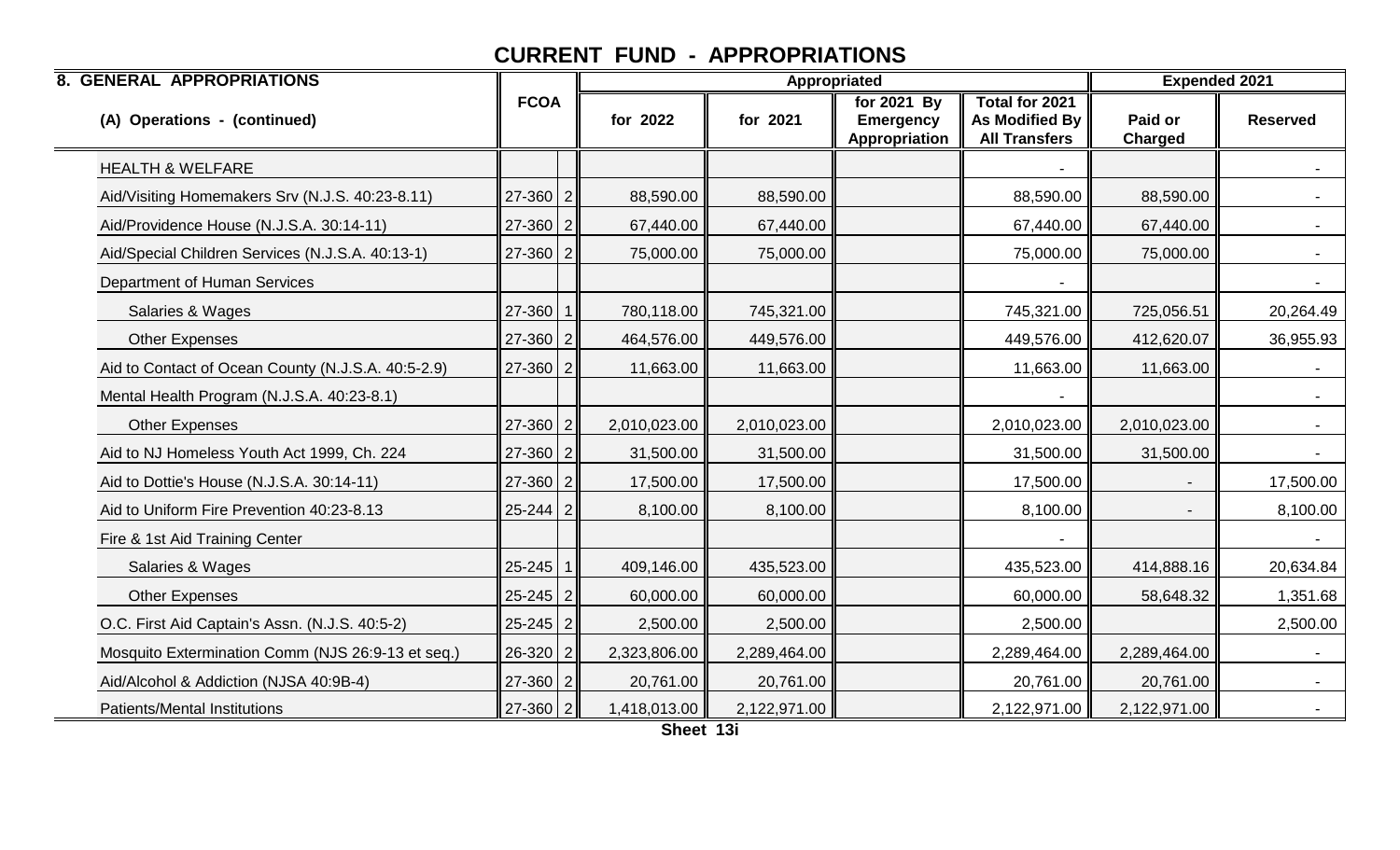# CURRENT FUND - APPROPRIATIONS

| 8. GENERAL APPROPRIATIONS | FCOA | | Appropriated | | | | Expended 2021 | |
|---|---|---|---|---|---|---|---|---|
| (A) Operations - (continued) | | | for 2022 | for 2021 | for 2021 By Emergency Appropriation | Total for 2021 As Modified By All Transfers | Paid or Charged | Reserved |
| HEALTH & WELFARE | | | | | | - | | - |
| Aid/Visiting Homemakers Srv (N.J.S. 40:23-8.11) | 27-360 | 2 | 88,590.00 | 88,590.00 | | 88,590.00 | 88,590.00 | - |
| Aid/Providence House (N.J.S.A. 30:14-11) | 27-360 | 2 | 67,440.00 | 67,440.00 | | 67,440.00 | 67,440.00 | - |
| Aid/Special Children Services (N.J.S.A. 40:13-1) | 27-360 | 2 | 75,000.00 | 75,000.00 | | 75,000.00 | 75,000.00 | - |
| Department of Human Services | | | | | | - | | - |
| Salaries & Wages | 27-360 | 1 | 780,118.00 | 745,321.00 | | 745,321.00 | 725,056.51 | 20,264.49 |
| Other Expenses | 27-360 | 2 | 464,576.00 | 449,576.00 | | 449,576.00 | 412,620.07 | 36,955.93 |
| Aid to Contact of Ocean County (N.J.S.A. 40:5-2.9) | 27-360 | 2 | 11,663.00 | 11,663.00 | | 11,663.00 | 11,663.00 | - |
| Mental Health Program (N.J.S.A. 40:23-8.1) | | | | | | - | | - |
| Other Expenses | 27-360 | 2 | 2,010,023.00 | 2,010,023.00 | | 2,010,023.00 | 2,010,023.00 | - |
| Aid to NJ Homeless Youth Act 1999, Ch. 224 | 27-360 | 2 | 31,500.00 | 31,500.00 | | 31,500.00 | 31,500.00 | - |
| Aid to Dottie's House (N.J.S.A. 30:14-11) | 27-360 | 2 | 17,500.00 | 17,500.00 | | 17,500.00 | - | 17,500.00 |
| Aid to Uniform Fire Prevention 40:23-8.13 | 25-244 | 2 | 8,100.00 | 8,100.00 | | 8,100.00 | - | 8,100.00 |
| Fire & 1st Aid Training Center | | | | | | - | | - |
| Salaries & Wages | 25-245 | 1 | 409,146.00 | 435,523.00 | | 435,523.00 | 414,888.16 | 20,634.84 |
| Other Expenses | 25-245 | 2 | 60,000.00 | 60,000.00 | | 60,000.00 | 58,648.32 | 1,351.68 |
| O.C. First Aid Captain's Assn. (N.J.S. 40:5-2) | 25-245 | 2 | 2,500.00 | 2,500.00 | | 2,500.00 | | 2,500.00 |
| Mosquito Extermination Comm (NJS 26:9-13 et seq.) | 26-320 | 2 | 2,323,806.00 | 2,289,464.00 | | 2,289,464.00 | 2,289,464.00 | - |
| Aid/Alcohol & Addiction (NJSA 40:9B-4) | 27-360 | 2 | 20,761.00 | 20,761.00 | | 20,761.00 | 20,761.00 | - |
| Patients/Mental Institutions | 27-360 | 2 | 1,418,013.00 | 2,122,971.00 | | 2,122,971.00 | 2,122,971.00 | - |

Sheet 13i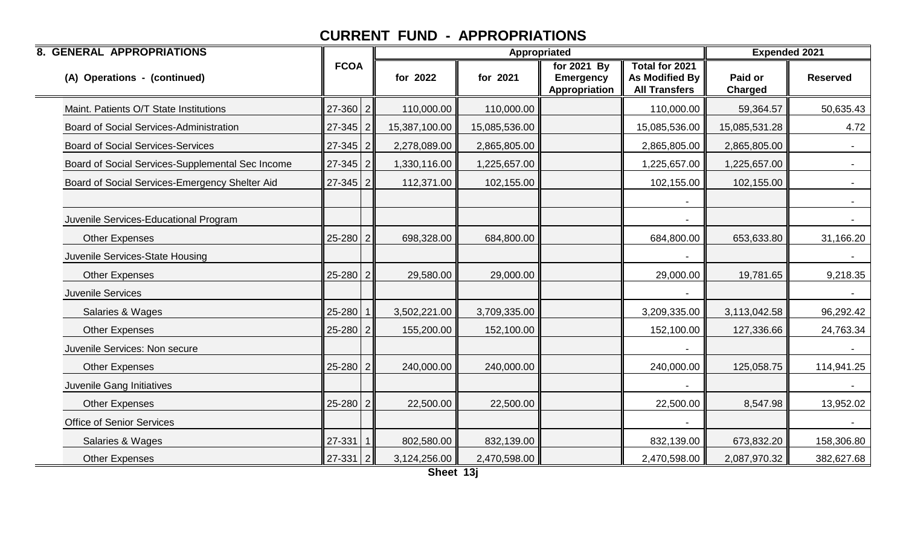# CURRENT FUND - APPROPRIATIONS

| 8. GENERAL APPROPRIATIONS | FCOA | | Appropriated | | | | Expended 2021 | |
|---|---|---|---|---|---|---|---|---|
| (A) Operations - (continued) | | | for 2022 | for 2021 | for 2021 By Emergency Appropriation | Total for 2021 As Modified By All Transfers | Paid or Charged | Reserved |
| Maint. Patients O/T State Institutions | 27-360 | 2 | 110,000.00 | 110,000.00 | | 110,000.00 | 59,364.57 | 50,635.43 |
| Board of Social Services-Administration | 27-345 | 2 | 15,387,100.00 | 15,085,536.00 | | 15,085,536.00 | 15,085,531.28 | 4.72 |
| Board of Social Services-Services | 27-345 | 2 | 2,278,089.00 | 2,865,805.00 | | 2,865,805.00 | 2,865,805.00 | - |
| Board of Social Services-Supplemental Sec Income | 27-345 | 2 | 1,330,116.00 | 1,225,657.00 | | 1,225,657.00 | 1,225,657.00 | - |
| Board of Social Services-Emergency Shelter Aid | 27-345 | 2 | 112,371.00 | 102,155.00 | | 102,155.00 | 102,155.00 | - |
| | | | | | | - | | - |
| Juvenile Services-Educational Program | | | | | | - | | - |
| Other Expenses | 25-280 | 2 | 698,328.00 | 684,800.00 | | 684,800.00 | 653,633.80 | 31,166.20 |
| Juvenile Services-State Housing | | | | | | - | | - |
| Other Expenses | 25-280 | 2 | 29,580.00 | 29,000.00 | | 29,000.00 | 19,781.65 | 9,218.35 |
| Juvenile Services | | | | | | - | | - |
| Salaries & Wages | 25-280 | 1 | 3,502,221.00 | 3,709,335.00 | | 3,209,335.00 | 3,113,042.58 | 96,292.42 |
| Other Expenses | 25-280 | 2 | 155,200.00 | 152,100.00 | | 152,100.00 | 127,336.66 | 24,763.34 |
| Juvenile Services: Non secure | | | | | | - | | - |
| Other Expenses | 25-280 | 2 | 240,000.00 | 240,000.00 | | 240,000.00 | 125,058.75 | 114,941.25 |
| Juvenile Gang Initiatives | | | | | | - | | - |
| Other Expenses | 25-280 | 2 | 22,500.00 | 22,500.00 | | 22,500.00 | 8,547.98 | 13,952.02 |
| Office of Senior Services | | | | | | - | | - |
| Salaries & Wages | 27-331 | 1 | 802,580.00 | 832,139.00 | | 832,139.00 | 673,832.20 | 158,306.80 |
| Other Expenses | 27-331 | 2 | 3,124,256.00 | 2,470,598.00 | | 2,470,598.00 | 2,087,970.32 | 382,627.68 |

Sheet 13j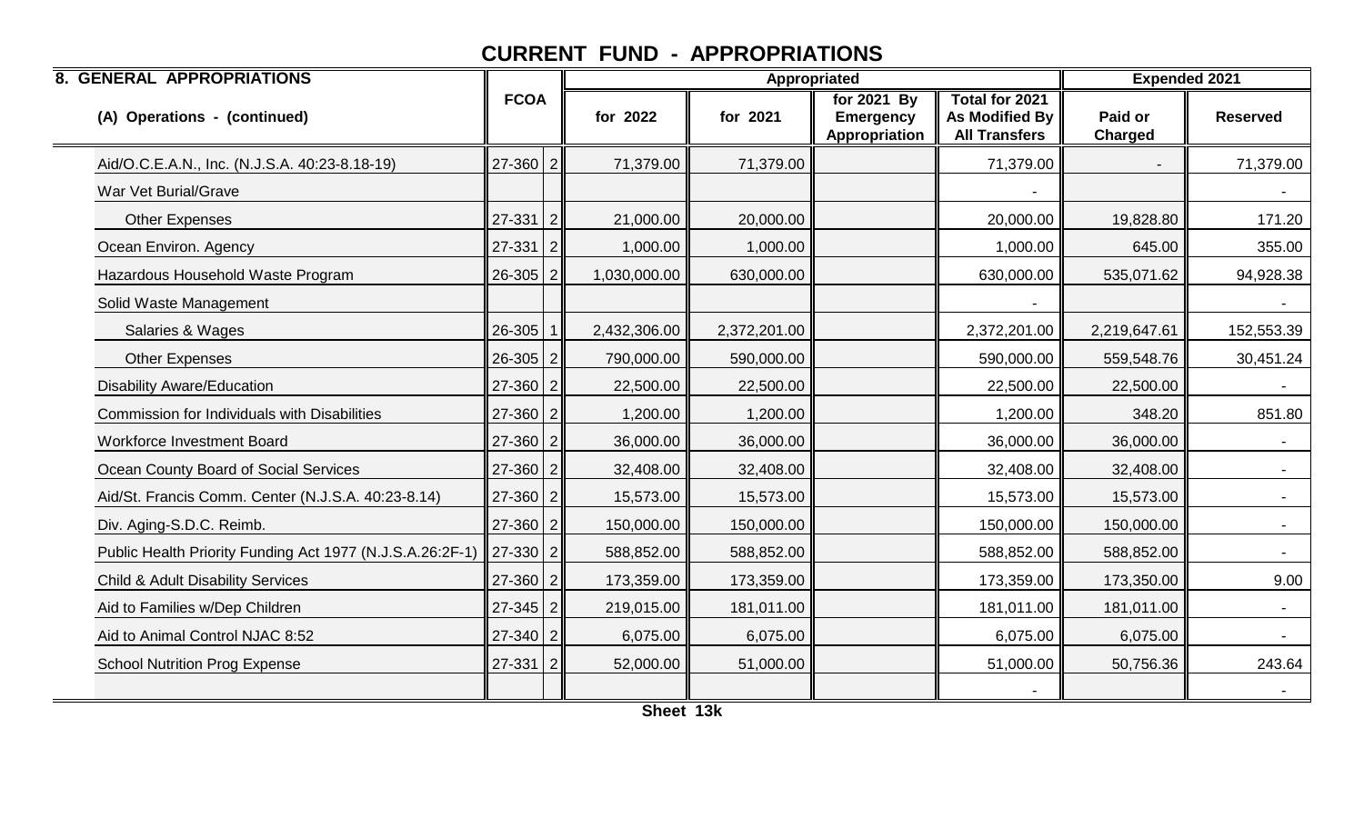# CURRENT FUND - APPROPRIATIONS

| 8. GENERAL APPROPRIATIONS | FCOA | | Appropriated | | | | Expended 2021 | |
|---|---|---|---|---|---|---|---|---|
| (A) Operations - (continued) | | | for 2022 | for 2021 | for 2021 By Emergency Appropriation | Total for 2021 As Modified By All Transfers | Paid or Charged | Reserved |
| Aid/O.C.E.A.N., Inc. (N.J.S.A. 40:23-8.18-19) | 27-360 | 2 | 71,379.00 | 71,379.00 | | 71,379.00 | - | 71,379.00 |
| War Vet Burial/Grave | | | | | | - | | - |
| Other Expenses | 27-331 | 2 | 21,000.00 | 20,000.00 | | 20,000.00 | 19,828.80 | 171.20 |
| Ocean Environ. Agency | 27-331 | 2 | 1,000.00 | 1,000.00 | | 1,000.00 | 645.00 | 355.00 |
| Hazardous Household Waste Program | 26-305 | 2 | 1,030,000.00 | 630,000.00 | | 630,000.00 | 535,071.62 | 94,928.38 |
| Solid Waste Management | | | | | | - | | - |
| Salaries & Wages | 26-305 | 1 | 2,432,306.00 | 2,372,201.00 | | 2,372,201.00 | 2,219,647.61 | 152,553.39 |
| Other Expenses | 26-305 | 2 | 790,000.00 | 590,000.00 | | 590,000.00 | 559,548.76 | 30,451.24 |
| Disability Aware/Education | 27-360 | 2 | 22,500.00 | 22,500.00 | | 22,500.00 | 22,500.00 | - |
| Commission for Individuals with Disabilities | 27-360 | 2 | 1,200.00 | 1,200.00 | | 1,200.00 | 348.20 | 851.80 |
| Workforce Investment Board | 27-360 | 2 | 36,000.00 | 36,000.00 | | 36,000.00 | 36,000.00 | - |
| Ocean County Board of Social Services | 27-360 | 2 | 32,408.00 | 32,408.00 | | 32,408.00 | 32,408.00 | - |
| Aid/St. Francis Comm. Center (N.J.S.A. 40:23-8.14) | 27-360 | 2 | 15,573.00 | 15,573.00 | | 15,573.00 | 15,573.00 | - |
| Div. Aging-S.D.C. Reimb. | 27-360 | 2 | 150,000.00 | 150,000.00 | | 150,000.00 | 150,000.00 | - |
| Public Health Priority Funding Act 1977 (N.J.S.A.26:2F-1) | 27-330 | 2 | 588,852.00 | 588,852.00 | | 588,852.00 | 588,852.00 | - |
| Child & Adult Disability Services | 27-360 | 2 | 173,359.00 | 173,359.00 | | 173,359.00 | 173,350.00 | 9.00 |
| Aid to Families w/Dep Children | 27-345 | 2 | 219,015.00 | 181,011.00 | | 181,011.00 | 181,011.00 | - |
| Aid to Animal Control NJAC 8:52 | 27-340 | 2 | 6,075.00 | 6,075.00 | | 6,075.00 | 6,075.00 | - |
| School Nutrition Prog Expense | 27-331 | 2 | 52,000.00 | 51,000.00 | | 51,000.00 | 50,756.36 | 243.64 |
| | | | | | | - | | - |

Sheet 13k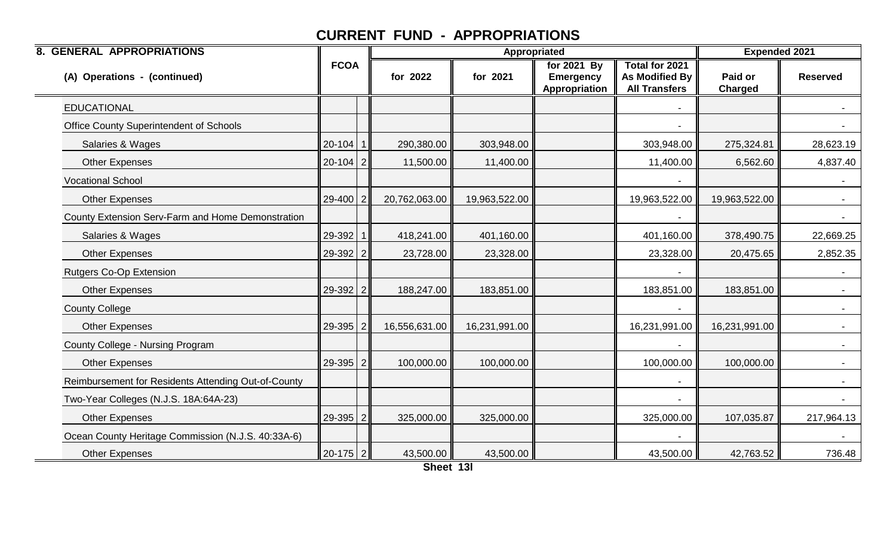# CURRENT FUND - APPROPRIATIONS

| 8. GENERAL APPROPRIATIONS | FCOA | | Appropriated | | | | Expended 2021 | |
|---|---|---|---|---|---|---|---|---|
| (A) Operations - (continued) | | | for 2022 | for 2021 | for 2021 By Emergency Appropriation | Total for 2021 As Modified By All Transfers | Paid or Charged | Reserved |
| EDUCATIONAL | | | | | | - | | - |
| Office County Superintendent of Schools | | | | | | - | | - |
| Salaries & Wages | 20-104 | 1 | 290,380.00 | 303,948.00 | | 303,948.00 | 275,324.81 | 28,623.19 |
| Other Expenses | 20-104 | 2 | 11,500.00 | 11,400.00 | | 11,400.00 | 6,562.60 | 4,837.40 |
| Vocational School | | | | | | - | | - |
| Other Expenses | 29-400 | 2 | 20,762,063.00 | 19,963,522.00 | | 19,963,522.00 | 19,963,522.00 | - |
| County Extension Serv-Farm and Home Demonstration | | | | | | - | | - |
| Salaries & Wages | 29-392 | 1 | 418,241.00 | 401,160.00 | | 401,160.00 | 378,490.75 | 22,669.25 |
| Other Expenses | 29-392 | 2 | 23,728.00 | 23,328.00 | | 23,328.00 | 20,475.65 | 2,852.35 |
| Rutgers Co-Op Extension | | | | | | - | | - |
| Other Expenses | 29-392 | 2 | 188,247.00 | 183,851.00 | | 183,851.00 | 183,851.00 | - |
| County College | | | | | | - | | - |
| Other Expenses | 29-395 | 2 | 16,556,631.00 | 16,231,991.00 | | 16,231,991.00 | 16,231,991.00 | - |
| County College - Nursing Program | | | | | | - | | - |
| Other Expenses | 29-395 | 2 | 100,000.00 | 100,000.00 | | 100,000.00 | 100,000.00 | - |
| Reimbursement for Residents Attending Out-of-County | | | | | | - | | - |
| Two-Year Colleges (N.J.S. 18A:64A-23) | | | | | | - | | - |
| Other Expenses | 29-395 | 2 | 325,000.00 | 325,000.00 | | 325,000.00 | 107,035.87 | 217,964.13 |
| Ocean County Heritage Commission (N.J.S. 40:33A-6) | | | | | | - | | - |
| Other Expenses | 20-175 | 2 | 43,500.00 | 43,500.00 | | 43,500.00 | 42,763.52 | 736.48 |

Sheet 13l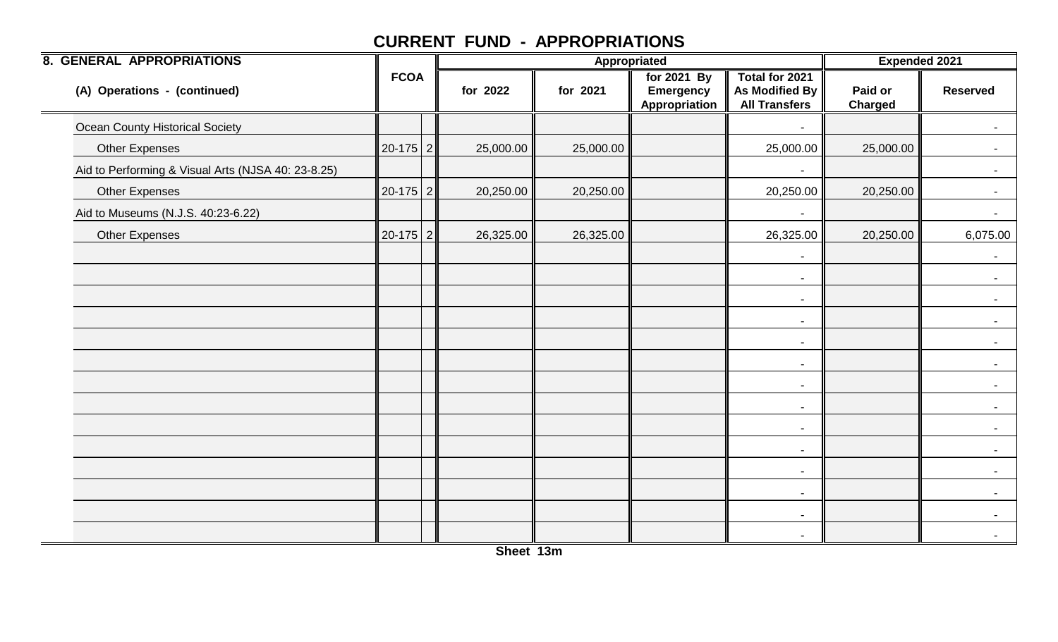# CURRENT FUND - APPROPRIATIONS

| 8. GENERAL APPROPRIATIONS | FCOA | | Appropriated | | | | Expended 2021 | |
|---|---|---|---|---|---|---|---|---|
| (A) Operations - (continued) | | | for 2022 | for 2021 | for 2021 By Emergency Appropriation | Total for 2021 As Modified By All Transfers | Paid or Charged | Reserved |
| Ocean County Historical Society | | | | | | - | | - |
| Other Expenses | 20-175 | 2 | 25,000.00 | 25,000.00 | | 25,000.00 | 25,000.00 | - |
| Aid to Performing & Visual Arts (NJSA 40: 23-8.25) | | | | | | - | | - |
| Other Expenses | 20-175 | 2 | 20,250.00 | 20,250.00 | | 20,250.00 | 20,250.00 | - |
| Aid to Museums (N.J.S. 40:23-6.22) | | | | | | - | | - |
| Other Expenses | 20-175 | 2 | 26,325.00 | 26,325.00 | | 26,325.00 | 20,250.00 | 6,075.00 |
| | | | | | | - | | - |
| | | | | | | - | | - |
| | | | | | | - | | - |
| | | | | | | - | | - |
| | | | | | | - | | - |
| | | | | | | - | | - |
| | | | | | | - | | - |
| | | | | | | - | | - |
| | | | | | | - | | - |
| | | | | | | - | | - |
| | | | | | | - | | - |
| | | | | | | - | | - |
| | | | | | | - | | - |
| | | | | | | - | | - |

Sheet 13m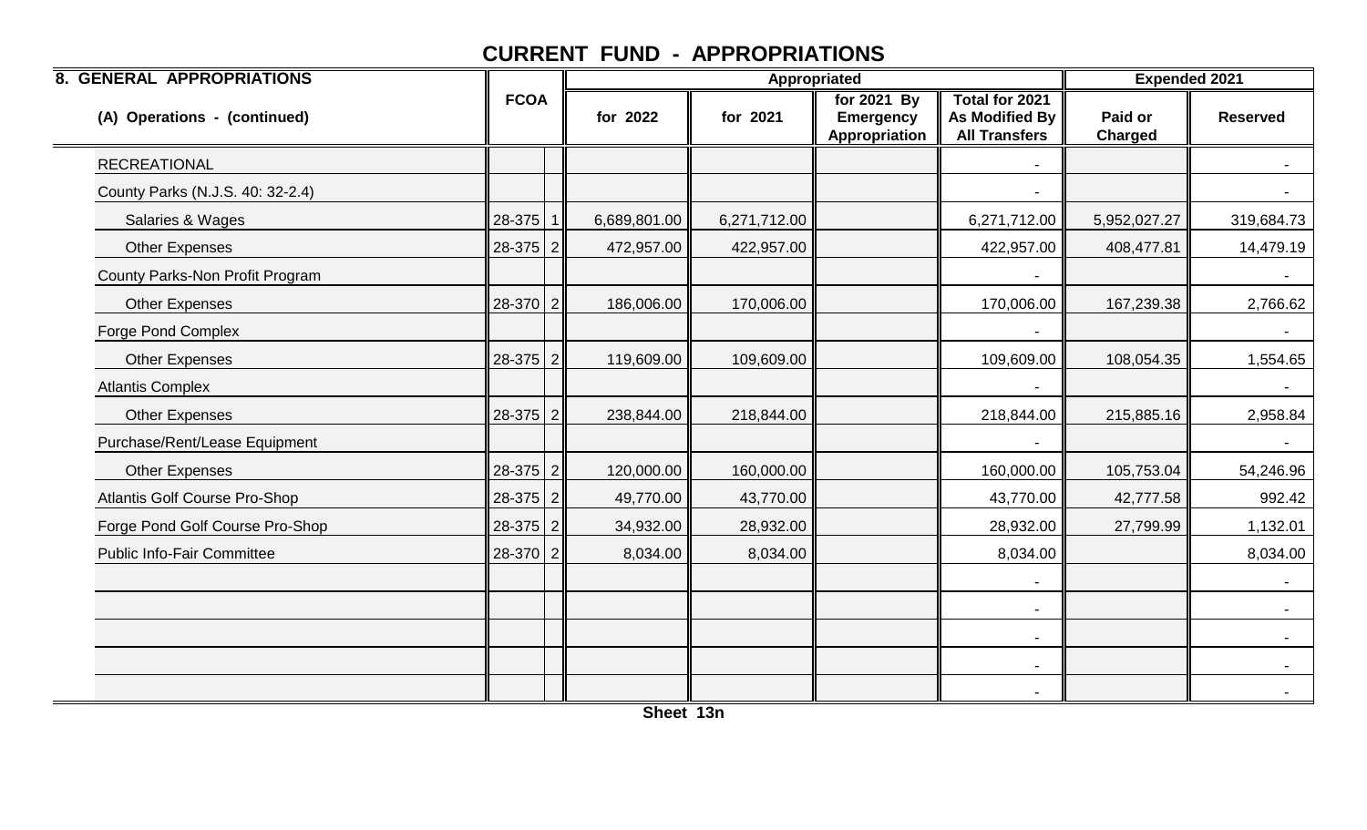# CURRENT FUND - APPROPRIATIONS

| 8. GENERAL APPROPRIATIONS | FCOA | | Appropriated | | | | Expended 2021 | |
|---|---|---|---|---|---|---|---|---|
| (A) Operations - (continued) | | | for 2022 | for 2021 | for 2021 By Emergency Appropriation | Total for 2021 As Modified By All Transfers | Paid or Charged | Reserved |
| RECREATIONAL | | | | | | - | | - |
| County Parks (N.J.S. 40: 32-2.4) | | | | | | - | | - |
| Salaries & Wages | 28-375 | 1 | 6,689,801.00 | 6,271,712.00 | | 6,271,712.00 | 5,952,027.27 | 319,684.73 |
| Other Expenses | 28-375 | 2 | 472,957.00 | 422,957.00 | | 422,957.00 | 408,477.81 | 14,479.19 |
| County Parks-Non Profit Program | | | | | | - | | - |
| Other Expenses | 28-370 | 2 | 186,006.00 | 170,006.00 | | 170,006.00 | 167,239.38 | 2,766.62 |
| Forge Pond Complex | | | | | | - | | - |
| Other Expenses | 28-375 | 2 | 119,609.00 | 109,609.00 | | 109,609.00 | 108,054.35 | 1,554.65 |
| Atlantis Complex | | | | | | - | | - |
| Other Expenses | 28-375 | 2 | 238,844.00 | 218,844.00 | | 218,844.00 | 215,885.16 | 2,958.84 |
| Purchase/Rent/Lease Equipment | | | | | | - | | - |
| Other Expenses | 28-375 | 2 | 120,000.00 | 160,000.00 | | 160,000.00 | 105,753.04 | 54,246.96 |
| Atlantis Golf Course Pro-Shop | 28-375 | 2 | 49,770.00 | 43,770.00 | | 43,770.00 | 42,777.58 | 992.42 |
| Forge Pond Golf Course Pro-Shop | 28-375 | 2 | 34,932.00 | 28,932.00 | | 28,932.00 | 27,799.99 | 1,132.01 |
| Public Info-Fair Committee | 28-370 | 2 | 8,034.00 | 8,034.00 | | 8,034.00 | | 8,034.00 |
| | | | | | | - | | - |
| | | | | | | - | | - |
| | | | | | | - | | - |
| | | | | | | - | | - |
| | | | | | | - | | - |

Sheet 13n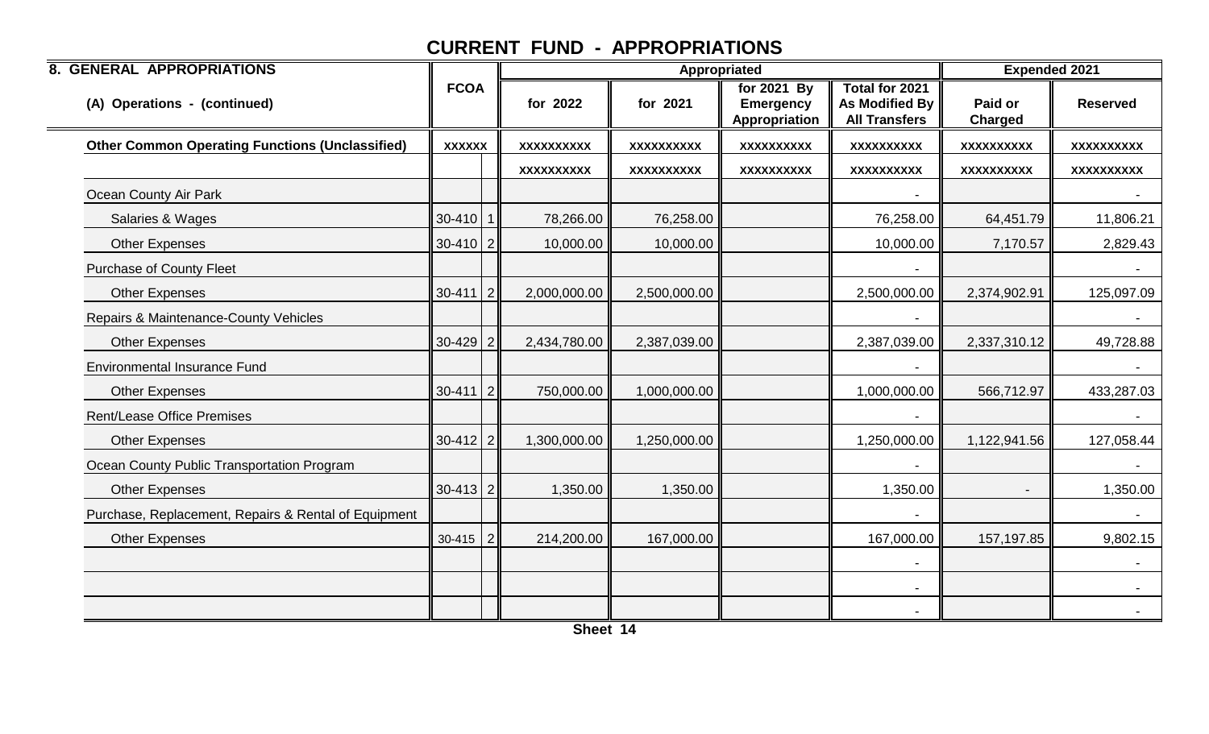# CURRENT FUND - APPROPRIATIONS

| 8. GENERAL APPROPRIATIONS | FCOA | | Appropriated | | | | Expended 2021 | |
|---|---|---|---|---|---|---|---|---|
| (A) Operations - (continued) | | | for 2022 | for 2021 | for 2021 By Emergency Appropriation | Total for 2021 As Modified By All Transfers | Paid or Charged | Reserved |
| **Other Common Operating Functions (Unclassified)** | XXXXXX | | XXXXXXXXXX | XXXXXXXXXX | XXXXXXXXXX | XXXXXXXXXX | XXXXXXXXXX | XXXXXXXXXX |
| | | | XXXXXXXXXX | XXXXXXXXXX | XXXXXXXXXX | XXXXXXXXXX | XXXXXXXXXX | XXXXXXXXXX |
| Ocean County Air Park | | | | | | - | | - |
| Salaries & Wages | 30-410 | 1 | 78,266.00 | 76,258.00 | | 76,258.00 | 64,451.79 | 11,806.21 |
| Other Expenses | 30-410 | 2 | 10,000.00 | 10,000.00 | | 10,000.00 | 7,170.57 | 2,829.43 |
| Purchase of County Fleet | | | | | | - | | - |
| Other Expenses | 30-411 | 2 | 2,000,000.00 | 2,500,000.00 | | 2,500,000.00 | 2,374,902.91 | 125,097.09 |
| Repairs & Maintenance-County Vehicles | | | | | | - | | - |
| Other Expenses | 30-429 | 2 | 2,434,780.00 | 2,387,039.00 | | 2,387,039.00 | 2,337,310.12 | 49,728.88 |
| Environmental Insurance Fund | | | | | | - | | - |
| Other Expenses | 30-411 | 2 | 750,000.00 | 1,000,000.00 | | 1,000,000.00 | 566,712.97 | 433,287.03 |
| Rent/Lease Office Premises | | | | | | - | | - |
| Other Expenses | 30-412 | 2 | 1,300,000.00 | 1,250,000.00 | | 1,250,000.00 | 1,122,941.56 | 127,058.44 |
| Ocean County Public Transportation Program | | | | | | - | | - |
| Other Expenses | 30-413 | 2 | 1,350.00 | 1,350.00 | | 1,350.00 | - | 1,350.00 |
| Purchase, Replacement, Repairs & Rental of Equipment | | | | | | - | | - |
| Other Expenses | 30-415 | 2 | 214,200.00 | 167,000.00 | | 167,000.00 | 157,197.85 | 9,802.15 |
| | | | | | | - | | - |
| | | | | | | - | | - |
| | | | | | | - | | - |

Sheet 14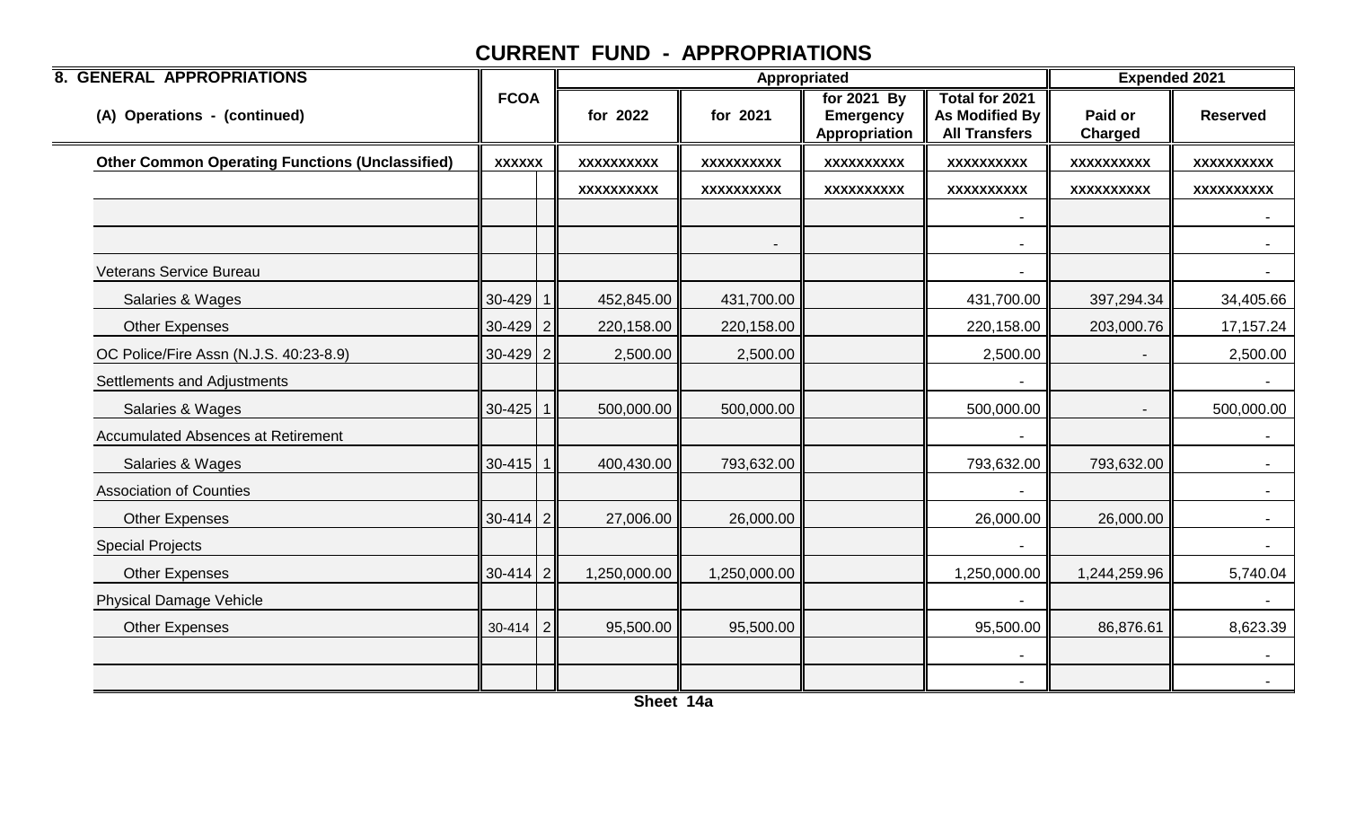# CURRENT FUND - APPROPRIATIONS

| 8. GENERAL APPROPRIATIONS | FCOA | | Appropriated | | | | Expended 2021 | |
|---|---|---|---|---|---|---|---|---|
| (A) Operations - (continued) | | | for 2022 | for 2021 | for 2021 By Emergency Appropriation | Total for 2021 As Modified By All Transfers | Paid or Charged | Reserved |
| **Other Common Operating Functions (Unclassified)** | XXXXXX | | XXXXXXXXXX | XXXXXXXXXX | XXXXXXXXXX | XXXXXXXXXX | XXXXXXXXXX | XXXXXXXXXX |
| | | | XXXXXXXXXX | XXXXXXXXXX | XXXXXXXXXX | XXXXXXXXXX | XXXXXXXXXX | XXXXXXXXXX |
| | | | | | | - | | - |
| | | | | - | | - | | - |
| Veterans Service Bureau | | | | | | - | | - |
| Salaries & Wages | 30-429 | 1 | 452,845.00 | 431,700.00 | | 431,700.00 | 397,294.34 | 34,405.66 |
| Other Expenses | 30-429 | 2 | 220,158.00 | 220,158.00 | | 220,158.00 | 203,000.76 | 17,157.24 |
| OC Police/Fire Assn (N.J.S. 40:23-8.9) | 30-429 | 2 | 2,500.00 | 2,500.00 | | 2,500.00 | - | 2,500.00 |
| Settlements and Adjustments | | | | | | - | | - |
| Salaries & Wages | 30-425 | 1 | 500,000.00 | 500,000.00 | | 500,000.00 | - | 500,000.00 |
| Accumulated Absences at Retirement | | | | | | - | | - |
| Salaries & Wages | 30-415 | 1 | 400,430.00 | 793,632.00 | | 793,632.00 | 793,632.00 | - |
| Association of Counties | | | | | | - | | - |
| Other Expenses | 30-414 | 2 | 27,006.00 | 26,000.00 | | 26,000.00 | 26,000.00 | - |
| Special Projects | | | | | | - | | - |
| Other Expenses | 30-414 | 2 | 1,250,000.00 | 1,250,000.00 | | 1,250,000.00 | 1,244,259.96 | 5,740.04 |
| Physical Damage Vehicle | | | | | | - | | - |
| Other Expenses | 30-414 | 2 | 95,500.00 | 95,500.00 | | 95,500.00 | 86,876.61 | 8,623.39 |
| | | | | | | - | | - |
| | | | | | | - | | - |

Sheet 14a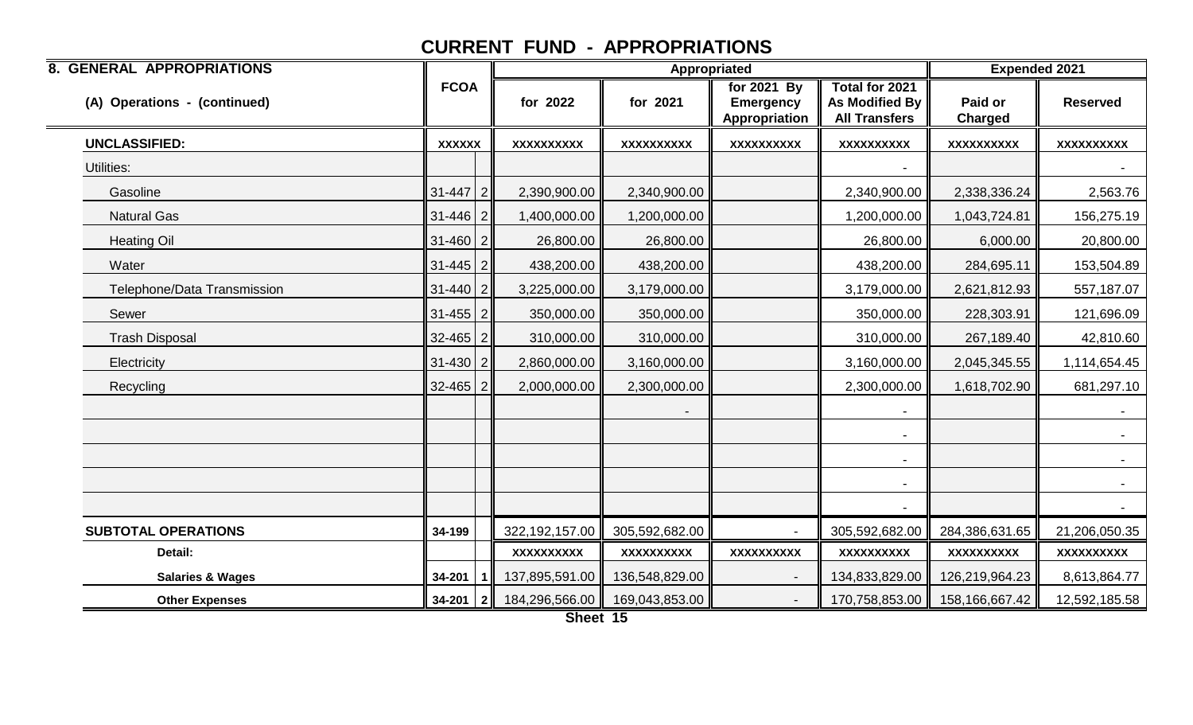# CURRENT FUND - APPROPRIATIONS

| 8. GENERAL APPROPRIATIONS | FCOA | | Appropriated | | | | Expended 2021 | |
|---|---|---|---|---|---|---|---|---|
| (A) Operations - (continued) | | | for 2022 | for 2021 | for 2021 By Emergency Appropriation | Total for 2021 As Modified By All Transfers | Paid or Charged | Reserved |
| **UNCLASSIFIED:** | **XXXXXX** | | **XXXXXXXXXX** | **XXXXXXXXXX** | **XXXXXXXXXX** | **XXXXXXXXXX** | **XXXXXXXXXX** | **XXXXXXXXXX** |
| Utilities: | | | | | | - | | - |
| Gasoline | 31-447 | 2 | 2,390,900.00 | 2,340,900.00 | | 2,340,900.00 | 2,338,336.24 | 2,563.76 |
| Natural Gas | 31-446 | 2 | 1,400,000.00 | 1,200,000.00 | | 1,200,000.00 | 1,043,724.81 | 156,275.19 |
| Heating Oil | 31-460 | 2 | 26,800.00 | 26,800.00 | | 26,800.00 | 6,000.00 | 20,800.00 |
| Water | 31-445 | 2 | 438,200.00 | 438,200.00 | | 438,200.00 | 284,695.11 | 153,504.89 |
| Telephone/Data Transmission | 31-440 | 2 | 3,225,000.00 | 3,179,000.00 | | 3,179,000.00 | 2,621,812.93 | 557,187.07 |
| Sewer | 31-455 | 2 | 350,000.00 | 350,000.00 | | 350,000.00 | 228,303.91 | 121,696.09 |
| Trash Disposal | 32-465 | 2 | 310,000.00 | 310,000.00 | | 310,000.00 | 267,189.40 | 42,810.60 |
| Electricity | 31-430 | 2 | 2,860,000.00 | 3,160,000.00 | | 3,160,000.00 | 2,045,345.55 | 1,114,654.45 |
| Recycling | 32-465 | 2 | 2,000,000.00 | 2,300,000.00 | | 2,300,000.00 | 1,618,702.90 | 681,297.10 |
| | | | | - | | - | | - |
| | | | | | | - | | - |
| | | | | | | - | | - |
| | | | | | | - | | - |
| | | | | | | - | | - |
| **SUBTOTAL OPERATIONS** | **34-199** | | 322,192,157.00 | 305,592,682.00 | - | 305,592,682.00 | 284,386,631.65 | 21,206,050.35 |
| **Detail:** | | | **XXXXXXXXXX** | **XXXXXXXXXX** | **XXXXXXXXXX** | **XXXXXXXXXX** | **XXXXXXXXXX** | **XXXXXXXXXX** |
| **Salaries & Wages** | **34-201** | **1** | 137,895,591.00 | 136,548,829.00 | - | 134,833,829.00 | 126,219,964.23 | 8,613,864.77 |
| **Other Expenses** | **34-201** | **2** | 184,296,566.00 | 169,043,853.00 | - | 170,758,853.00 | 158,166,667.42 | 12,592,185.58 |

Sheet 15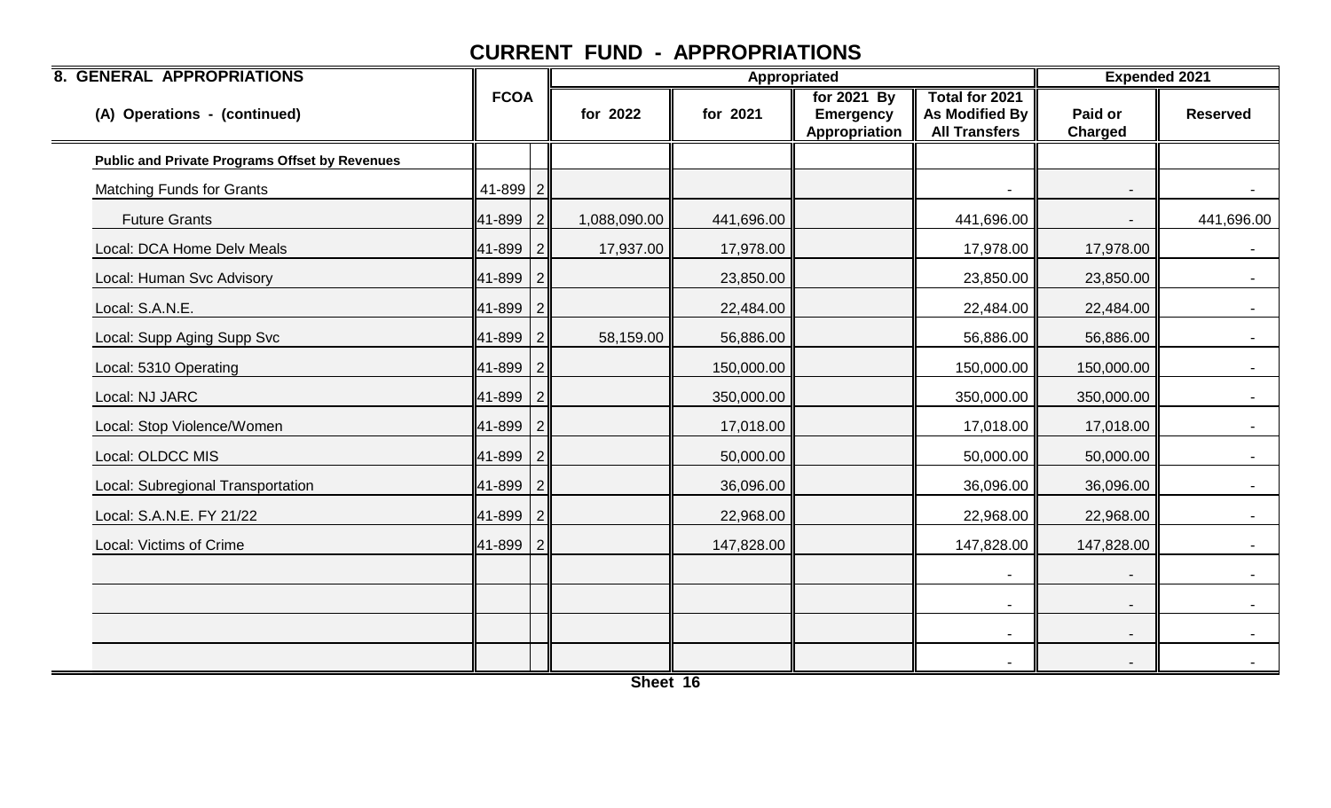# CURRENT FUND - APPROPRIATIONS

| 8. GENERAL APPROPRIATIONS | FCOA | | Appropriated | | | | Expended 2021 | |
|---|---|---|---|---|---|---|---|---|
| (A) Operations - (continued) | | | for 2022 | for 2021 | for 2021 By Emergency Appropriation | Total for 2021 As Modified By All Transfers | Paid or Charged | Reserved |
| **Public and Private Programs Offset by Revenues** | | | | | | | | |
| Matching Funds for Grants | 41-899 | 2 | | | | - | - | - |
| Future Grants | 41-899 | 2 | 1,088,090.00 | 441,696.00 | | 441,696.00 | - | 441,696.00 |
| Local: DCA Home Delv Meals | 41-899 | 2 | 17,937.00 | 17,978.00 | | 17,978.00 | 17,978.00 | - |
| Local: Human Svc Advisory | 41-899 | 2 | | 23,850.00 | | 23,850.00 | 23,850.00 | - |
| Local: S.A.N.E. | 41-899 | 2 | | 22,484.00 | | 22,484.00 | 22,484.00 | - |
| Local: Supp Aging Supp Svc | 41-899 | 2 | 58,159.00 | 56,886.00 | | 56,886.00 | 56,886.00 | - |
| Local: 5310 Operating | 41-899 | 2 | | 150,000.00 | | 150,000.00 | 150,000.00 | - |
| Local: NJ JARC | 41-899 | 2 | | 350,000.00 | | 350,000.00 | 350,000.00 | - |
| Local: Stop Violence/Women | 41-899 | 2 | | 17,018.00 | | 17,018.00 | 17,018.00 | - |
| Local: OLDCC MIS | 41-899 | 2 | | 50,000.00 | | 50,000.00 | 50,000.00 | - |
| Local: Subregional Transportation | 41-899 | 2 | | 36,096.00 | | 36,096.00 | 36,096.00 | - |
| Local: S.A.N.E. FY 21/22 | 41-899 | 2 | | 22,968.00 | | 22,968.00 | 22,968.00 | - |
| Local: Victims of Crime | 41-899 | 2 | | 147,828.00 | | 147,828.00 | 147,828.00 | - |
| | | | | | | - | - | - |
| | | | | | | - | - | - |
| | | | | | | - | - | - |
| | | | | | | - | - | - |

Sheet 16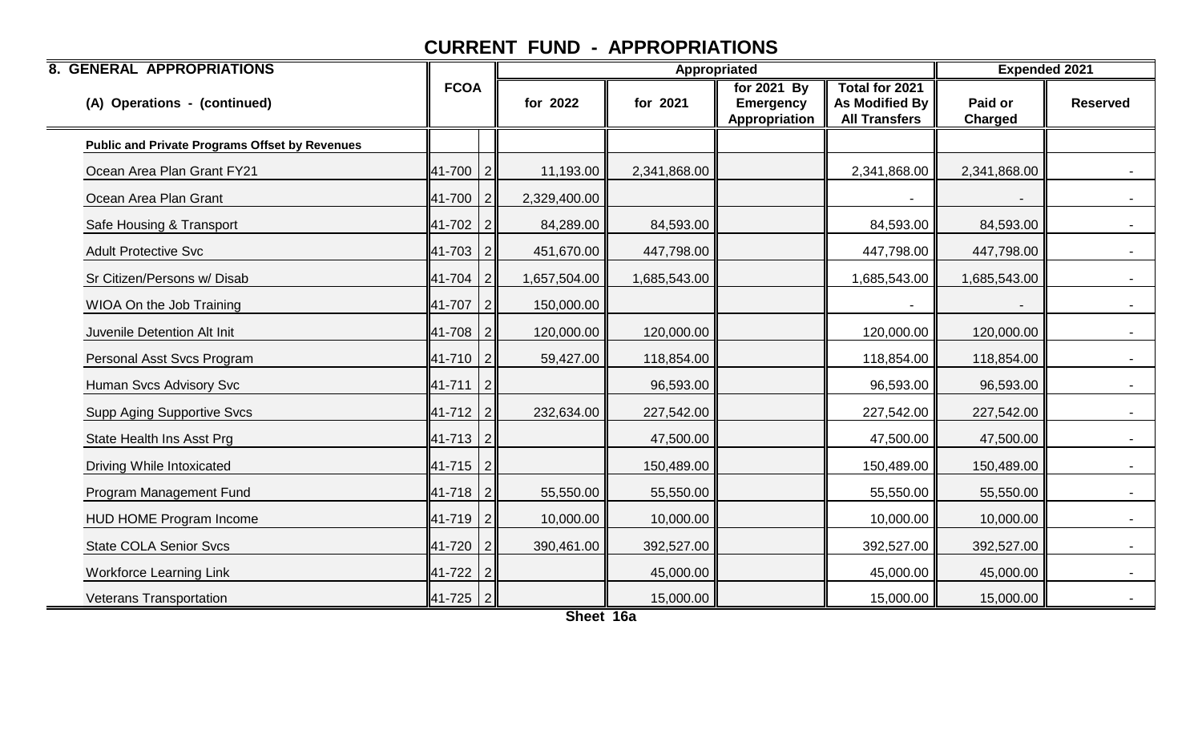# CURRENT FUND - APPROPRIATIONS

| 8. GENERAL APPROPRIATIONS | FCOA | | Appropriated | | | | Expended 2021 | |
|---|---|---|---|---|---|---|---|---|
| (A) Operations - (continued) | | | for 2022 | for 2021 | for 2021 By Emergency Appropriation | Total for 2021 As Modified By All Transfers | Paid or Charged | Reserved |
| **Public and Private Programs Offset by Revenues** | | | | | | | | |
| Ocean Area Plan Grant FY21 | 41-700 | 2 | 11,193.00 | 2,341,868.00 | | 2,341,868.00 | 2,341,868.00 | - |
| Ocean Area Plan Grant | 41-700 | 2 | 2,329,400.00 | | | - | - | - |
| Safe Housing & Transport | 41-702 | 2 | 84,289.00 | 84,593.00 | | 84,593.00 | 84,593.00 | - |
| Adult Protective Svc | 41-703 | 2 | 451,670.00 | 447,798.00 | | 447,798.00 | 447,798.00 | - |
| Sr Citizen/Persons w/ Disab | 41-704 | 2 | 1,657,504.00 | 1,685,543.00 | | 1,685,543.00 | 1,685,543.00 | - |
| WIOA On the Job Training | 41-707 | 2 | 150,000.00 | | | - | - | - |
| Juvenile Detention Alt Init | 41-708 | 2 | 120,000.00 | 120,000.00 | | 120,000.00 | 120,000.00 | - |
| Personal Asst Svcs Program | 41-710 | 2 | 59,427.00 | 118,854.00 | | 118,854.00 | 118,854.00 | - |
| Human Svcs Advisory Svc | 41-711 | 2 | | 96,593.00 | | 96,593.00 | 96,593.00 | - |
| Supp Aging Supportive Svcs | 41-712 | 2 | 232,634.00 | 227,542.00 | | 227,542.00 | 227,542.00 | - |
| State Health Ins Asst Prg | 41-713 | 2 | | 47,500.00 | | 47,500.00 | 47,500.00 | - |
| Driving While Intoxicated | 41-715 | 2 | | 150,489.00 | | 150,489.00 | 150,489.00 | - |
| Program Management Fund | 41-718 | 2 | 55,550.00 | 55,550.00 | | 55,550.00 | 55,550.00 | - |
| HUD HOME Program Income | 41-719 | 2 | 10,000.00 | 10,000.00 | | 10,000.00 | 10,000.00 | - |
| State COLA Senior Svcs | 41-720 | 2 | 390,461.00 | 392,527.00 | | 392,527.00 | 392,527.00 | - |
| Workforce Learning Link | 41-722 | 2 | | 45,000.00 | | 45,000.00 | 45,000.00 | - |
| Veterans Transportation | 41-725 | 2 | | 15,000.00 | | 15,000.00 | 15,000.00 | - |

Sheet 16a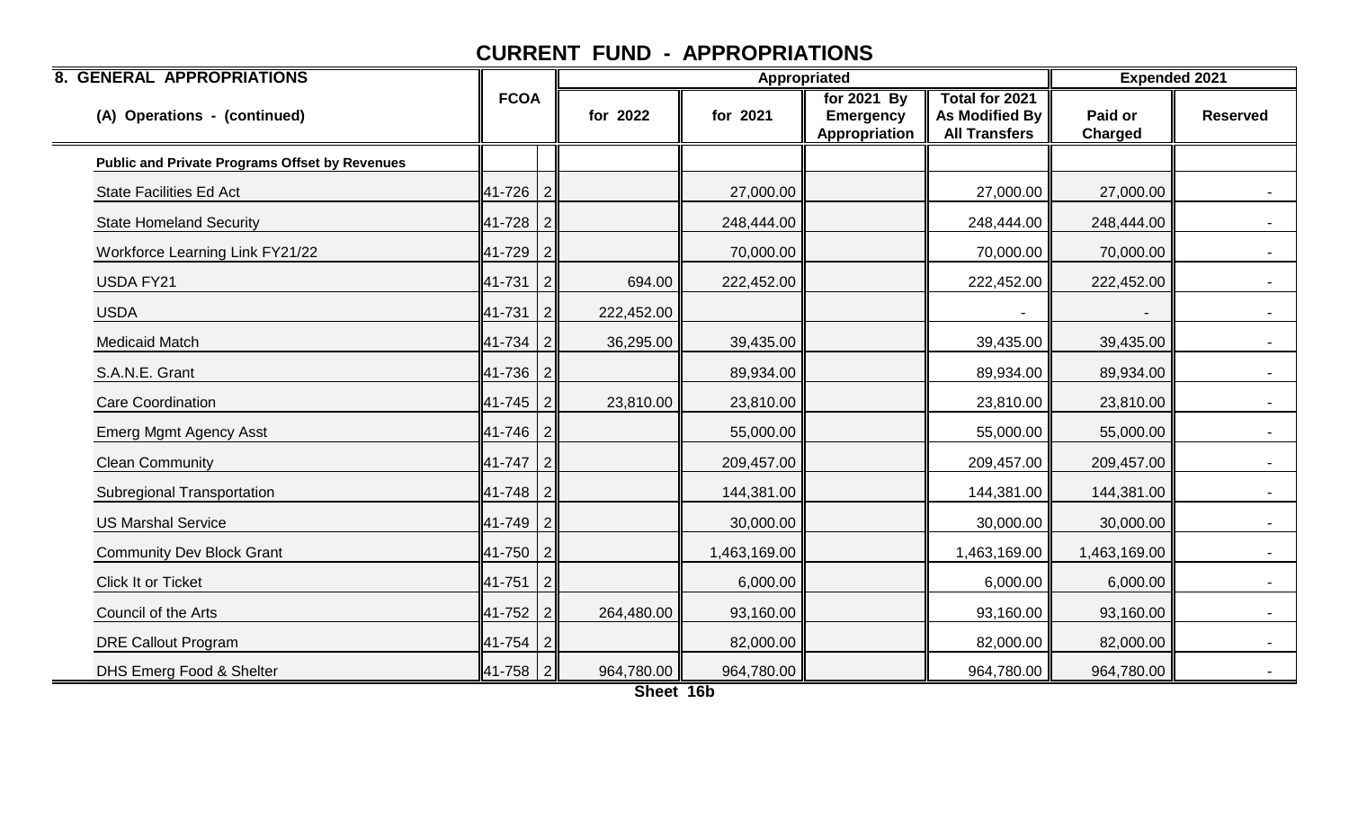# CURRENT FUND - APPROPRIATIONS

| 8. GENERAL APPROPRIATIONS | FCOA | | Appropriated | | | | Expended 2021 | |
|---|---|---|---|---|---|---|---|---|
| (A) Operations - (continued) | | | for 2022 | for 2021 | for 2021 By Emergency Appropriation | Total for 2021 As Modified By All Transfers | Paid or Charged | Reserved |
| **Public and Private Programs Offset by Revenues** | | | | | | | | |
| State Facilities Ed Act | 41-726 | 2 | | 27,000.00 | | 27,000.00 | 27,000.00 | - |
| State Homeland Security | 41-728 | 2 | | 248,444.00 | | 248,444.00 | 248,444.00 | - |
| Workforce Learning Link FY21/22 | 41-729 | 2 | | 70,000.00 | | 70,000.00 | 70,000.00 | - |
| USDA FY21 | 41-731 | 2 | 694.00 | 222,452.00 | | 222,452.00 | 222,452.00 | - |
| USDA | 41-731 | 2 | 222,452.00 | | | - | - | - |
| Medicaid Match | 41-734 | 2 | 36,295.00 | 39,435.00 | | 39,435.00 | 39,435.00 | - |
| S.A.N.E. Grant | 41-736 | 2 | | 89,934.00 | | 89,934.00 | 89,934.00 | - |
| Care Coordination | 41-745 | 2 | 23,810.00 | 23,810.00 | | 23,810.00 | 23,810.00 | - |
| Emerg Mgmt Agency Asst | 41-746 | 2 | | 55,000.00 | | 55,000.00 | 55,000.00 | - |
| Clean Community | 41-747 | 2 | | 209,457.00 | | 209,457.00 | 209,457.00 | - |
| Subregional Transportation | 41-748 | 2 | | 144,381.00 | | 144,381.00 | 144,381.00 | - |
| US Marshal Service | 41-749 | 2 | | 30,000.00 | | 30,000.00 | 30,000.00 | - |
| Community Dev Block Grant | 41-750 | 2 | | 1,463,169.00 | | 1,463,169.00 | 1,463,169.00 | - |
| Click It or Ticket | 41-751 | 2 | | 6,000.00 | | 6,000.00 | 6,000.00 | - |
| Council of the Arts | 41-752 | 2 | 264,480.00 | 93,160.00 | | 93,160.00 | 93,160.00 | - |
| DRE Callout Program | 41-754 | 2 | | 82,000.00 | | 82,000.00 | 82,000.00 | - |
| DHS Emerg Food & Shelter | 41-758 | 2 | 964,780.00 | 964,780.00 | | 964,780.00 | 964,780.00 | - |

Sheet 16b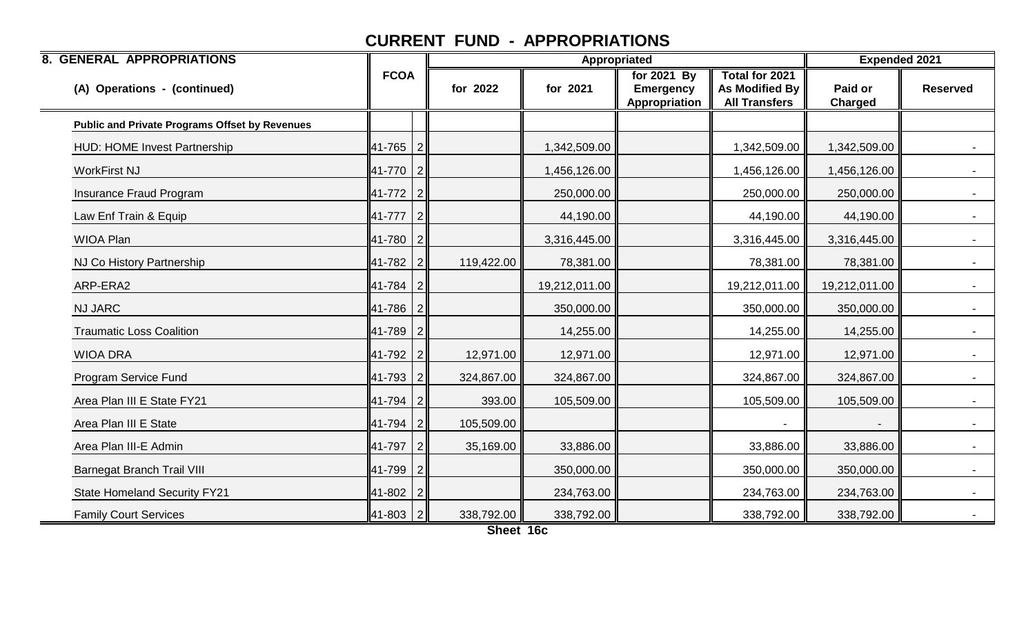# CURRENT FUND - APPROPRIATIONS

| 8. GENERAL APPROPRIATIONS | FCOA | | Appropriated | | | | Expended 2021 | |
|---|---|---|---|---|---|---|---|---|
| (A) Operations - (continued) | | | for 2022 | for 2021 | for 2021 By Emergency Appropriation | Total for 2021 As Modified By All Transfers | Paid or Charged | Reserved |
| **Public and Private Programs Offset by Revenues** | | | | | | | | |
| HUD: HOME Invest Partnership | 41-765 | 2 | | 1,342,509.00 | | 1,342,509.00 | 1,342,509.00 | - |
| WorkFirst NJ | 41-770 | 2 | | 1,456,126.00 | | 1,456,126.00 | 1,456,126.00 | - |
| Insurance Fraud Program | 41-772 | 2 | | 250,000.00 | | 250,000.00 | 250,000.00 | - |
| Law Enf Train & Equip | 41-777 | 2 | | 44,190.00 | | 44,190.00 | 44,190.00 | - |
| WIOA Plan | 41-780 | 2 | | 3,316,445.00 | | 3,316,445.00 | 3,316,445.00 | - |
| NJ Co History Partnership | 41-782 | 2 | 119,422.00 | 78,381.00 | | 78,381.00 | 78,381.00 | - |
| ARP-ERA2 | 41-784 | 2 | | 19,212,011.00 | | 19,212,011.00 | 19,212,011.00 | - |
| NJ JARC | 41-786 | 2 | | 350,000.00 | | 350,000.00 | 350,000.00 | - |
| Traumatic Loss Coalition | 41-789 | 2 | | 14,255.00 | | 14,255.00 | 14,255.00 | - |
| WIOA DRA | 41-792 | 2 | 12,971.00 | 12,971.00 | | 12,971.00 | 12,971.00 | - |
| Program Service Fund | 41-793 | 2 | 324,867.00 | 324,867.00 | | 324,867.00 | 324,867.00 | - |
| Area Plan III E State FY21 | 41-794 | 2 | 393.00 | 105,509.00 | | 105,509.00 | 105,509.00 | - |
| Area Plan III E State | 41-794 | 2 | 105,509.00 | | | - | - | - |
| Area Plan III-E Admin | 41-797 | 2 | 35,169.00 | 33,886.00 | | 33,886.00 | 33,886.00 | - |
| Barnegat Branch Trail VIII | 41-799 | 2 | | 350,000.00 | | 350,000.00 | 350,000.00 | - |
| State Homeland Security FY21 | 41-802 | 2 | | 234,763.00 | | 234,763.00 | 234,763.00 | - |
| Family Court Services | 41-803 | 2 | 338,792.00 | 338,792.00 | | 338,792.00 | 338,792.00 | - |

Sheet 16c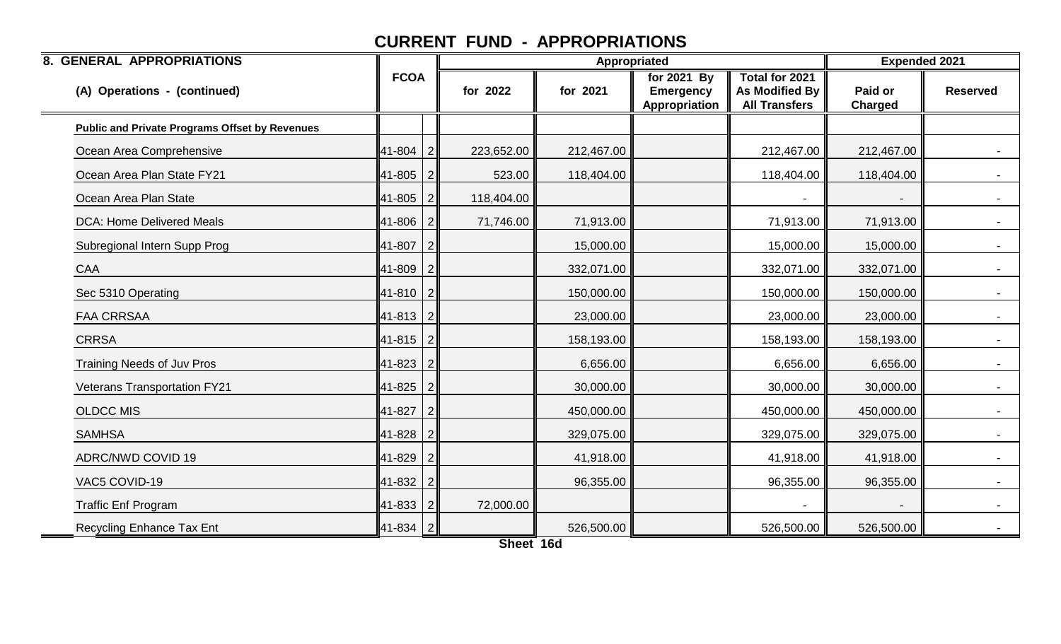# CURRENT FUND - APPROPRIATIONS

| 8. GENERAL APPROPRIATIONS | FCOA | | Appropriated | | | | Expended 2021 | |
|---|---|---|---|---|---|---|---|---|
| (A) Operations - (continued) | | | for 2022 | for 2021 | for 2021 By Emergency Appropriation | Total for 2021 As Modified By All Transfers | Paid or Charged | Reserved |
| **Public and Private Programs Offset by Revenues** | | | | | | | | |
| Ocean Area Comprehensive | 41-804 | 2 | 223,652.00 | 212,467.00 | | 212,467.00 | 212,467.00 | - |
| Ocean Area Plan State FY21 | 41-805 | 2 | 523.00 | 118,404.00 | | 118,404.00 | 118,404.00 | - |
| Ocean Area Plan State | 41-805 | 2 | 118,404.00 | | | - | - | - |
| DCA: Home Delivered Meals | 41-806 | 2 | 71,746.00 | 71,913.00 | | 71,913.00 | 71,913.00 | - |
| Subregional Intern Supp Prog | 41-807 | 2 | | 15,000.00 | | 15,000.00 | 15,000.00 | - |
| CAA | 41-809 | 2 | | 332,071.00 | | 332,071.00 | 332,071.00 | - |
| Sec 5310 Operating | 41-810 | 2 | | 150,000.00 | | 150,000.00 | 150,000.00 | - |
| FAA CRRSAA | 41-813 | 2 | | 23,000.00 | | 23,000.00 | 23,000.00 | - |
| CRRSA | 41-815 | 2 | | 158,193.00 | | 158,193.00 | 158,193.00 | - |
| Training Needs of Juv Pros | 41-823 | 2 | | 6,656.00 | | 6,656.00 | 6,656.00 | - |
| Veterans Transportation FY21 | 41-825 | 2 | | 30,000.00 | | 30,000.00 | 30,000.00 | - |
| OLDCC MIS | 41-827 | 2 | | 450,000.00 | | 450,000.00 | 450,000.00 | - |
| SAMHSA | 41-828 | 2 | | 329,075.00 | | 329,075.00 | 329,075.00 | - |
| ADRC/NWD COVID 19 | 41-829 | 2 | | 41,918.00 | | 41,918.00 | 41,918.00 | - |
| VAC5 COVID-19 | 41-832 | 2 | | 96,355.00 | | 96,355.00 | 96,355.00 | - |
| Traffic Enf Program | 41-833 | 2 | 72,000.00 | | | - | - | - |
| Recycling Enhance Tax Ent | 41-834 | 2 | | 526,500.00 | | 526,500.00 | 526,500.00 | - |

Sheet 16d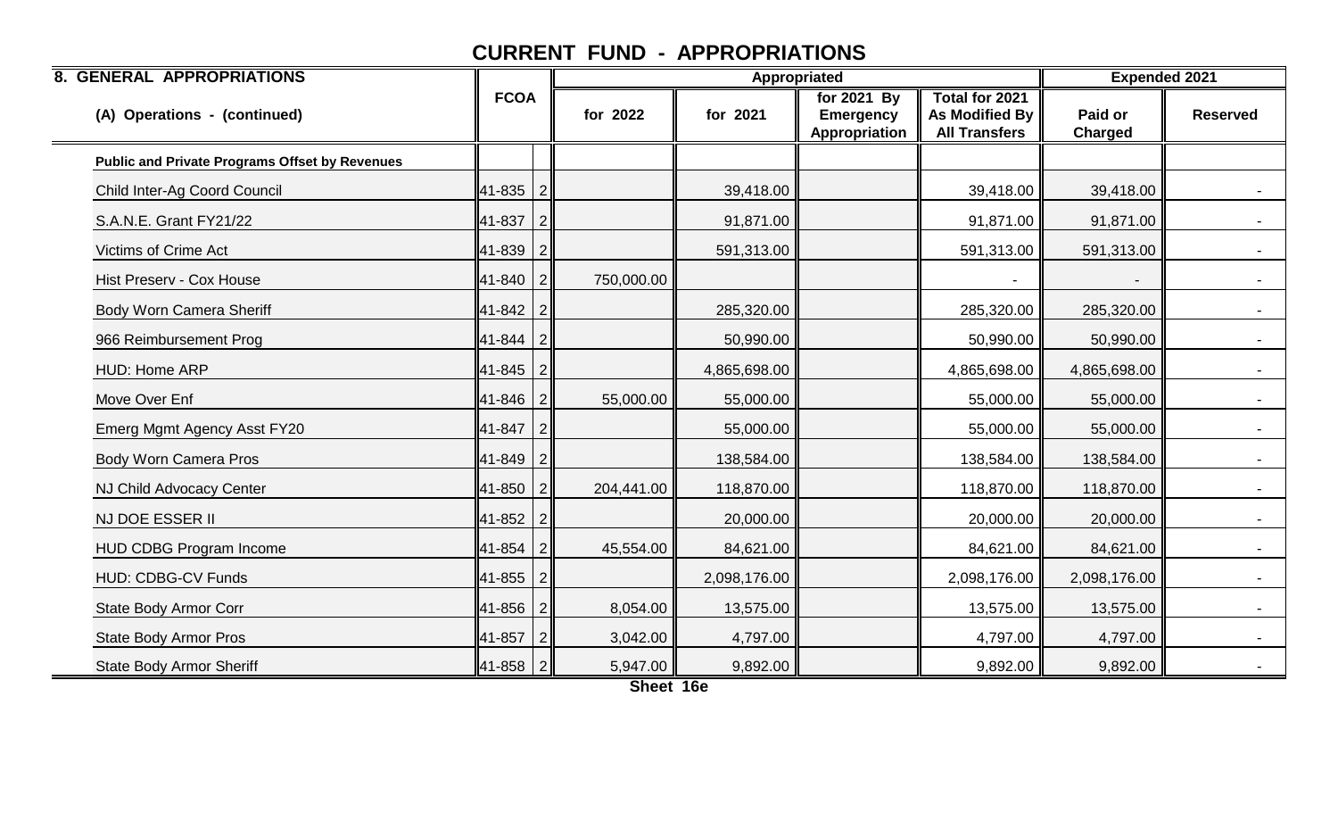# CURRENT FUND - APPROPRIATIONS

| 8. GENERAL APPROPRIATIONS | FCOA | | Appropriated | | | | Expended 2021 | |
|---|---|---|---|---|---|---|---|---|
| (A) Operations - (continued) | | | for 2022 | for 2021 | for 2021 By Emergency Appropriation | Total for 2021 As Modified By All Transfers | Paid or Charged | Reserved |
| **Public and Private Programs Offset by Revenues** | | | | | | | | |
| Child Inter-Ag Coord Council | 41-835 | 2 | | 39,418.00 | | 39,418.00 | 39,418.00 | - |
| S.A.N.E. Grant FY21/22 | 41-837 | 2 | | 91,871.00 | | 91,871.00 | 91,871.00 | - |
| Victims of Crime Act | 41-839 | 2 | | 591,313.00 | | 591,313.00 | 591,313.00 | - |
| Hist Preserv - Cox House | 41-840 | 2 | 750,000.00 | | | - | - | - |
| Body Worn Camera Sheriff | 41-842 | 2 | | 285,320.00 | | 285,320.00 | 285,320.00 | - |
| 966 Reimbursement Prog | 41-844 | 2 | | 50,990.00 | | 50,990.00 | 50,990.00 | - |
| HUD: Home ARP | 41-845 | 2 | | 4,865,698.00 | | 4,865,698.00 | 4,865,698.00 | - |
| Move Over Enf | 41-846 | 2 | 55,000.00 | 55,000.00 | | 55,000.00 | 55,000.00 | - |
| Emerg Mgmt Agency Asst FY20 | 41-847 | 2 | | 55,000.00 | | 55,000.00 | 55,000.00 | - |
| Body Worn Camera Pros | 41-849 | 2 | | 138,584.00 | | 138,584.00 | 138,584.00 | - |
| NJ Child Advocacy Center | 41-850 | 2 | 204,441.00 | 118,870.00 | | 118,870.00 | 118,870.00 | - |
| NJ DOE ESSER II | 41-852 | 2 | | 20,000.00 | | 20,000.00 | 20,000.00 | - |
| HUD CDBG Program Income | 41-854 | 2 | 45,554.00 | 84,621.00 | | 84,621.00 | 84,621.00 | - |
| HUD: CDBG-CV Funds | 41-855 | 2 | | 2,098,176.00 | | 2,098,176.00 | 2,098,176.00 | - |
| State Body Armor Corr | 41-856 | 2 | 8,054.00 | 13,575.00 | | 13,575.00 | 13,575.00 | - |
| State Body Armor Pros | 41-857 | 2 | 3,042.00 | 4,797.00 | | 4,797.00 | 4,797.00 | - |
| State Body Armor Sheriff | 41-858 | 2 | 5,947.00 | 9,892.00 | | 9,892.00 | 9,892.00 | - |

Sheet 16e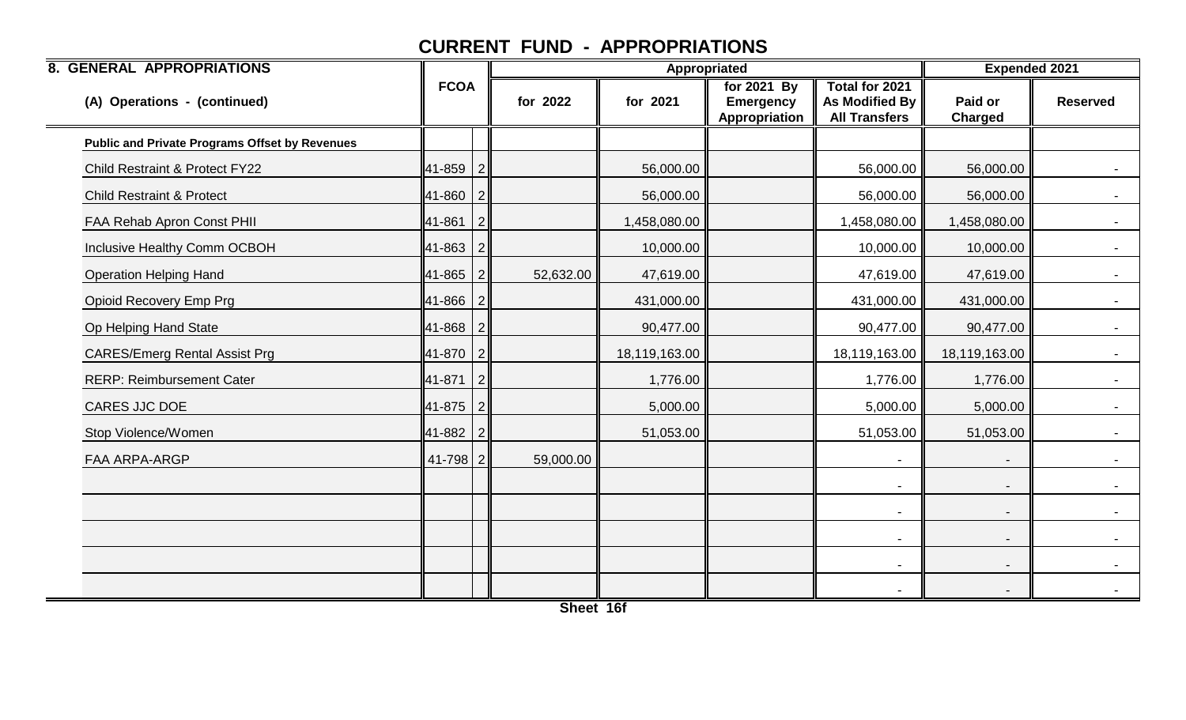# CURRENT FUND - APPROPRIATIONS

| 8. GENERAL APPROPRIATIONS | FCOA | | Appropriated | | | | Expended 2021 | |
|---|---|---|---|---|---|---|---|---|
| (A) Operations - (continued) | | | for 2022 | for 2021 | for 2021 By Emergency Appropriation | Total for 2021 As Modified By All Transfers | Paid or Charged | Reserved |
| **Public and Private Programs Offset by Revenues** | | | | | | | | |
| Child Restraint & Protect FY22 | 41-859 | 2 | | 56,000.00 | | 56,000.00 | 56,000.00 | - |
| Child Restraint & Protect | 41-860 | 2 | | 56,000.00 | | 56,000.00 | 56,000.00 | - |
| FAA Rehab Apron Const PHII | 41-861 | 2 | | 1,458,080.00 | | 1,458,080.00 | 1,458,080.00 | - |
| Inclusive Healthy Comm OCBOH | 41-863 | 2 | | 10,000.00 | | 10,000.00 | 10,000.00 | - |
| Operation Helping Hand | 41-865 | 2 | 52,632.00 | 47,619.00 | | 47,619.00 | 47,619.00 | - |
| Opioid Recovery Emp Prg | 41-866 | 2 | | 431,000.00 | | 431,000.00 | 431,000.00 | - |
| Op Helping Hand State | 41-868 | 2 | | 90,477.00 | | 90,477.00 | 90,477.00 | - |
| CARES/Emerg Rental Assist Prg | 41-870 | 2 | | 18,119,163.00 | | 18,119,163.00 | 18,119,163.00 | - |
| RERP: Reimbursement Cater | 41-871 | 2 | | 1,776.00 | | 1,776.00 | 1,776.00 | - |
| CARES JJC DOE | 41-875 | 2 | | 5,000.00 | | 5,000.00 | 5,000.00 | - |
| Stop Violence/Women | 41-882 | 2 | | 51,053.00 | | 51,053.00 | 51,053.00 | - |
| FAA ARPA-ARGP | 41-798 | 2 | 59,000.00 | | | - | - | - |
| | | | | | | - | - | - |
| | | | | | | - | - | - |
| | | | | | | - | - | - |
| | | | | | | - | - | - |
| | | | | | | - | - | - |

Sheet 16f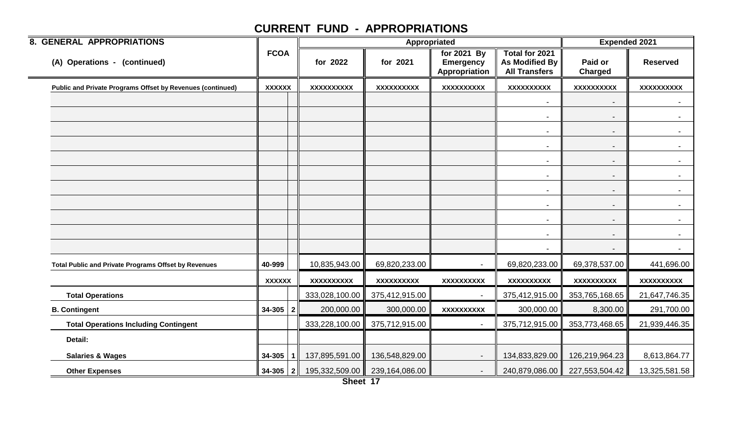# CURRENT FUND - APPROPRIATIONS

| 8. GENERAL APPROPRIATIONS | FCOA | | Appropriated | | | | Expended 2021 | |
|---|---|---|---|---|---|---|---|---|
| (A) Operations - (continued) | | | for 2022 | for 2021 | for 2021 By Emergency Appropriation | Total for 2021 As Modified By All Transfers | Paid or Charged | Reserved |
| **Public and Private Programs Offset by Revenues (continued)** | XXXXXX | | XXXXXXXXXX | XXXXXXXXXX | XXXXXXXXXX | XXXXXXXXXX | XXXXXXXXXX | XXXXXXXXXX |
| | | | | | | - | - | - |
| | | | | | | - | - | - |
| | | | | | | - | - | - |
| | | | | | | - | - | - |
| | | | | | | - | - | - |
| | | | | | | - | - | - |
| | | | | | | - | - | - |
| | | | | | | - | - | - |
| | | | | | | - | - | - |
| | | | | | | - | - | - |
| | | | | | | - | - | - |
| **Total Public and Private Programs Offset by Revenues** | 40-999 | | 10,835,943.00 | 69,820,233.00 | - | 69,820,233.00 | 69,378,537.00 | 441,696.00 |
| | XXXXXX | | XXXXXXXXXX | XXXXXXXXXX | XXXXXXXXXX | XXXXXXXXXX | XXXXXXXXXX | XXXXXXXXXX |
| **Total Operations** | | | 333,028,100.00 | 375,412,915.00 | - | 375,412,915.00 | 353,765,168.65 | 21,647,746.35 |
| **B. Contingent** | 34-305 | 2 | 200,000.00 | 300,000.00 | XXXXXXXXXX | 300,000.00 | 8,300.00 | 291,700.00 |
| **Total Operations Including Contingent** | | | 333,228,100.00 | 375,712,915.00 | - | 375,712,915.00 | 353,773,468.65 | 21,939,446.35 |
| **Detail:** | | | | | | | | |
| **Salaries & Wages** | 34-305 | 1 | 137,895,591.00 | 136,548,829.00 | - | 134,833,829.00 | 126,219,964.23 | 8,613,864.77 |
| **Other Expenses** | 34-305 | 2 | 195,332,509.00 | 239,164,086.00 | - | 240,879,086.00 | 227,553,504.42 | 13,325,581.58 |

Sheet 17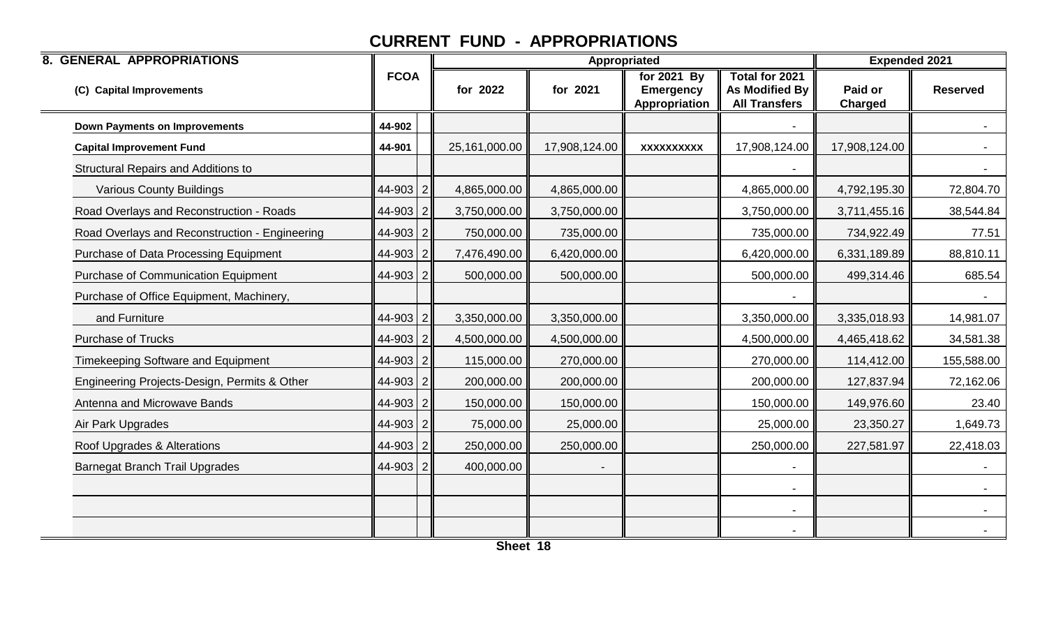# CURRENT FUND - APPROPRIATIONS

| 8. GENERAL APPROPRIATIONS | FCOA | | Appropriated | | | | Expended 2021 | |
|---|---|---|---|---|---|---|---|---|
| (C) Capital Improvements | | | for 2022 | for 2021 | for 2021 By Emergency Appropriation | Total for 2021 As Modified By All Transfers | Paid or Charged | Reserved |
| **Down Payments on Improvements** | **44-902** | | | | | - | | - |
| **Capital Improvement Fund** | **44-901** | | 25,161,000.00 | 17,908,124.00 | XXXXXXXXXX | 17,908,124.00 | 17,908,124.00 | - |
| Structural Repairs and Additions to | | | | | | - | | - |
| Various County Buildings | 44-903 | 2 | 4,865,000.00 | 4,865,000.00 | | 4,865,000.00 | 4,792,195.30 | 72,804.70 |
| Road Overlays and Reconstruction - Roads | 44-903 | 2 | 3,750,000.00 | 3,750,000.00 | | 3,750,000.00 | 3,711,455.16 | 38,544.84 |
| Road Overlays and Reconstruction - Engineering | 44-903 | 2 | 750,000.00 | 735,000.00 | | 735,000.00 | 734,922.49 | 77.51 |
| Purchase of Data Processing Equipment | 44-903 | 2 | 7,476,490.00 | 6,420,000.00 | | 6,420,000.00 | 6,331,189.89 | 88,810.11 |
| Purchase of Communication Equipment | 44-903 | 2 | 500,000.00 | 500,000.00 | | 500,000.00 | 499,314.46 | 685.54 |
| Purchase of Office Equipment, Machinery, | | | | | | - | | - |
| and Furniture | 44-903 | 2 | 3,350,000.00 | 3,350,000.00 | | 3,350,000.00 | 3,335,018.93 | 14,981.07 |
| Purchase of Trucks | 44-903 | 2 | 4,500,000.00 | 4,500,000.00 | | 4,500,000.00 | 4,465,418.62 | 34,581.38 |
| Timekeeping Software and Equipment | 44-903 | 2 | 115,000.00 | 270,000.00 | | 270,000.00 | 114,412.00 | 155,588.00 |
| Engineering Projects-Design, Permits & Other | 44-903 | 2 | 200,000.00 | 200,000.00 | | 200,000.00 | 127,837.94 | 72,162.06 |
| Antenna and Microwave Bands | 44-903 | 2 | 150,000.00 | 150,000.00 | | 150,000.00 | 149,976.60 | 23.40 |
| Air Park Upgrades | 44-903 | 2 | 75,000.00 | 25,000.00 | | 25,000.00 | 23,350.27 | 1,649.73 |
| Roof Upgrades & Alterations | 44-903 | 2 | 250,000.00 | 250,000.00 | | 250,000.00 | 227,581.97 | 22,418.03 |
| Barnegat Branch Trail Upgrades | 44-903 | 2 | 400,000.00 | - | | - | | - |
| | | | | | | - | | - |
| | | | | | | - | | - |
| | | | | | | - | | - |

Sheet 18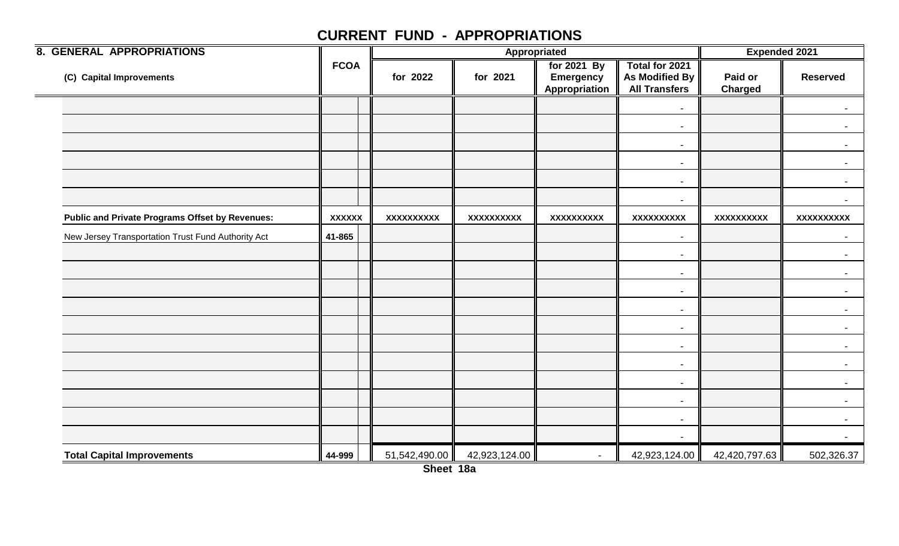## CURRENT FUND - APPROPRIATIONS

| 8. GENERAL APPROPRIATIONS | FCOA | | Appropriated | | | | Expended 2021 | |
|---|---|---|---|---|---|---|---|---|
| (C) Capital Improvements | | | for 2022 | for 2021 | for 2021 By Emergency Appropriation | Total for 2021 As Modified By All Transfers | Paid or Charged | Reserved |
| | | | | | | - | | - |
| | | | | | | - | | - |
| | | | | | | - | | - |
| | | | | | | - | | - |
| | | | | | | - | | - |
| | | | | | | - | | - |
| **Public and Private Programs Offset by Revenues:** | **XXXXXX** | | **XXXXXXXXXX** | **XXXXXXXXXX** | **XXXXXXXXXX** | **XXXXXXXXXX** | **XXXXXXXXXX** | **XXXXXXXXXX** |
| New Jersey Transportation Trust Fund Authority Act | **41-865** | | | | | - | | - |
| | | | | | | - | | - |
| | | | | | | - | | - |
| | | | | | | - | | - |
| | | | | | | - | | - |
| | | | | | | - | | - |
| | | | | | | - | | - |
| | | | | | | - | | - |
| | | | | | | - | | - |
| | | | | | | - | | - |
| | | | | | | - | | - |
| | | | | | | - | | - |
| **Total Capital Improvements** | **44-999** | | 51,542,490.00 | 42,923,124.00 | - | 42,923,124.00 | 42,420,797.63 | 502,326.37 |

**Sheet 18a**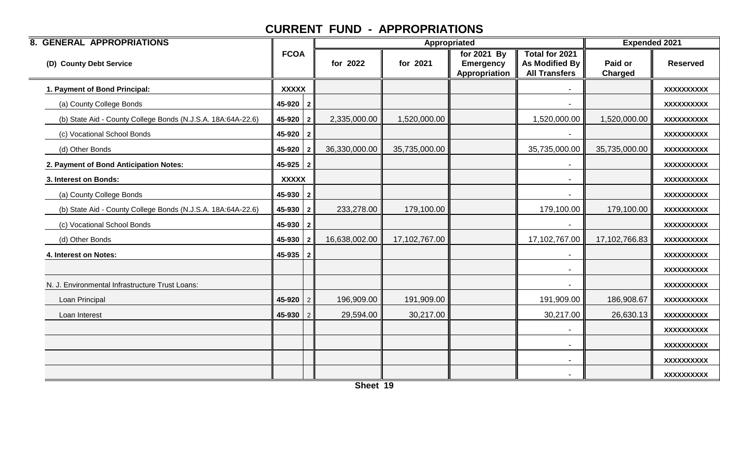# CURRENT FUND - APPROPRIATIONS

| 8. GENERAL APPROPRIATIONS | FCOA | | Appropriated | | | | Expended 2021 | |
|---|---|---|---|---|---|---|---|---|
| (D) County Debt Service | | | for 2022 | for 2021 | for 2021 By Emergency Appropriation | Total for 2021 As Modified By All Transfers | Paid or Charged | Reserved |
| **1. Payment of Bond Principal:** | **XXXXX** | | | | | - | | XXXXXXXXXX |
| (a) County College Bonds | 45-920 | 2 | | | | - | | XXXXXXXXXX |
| (b) State Aid - County College Bonds (N.J.S.A. 18A:64A-22.6) | 45-920 | 2 | 2,335,000.00 | 1,520,000.00 | | 1,520,000.00 | 1,520,000.00 | XXXXXXXXXX |
| (c) Vocational School Bonds | 45-920 | 2 | | | | - | | XXXXXXXXXX |
| (d) Other Bonds | 45-920 | 2 | 36,330,000.00 | 35,735,000.00 | | 35,735,000.00 | 35,735,000.00 | XXXXXXXXXX |
| **2. Payment of Bond Anticipation Notes:** | 45-925 | 2 | | | | - | | XXXXXXXXXX |
| **3. Interest on Bonds:** | **XXXXX** | | | | | - | | XXXXXXXXXX |
| (a) County College Bonds | 45-930 | 2 | | | | - | | XXXXXXXXXX |
| (b) State Aid - County College Bonds (N.J.S.A. 18A:64A-22.6) | 45-930 | 2 | 233,278.00 | 179,100.00 | | 179,100.00 | 179,100.00 | XXXXXXXXXX |
| (c) Vocational School Bonds | 45-930 | 2 | | | | - | | XXXXXXXXXX |
| (d) Other Bonds | 45-930 | 2 | 16,638,002.00 | 17,102,767.00 | | 17,102,767.00 | 17,102,766.83 | XXXXXXXXXX |
| **4. Interest on Notes:** | 45-935 | 2 | | | | - | | XXXXXXXXXX |
| | | | | | | - | | XXXXXXXXXX |
| N. J. Environmental Infrastructure Trust Loans: | | | | | | - | | XXXXXXXXXX |
| Loan Principal | 45-920 | 2 | 196,909.00 | 191,909.00 | | 191,909.00 | 186,908.67 | XXXXXXXXXX |
| Loan Interest | 45-930 | 2 | 29,594.00 | 30,217.00 | | 30,217.00 | 26,630.13 | XXXXXXXXXX |
| | | | | | | - | | XXXXXXXXXX |
| | | | | | | - | | XXXXXXXXXX |
| | | | | | | - | | XXXXXXXXXX |
| | | | | | | - | | XXXXXXXXXX |

Sheet 19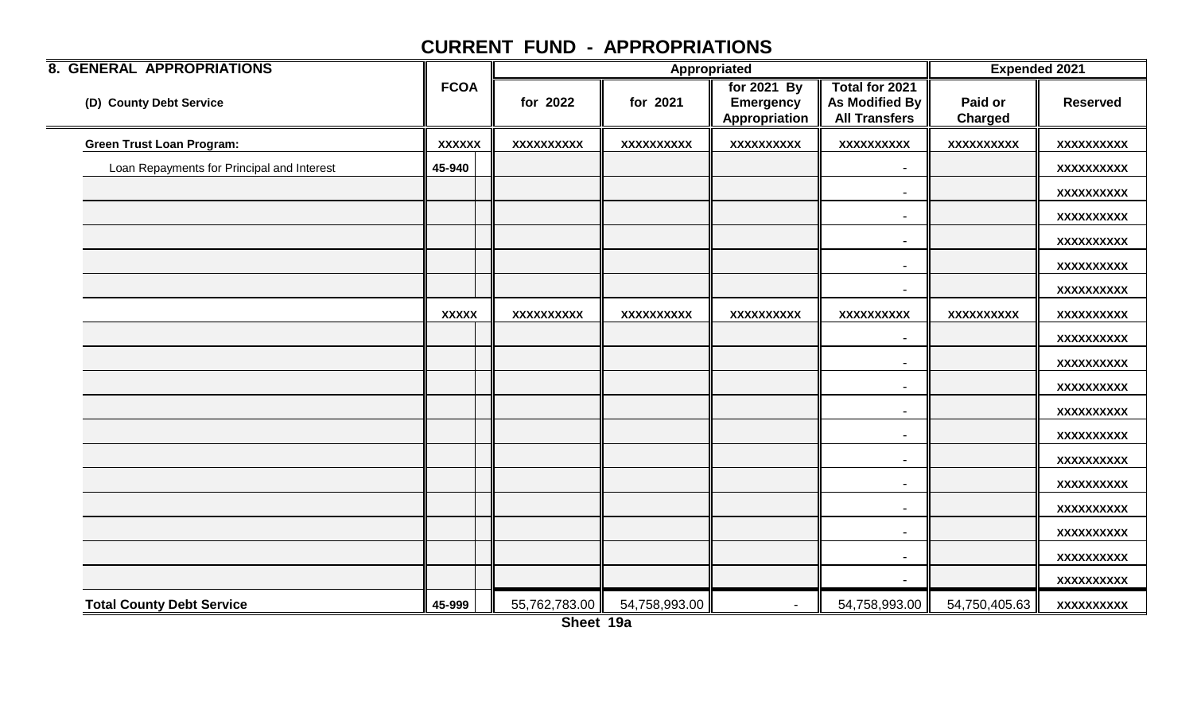# CURRENT FUND - APPROPRIATIONS

| 8. GENERAL APPROPRIATIONS | FCOA | | Appropriated | | | | Expended 2021 | |
|---|---|---|---|---|---|---|---|---|
| (D) County Debt Service | | | for 2022 | for 2021 | for 2021 By Emergency Appropriation | Total for 2021 As Modified By All Transfers | Paid or Charged | Reserved |
| **Green Trust Loan Program:** | XXXXXX | | XXXXXXXXXX | XXXXXXXXXX | XXXXXXXXXX | XXXXXXXXXX | XXXXXXXXXX | XXXXXXXXXX |
| Loan Repayments for Principal and Interest | 45-940 | | | | | - | | XXXXXXXXXX |
| | | | | | | - | | XXXXXXXXXX |
| | | | | | | - | | XXXXXXXXXX |
| | | | | | | - | | XXXXXXXXXX |
| | | | | | | - | | XXXXXXXXXX |
| | | | | | | - | | XXXXXXXXXX |
| | XXXXX | | XXXXXXXXXX | XXXXXXXXXX | XXXXXXXXXX | XXXXXXXXXX | XXXXXXXXXX | XXXXXXXXXX |
| | | | | | | - | | XXXXXXXXXX |
| | | | | | | - | | XXXXXXXXXX |
| | | | | | | - | | XXXXXXXXXX |
| | | | | | | - | | XXXXXXXXXX |
| | | | | | | - | | XXXXXXXXXX |
| | | | | | | - | | XXXXXXXXXX |
| | | | | | | - | | XXXXXXXXXX |
| | | | | | | - | | XXXXXXXXXX |
| | | | | | | - | | XXXXXXXXXX |
| | | | | | | - | | XXXXXXXXXX |
| | | | | | | - | | XXXXXXXXXX |
| **Total County Debt Service** | 45-999 | | 55,762,783.00 | 54,758,993.00 | - | 54,758,993.00 | 54,750,405.63 | XXXXXXXXXX |

Sheet 19a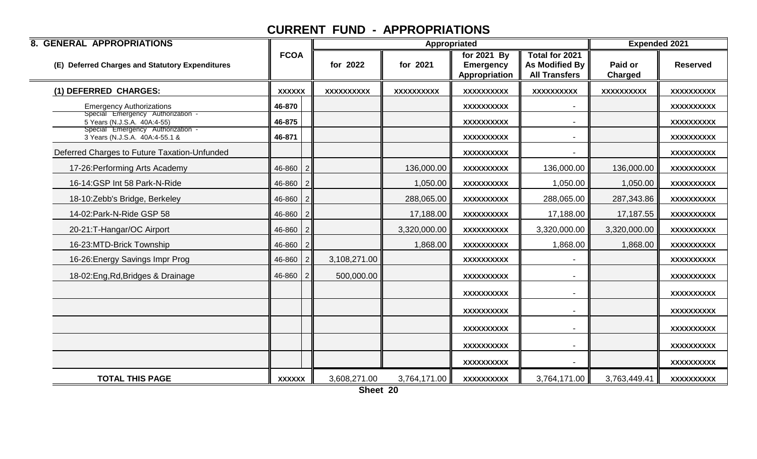# CURRENT FUND - APPROPRIATIONS

| 8. GENERAL APPROPRIATIONS | FCOA | | Appropriated | | | | Expended 2021 | |
|---|---|---|---|---|---|---|---|---|
| (E) Deferred Charges and Statutory Expenditures | | | for 2022 | for 2021 | for 2021 By Emergency Appropriation | Total for 2021 As Modified By All Transfers | Paid or Charged | Reserved |
| (1) DEFERRED CHARGES: | XXXXXX | | XXXXXXXXXX | XXXXXXXXXX | XXXXXXXXXX | XXXXXXXXXX | XXXXXXXXXX | XXXXXXXXXX |
| Emergency Authorizations | 46-870 | | | | XXXXXXXXXX | - | | XXXXXXXXXX |
| Special Emergency Authorization - 5 Years (N.J.S.A. 40A:4-55) | 46-875 | | | | XXXXXXXXXX | - | | XXXXXXXXXX |
| Special Emergency Authorization - 3 Years (N.J.S.A. 40A:4-55.1 & | 46-871 | | | | XXXXXXXXXX | - | | XXXXXXXXXX |
| Deferred Charges to Future Taxation-Unfunded | | | | | XXXXXXXXXX | - | | XXXXXXXXXX |
| 17-26:Performing Arts Academy | 46-860 | 2 | | 136,000.00 | XXXXXXXXXX | 136,000.00 | 136,000.00 | XXXXXXXXXX |
| 16-14:GSP Int 58 Park-N-Ride | 46-860 | 2 | | 1,050.00 | XXXXXXXXXX | 1,050.00 | 1,050.00 | XXXXXXXXXX |
| 18-10:Zebb's Bridge, Berkeley | 46-860 | 2 | | 288,065.00 | XXXXXXXXXX | 288,065.00 | 287,343.86 | XXXXXXXXXX |
| 14-02:Park-N-Ride GSP 58 | 46-860 | 2 | | 17,188.00 | XXXXXXXXXX | 17,188.00 | 17,187.55 | XXXXXXXXXX |
| 20-21:T-Hangar/OC Airport | 46-860 | 2 | | 3,320,000.00 | XXXXXXXXXX | 3,320,000.00 | 3,320,000.00 | XXXXXXXXXX |
| 16-23:MTD-Brick Township | 46-860 | 2 | | 1,868.00 | XXXXXXXXXX | 1,868.00 | 1,868.00 | XXXXXXXXXX |
| 16-26:Energy Savings Impr Prog | 46-860 | 2 | 3,108,271.00 | | XXXXXXXXXX | - | | XXXXXXXXXX |
| 18-02:Eng,Rd,Bridges & Drainage | 46-860 | 2 | 500,000.00 | | XXXXXXXXXX | - | | XXXXXXXXXX |
| | | | | | XXXXXXXXXX | - | | XXXXXXXXXX |
| | | | | | XXXXXXXXXX | - | | XXXXXXXXXX |
| | | | | | XXXXXXXXXX | - | | XXXXXXXXXX |
| | | | | | XXXXXXXXXX | - | | XXXXXXXXXX |
| | | | | | XXXXXXXXXX | - | | XXXXXXXXXX |
| TOTAL THIS PAGE | XXXXXX | | 3,608,271.00 | 3,764,171.00 | XXXXXXXXXX | 3,764,171.00 | 3,763,449.41 | XXXXXXXXXX |

Sheet 20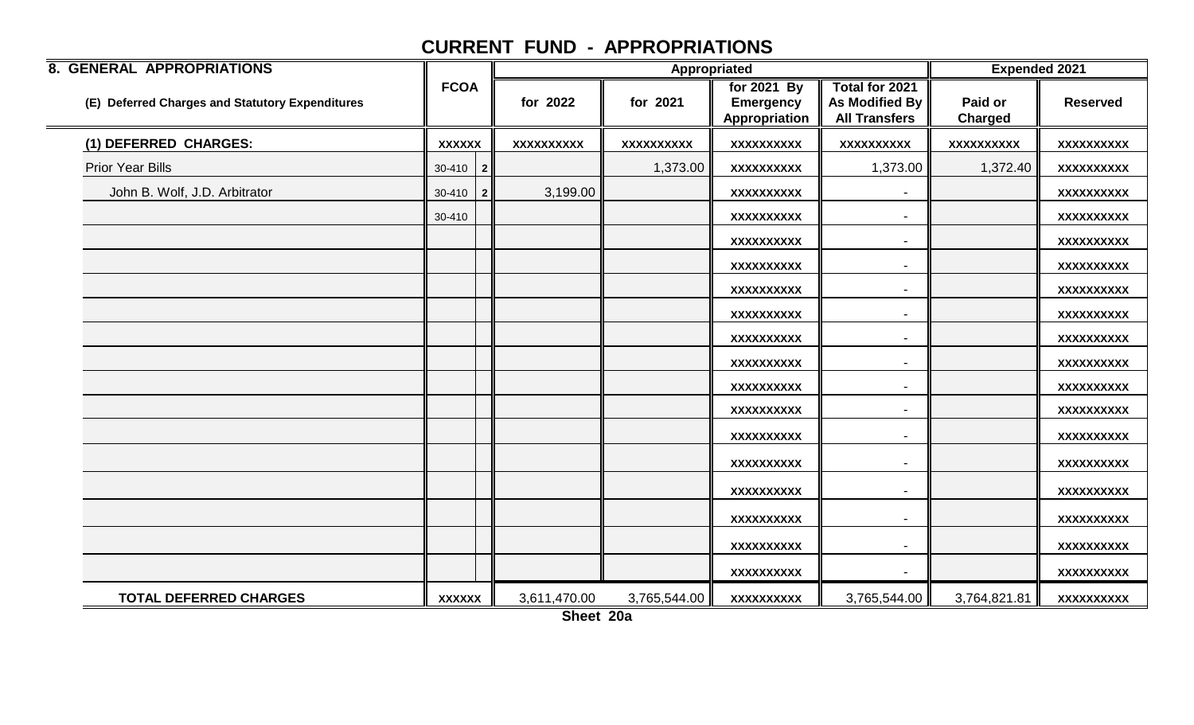# CURRENT FUND - APPROPRIATIONS

| 8. GENERAL APPROPRIATIONS | FCOA | | Appropriated | | | | Expended 2021 | |
|---|---|---|---|---|---|---|---|---|
| (E) Deferred Charges and Statutory Expenditures | | | for 2022 | for 2021 | for 2021 By Emergency Appropriation | Total for 2021 As Modified By All Transfers | Paid or Charged | Reserved |
| (1) DEFERRED CHARGES: | XXXXXX | | XXXXXXXXXX | XXXXXXXXXX | XXXXXXXXXX | XXXXXXXXXX | XXXXXXXXXX | XXXXXXXXXX |
| Prior Year Bills | 30-410 | 2 | | 1,373.00 | XXXXXXXXXX | 1,373.00 | 1,372.40 | XXXXXXXXXX |
| John B. Wolf, J.D. Arbitrator | 30-410 | 2 | 3,199.00 | | XXXXXXXXXX | - | | XXXXXXXXXX |
| | 30-410 | | | | XXXXXXXXXX | - | | XXXXXXXXXX |
| | | | | | XXXXXXXXXX | - | | XXXXXXXXXX |
| | | | | | XXXXXXXXXX | - | | XXXXXXXXXX |
| | | | | | XXXXXXXXXX | - | | XXXXXXXXXX |
| | | | | | XXXXXXXXXX | - | | XXXXXXXXXX |
| | | | | | XXXXXXXXXX | - | | XXXXXXXXXX |
| | | | | | XXXXXXXXXX | - | | XXXXXXXXXX |
| | | | | | XXXXXXXXXX | - | | XXXXXXXXXX |
| | | | | | XXXXXXXXXX | - | | XXXXXXXXXX |
| | | | | | XXXXXXXXXX | - | | XXXXXXXXXX |
| | | | | | XXXXXXXXXX | - | | XXXXXXXXXX |
| | | | | | XXXXXXXXXX | - | | XXXXXXXXXX |
| | | | | | XXXXXXXXXX | - | | XXXXXXXXXX |
| | | | | | XXXXXXXXXX | - | | XXXXXXXXXX |
| | | | | | XXXXXXXXXX | - | | XXXXXXXXXX |
| TOTAL DEFERRED CHARGES | XXXXXX | | 3,611,470.00 | 3,765,544.00 | XXXXXXXXXX | 3,765,544.00 | 3,764,821.81 | XXXXXXXXXX |

Sheet 20a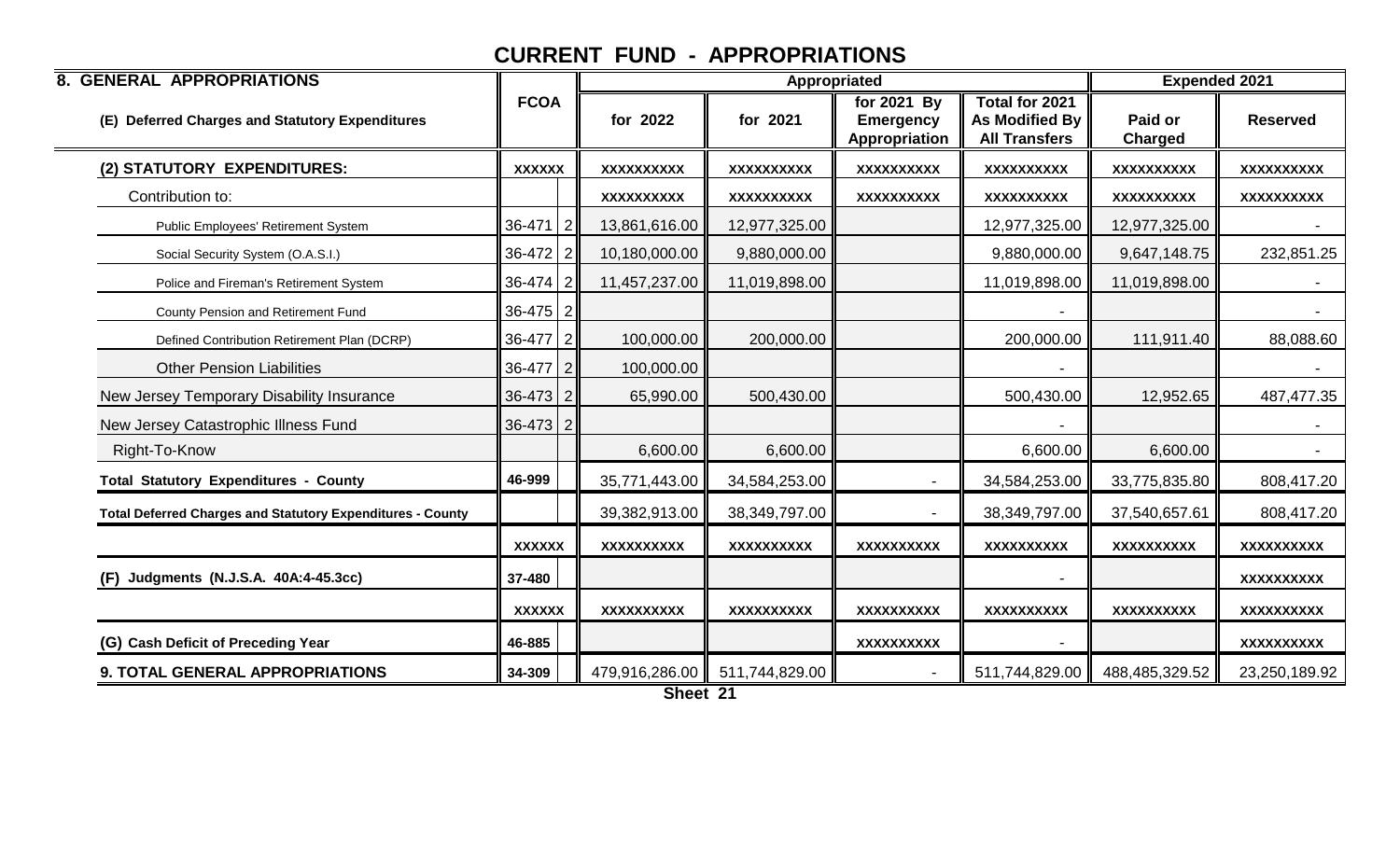# CURRENT FUND - APPROPRIATIONS

| 8. GENERAL APPROPRIATIONS | FCOA | | Appropriated | | | | Expended 2021 | |
|---|---|---|---|---|---|---|---|---|
| (E) Deferred Charges and Statutory Expenditures | | | for 2022 | for 2021 | for 2021 By Emergency Appropriation | Total for 2021 As Modified By All Transfers | Paid or Charged | Reserved |
| (2) STATUTORY EXPENDITURES: | XXXXXX | | XXXXXXXXXX | XXXXXXXXXX | XXXXXXXXXX | XXXXXXXXXX | XXXXXXXXXX | XXXXXXXXXX |
| Contribution to: | | | XXXXXXXXXX | XXXXXXXXXX | XXXXXXXXXX | XXXXXXXXXX | XXXXXXXXXX | XXXXXXXXXX |
| Public Employees' Retirement System | 36-471 | 2 | 13,861,616.00 | 12,977,325.00 | | 12,977,325.00 | 12,977,325.00 | - |
| Social Security System (O.A.S.I.) | 36-472 | 2 | 10,180,000.00 | 9,880,000.00 | | 9,880,000.00 | 9,647,148.75 | 232,851.25 |
| Police and Fireman's Retirement System | 36-474 | 2 | 11,457,237.00 | 11,019,898.00 | | 11,019,898.00 | 11,019,898.00 | - |
| County Pension and Retirement Fund | 36-475 | 2 | | | | - | | - |
| Defined Contribution Retirement Plan (DCRP) | 36-477 | 2 | 100,000.00 | 200,000.00 | | 200,000.00 | 111,911.40 | 88,088.60 |
| Other Pension Liabilities | 36-477 | 2 | 100,000.00 | | | - | | - |
| New Jersey Temporary Disability Insurance | 36-473 | 2 | 65,990.00 | 500,430.00 | | 500,430.00 | 12,952.65 | 487,477.35 |
| New Jersey Catastrophic Illness Fund | 36-473 | 2 | | | | - | | - |
| Right-To-Know | | | 6,600.00 | 6,600.00 | | 6,600.00 | 6,600.00 | - |
| Total Statutory Expenditures - County | 46-999 | | 35,771,443.00 | 34,584,253.00 | - | 34,584,253.00 | 33,775,835.80 | 808,417.20 |
| Total Deferred Charges and Statutory Expenditures - County | | | 39,382,913.00 | 38,349,797.00 | - | 38,349,797.00 | 37,540,657.61 | 808,417.20 |
| | XXXXXX | | XXXXXXXXXX | XXXXXXXXXX | XXXXXXXXXX | XXXXXXXXXX | XXXXXXXXXX | XXXXXXXXXX |
| (F) Judgments (N.J.S.A. 40A:4-45.3cc) | 37-480 | | | | | - | | XXXXXXXXXX |
| | XXXXXX | | XXXXXXXXXX | XXXXXXXXXX | XXXXXXXXXX | XXXXXXXXXX | XXXXXXXXXX | XXXXXXXXXX |
| (G) Cash Deficit of Preceding Year | 46-885 | | | | XXXXXXXXXX | - | | XXXXXXXXXX |
| 9. TOTAL GENERAL APPROPRIATIONS | 34-309 | | 479,916,286.00 | 511,744,829.00 | - | 511,744,829.00 | 488,485,329.52 | 23,250,189.92 |

Sheet 21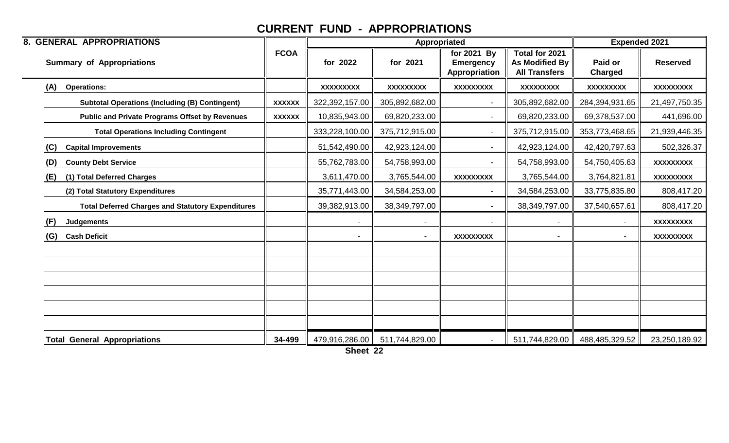# CURRENT FUND - APPROPRIATIONS

| 8. GENERAL APPROPRIATIONS | FCOA | Appropriated | | | | Expended 2021 | |
|---|---|---|---|---|---|---|---|
| Summary of Appropriations | | for 2022 | for 2021 | for 2021 By Emergency Appropriation | Total for 2021 As Modified By All Transfers | Paid or Charged | Reserved |
| (A) Operations: | | XXXXXXXXX | XXXXXXXXX | XXXXXXXXX | XXXXXXXXX | XXXXXXXXX | XXXXXXXXX |
| Subtotal Operations (Including (B) Contingent) | XXXXXX | 322,392,157.00 | 305,892,682.00 | - | 305,892,682.00 | 284,394,931.65 | 21,497,750.35 |
| Public and Private Programs Offset by Revenues | XXXXXX | 10,835,943.00 | 69,820,233.00 | - | 69,820,233.00 | 69,378,537.00 | 441,696.00 |
| Total Operations Including Contingent | | 333,228,100.00 | 375,712,915.00 | - | 375,712,915.00 | 353,773,468.65 | 21,939,446.35 |
| (C) Capital Improvements | | 51,542,490.00 | 42,923,124.00 | - | 42,923,124.00 | 42,420,797.63 | 502,326.37 |
| (D) County Debt Service | | 55,762,783.00 | 54,758,993.00 | - | 54,758,993.00 | 54,750,405.63 | XXXXXXXXX |
| (E) (1) Total Deferred Charges | | 3,611,470.00 | 3,765,544.00 | XXXXXXXXX | 3,765,544.00 | 3,764,821.81 | XXXXXXXXX |
| (2) Total Statutory Expenditures | | 35,771,443.00 | 34,584,253.00 | - | 34,584,253.00 | 33,775,835.80 | 808,417.20 |
| Total Deferred Charges and Statutory Expenditures | | 39,382,913.00 | 38,349,797.00 | - | 38,349,797.00 | 37,540,657.61 | 808,417.20 |
| (F) Judgements | | - | - | - | - | - | XXXXXXXXX |
| (G) Cash Deficit | | - | - | XXXXXXXXX | - | - | XXXXXXXXX |
| | | | | | | | |
| | | | | | | | |
| | | | | | | | |
| | | | | | | | |
| | | | | | | | |
| | | | | | | | |
| Total General Appropriations | 34-499 | 479,916,286.00 | 511,744,829.00 | - | 511,744,829.00 | 488,485,329.52 | 23,250,189.92 |

Sheet 22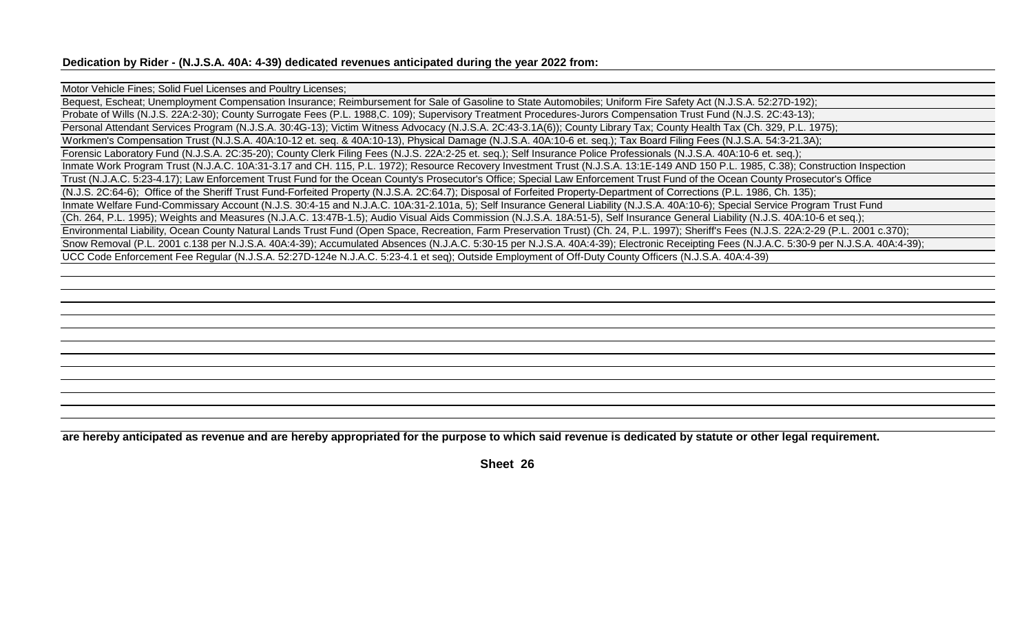**Dedication by Rider - (N.J.S.A. 40A: 4-39) dedicated revenues anticipated during the year 2022 from:**

Motor Vehicle Fines; Solid Fuel Licenses and Poultry Licenses;
Bequest, Escheat; Unemployment Compensation Insurance; Reimbursement for Sale of Gasoline to State Automobiles; Uniform Fire Safety Act (N.J.S.A. 52:27D-192);
Probate of Wills (N.J.S. 22A:2-30); County Surrogate Fees (P.L. 1988,C. 109); Supervisory Treatment Procedures-Jurors Compensation Trust Fund (N.J.S. 2C:43-13);
Personal Attendant Services Program (N.J.S.A. 30:4G-13); Victim Witness Advocacy (N.J.S.A. 2C:43-3.1A(6)); County Library Tax; County Health Tax (Ch. 329, P.L. 1975);
Workmen's Compensation Trust (N.J.S.A. 40A:10-12 et. seq. & 40A:10-13), Physical Damage (N.J.S.A. 40A:10-6 et. seq.); Tax Board Filing Fees (N.J.S.A. 54:3-21.3A);
Forensic Laboratory Fund (N.J.S.A. 2C:35-20); County Clerk Filing Fees (N.J.S. 22A:2-25 et. seq.); Self Insurance Police Professionals (N.J.S.A. 40A:10-6 et. seq.);
Inmate Work Program Trust (N.J.A.C. 10A:31-3.17 and CH. 115, P.L. 1972); Resource Recovery Investment Trust (N.J.S.A. 13:1E-149 AND 150 P.L. 1985, C.38); Construction Inspection
Trust (N.J.A.C. 5:23-4.17); Law Enforcement Trust Fund for the Ocean County's Prosecutor's Office; Special Law Enforcement Trust Fund of the Ocean County Prosecutor's Office
(N.J.S. 2C:64-6); Office of the Sheriff Trust Fund-Forfeited Property (N.J.S.A. 2C:64.7); Disposal of Forfeited Property-Department of Corrections (P.L. 1986, Ch. 135);
Inmate Welfare Fund-Commissary Account (N.J.S. 30:4-15 and N.J.A.C. 10A:31-2.101a, 5); Self Insurance General Liability (N.J.S.A. 40A:10-6); Special Service Program Trust Fund
(Ch. 264, P.L. 1995); Weights and Measures (N.J.A.C. 13:47B-1.5); Audio Visual Aids Commission (N.J.S.A. 18A:51-5), Self Insurance General Liability (N.J.S. 40A:10-6 et seq.);
Environmental Liability, Ocean County Natural Lands Trust Fund (Open Space, Recreation, Farm Preservation Trust) (Ch. 24, P.L. 1997); Sheriff's Fees (N.J.S. 22A:2-29 (P.L. 2001 c.370);
Snow Removal (P.L. 2001 c.138 per N.J.S.A. 40A:4-39); Accumulated Absences (N.J.A.C. 5:30-15 per N.J.S.A. 40A:4-39); Electronic Receipting Fees (N.J.A.C. 5:30-9 per N.J.S.A. 40A:4-39);
UCC Code Enforcement Fee Regular (N.J.S.A. 52:27D-124e N.J.A.C. 5:23-4.1 et seq); Outside Employment of Off-Duty County Officers (N.J.S.A. 40A:4-39)

**are hereby anticipated as revenue and are hereby appropriated for the purpose to which said revenue is dedicated by statute or other legal requirement.**

**Sheet 26**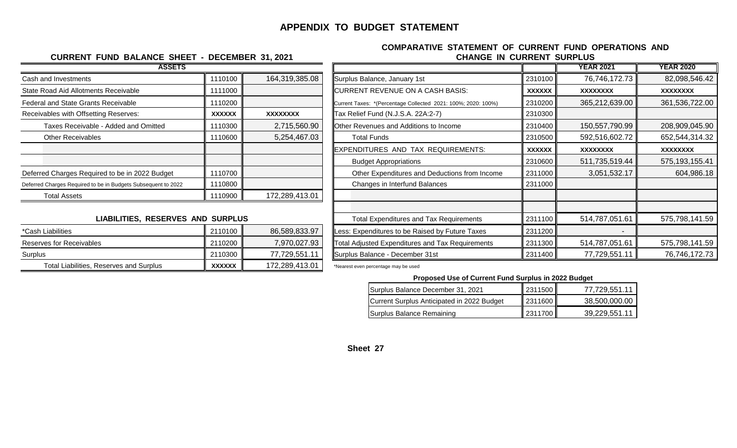# APPENDIX TO BUDGET STATEMENT

## CURRENT FUND BALANCE SHEET - DECEMBER 31, 2021

| ASSETS | | |
|---|---|---|
| Cash and Investments | 1110100 | 164,319,385.08 |
| State Road Aid Allotments Receivable | 1111000 | |
| Federal and State Grants Receivable | 1110200 | |
| Receivables with Offsetting Reserves: | XXXXXX | XXXXXXXX |
| Taxes Receivable - Added and Omitted | 1110300 | 2,715,560.90 |
| Other Receivables | 1110600 | 5,254,467.03 |
| | | |
| | | |
| Deferred Charges Required to be in 2022 Budget | 1110700 | |
| Deferred Charges Required to be in Budgets Subsequent to 2022 | 1110800 | |
| Total Assets | 1110900 | 172,289,413.01 |

### LIABILITIES, RESERVES AND SURPLUS

| | | |
|---|---|---|
| *Cash Liabilities | 2110100 | 86,589,833.97 |
| Reserves for Receivables | 2110200 | 7,970,027.93 |
| Surplus | 2110300 | 77,729,551.11 |
| Total Liabilities, Reserves and Surplus | XXXXXX | 172,289,413.01 |

## COMPARATIVE STATEMENT OF CURRENT FUND OPERATIONS AND CHANGE IN CURRENT SURPLUS

| | | YEAR 2021 | YEAR 2020 |
|---|---|---|---|
| Surplus Balance, January 1st | 2310100 | 76,746,172.73 | 82,098,546.42 |
| CURRENT REVENUE ON A CASH BASIS: | XXXXXX | XXXXXXXX | XXXXXXXX |
| Current Taxes: *(Percentage Collected 2021: 100%; 2020: 100%) | 2310200 | 365,212,639.00 | 361,536,722.00 |
| Tax Relief Fund (N.J.S.A. 22A:2-7) | 2310300 | | |
| Other Revenues and Additions to Income | 2310400 | 150,557,790.99 | 208,909,045.90 |
| Total Funds | 2310500 | 592,516,602.72 | 652,544,314.32 |
| EXPENDITURES AND TAX REQUIREMENTS: | XXXXXX | XXXXXXXX | XXXXXXXX |
| Budget Appropriations | 2310600 | 511,735,519.44 | 575,193,155.41 |
| Other Expenditures and Deductions from Income | 2311000 | 3,051,532.17 | 604,986.18 |
| Changes in Interfund Balances | 2311000 | | |
| | | | |
| | | | |
| Total Expenditures and Tax Requirements | 2311100 | 514,787,051.61 | 575,798,141.59 |
| Less: Expenditures to be Raised by Future Taxes | 2311200 | - | |
| Total Adjusted Expenditures and Tax Requirements | 2311300 | 514,787,051.61 | 575,798,141.59 |
| Surplus Balance - December 31st | 2311400 | 77,729,551.11 | 76,746,172.73 |

*Nearest even percentage may be used

### Proposed Use of Current Fund Surplus in 2022 Budget

| | | |
|---|---|---|
| Surplus Balance December 31, 2021 | 2311500 | 77,729,551.11 |
| Current Surplus Anticipated in 2022 Budget | 2311600 | 38,500,000.00 |
| Surplus Balance Remaining | 2311700 | 39,229,551.11 |

**Sheet 27**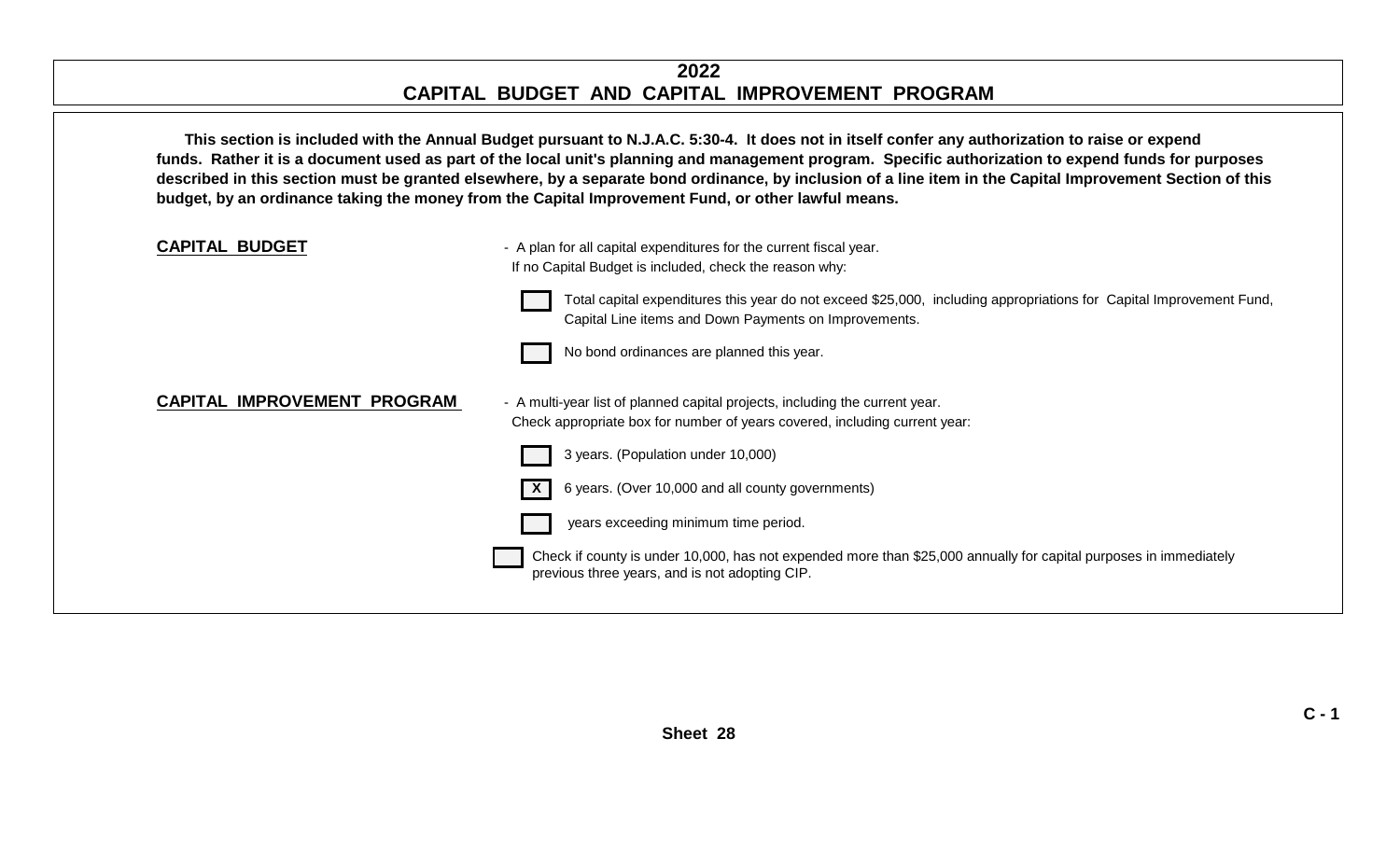# 2022
# CAPITAL BUDGET AND CAPITAL IMPROVEMENT PROGRAM

**This section is included with the Annual Budget pursuant to N.J.A.C. 5:30-4. It does not in itself confer any authorization to raise or expend funds. Rather it is a document used as part of the local unit's planning and management program. Specific authorization to expend funds for purposes described in this section must be granted elsewhere, by a separate bond ordinance, by inclusion of a line item in the Capital Improvement Section of this budget, by an ordinance taking the money from the Capital Improvement Fund, or other lawful means.**

**CAPITAL BUDGET** - A plan for all capital expenditures for the current fiscal year.
If no Capital Budget is included, check the reason why:

- [ ] Total capital expenditures this year do not exceed $25,000, including appropriations for Capital Improvement Fund, Capital Line items and Down Payments on Improvements.
- [ ] No bond ordinances are planned this year.

**CAPITAL IMPROVEMENT PROGRAM** - A multi-year list of planned capital projects, including the current year.
Check appropriate box for number of years covered, including current year:

- [ ] 3 years. (Population under 10,000)
- [X] 6 years. (Over 10,000 and all county governments)
- [ ] years exceeding minimum time period.

- [ ] Check if county is under 10,000, has not expended more than $25,000 annually for capital purposes in immediately previous three years, and is not adopting CIP.

C - 1

Sheet 28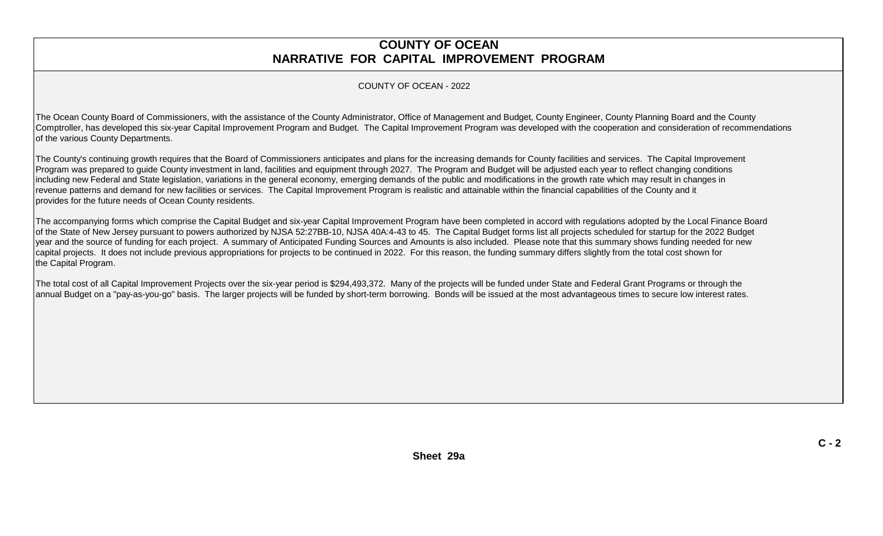# COUNTY OF OCEAN
## NARRATIVE FOR CAPITAL IMPROVEMENT PROGRAM

COUNTY OF OCEAN - 2022

The Ocean County Board of Commissioners, with the assistance of the County Administrator, Office of Management and Budget, County Engineer, County Planning Board and the County Comptroller, has developed this six-year Capital Improvement Program and Budget. The Capital Improvement Program was developed with the cooperation and consideration of recommendations of the various County Departments.

The County's continuing growth requires that the Board of Commissioners anticipates and plans for the increasing demands for County facilities and services. The Capital Improvement Program was prepared to guide County investment in land, facilities and equipment through 2027. The Program and Budget will be adjusted each year to reflect changing conditions including new Federal and State legislation, variations in the general economy, emerging demands of the public and modifications in the growth rate which may result in changes in revenue patterns and demand for new facilities or services. The Capital Improvement Program is realistic and attainable within the financial capabilities of the County and it provides for the future needs of Ocean County residents.

The accompanying forms which comprise the Capital Budget and six-year Capital Improvement Program have been completed in accord with regulations adopted by the Local Finance Board of the State of New Jersey pursuant to powers authorized by NJSA 52:27BB-10, NJSA 40A:4-43 to 45. The Capital Budget forms list all projects scheduled for startup for the 2022 Budget year and the source of funding for each project. A summary of Anticipated Funding Sources and Amounts is also included. Please note that this summary shows funding needed for new capital projects. It does not include previous appropriations for projects to be continued in 2022. For this reason, the funding summary differs slightly from the total cost shown for the Capital Program.

The total cost of all Capital Improvement Projects over the six-year period is $294,493,372. Many of the projects will be funded under State and Federal Grant Programs or through the annual Budget on a "pay-as-you-go" basis. The larger projects will be funded by short-term borrowing. Bonds will be issued at the most advantageous times to secure low interest rates.

C - 2

Sheet 29a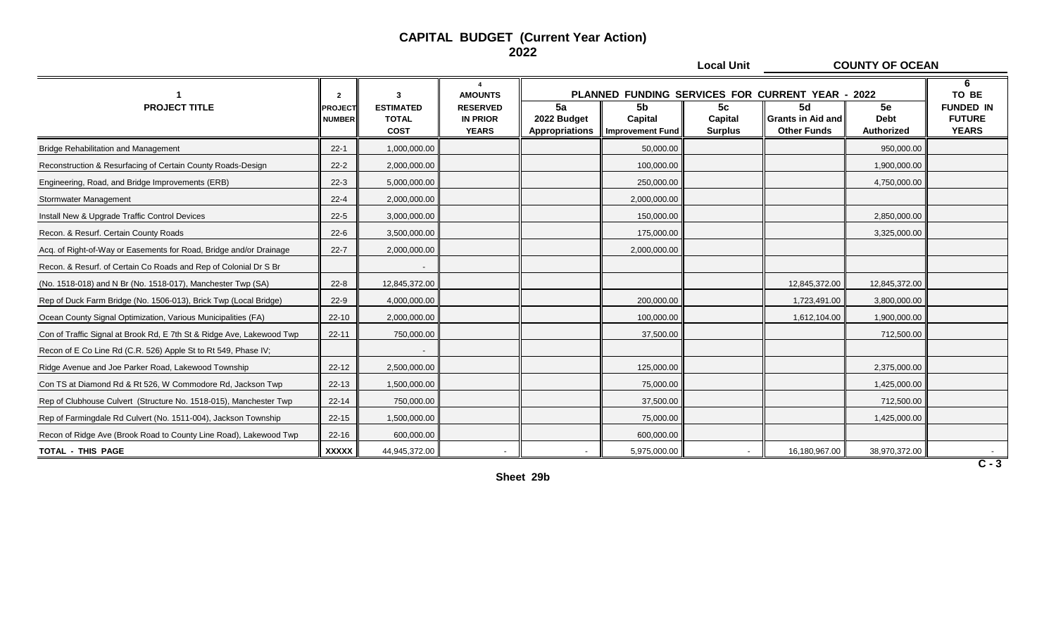# CAPITAL BUDGET (Current Year Action)
## 2022

**Local Unit** **COUNTY OF OCEAN**

| 1 | 2 | 3 | 4 | PLANNED FUNDING SERVICES FOR CURRENT YEAR - 2022 | | | | | 6 |
|---|---|---|---|---|---|---|---|---|---|
| PROJECT TITLE | PROJECT NUMBER | ESTIMATED TOTAL COST | AMOUNTS RESERVED IN PRIOR YEARS | 5a 2022 Budget Appropriations | 5b Capital Improvement Fund | 5c Capital Surplus | 5d Grants in Aid and Other Funds | 5e Debt Authorized | TO BE FUNDED IN FUTURE YEARS |
| Bridge Rehabilitation and Management | 22-1 | 1,000,000.00 | | | 50,000.00 | | | 950,000.00 | |
| Reconstruction & Resurfacing of Certain County Roads-Design | 22-2 | 2,000,000.00 | | | 100,000.00 | | | 1,900,000.00 | |
| Engineering, Road, and Bridge Improvements (ERB) | 22-3 | 5,000,000.00 | | | 250,000.00 | | | 4,750,000.00 | |
| Stormwater Management | 22-4 | 2,000,000.00 | | | 2,000,000.00 | | | | |
| Install New & Upgrade Traffic Control Devices | 22-5 | 3,000,000.00 | | | 150,000.00 | | | 2,850,000.00 | |
| Recon. & Resurf. Certain County Roads | 22-6 | 3,500,000.00 | | | 175,000.00 | | | 3,325,000.00 | |
| Acq. of Right-of-Way or Easements for Road, Bridge and/or Drainage | 22-7 | 2,000,000.00 | | | 2,000,000.00 | | | | |
| Recon. & Resurf. of Certain Co Roads and Rep of Colonial Dr S Br | | - | | | | | | | |
| (No. 1518-018) and N Br (No. 1518-017), Manchester Twp (SA) | 22-8 | 12,845,372.00 | | | | | 12,845,372.00 | 12,845,372.00 | |
| Rep of Duck Farm Bridge (No. 1506-013), Brick Twp (Local Bridge) | 22-9 | 4,000,000.00 | | | 200,000.00 | | 1,723,491.00 | 3,800,000.00 | |
| Ocean County Signal Optimization, Various Municipalities (FA) | 22-10 | 2,000,000.00 | | | 100,000.00 | | 1,612,104.00 | 1,900,000.00 | |
| Con of Traffic Signal at Brook Rd, E 7th St & Ridge Ave, Lakewood Twp | 22-11 | 750,000.00 | | | 37,500.00 | | | 712,500.00 | |
| Recon of E Co Line Rd (C.R. 526) Apple St to Rt 549, Phase IV; | | - | | | | | | | |
| Ridge Avenue and Joe Parker Road, Lakewood Township | 22-12 | 2,500,000.00 | | | 125,000.00 | | | 2,375,000.00 | |
| Con TS at Diamond Rd & Rt 526, W Commodore Rd, Jackson Twp | 22-13 | 1,500,000.00 | | | 75,000.00 | | | 1,425,000.00 | |
| Rep of Clubhouse Culvert (Structure No. 1518-015), Manchester Twp | 22-14 | 750,000.00 | | | 37,500.00 | | | 712,500.00 | |
| Rep of Farmingdale Rd Culvert (No. 1511-004), Jackson Township | 22-15 | 1,500,000.00 | | | 75,000.00 | | | 1,425,000.00 | |
| Recon of Ridge Ave (Brook Road to County Line Road), Lakewood Twp | 22-16 | 600,000.00 | | | 600,000.00 | | | | |
| **TOTAL - THIS PAGE** | **XXXXX** | 44,945,372.00 | - | - | 5,975,000.00 | - | 16,180,967.00 | 38,970,372.00 | - |

C - 3

Sheet 29b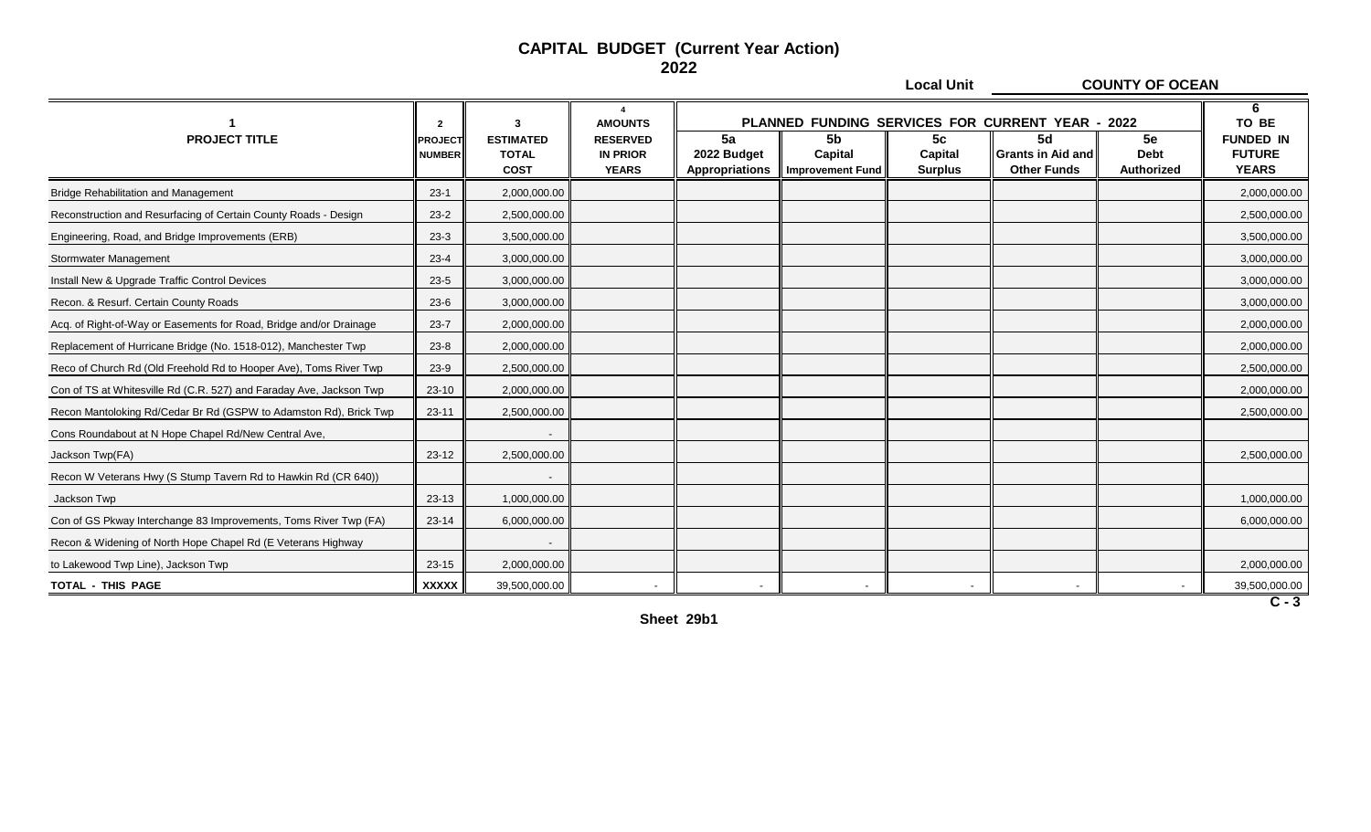# CAPITAL BUDGET (Current Year Action)
## 2022

**Local Unit** **COUNTY OF OCEAN**

| 1 PROJECT TITLE | 2 PROJECT NUMBER | 3 ESTIMATED TOTAL COST | 4 AMOUNTS RESERVED IN PRIOR YEARS | PLANNED FUNDING SERVICES FOR CURRENT YEAR - 2022 | | | | | 6 TO BE FUNDED IN FUTURE YEARS |
|---|---|---|---|---|---|---|---|---|---|
| | | | | 5a 2022 Budget Appropriations | 5b Capital Improvement Fund | 5c Capital Surplus | 5d Grants in Aid and Other Funds | 5e Debt Authorized | |
| Bridge Rehabilitation and Management | 23-1 | 2,000,000.00 | | | | | | | 2,000,000.00 |
| Reconstruction and Resurfacing of Certain County Roads - Design | 23-2 | 2,500,000.00 | | | | | | | 2,500,000.00 |
| Engineering, Road, and Bridge Improvements (ERB) | 23-3 | 3,500,000.00 | | | | | | | 3,500,000.00 |
| Stormwater Management | 23-4 | 3,000,000.00 | | | | | | | 3,000,000.00 |
| Install New & Upgrade Traffic Control Devices | 23-5 | 3,000,000.00 | | | | | | | 3,000,000.00 |
| Recon. & Resurf. Certain County Roads | 23-6 | 3,000,000.00 | | | | | | | 3,000,000.00 |
| Acq. of Right-of-Way or Easements for Road, Bridge and/or Drainage | 23-7 | 2,000,000.00 | | | | | | | 2,000,000.00 |
| Replacement of Hurricane Bridge (No. 1518-012), Manchester Twp | 23-8 | 2,000,000.00 | | | | | | | 2,000,000.00 |
| Reco of Church Rd (Old Freehold Rd to Hooper Ave), Toms River Twp | 23-9 | 2,500,000.00 | | | | | | | 2,500,000.00 |
| Con of TS at Whitesville Rd (C.R. 527) and Faraday Ave, Jackson Twp | 23-10 | 2,000,000.00 | | | | | | | 2,000,000.00 |
| Recon Mantoloking Rd/Cedar Br Rd (GSPW to Adamston Rd), Brick Twp | 23-11 | 2,500,000.00 | | | | | | | 2,500,000.00 |
| Cons Roundabout at N Hope Chapel Rd/New Central Ave, | | - | | | | | | | |
| Jackson Twp(FA) | 23-12 | 2,500,000.00 | | | | | | | 2,500,000.00 |
| Recon W Veterans Hwy (S Stump Tavern Rd to Hawkin Rd (CR 640)) | | - | | | | | | | |
| Jackson Twp | 23-13 | 1,000,000.00 | | | | | | | 1,000,000.00 |
| Con of GS Pkway Interchange 83 Improvements, Toms River Twp (FA) | 23-14 | 6,000,000.00 | | | | | | | 6,000,000.00 |
| Recon & Widening of North Hope Chapel Rd (E Veterans Highway | | - | | | | | | | |
| to Lakewood Twp Line), Jackson Twp | 23-15 | 2,000,000.00 | | | | | | | 2,000,000.00 |
| **TOTAL - THIS PAGE** | **XXXXX** | 39,500,000.00 | - | - | - | - | - | - | 39,500,000.00 |

C - 3

Sheet 29b1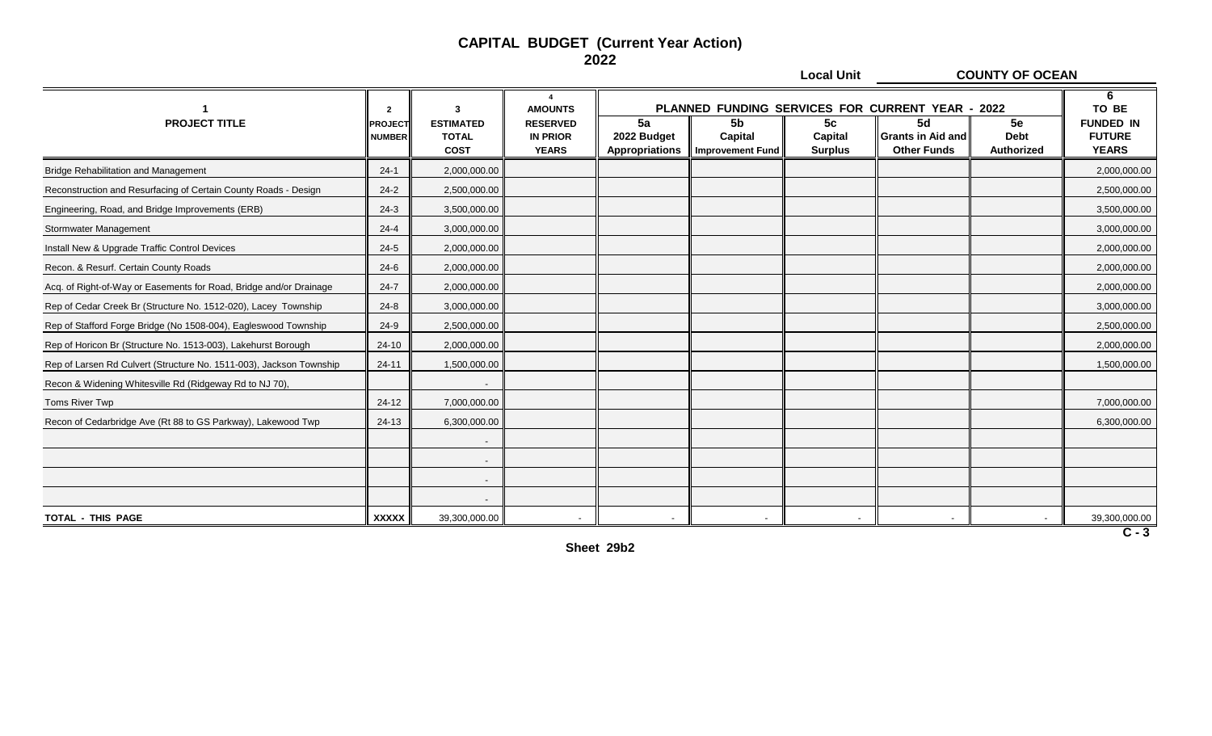# CAPITAL BUDGET (Current Year Action)

## 2022

**Local Unit** **COUNTY OF OCEAN**

| 1<br>PROJECT TITLE | 2<br>PROJECT NUMBER | 3<br>ESTIMATED TOTAL COST | 4<br>AMOUNTS RESERVED IN PRIOR YEARS | PLANNED FUNDING SERVICES FOR CURRENT YEAR - 2022<br>5a<br>2022 Budget Appropriations | 5b<br>Capital Improvement Fund | 5c<br>Capital Surplus | 5d<br>Grants in Aid and Other Funds | 5e<br>Debt Authorized | 6<br>TO BE FUNDED IN FUTURE YEARS |
|---|---|---|---|---|---|---|---|---|---|
| Bridge Rehabilitation and Management | 24-1 | 2,000,000.00 | | | | | | | 2,000,000.00 |
| Reconstruction and Resurfacing of Certain County Roads - Design | 24-2 | 2,500,000.00 | | | | | | | 2,500,000.00 |
| Engineering, Road, and Bridge Improvements (ERB) | 24-3 | 3,500,000.00 | | | | | | | 3,500,000.00 |
| Stormwater Management | 24-4 | 3,000,000.00 | | | | | | | 3,000,000.00 |
| Install New & Upgrade Traffic Control Devices | 24-5 | 2,000,000.00 | | | | | | | 2,000,000.00 |
| Recon. & Resurf. Certain County Roads | 24-6 | 2,000,000.00 | | | | | | | 2,000,000.00 |
| Acq. of Right-of-Way or Easements for Road, Bridge and/or Drainage | 24-7 | 2,000,000.00 | | | | | | | 2,000,000.00 |
| Rep of Cedar Creek Br (Structure No. 1512-020), Lacey Township | 24-8 | 3,000,000.00 | | | | | | | 3,000,000.00 |
| Rep of Stafford Forge Bridge (No 1508-004), Eagleswood Township | 24-9 | 2,500,000.00 | | | | | | | 2,500,000.00 |
| Rep of Horicon Br (Structure No. 1513-003), Lakehurst Borough | 24-10 | 2,000,000.00 | | | | | | | 2,000,000.00 |
| Rep of Larsen Rd Culvert (Structure No. 1511-003), Jackson Township | 24-11 | 1,500,000.00 | | | | | | | 1,500,000.00 |
| Recon & Widening Whitesville Rd (Ridgeway Rd to NJ 70), | | - | | | | | | | |
| Toms River Twp | 24-12 | 7,000,000.00 | | | | | | | 7,000,000.00 |
| Recon of Cedarbridge Ave (Rt 88 to GS Parkway), Lakewood Twp | 24-13 | 6,300,000.00 | | | | | | | 6,300,000.00 |
| | | - | | | | | | | |
| | | - | | | | | | | |
| | | - | | | | | | | |
| | | - | | | | | | | |
| **TOTAL - THIS PAGE** | **XXXXX** | 39,300,000.00 | - | - | - | - | - | - | 39,300,000.00 |

C - 3

Sheet 29b2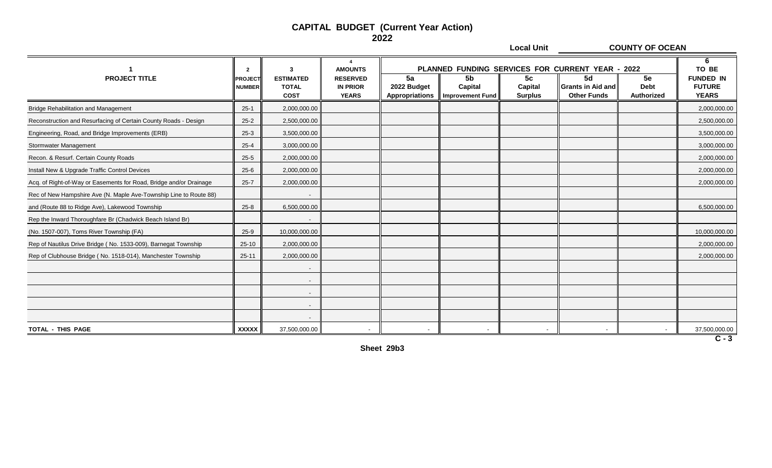# CAPITAL BUDGET (Current Year Action)

## 2022

**Local Unit** COUNTY OF OCEAN

| 1 | 2 | 3 | 4 | PLANNED FUNDING SERVICES FOR CURRENT YEAR - 2022 | | | | | 6 |
|---|---|---|---|---|---|---|---|---|---|
| PROJECT TITLE | PROJECT NUMBER | ESTIMATED TOTAL COST | AMOUNTS RESERVED IN PRIOR YEARS | 5a 2022 Budget Appropriations | 5b Capital Improvement Fund | 5c Capital Surplus | 5d Grants in Aid and Other Funds | 5e Debt Authorized | TO BE FUNDED IN FUTURE YEARS |
| Bridge Rehabilitation and Management | 25-1 | 2,000,000.00 | | | | | | | 2,000,000.00 |
| Reconstruction and Resurfacing of Certain County Roads - Design | 25-2 | 2,500,000.00 | | | | | | | 2,500,000.00 |
| Engineering, Road, and Bridge Improvements (ERB) | 25-3 | 3,500,000.00 | | | | | | | 3,500,000.00 |
| Stormwater Management | 25-4 | 3,000,000.00 | | | | | | | 3,000,000.00 |
| Recon. & Resurf. Certain County Roads | 25-5 | 2,000,000.00 | | | | | | | 2,000,000.00 |
| Install New & Upgrade Traffic Control Devices | 25-6 | 2,000,000.00 | | | | | | | 2,000,000.00 |
| Acq. of Right-of-Way or Easements for Road, Bridge and/or Drainage | 25-7 | 2,000,000.00 | | | | | | | 2,000,000.00 |
| Rec of New Hampshire Ave (N. Maple Ave-Township Line to Route 88) | | - | | | | | | | |
| and (Route 88 to Ridge Ave), Lakewood Township | 25-8 | 6,500,000.00 | | | | | | | 6,500,000.00 |
| Rep the Inward Thoroughfare Br (Chadwick Beach Island Br) | | - | | | | | | | |
| (No. 1507-007), Toms River Township (FA) | 25-9 | 10,000,000.00 | | | | | | | 10,000,000.00 |
| Rep of Nautilus Drive Bridge ( No. 1533-009), Barnegat Township | 25-10 | 2,000,000.00 | | | | | | | 2,000,000.00 |
| Rep of Clubhouse Bridge ( No. 1518-014), Manchester Township | 25-11 | 2,000,000.00 | | | | | | | 2,000,000.00 |
| | | - | | | | | | | |
| | | - | | | | | | | |
| | | - | | | | | | | |
| | | - | | | | | | | |
| | | - | | | | | | | |
| TOTAL - THIS PAGE | XXXXX | 37,500,000.00 | - | - | - | - | - | - | 37,500,000.00 |

C - 3

Sheet 29b3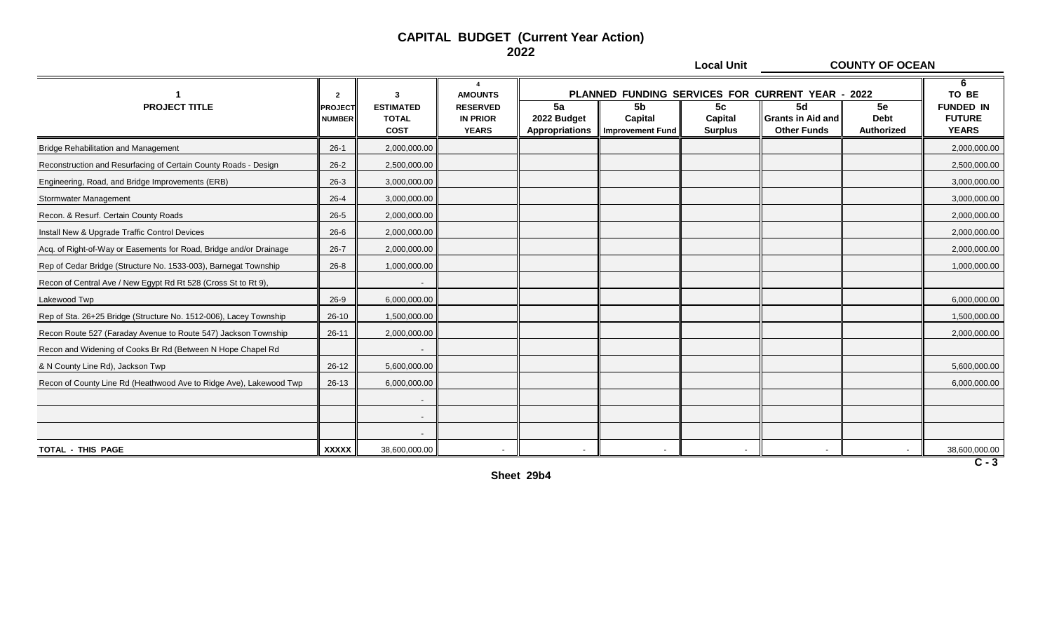# CAPITAL BUDGET (Current Year Action)

## 2022

**Local Unit** **COUNTY OF OCEAN**

| 1 | 2 | 3 | 4 | PLANNED FUNDING SERVICES FOR CURRENT YEAR - 2022 | | | | | 6 |
|---|---|---|---|---|---|---|---|---|---|
| PROJECT TITLE | PROJECT NUMBER | ESTIMATED TOTAL COST | AMOUNTS RESERVED IN PRIOR YEARS | 5a 2022 Budget Appropriations | 5b Capital Improvement Fund | 5c Capital Surplus | 5d Grants in Aid and Other Funds | 5e Debt Authorized | TO BE FUNDED IN FUTURE YEARS |
| Bridge Rehabilitation and Management | 26-1 | 2,000,000.00 | | | | | | | 2,000,000.00 |
| Reconstruction and Resurfacing of Certain County Roads - Design | 26-2 | 2,500,000.00 | | | | | | | 2,500,000.00 |
| Engineering, Road, and Bridge Improvements (ERB) | 26-3 | 3,000,000.00 | | | | | | | 3,000,000.00 |
| Stormwater Management | 26-4 | 3,000,000.00 | | | | | | | 3,000,000.00 |
| Recon. & Resurf. Certain County Roads | 26-5 | 2,000,000.00 | | | | | | | 2,000,000.00 |
| Install New & Upgrade Traffic Control Devices | 26-6 | 2,000,000.00 | | | | | | | 2,000,000.00 |
| Acq. of Right-of-Way or Easements for Road, Bridge and/or Drainage | 26-7 | 2,000,000.00 | | | | | | | 2,000,000.00 |
| Rep of Cedar Bridge (Structure No. 1533-003), Barnegat Township | 26-8 | 1,000,000.00 | | | | | | | 1,000,000.00 |
| Recon of Central Ave / New Egypt Rd Rt 528 (Cross St to Rt 9), | | - | | | | | | | |
| Lakewood Twp | 26-9 | 6,000,000.00 | | | | | | | 6,000,000.00 |
| Rep of Sta. 26+25 Bridge (Structure No. 1512-006), Lacey Township | 26-10 | 1,500,000.00 | | | | | | | 1,500,000.00 |
| Recon Route 527 (Faraday Avenue to Route 547) Jackson Township | 26-11 | 2,000,000.00 | | | | | | | 2,000,000.00 |
| Recon and Widening of Cooks Br Rd (Between N Hope Chapel Rd | | - | | | | | | | |
| & N County Line Rd), Jackson Twp | 26-12 | 5,600,000.00 | | | | | | | 5,600,000.00 |
| Recon of County Line Rd (Heathwood Ave to Ridge Ave), Lakewood Twp | 26-13 | 6,000,000.00 | | | | | | | 6,000,000.00 |
| | | - | | | | | | | |
| | | - | | | | | | | |
| | | - | | | | | | | |
| TOTAL - THIS PAGE | XXXXX | 38,600,000.00 | - | - | - | - | - | - | 38,600,000.00 |

C - 3

Sheet 29b4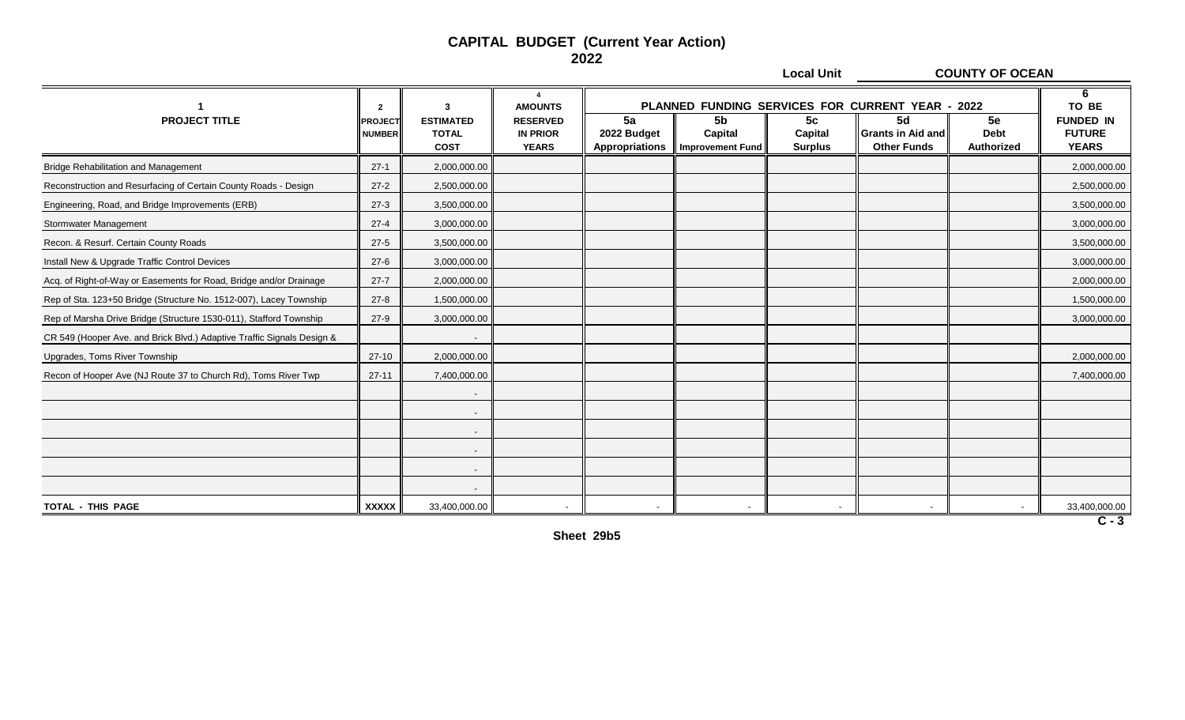# CAPITAL BUDGET (Current Year Action)

## 2022

**Local Unit** COUNTY OF OCEAN

| 1 | 2 | 3 | 4 | PLANNED FUNDING SERVICES FOR CURRENT YEAR - 2022 | | | | | 6 |
|---|---|---|---|---|---|---|---|---|---|
| PROJECT TITLE | PROJECT NUMBER | ESTIMATED TOTAL COST | AMOUNTS RESERVED IN PRIOR YEARS | 5a 2022 Budget Appropriations | 5b Capital Improvement Fund | 5c Capital Surplus | 5d Grants in Aid and Other Funds | 5e Debt Authorized | TO BE FUNDED IN FUTURE YEARS |
| Bridge Rehabilitation and Management | 27-1 | 2,000,000.00 | | | | | | | 2,000,000.00 |
| Reconstruction and Resurfacing of Certain County Roads - Design | 27-2 | 2,500,000.00 | | | | | | | 2,500,000.00 |
| Engineering, Road, and Bridge Improvements (ERB) | 27-3 | 3,500,000.00 | | | | | | | 3,500,000.00 |
| Stormwater Management | 27-4 | 3,000,000.00 | | | | | | | 3,000,000.00 |
| Recon. & Resurf. Certain County Roads | 27-5 | 3,500,000.00 | | | | | | | 3,500,000.00 |
| Install New & Upgrade Traffic Control Devices | 27-6 | 3,000,000.00 | | | | | | | 3,000,000.00 |
| Acq. of Right-of-Way or Easements for Road, Bridge and/or Drainage | 27-7 | 2,000,000.00 | | | | | | | 2,000,000.00 |
| Rep of Sta. 123+50 Bridge (Structure No. 1512-007), Lacey Township | 27-8 | 1,500,000.00 | | | | | | | 1,500,000.00 |
| Rep of Marsha Drive Bridge (Structure 1530-011), Stafford Township | 27-9 | 3,000,000.00 | | | | | | | 3,000,000.00 |
| CR 549 (Hooper Ave. and Brick Blvd.) Adaptive Traffic Signals Design & | | - | | | | | | | |
| Upgrades, Toms River Township | 27-10 | 2,000,000.00 | | | | | | | 2,000,000.00 |
| Recon of Hooper Ave (NJ Route 37 to Church Rd), Toms River Twp | 27-11 | 7,400,000.00 | | | | | | | 7,400,000.00 |
| | | - | | | | | | | |
| | | - | | | | | | | |
| | | - | | | | | | | |
| | | - | | | | | | | |
| | | - | | | | | | | |
| | | - | | | | | | | |
| TOTAL - THIS PAGE | XXXXX | 33,400,000.00 | - | - | - | - | - | - | 33,400,000.00 |

C - 3

Sheet 29b5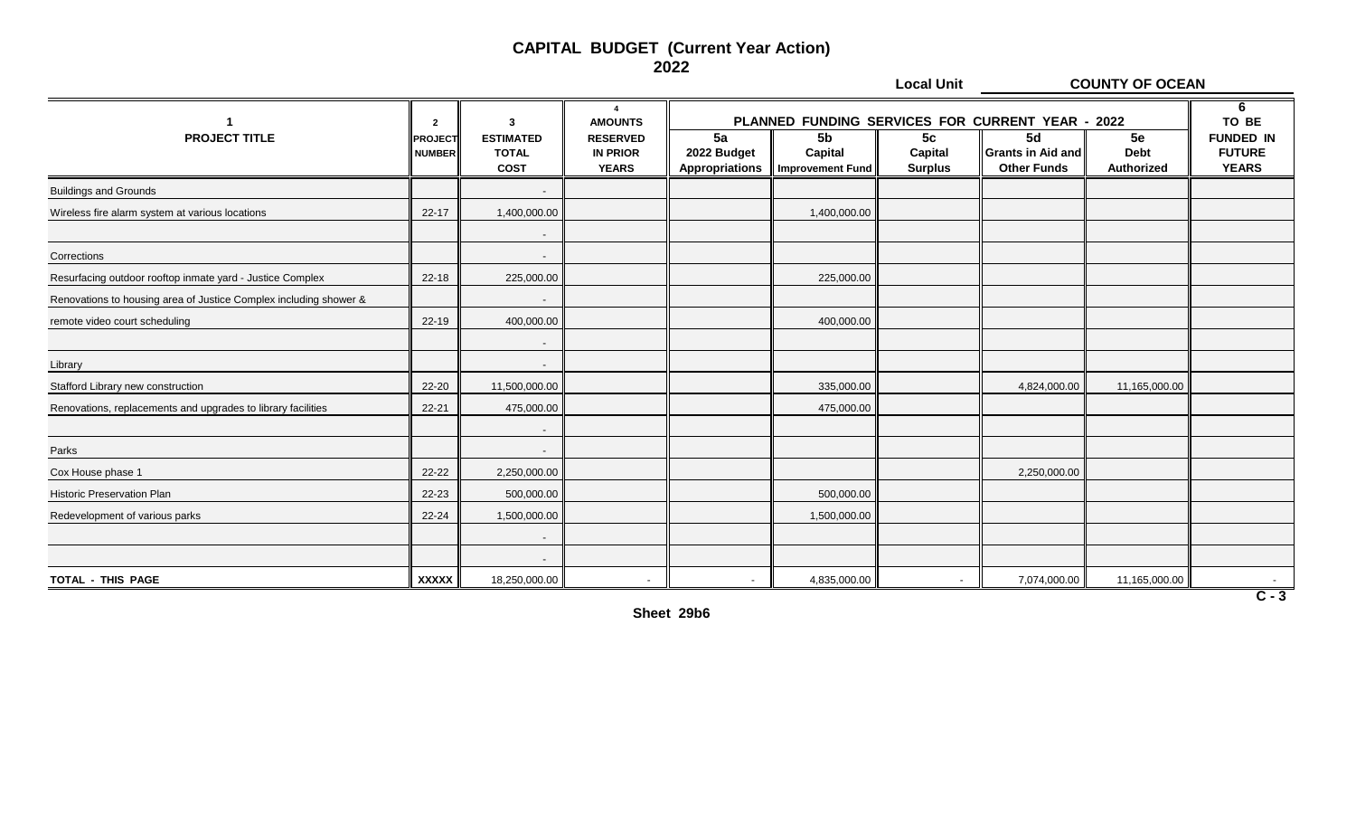# CAPITAL BUDGET (Current Year Action)

## 2022

**Local Unit** **COUNTY OF OCEAN**

| 1 | 2 | 3 | 4 | PLANNED FUNDING SERVICES FOR CURRENT YEAR - 2022 | | | | | 6 |
|---|---|---|---|---|---|---|---|---|---|
| PROJECT TITLE | PROJECT NUMBER | ESTIMATED TOTAL COST | AMOUNTS RESERVED IN PRIOR YEARS | 5a 2022 Budget Appropriations | 5b Capital Improvement Fund | 5c Capital Surplus | 5d Grants in Aid and Other Funds | 5e Debt Authorized | TO BE FUNDED IN FUTURE YEARS |
| Buildings and Grounds | | - | | | | | | | |
| Wireless fire alarm system at various locations | 22-17 | 1,400,000.00 | | | 1,400,000.00 | | | | |
| | | - | | | | | | | |
| Corrections | | - | | | | | | | |
| Resurfacing outdoor rooftop inmate yard - Justice Complex | 22-18 | 225,000.00 | | | 225,000.00 | | | | |
| Renovations to housing area of Justice Complex including shower & | | - | | | | | | | |
| remote video court scheduling | 22-19 | 400,000.00 | | | 400,000.00 | | | | |
| | | - | | | | | | | |
| Library | | - | | | | | | | |
| Stafford Library new construction | 22-20 | 11,500,000.00 | | | 335,000.00 | | 4,824,000.00 | 11,165,000.00 | |
| Renovations, replacements and upgrades to library facilities | 22-21 | 475,000.00 | | | 475,000.00 | | | | |
| | | - | | | | | | | |
| Parks | | - | | | | | | | |
| Cox House phase 1 | 22-22 | 2,250,000.00 | | | | | 2,250,000.00 | | |
| Historic Preservation Plan | 22-23 | 500,000.00 | | | 500,000.00 | | | | |
| Redevelopment of various parks | 22-24 | 1,500,000.00 | | | 1,500,000.00 | | | | |
| | | - | | | | | | | |
| | | - | | | | | | | |
| TOTAL - THIS PAGE | XXXXX | 18,250,000.00 | - | - | 4,835,000.00 | - | 7,074,000.00 | 11,165,000.00 | - |

C - 3

Sheet 29b6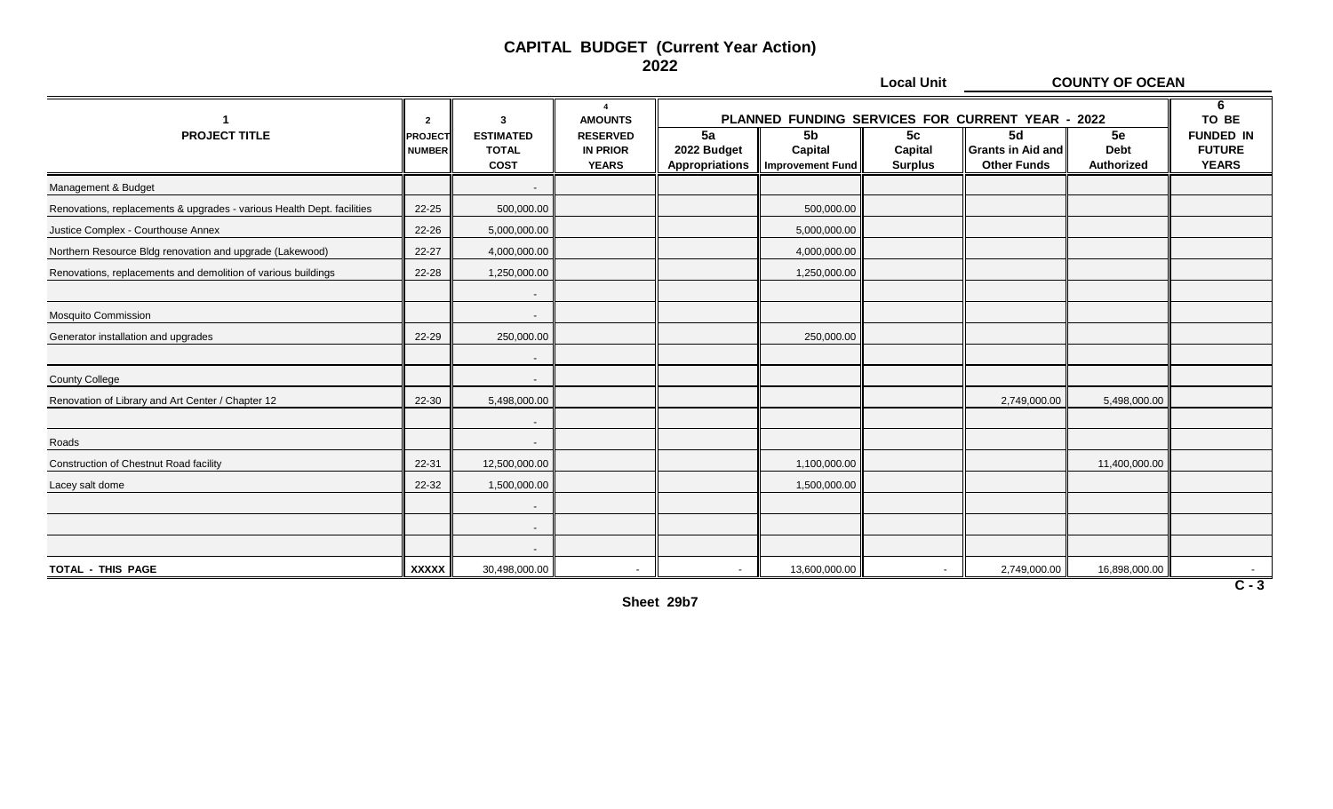# CAPITAL BUDGET (Current Year Action)

## 2022

**Local Unit** **COUNTY OF OCEAN**

| 1<br>PROJECT TITLE | 2<br>PROJECT NUMBER | 3<br>ESTIMATED TOTAL COST | 4<br>AMOUNTS RESERVED IN PRIOR YEARS | PLANNED FUNDING SERVICES FOR CURRENT YEAR - 2022<br>5a<br>2022 Budget Appropriations | 5b<br>Capital Improvement Fund | 5c<br>Capital Surplus | 5d<br>Grants in Aid and Other Funds | 5e<br>Debt Authorized | 6<br>TO BE FUNDED IN FUTURE YEARS |
|---|---|---|---|---|---|---|---|---|---|
| Management & Budget | | - | | | | | | | |
| Renovations, replacements & upgrades - various Health Dept. facilities | 22-25 | 500,000.00 | | | 500,000.00 | | | | |
| Justice Complex - Courthouse Annex | 22-26 | 5,000,000.00 | | | 5,000,000.00 | | | | |
| Northern Resource Bldg renovation and upgrade (Lakewood) | 22-27 | 4,000,000.00 | | | 4,000,000.00 | | | | |
| Renovations, replacements and demolition of various buildings | 22-28 | 1,250,000.00 | | | 1,250,000.00 | | | | |
| | | - | | | | | | | |
| Mosquito Commission | | - | | | | | | | |
| Generator installation and upgrades | 22-29 | 250,000.00 | | | 250,000.00 | | | | |
| | | - | | | | | | | |
| County College | | - | | | | | | | |
| Renovation of Library and Art Center / Chapter 12 | 22-30 | 5,498,000.00 | | | | | 2,749,000.00 | 5,498,000.00 | |
| | | - | | | | | | | |
| Roads | | - | | | | | | | |
| Construction of Chestnut Road facility | 22-31 | 12,500,000.00 | | | 1,100,000.00 | | | 11,400,000.00 | |
| Lacey salt dome | 22-32 | 1,500,000.00 | | | 1,500,000.00 | | | | |
| | | - | | | | | | | |
| | | - | | | | | | | |
| | | - | | | | | | | |
| TOTAL - THIS PAGE | XXXXX | 30,498,000.00 | - | - | 13,600,000.00 | - | 2,749,000.00 | 16,898,000.00 | - |

C - 3

Sheet 29b7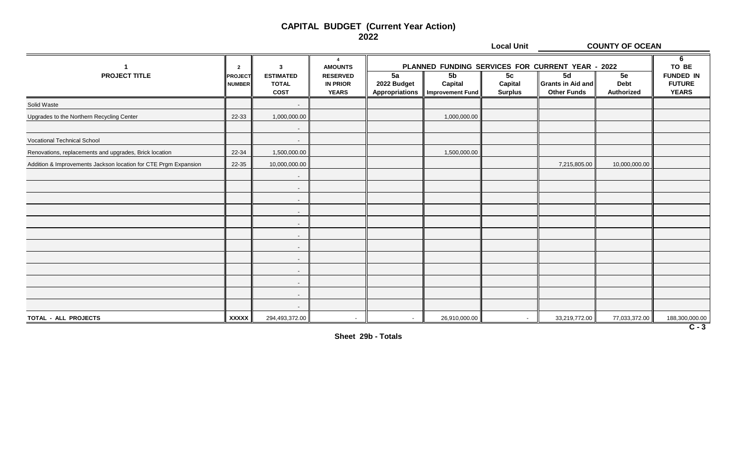# CAPITAL BUDGET (Current Year Action)
## 2022

**Local Unit** **COUNTY OF OCEAN**

| 1<br>PROJECT TITLE | 2<br>PROJECT NUMBER | 3<br>ESTIMATED TOTAL COST | 4<br>AMOUNTS RESERVED IN PRIOR YEARS | PLANNED FUNDING SERVICES FOR CURRENT YEAR - 2022<br>5a<br>2022 Budget Appropriations | 5b<br>Capital Improvement Fund | 5c<br>Capital Surplus | 5d<br>Grants in Aid and Other Funds | 5e<br>Debt Authorized | 6<br>TO BE FUNDED IN FUTURE YEARS |
|---|---|---|---|---|---|---|---|---|---|
| Solid Waste | | - | | | | | | | |
| Upgrades to the Northern Recycling Center | 22-33 | 1,000,000.00 | | | 1,000,000.00 | | | | |
| | | - | | | | | | | |
| Vocational Technical School | | - | | | | | | | |
| Renovations, replacements and upgrades, Brick location | 22-34 | 1,500,000.00 | | | 1,500,000.00 | | | | |
| Addition & Improvements Jackson location for CTE Prgm Expansion | 22-35 | 10,000,000.00 | | | | | 7,215,805.00 | 10,000,000.00 | |
| | | - | | | | | | | |
| | | - | | | | | | | |
| | | - | | | | | | | |
| | | - | | | | | | | |
| | | - | | | | | | | |
| | | - | | | | | | | |
| | | - | | | | | | | |
| | | - | | | | | | | |
| | | - | | | | | | | |
| | | - | | | | | | | |
| | | - | | | | | | | |
| | | - | | | | | | | |
| **TOTAL - ALL PROJECTS** | **XXXXX** | 294,493,372.00 | - | - | 26,910,000.00 | - | 33,219,772.00 | 77,033,372.00 | 188,300,000.00 |

C - 3

**Sheet 29b - Totals**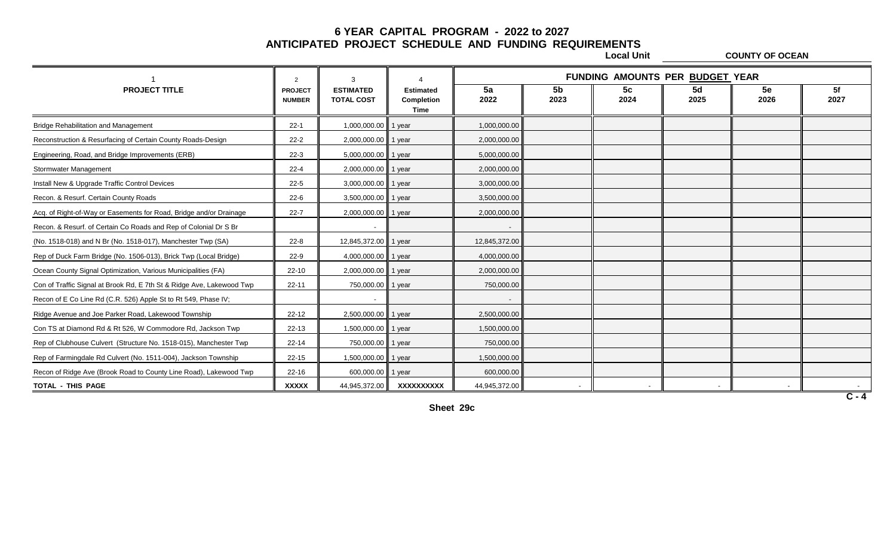# 6 YEAR CAPITAL PROGRAM - 2022 to 2027
## ANTICIPATED PROJECT SCHEDULE AND FUNDING REQUIREMENTS

**Local Unit** COUNTY OF OCEAN

| 1 | 2 | 3 | 4 | FUNDING AMOUNTS PER BUDGET YEAR | | | | | |
|---|---|---|---|---|---|---|---|---|---|
| **PROJECT TITLE** | **PROJECT NUMBER** | **ESTIMATED TOTAL COST** | **Estimated Completion Time** | **5a 2022** | **5b 2023** | **5c 2024** | **5d 2025** | **5e 2026** | **5f 2027** |
| Bridge Rehabilitation and Management | 22-1 | 1,000,000.00 | 1 year | 1,000,000.00 | | | | | |
| Reconstruction & Resurfacing of Certain County Roads-Design | 22-2 | 2,000,000.00 | 1 year | 2,000,000.00 | | | | | |
| Engineering, Road, and Bridge Improvements (ERB) | 22-3 | 5,000,000.00 | 1 year | 5,000,000.00 | | | | | |
| Stormwater Management | 22-4 | 2,000,000.00 | 1 year | 2,000,000.00 | | | | | |
| Install New & Upgrade Traffic Control Devices | 22-5 | 3,000,000.00 | 1 year | 3,000,000.00 | | | | | |
| Recon. & Resurf. Certain County Roads | 22-6 | 3,500,000.00 | 1 year | 3,500,000.00 | | | | | |
| Acq. of Right-of-Way or Easements for Road, Bridge and/or Drainage | 22-7 | 2,000,000.00 | 1 year | 2,000,000.00 | | | | | |
| Recon. & Resurf. of Certain Co Roads and Rep of Colonial Dr S Br | | - | | - | | | | | |
| (No. 1518-018) and N Br (No. 1518-017), Manchester Twp (SA) | 22-8 | 12,845,372.00 | 1 year | 12,845,372.00 | | | | | |
| Rep of Duck Farm Bridge (No. 1506-013), Brick Twp (Local Bridge) | 22-9 | 4,000,000.00 | 1 year | 4,000,000.00 | | | | | |
| Ocean County Signal Optimization, Various Municipalities (FA) | 22-10 | 2,000,000.00 | 1 year | 2,000,000.00 | | | | | |
| Con of Traffic Signal at Brook Rd, E 7th St & Ridge Ave, Lakewood Twp | 22-11 | 750,000.00 | 1 year | 750,000.00 | | | | | |
| Recon of E Co Line Rd (C.R. 526) Apple St to Rt 549, Phase IV; | | - | | - | | | | | |
| Ridge Avenue and Joe Parker Road, Lakewood Township | 22-12 | 2,500,000.00 | 1 year | 2,500,000.00 | | | | | |
| Con TS at Diamond Rd & Rt 526, W Commodore Rd, Jackson Twp | 22-13 | 1,500,000.00 | 1 year | 1,500,000.00 | | | | | |
| Rep of Clubhouse Culvert (Structure No. 1518-015), Manchester Twp | 22-14 | 750,000.00 | 1 year | 750,000.00 | | | | | |
| Rep of Farmingdale Rd Culvert (No. 1511-004), Jackson Township | 22-15 | 1,500,000.00 | 1 year | 1,500,000.00 | | | | | |
| Recon of Ridge Ave (Brook Road to County Line Road), Lakewood Twp | 22-16 | 600,000.00 | 1 year | 600,000.00 | | | | | |
| **TOTAL - THIS PAGE** | **XXXXX** | 44,945,372.00 | **XXXXXXXXXX** | 44,945,372.00 | - | - | - | - | - |

C - 4

Sheet 29c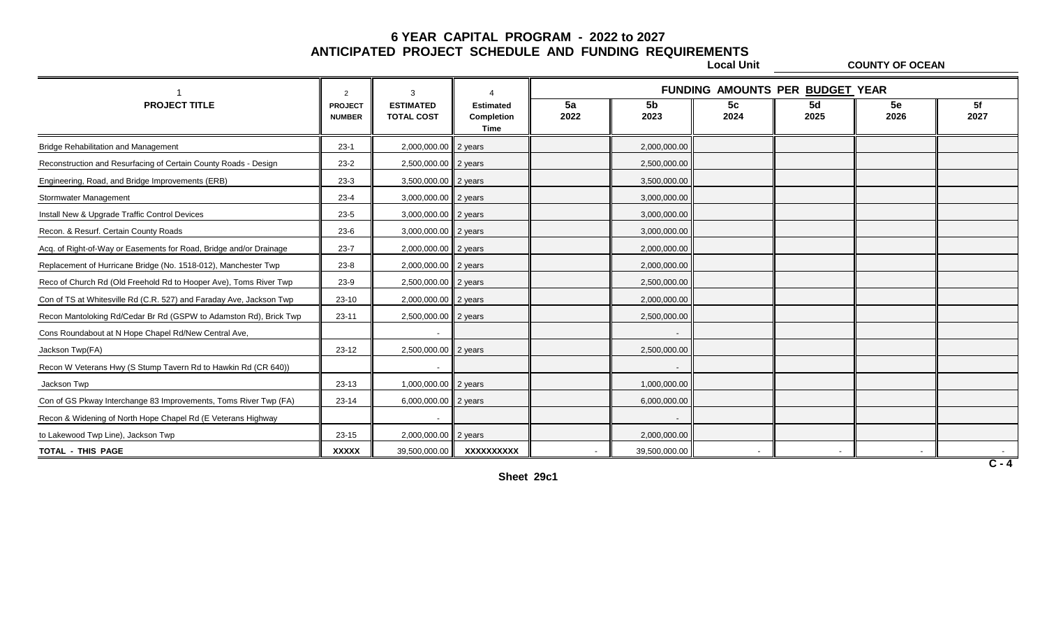# 6 YEAR CAPITAL PROGRAM - 2022 to 2027
## ANTICIPATED PROJECT SCHEDULE AND FUNDING REQUIREMENTS

**Local Unit** COUNTY OF OCEAN

| 1 | 2 | 3 | 4 | FUNDING AMOUNTS PER BUDGET YEAR | | | | | |
|---|---|---|---|---|---|---|---|---|---|
| **PROJECT TITLE** | **PROJECT NUMBER** | **ESTIMATED TOTAL COST** | **Estimated Completion Time** | **5a 2022** | **5b 2023** | **5c 2024** | **5d 2025** | **5e 2026** | **5f 2027** |
| Bridge Rehabilitation and Management | 23-1 | 2,000,000.00 | 2 years | | 2,000,000.00 | | | | |
| Reconstruction and Resurfacing of Certain County Roads - Design | 23-2 | 2,500,000.00 | 2 years | | 2,500,000.00 | | | | |
| Engineering, Road, and Bridge Improvements (ERB) | 23-3 | 3,500,000.00 | 2 years | | 3,500,000.00 | | | | |
| Stormwater Management | 23-4 | 3,000,000.00 | 2 years | | 3,000,000.00 | | | | |
| Install New & Upgrade Traffic Control Devices | 23-5 | 3,000,000.00 | 2 years | | 3,000,000.00 | | | | |
| Recon. & Resurf. Certain County Roads | 23-6 | 3,000,000.00 | 2 years | | 3,000,000.00 | | | | |
| Acq. of Right-of-Way or Easements for Road, Bridge and/or Drainage | 23-7 | 2,000,000.00 | 2 years | | 2,000,000.00 | | | | |
| Replacement of Hurricane Bridge (No. 1518-012), Manchester Twp | 23-8 | 2,000,000.00 | 2 years | | 2,000,000.00 | | | | |
| Reco of Church Rd (Old Freehold Rd to Hooper Ave), Toms River Twp | 23-9 | 2,500,000.00 | 2 years | | 2,500,000.00 | | | | |
| Con of TS at Whitesville Rd (C.R. 527) and Faraday Ave, Jackson Twp | 23-10 | 2,000,000.00 | 2 years | | 2,000,000.00 | | | | |
| Recon Mantoloking Rd/Cedar Br Rd (GSPW to Adamston Rd), Brick Twp | 23-11 | 2,500,000.00 | 2 years | | 2,500,000.00 | | | | |
| Cons Roundabout at N Hope Chapel Rd/New Central Ave, | | - | | | - | | | | |
| Jackson Twp(FA) | 23-12 | 2,500,000.00 | 2 years | | 2,500,000.00 | | | | |
| Recon W Veterans Hwy (S Stump Tavern Rd to Hawkin Rd (CR 640)) | | - | | | - | | | | |
| Jackson Twp | 23-13 | 1,000,000.00 | 2 years | | 1,000,000.00 | | | | |
| Con of GS Pkway Interchange 83 Improvements, Toms River Twp (FA) | 23-14 | 6,000,000.00 | 2 years | | 6,000,000.00 | | | | |
| Recon & Widening of North Hope Chapel Rd (E Veterans Highway | | - | | | - | | | | |
| to Lakewood Twp Line), Jackson Twp | 23-15 | 2,000,000.00 | 2 years | | 2,000,000.00 | | | | |
| **TOTAL - THIS PAGE** | **XXXXX** | 39,500,000.00 | **XXXXXXXXXX** | - | 39,500,000.00 | - | - | - | - |

C - 4

Sheet 29c1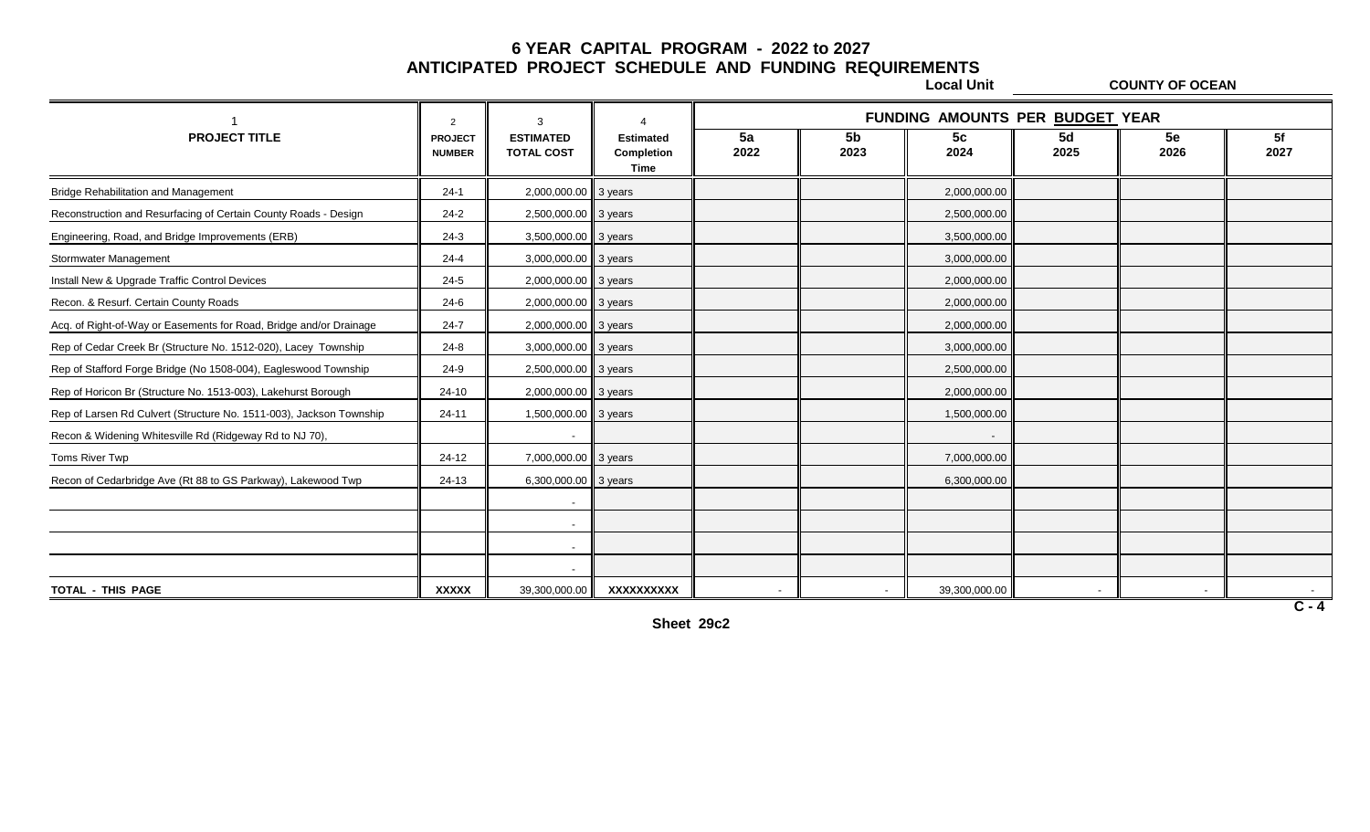# 6 YEAR CAPITAL PROGRAM - 2022 to 2027
## ANTICIPATED PROJECT SCHEDULE AND FUNDING REQUIREMENTS

**Local Unit** COUNTY OF OCEAN

| 1 | 2 | 3 | 4 | FUNDING AMOUNTS PER BUDGET YEAR | | | | | |
|---|---|---|---|---|---|---|---|---|---|
| **PROJECT TITLE** | **PROJECT NUMBER** | **ESTIMATED TOTAL COST** | **Estimated Completion Time** | **5a 2022** | **5b 2023** | **5c 2024** | **5d 2025** | **5e 2026** | **5f 2027** |
| Bridge Rehabilitation and Management | 24-1 | 2,000,000.00 | 3 years | | | 2,000,000.00 | | | |
| Reconstruction and Resurfacing of Certain County Roads - Design | 24-2 | 2,500,000.00 | 3 years | | | 2,500,000.00 | | | |
| Engineering, Road, and Bridge Improvements (ERB) | 24-3 | 3,500,000.00 | 3 years | | | 3,500,000.00 | | | |
| Stormwater Management | 24-4 | 3,000,000.00 | 3 years | | | 3,000,000.00 | | | |
| Install New & Upgrade Traffic Control Devices | 24-5 | 2,000,000.00 | 3 years | | | 2,000,000.00 | | | |
| Recon. & Resurf. Certain County Roads | 24-6 | 2,000,000.00 | 3 years | | | 2,000,000.00 | | | |
| Acq. of Right-of-Way or Easements for Road, Bridge and/or Drainage | 24-7 | 2,000,000.00 | 3 years | | | 2,000,000.00 | | | |
| Rep of Cedar Creek Br (Structure No. 1512-020), Lacey Township | 24-8 | 3,000,000.00 | 3 years | | | 3,000,000.00 | | | |
| Rep of Stafford Forge Bridge (No 1508-004), Eagleswood Township | 24-9 | 2,500,000.00 | 3 years | | | 2,500,000.00 | | | |
| Rep of Horicon Br (Structure No. 1513-003), Lakehurst Borough | 24-10 | 2,000,000.00 | 3 years | | | 2,000,000.00 | | | |
| Rep of Larsen Rd Culvert (Structure No. 1511-003), Jackson Township | 24-11 | 1,500,000.00 | 3 years | | | 1,500,000.00 | | | |
| Recon & Widening Whitesville Rd (Ridgeway Rd to NJ 70), | | - | | | | - | | | |
| Toms River Twp | 24-12 | 7,000,000.00 | 3 years | | | 7,000,000.00 | | | |
| Recon of Cedarbridge Ave (Rt 88 to GS Parkway), Lakewood Twp | 24-13 | 6,300,000.00 | 3 years | | | 6,300,000.00 | | | |
| | | - | | | | | | | |
| | | - | | | | | | | |
| | | - | | | | | | | |
| | | - | | | | | | | |
| **TOTAL - THIS PAGE** | **XXXXX** | 39,300,000.00 | **XXXXXXXXXX** | - | - | 39,300,000.00 | - | - | - |

**C - 4**

**Sheet 29c2**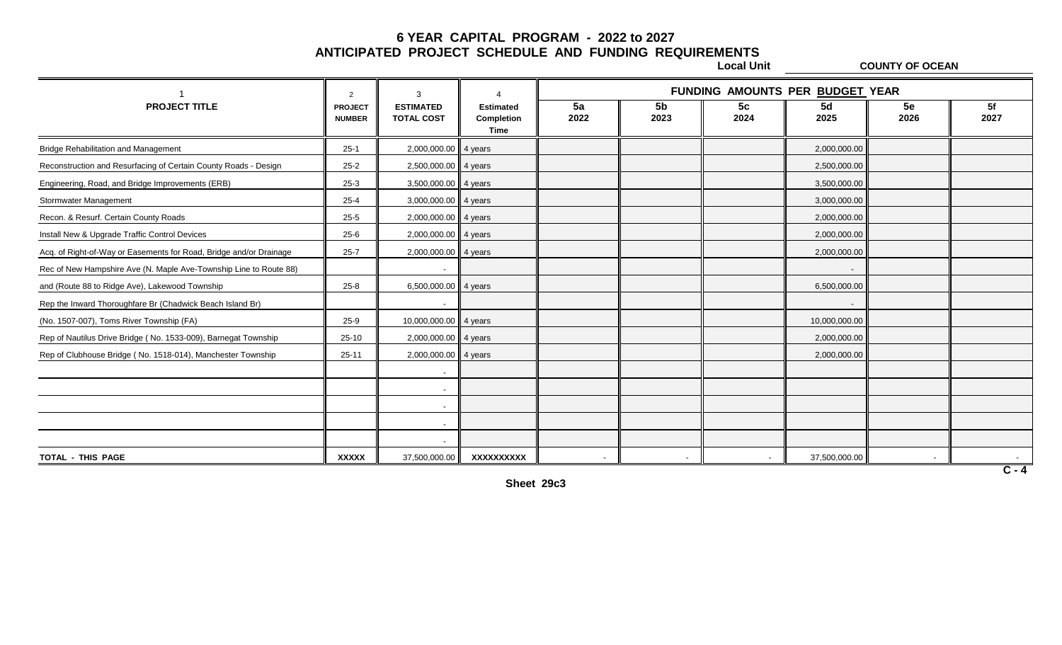# 6 YEAR CAPITAL PROGRAM - 2022 to 2027
## ANTICIPATED PROJECT SCHEDULE AND FUNDING REQUIREMENTS

**Local Unit** COUNTY OF OCEAN

| 1 | 2 | 3 | 4 | FUNDING AMOUNTS PER BUDGET YEAR | | | | | |
|---|---|---|---|---|---|---|---|---|---|
| PROJECT TITLE | PROJECT NUMBER | ESTIMATED TOTAL COST | Estimated Completion Time | 5a 2022 | 5b 2023 | 5c 2024 | 5d 2025 | 5e 2026 | 5f 2027 |
| Bridge Rehabilitation and Management | 25-1 | 2,000,000.00 | 4 years | | | | 2,000,000.00 | | |
| Reconstruction and Resurfacing of Certain County Roads - Design | 25-2 | 2,500,000.00 | 4 years | | | | 2,500,000.00 | | |
| Engineering, Road, and Bridge Improvements (ERB) | 25-3 | 3,500,000.00 | 4 years | | | | 3,500,000.00 | | |
| Stormwater Management | 25-4 | 3,000,000.00 | 4 years | | | | 3,000,000.00 | | |
| Recon. & Resurf. Certain County Roads | 25-5 | 2,000,000.00 | 4 years | | | | 2,000,000.00 | | |
| Install New & Upgrade Traffic Control Devices | 25-6 | 2,000,000.00 | 4 years | | | | 2,000,000.00 | | |
| Acq. of Right-of-Way or Easements for Road, Bridge and/or Drainage | 25-7 | 2,000,000.00 | 4 years | | | | 2,000,000.00 | | |
| Rec of New Hampshire Ave (N. Maple Ave-Township Line to Route 88) | | - | | | | | - | | |
| and (Route 88 to Ridge Ave), Lakewood Township | 25-8 | 6,500,000.00 | 4 years | | | | 6,500,000.00 | | |
| Rep the Inward Thoroughfare Br (Chadwick Beach Island Br) | | - | | | | | - | | |
| (No. 1507-007), Toms River Township (FA) | 25-9 | 10,000,000.00 | 4 years | | | | 10,000,000.00 | | |
| Rep of Nautilus Drive Bridge ( No. 1533-009), Barnegat Township | 25-10 | 2,000,000.00 | 4 years | | | | 2,000,000.00 | | |
| Rep of Clubhouse Bridge ( No. 1518-014), Manchester Township | 25-11 | 2,000,000.00 | 4 years | | | | 2,000,000.00 | | |
| | | - | | | | | | | |
| | | - | | | | | | | |
| | | - | | | | | | | |
| | | - | | | | | | | |
| | | - | | | | | | | |
| TOTAL - THIS PAGE | XXXXX | 37,500,000.00 | XXXXXXXXXX | - | - | - | 37,500,000.00 | - | - |

C - 4

Sheet 29c3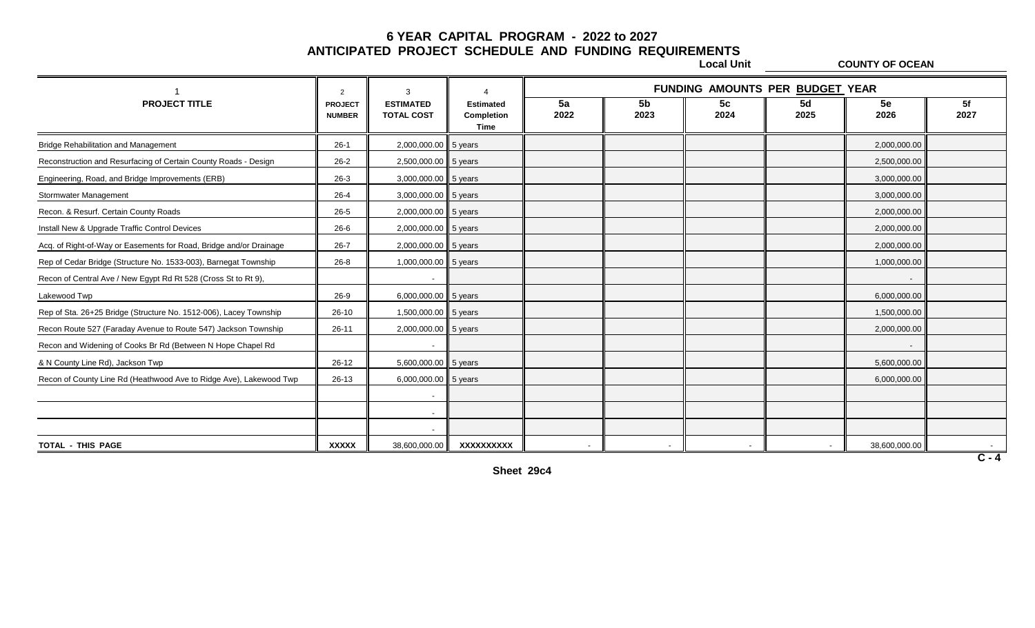# 6 YEAR CAPITAL PROGRAM - 2022 to 2027
## ANTICIPATED PROJECT SCHEDULE AND FUNDING REQUIREMENTS

**Local Unit** **COUNTY OF OCEAN**

| 1 | 2 | 3 | 4 | FUNDING AMOUNTS PER BUDGET YEAR | | | | | |
|---|---|---|---|---|---|---|---|---|---|
| **PROJECT TITLE** | **PROJECT NUMBER** | **ESTIMATED TOTAL COST** | **Estimated Completion Time** | **5a 2022** | **5b 2023** | **5c 2024** | **5d 2025** | **5e 2026** | **5f 2027** |
| Bridge Rehabilitation and Management | 26-1 | 2,000,000.00 | 5 years | | | | | 2,000,000.00 | |
| Reconstruction and Resurfacing of Certain County Roads - Design | 26-2 | 2,500,000.00 | 5 years | | | | | 2,500,000.00 | |
| Engineering, Road, and Bridge Improvements (ERB) | 26-3 | 3,000,000.00 | 5 years | | | | | 3,000,000.00 | |
| Stormwater Management | 26-4 | 3,000,000.00 | 5 years | | | | | 3,000,000.00 | |
| Recon. & Resurf. Certain County Roads | 26-5 | 2,000,000.00 | 5 years | | | | | 2,000,000.00 | |
| Install New & Upgrade Traffic Control Devices | 26-6 | 2,000,000.00 | 5 years | | | | | 2,000,000.00 | |
| Acq. of Right-of-Way or Easements for Road, Bridge and/or Drainage | 26-7 | 2,000,000.00 | 5 years | | | | | 2,000,000.00 | |
| Rep of Cedar Bridge (Structure No. 1533-003), Barnegat Township | 26-8 | 1,000,000.00 | 5 years | | | | | 1,000,000.00 | |
| Recon of Central Ave / New Egypt Rd Rt 528 (Cross St to Rt 9), | | - | | | | | | - | |
| Lakewood Twp | 26-9 | 6,000,000.00 | 5 years | | | | | 6,000,000.00 | |
| Rep of Sta. 26+25 Bridge (Structure No. 1512-006), Lacey Township | 26-10 | 1,500,000.00 | 5 years | | | | | 1,500,000.00 | |
| Recon Route 527 (Faraday Avenue to Route 547) Jackson Township | 26-11 | 2,000,000.00 | 5 years | | | | | 2,000,000.00 | |
| Recon and Widening of Cooks Br Rd (Between N Hope Chapel Rd | | - | | | | | | - | |
| & N County Line Rd), Jackson Twp | 26-12 | 5,600,000.00 | 5 years | | | | | 5,600,000.00 | |
| Recon of County Line Rd (Heathwood Ave to Ridge Ave), Lakewood Twp | 26-13 | 6,000,000.00 | 5 years | | | | | 6,000,000.00 | |
| | | - | | | | | | | |
| | | - | | | | | | | |
| | | - | | | | | | | |
| **TOTAL - THIS PAGE** | **XXXXX** | 38,600,000.00 | **XXXXXXXXXX** | - | - | - | - | 38,600,000.00 | - |

C - 4

Sheet 29c4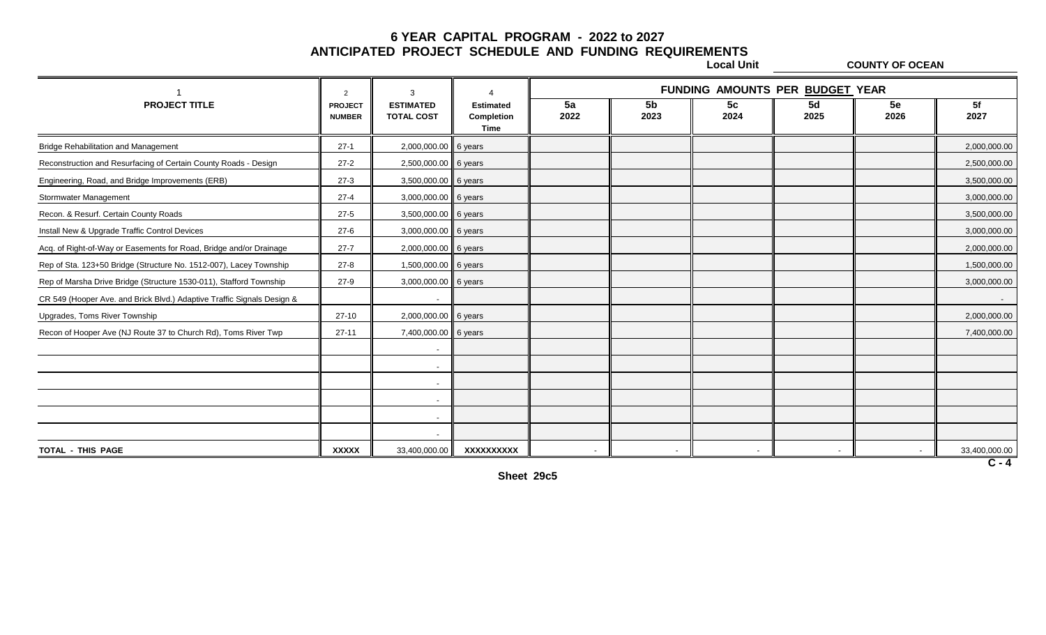# 6 YEAR CAPITAL PROGRAM - 2022 to 2027
## ANTICIPATED PROJECT SCHEDULE AND FUNDING REQUIREMENTS

**Local Unit** COUNTY OF OCEAN

| 1 | 2 | 3 | 4 | FUNDING AMOUNTS PER BUDGET YEAR | | | | | |
|---|---|---|---|---|---|---|---|---|---|
| PROJECT TITLE | PROJECT NUMBER | ESTIMATED TOTAL COST | Estimated Completion Time | 5a 2022 | 5b 2023 | 5c 2024 | 5d 2025 | 5e 2026 | 5f 2027 |
| Bridge Rehabilitation and Management | 27-1 | 2,000,000.00 | 6 years | | | | | | 2,000,000.00 |
| Reconstruction and Resurfacing of Certain County Roads - Design | 27-2 | 2,500,000.00 | 6 years | | | | | | 2,500,000.00 |
| Engineering, Road, and Bridge Improvements (ERB) | 27-3 | 3,500,000.00 | 6 years | | | | | | 3,500,000.00 |
| Stormwater Management | 27-4 | 3,000,000.00 | 6 years | | | | | | 3,000,000.00 |
| Recon. & Resurf. Certain County Roads | 27-5 | 3,500,000.00 | 6 years | | | | | | 3,500,000.00 |
| Install New & Upgrade Traffic Control Devices | 27-6 | 3,000,000.00 | 6 years | | | | | | 3,000,000.00 |
| Acq. of Right-of-Way or Easements for Road, Bridge and/or Drainage | 27-7 | 2,000,000.00 | 6 years | | | | | | 2,000,000.00 |
| Rep of Sta. 123+50 Bridge (Structure No. 1512-007), Lacey Township | 27-8 | 1,500,000.00 | 6 years | | | | | | 1,500,000.00 |
| Rep of Marsha Drive Bridge (Structure 1530-011), Stafford Township | 27-9 | 3,000,000.00 | 6 years | | | | | | 3,000,000.00 |
| CR 549 (Hooper Ave. and Brick Blvd.) Adaptive Traffic Signals Design & | | - | | | | | | | - |
| Upgrades, Toms River Township | 27-10 | 2,000,000.00 | 6 years | | | | | | 2,000,000.00 |
| Recon of Hooper Ave (NJ Route 37 to Church Rd), Toms River Twp | 27-11 | 7,400,000.00 | 6 years | | | | | | 7,400,000.00 |
| | | - | | | | | | | |
| | | - | | | | | | | |
| | | - | | | | | | | |
| | | - | | | | | | | |
| | | - | | | | | | | |
| | | - | | | | | | | |
| TOTAL - THIS PAGE | XXXXX | 33,400,000.00 | XXXXXXXXXX | - | - | - | - | - | 33,400,000.00 |

C - 4

Sheet 29c5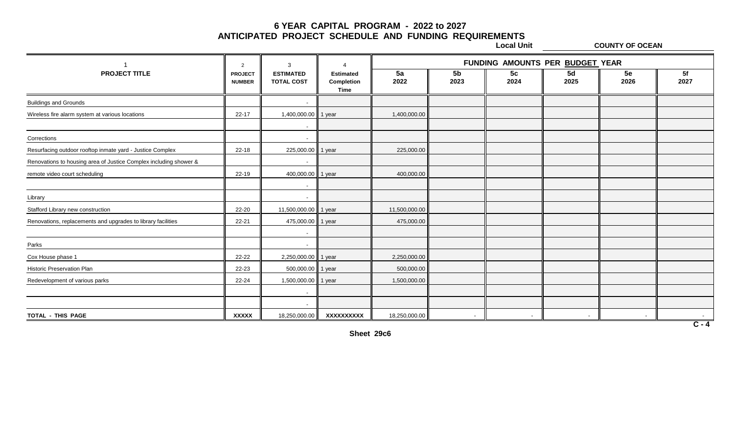# 6 YEAR CAPITAL PROGRAM - 2022 to 2027
## ANTICIPATED PROJECT SCHEDULE AND FUNDING REQUIREMENTS

**Local Unit** **COUNTY OF OCEAN**

| 1 | 2 | 3 | 4 | FUNDING AMOUNTS PER BUDGET YEAR | | | | | |
|---|---|---|---|---|---|---|---|---|---|
| **PROJECT TITLE** | **PROJECT NUMBER** | **ESTIMATED TOTAL COST** | **Estimated Completion Time** | **5a 2022** | **5b 2023** | **5c 2024** | **5d 2025** | **5e 2026** | **5f 2027** |
| Buildings and Grounds | | - | | | | | | | |
| Wireless fire alarm system at various locations | 22-17 | 1,400,000.00 | 1 year | 1,400,000.00 | | | | | |
| | | - | | | | | | | |
| Corrections | | - | | | | | | | |
| Resurfacing outdoor rooftop inmate yard - Justice Complex | 22-18 | 225,000.00 | 1 year | 225,000.00 | | | | | |
| Renovations to housing area of Justice Complex including shower & | | - | | | | | | | |
| remote video court scheduling | 22-19 | 400,000.00 | 1 year | 400,000.00 | | | | | |
| | | - | | | | | | | |
| Library | | - | | | | | | | |
| Stafford Library new construction | 22-20 | 11,500,000.00 | 1 year | 11,500,000.00 | | | | | |
| Renovations, replacements and upgrades to library facilities | 22-21 | 475,000.00 | 1 year | 475,000.00 | | | | | |
| | | - | | | | | | | |
| Parks | | - | | | | | | | |
| Cox House phase 1 | 22-22 | 2,250,000.00 | 1 year | 2,250,000.00 | | | | | |
| Historic Preservation Plan | 22-23 | 500,000.00 | 1 year | 500,000.00 | | | | | |
| Redevelopment of various parks | 22-24 | 1,500,000.00 | 1 year | 1,500,000.00 | | | | | |
| | | - | | | | | | | |
| | | - | | | | | | | |
| **TOTAL - THIS PAGE** | **XXXXX** | 18,250,000.00 | **XXXXXXXXXX** | 18,250,000.00 | - | - | - | - | - |

**C - 4**

**Sheet 29c6**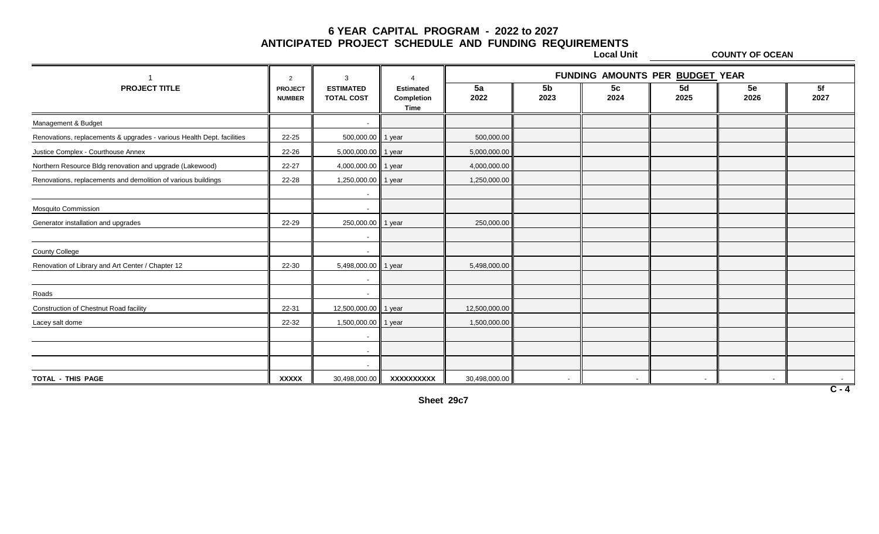# 6 YEAR CAPITAL PROGRAM - 2022 to 2027
## ANTICIPATED PROJECT SCHEDULE AND FUNDING REQUIREMENTS

**Local Unit** **COUNTY OF OCEAN**

| 1 | 2 | 3 | 4 | FUNDING AMOUNTS PER BUDGET YEAR | | | | | |
|---|---|---|---|---|---|---|---|---|---|
| **PROJECT TITLE** | **PROJECT NUMBER** | **ESTIMATED TOTAL COST** | **Estimated Completion Time** | **5a 2022** | **5b 2023** | **5c 2024** | **5d 2025** | **5e 2026** | **5f 2027** |
| Management & Budget | | - | | | | | | | |
| Renovations, replacements & upgrades - various Health Dept. facilities | 22-25 | 500,000.00 | 1 year | 500,000.00 | | | | | |
| Justice Complex - Courthouse Annex | 22-26 | 5,000,000.00 | 1 year | 5,000,000.00 | | | | | |
| Northern Resource Bldg renovation and upgrade (Lakewood) | 22-27 | 4,000,000.00 | 1 year | 4,000,000.00 | | | | | |
| Renovations, replacements and demolition of various buildings | 22-28 | 1,250,000.00 | 1 year | 1,250,000.00 | | | | | |
| | | - | | | | | | | |
| Mosquito Commission | | - | | | | | | | |
| Generator installation and upgrades | 22-29 | 250,000.00 | 1 year | 250,000.00 | | | | | |
| | | - | | | | | | | |
| County College | | - | | | | | | | |
| Renovation of Library and Art Center / Chapter 12 | 22-30 | 5,498,000.00 | 1 year | 5,498,000.00 | | | | | |
| | | - | | | | | | | |
| Roads | | - | | | | | | | |
| Construction of Chestnut Road facility | 22-31 | 12,500,000.00 | 1 year | 12,500,000.00 | | | | | |
| Lacey salt dome | 22-32 | 1,500,000.00 | 1 year | 1,500,000.00 | | | | | |
| | | - | | | | | | | |
| | | - | | | | | | | |
| | | - | | | | | | | |
| **TOTAL - THIS PAGE** | **XXXXX** | 30,498,000.00 | **XXXXXXXXXX** | 30,498,000.00 | - | - | - | - | - |

**C - 4**

**Sheet 29c7**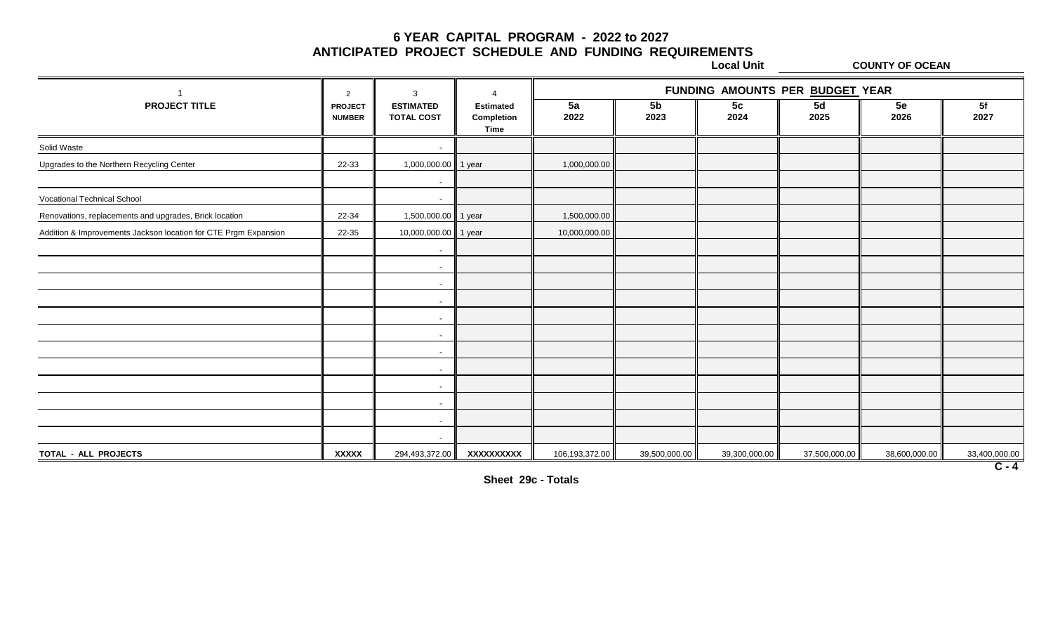# 6 YEAR CAPITAL PROGRAM - 2022 to 2027

## ANTICIPATED PROJECT SCHEDULE AND FUNDING REQUIREMENTS

**Local Unit** **COUNTY OF OCEAN**

| 1 | 2 | 3 | 4 | FUNDING AMOUNTS PER BUDGET YEAR | | | | | |
|---|---|---|---|---|---|---|---|---|---|
| PROJECT TITLE | PROJECT NUMBER | ESTIMATED TOTAL COST | Estimated Completion Time | 5a 2022 | 5b 2023 | 5c 2024 | 5d 2025 | 5e 2026 | 5f 2027 |
| Solid Waste | | - | | | | | | | |
| Upgrades to the Northern Recycling Center | 22-33 | 1,000,000.00 | 1 year | 1,000,000.00 | | | | | |
| | | - | | | | | | | |
| Vocational Technical School | | - | | | | | | | |
| Renovations, replacements and upgrades, Brick location | 22-34 | 1,500,000.00 | 1 year | 1,500,000.00 | | | | | |
| Addition & Improvements Jackson location for CTE Prgm Expansion | 22-35 | 10,000,000.00 | 1 year | 10,000,000.00 | | | | | |
| | | - | | | | | | | |
| | | - | | | | | | | |
| | | - | | | | | | | |
| | | - | | | | | | | |
| | | - | | | | | | | |
| | | - | | | | | | | |
| | | - | | | | | | | |
| | | - | | | | | | | |
| | | - | | | | | | | |
| | | - | | | | | | | |
| | | - | | | | | | | |
| | | - | | | | | | | |
| **TOTAL - ALL PROJECTS** | **XXXXX** | 294,493,372.00 | **XXXXXXXXXX** | 106,193,372.00 | 39,500,000.00 | 39,300,000.00 | 37,500,000.00 | 38,600,000.00 | 33,400,000.00 |

**C - 4**

**Sheet 29c - Totals**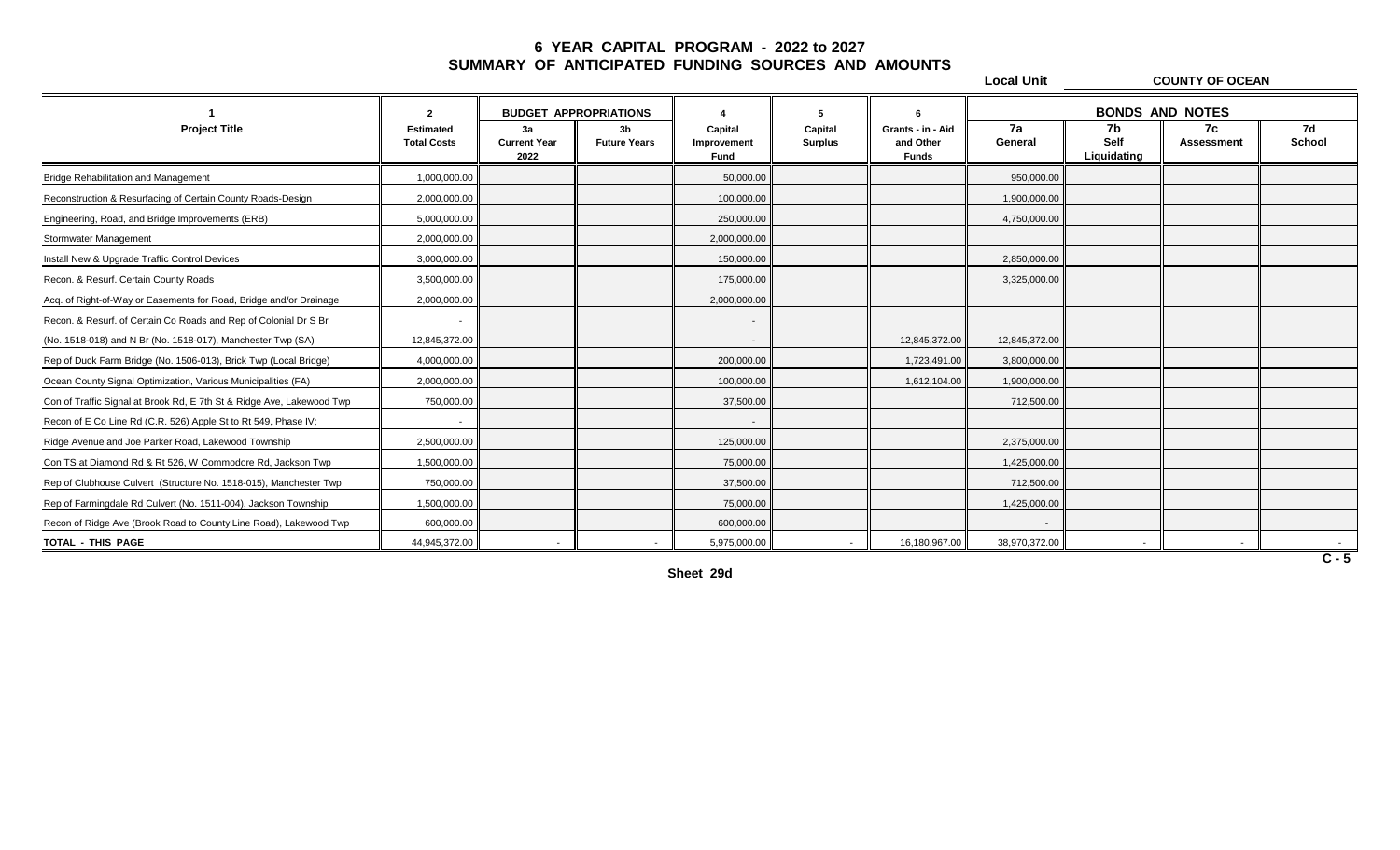# 6 YEAR CAPITAL PROGRAM - 2022 to 2027
## SUMMARY OF ANTICIPATED FUNDING SOURCES AND AMOUNTS

Local Unit **COUNTY OF OCEAN**

| 1 | 2 | BUDGET APPROPRIATIONS | | 4 | 5 | 6 | BONDS AND NOTES | | | |
|---|---|---|---|---|---|---|---|---|---|---|
| Project Title | Estimated Total Costs | 3a Current Year 2022 | 3b Future Years | Capital Improvement Fund | Capital Surplus | Grants - in - Aid and Other Funds | 7a General | 7b Self Liquidating | 7c Assessment | 7d School |
| Bridge Rehabilitation and Management | 1,000,000.00 | | | 50,000.00 | | | 950,000.00 | | | |
| Reconstruction & Resurfacing of Certain County Roads-Design | 2,000,000.00 | | | 100,000.00 | | | 1,900,000.00 | | | |
| Engineering, Road, and Bridge Improvements (ERB) | 5,000,000.00 | | | 250,000.00 | | | 4,750,000.00 | | | |
| Stormwater Management | 2,000,000.00 | | | 2,000,000.00 | | | | | | |
| Install New & Upgrade Traffic Control Devices | 3,000,000.00 | | | 150,000.00 | | | 2,850,000.00 | | | |
| Recon. & Resurf. Certain County Roads | 3,500,000.00 | | | 175,000.00 | | | 3,325,000.00 | | | |
| Acq. of Right-of-Way or Easements for Road, Bridge and/or Drainage | 2,000,000.00 | | | 2,000,000.00 | | | | | | |
| Recon. & Resurf. of Certain Co Roads and Rep of Colonial Dr S Br | - | | | - | | | | | | |
| (No. 1518-018) and N Br (No. 1518-017), Manchester Twp (SA) | 12,845,372.00 | | | - | | 12,845,372.00 | 12,845,372.00 | | | |
| Rep of Duck Farm Bridge (No. 1506-013), Brick Twp (Local Bridge) | 4,000,000.00 | | | 200,000.00 | | 1,723,491.00 | 3,800,000.00 | | | |
| Ocean County Signal Optimization, Various Municipalities (FA) | 2,000,000.00 | | | 100,000.00 | | 1,612,104.00 | 1,900,000.00 | | | |
| Con of Traffic Signal at Brook Rd, E 7th St & Ridge Ave, Lakewood Twp | 750,000.00 | | | 37,500.00 | | | 712,500.00 | | | |
| Recon of E Co Line Rd (C.R. 526) Apple St to Rt 549, Phase IV; | - | | | - | | | | | | |
| Ridge Avenue and Joe Parker Road, Lakewood Township | 2,500,000.00 | | | 125,000.00 | | | 2,375,000.00 | | | |
| Con TS at Diamond Rd & Rt 526, W Commodore Rd, Jackson Twp | 1,500,000.00 | | | 75,000.00 | | | 1,425,000.00 | | | |
| Rep of Clubhouse Culvert (Structure No. 1518-015), Manchester Twp | 750,000.00 | | | 37,500.00 | | | 712,500.00 | | | |
| Rep of Farmingdale Rd Culvert (No. 1511-004), Jackson Township | 1,500,000.00 | | | 75,000.00 | | | 1,425,000.00 | | | |
| Recon of Ridge Ave (Brook Road to County Line Road), Lakewood Twp | 600,000.00 | | | 600,000.00 | | | - | | | |
| **TOTAL - THIS PAGE** | 44,945,372.00 | - | - | 5,975,000.00 | - | 16,180,967.00 | 38,970,372.00 | - | - | - |

C - 5

Sheet 29d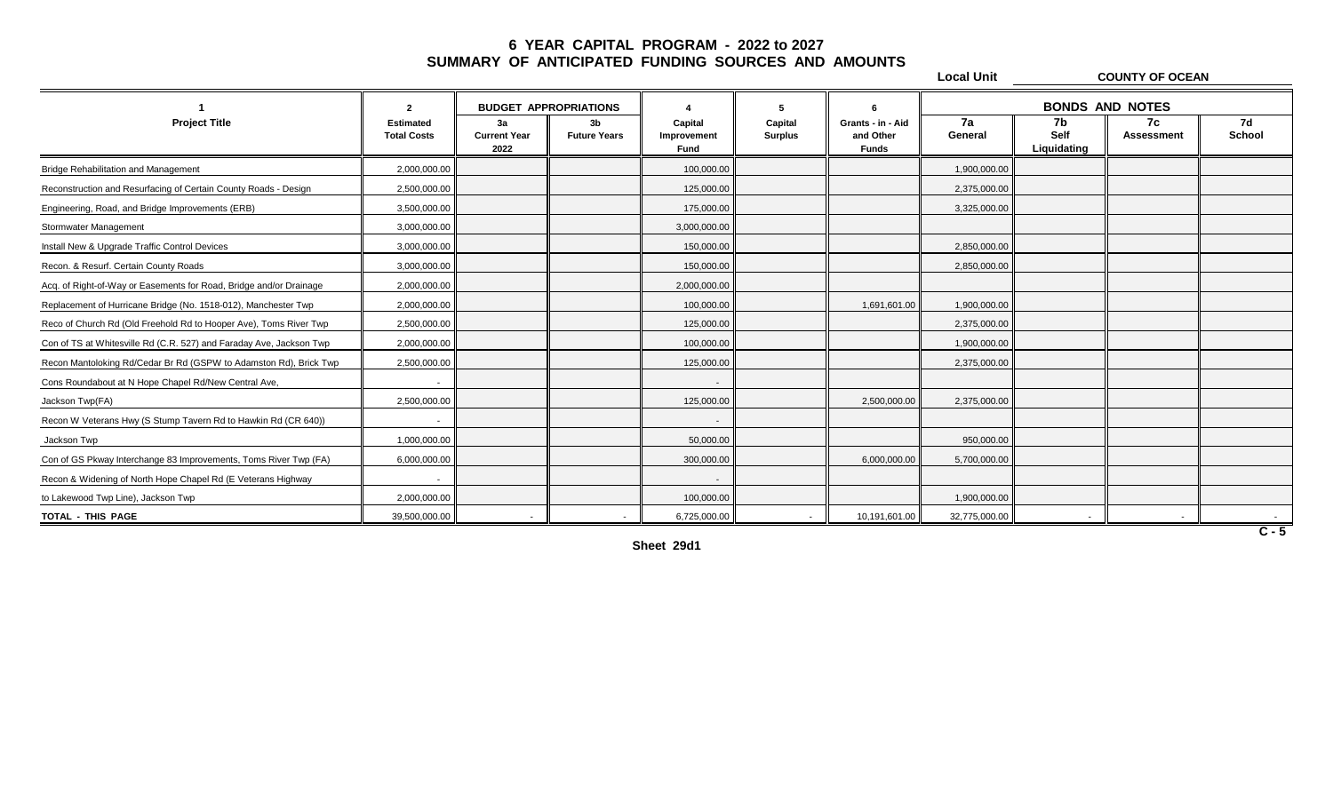# 6 YEAR CAPITAL PROGRAM - 2022 to 2027
## SUMMARY OF ANTICIPATED FUNDING SOURCES AND AMOUNTS

**Local Unit** COUNTY OF OCEAN

| 1 | 2 | BUDGET APPROPRIATIONS | | 4 | 5 | 6 | BONDS AND NOTES | | | |
|---|---|---|---|---|---|---|---|---|---|---|
| Project Title | Estimated Total Costs | 3a Current Year 2022 | 3b Future Years | Capital Improvement Fund | Capital Surplus | Grants - in - Aid and Other Funds | 7a General | 7b Self Liquidating | 7c Assessment | 7d School |
| Bridge Rehabilitation and Management | 2,000,000.00 | | | 100,000.00 | | | 1,900,000.00 | | | |
| Reconstruction and Resurfacing of Certain County Roads - Design | 2,500,000.00 | | | 125,000.00 | | | 2,375,000.00 | | | |
| Engineering, Road, and Bridge Improvements (ERB) | 3,500,000.00 | | | 175,000.00 | | | 3,325,000.00 | | | |
| Stormwater Management | 3,000,000.00 | | | 3,000,000.00 | | | | | | |
| Install New & Upgrade Traffic Control Devices | 3,000,000.00 | | | 150,000.00 | | | 2,850,000.00 | | | |
| Recon. & Resurf. Certain County Roads | 3,000,000.00 | | | 150,000.00 | | | 2,850,000.00 | | | |
| Acq. of Right-of-Way or Easements for Road, Bridge and/or Drainage | 2,000,000.00 | | | 2,000,000.00 | | | | | | |
| Replacement of Hurricane Bridge (No. 1518-012), Manchester Twp | 2,000,000.00 | | | 100,000.00 | | 1,691,601.00 | 1,900,000.00 | | | |
| Reco of Church Rd (Old Freehold Rd to Hooper Ave), Toms River Twp | 2,500,000.00 | | | 125,000.00 | | | 2,375,000.00 | | | |
| Con of TS at Whitesville Rd (C.R. 527) and Faraday Ave, Jackson Twp | 2,000,000.00 | | | 100,000.00 | | | 1,900,000.00 | | | |
| Recon Mantoloking Rd/Cedar Br Rd (GSPW to Adamston Rd), Brick Twp | 2,500,000.00 | | | 125,000.00 | | | 2,375,000.00 | | | |
| Cons Roundabout at N Hope Chapel Rd/New Central Ave, | - | | | - | | | | | | |
| Jackson Twp(FA) | 2,500,000.00 | | | 125,000.00 | | 2,500,000.00 | 2,375,000.00 | | | |
| Recon W Veterans Hwy (S Stump Tavern Rd to Hawkin Rd (CR 640)) | - | | | - | | | | | | |
| Jackson Twp | 1,000,000.00 | | | 50,000.00 | | | 950,000.00 | | | |
| Con of GS Pkway Interchange 83 Improvements, Toms River Twp (FA) | 6,000,000.00 | | | 300,000.00 | | 6,000,000.00 | 5,700,000.00 | | | |
| Recon & Widening of North Hope Chapel Rd (E Veterans Highway | - | | | - | | | | | | |
| to Lakewood Twp Line), Jackson Twp | 2,000,000.00 | | | 100,000.00 | | | 1,900,000.00 | | | |
| **TOTAL - THIS PAGE** | 39,500,000.00 | - | - | 6,725,000.00 | - | 10,191,601.00 | 32,775,000.00 | - | - | - |

C - 5

Sheet 29d1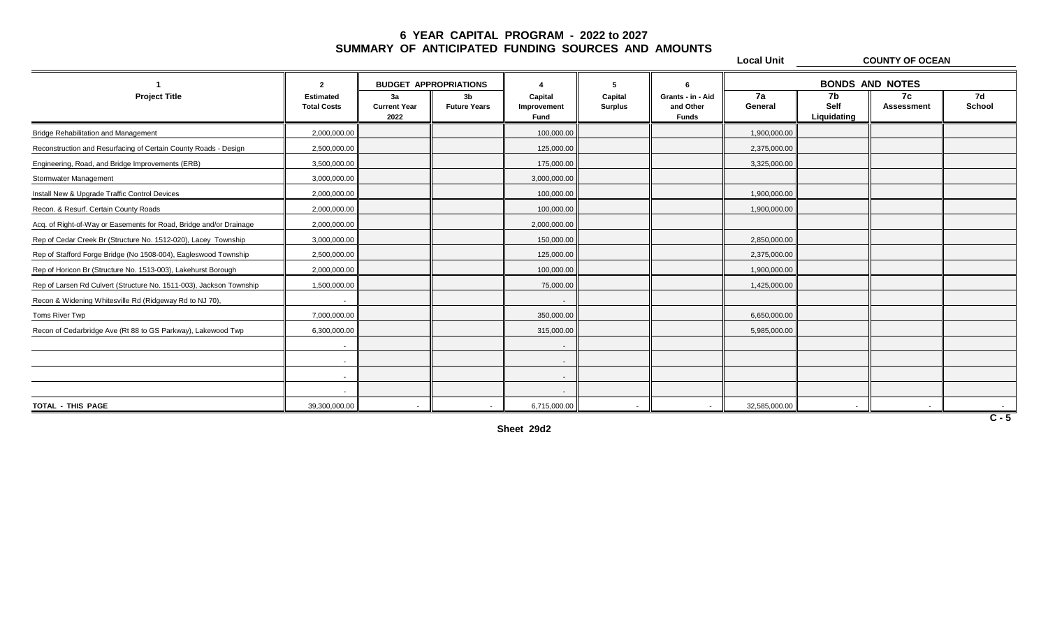# 6 YEAR CAPITAL PROGRAM - 2022 to 2027
## SUMMARY OF ANTICIPATED FUNDING SOURCES AND AMOUNTS

**Local Unit** COUNTY OF OCEAN

| 1 | 2 | BUDGET APPROPRIATIONS | | 4 | 5 | 6 | BONDS AND NOTES | | | |
|---|---|---|---|---|---|---|---|---|---|---|
| Project Title | Estimated Total Costs | 3a Current Year 2022 | 3b Future Years | Capital Improvement Fund | Capital Surplus | Grants - in - Aid and Other Funds | 7a General | 7b Self Liquidating | 7c Assessment | 7d School |
| Bridge Rehabilitation and Management | 2,000,000.00 | | | 100,000.00 | | | 1,900,000.00 | | | |
| Reconstruction and Resurfacing of Certain County Roads - Design | 2,500,000.00 | | | 125,000.00 | | | 2,375,000.00 | | | |
| Engineering, Road, and Bridge Improvements (ERB) | 3,500,000.00 | | | 175,000.00 | | | 3,325,000.00 | | | |
| Stormwater Management | 3,000,000.00 | | | 3,000,000.00 | | | | | | |
| Install New & Upgrade Traffic Control Devices | 2,000,000.00 | | | 100,000.00 | | | 1,900,000.00 | | | |
| Recon. & Resurf. Certain County Roads | 2,000,000.00 | | | 100,000.00 | | | 1,900,000.00 | | | |
| Acq. of Right-of-Way or Easements for Road, Bridge and/or Drainage | 2,000,000.00 | | | 2,000,000.00 | | | | | | |
| Rep of Cedar Creek Br (Structure No. 1512-020), Lacey Township | 3,000,000.00 | | | 150,000.00 | | | 2,850,000.00 | | | |
| Rep of Stafford Forge Bridge (No 1508-004), Eagleswood Township | 2,500,000.00 | | | 125,000.00 | | | 2,375,000.00 | | | |
| Rep of Horicon Br (Structure No. 1513-003), Lakehurst Borough | 2,000,000.00 | | | 100,000.00 | | | 1,900,000.00 | | | |
| Rep of Larsen Rd Culvert (Structure No. 1511-003), Jackson Township | 1,500,000.00 | | | 75,000.00 | | | 1,425,000.00 | | | |
| Recon & Widening Whitesville Rd (Ridgeway Rd to NJ 70), | - | | | - | | | | | | |
| Toms River Twp | 7,000,000.00 | | | 350,000.00 | | | 6,650,000.00 | | | |
| Recon of Cedarbridge Ave (Rt 88 to GS Parkway), Lakewood Twp | 6,300,000.00 | | | 315,000.00 | | | 5,985,000.00 | | | |
| | - | | | - | | | | | | |
| | - | | | - | | | | | | |
| | - | | | - | | | | | | |
| | - | | | - | | | | | | |
| TOTAL - THIS PAGE | 39,300,000.00 | - | - | 6,715,000.00 | - | - | 32,585,000.00 | - | - | - |

C - 5

Sheet 29d2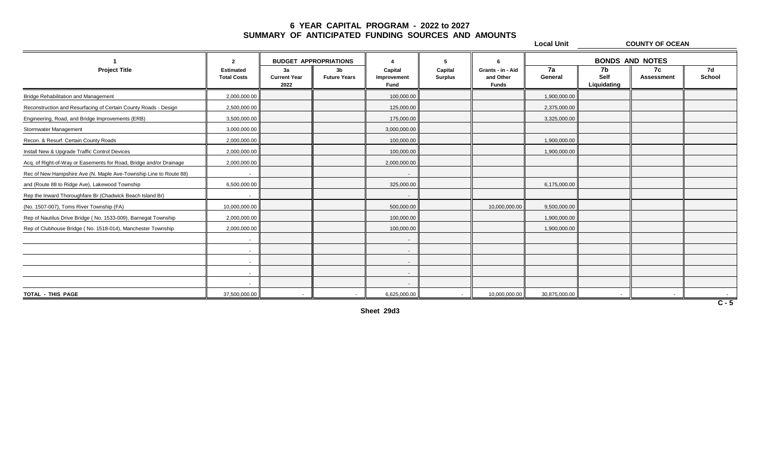# 6 YEAR CAPITAL PROGRAM - 2022 to 2027
## SUMMARY OF ANTICIPATED FUNDING SOURCES AND AMOUNTS

**Local Unit** COUNTY OF OCEAN

| 1 | 2 | BUDGET APPROPRIATIONS | | 4 | 5 | 6 | BONDS AND NOTES | | | |
|---|---|---|---|---|---|---|---|---|---|---|
| Project Title | Estimated Total Costs | 3a Current Year 2022 | 3b Future Years | Capital Improvement Fund | Capital Surplus | Grants - in - Aid and Other Funds | 7a General | 7b Self Liquidating | 7c Assessment | 7d School |
| Bridge Rehabilitation and Management | 2,000,000.00 | | | 100,000.00 | | | 1,900,000.00 | | | |
| Reconstruction and Resurfacing of Certain County Roads - Design | 2,500,000.00 | | | 125,000.00 | | | 2,375,000.00 | | | |
| Engineering, Road, and Bridge Improvements (ERB) | 3,500,000.00 | | | 175,000.00 | | | 3,325,000.00 | | | |
| Stormwater Management | 3,000,000.00 | | | 3,000,000.00 | | | | | | |
| Recon. & Resurf. Certain County Roads | 2,000,000.00 | | | 100,000.00 | | | 1,900,000.00 | | | |
| Install New & Upgrade Traffic Control Devices | 2,000,000.00 | | | 100,000.00 | | | 1,900,000.00 | | | |
| Acq. of Right-of-Way or Easements for Road, Bridge and/or Drainage | 2,000,000.00 | | | 2,000,000.00 | | | | | | |
| Rec of New Hampshire Ave (N. Maple Ave-Township Line to Route 88) | - | | | - | | | | | | |
| and (Route 88 to Ridge Ave), Lakewood Township | 6,500,000.00 | | | 325,000.00 | | | 6,175,000.00 | | | |
| Rep the Inward Thoroughfare Br (Chadwick Beach Island Br) | - | | | - | | | | | | |
| (No. 1507-007), Toms River Township (FA) | 10,000,000.00 | | | 500,000.00 | | 10,000,000.00 | 9,500,000.00 | | | |
| Rep of Nautilus Drive Bridge ( No. 1533-009), Barnegat Township | 2,000,000.00 | | | 100,000.00 | | | 1,900,000.00 | | | |
| Rep of Clubhouse Bridge ( No. 1518-014), Manchester Township | 2,000,000.00 | | | 100,000.00 | | | 1,900,000.00 | | | |
| | - | | | - | | | | | | |
| | - | | | - | | | | | | |
| | - | | | - | | | | | | |
| | - | | | - | | | | | | |
| | - | | | - | | | | | | |
| TOTAL - THIS PAGE | 37,500,000.00 | - | - | 6,625,000.00 | - | 10,000,000.00 | 30,875,000.00 | - | - | - |

C - 5

Sheet 29d3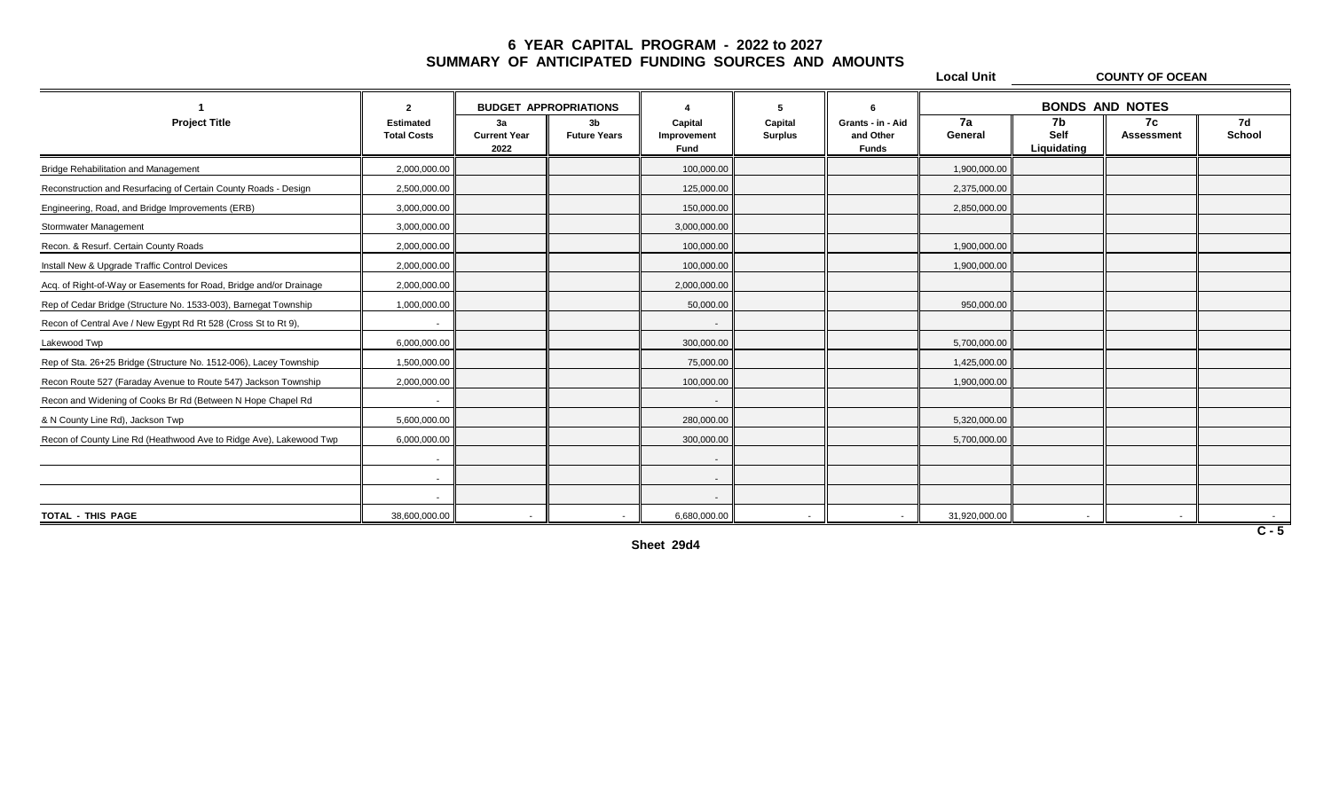# 6 YEAR CAPITAL PROGRAM - 2022 to 2027
## SUMMARY OF ANTICIPATED FUNDING SOURCES AND AMOUNTS

**Local Unit** COUNTY OF OCEAN

| 1 | 2 | BUDGET APPROPRIATIONS | | 4 | 5 | 6 | BONDS AND NOTES | | | |
|---|---|---|---|---|---|---|---|---|---|---|
| Project Title | Estimated Total Costs | 3a Current Year 2022 | 3b Future Years | Capital Improvement Fund | Capital Surplus | Grants - in - Aid and Other Funds | 7a General | 7b Self Liquidating | 7c Assessment | 7d School |
| Bridge Rehabilitation and Management | 2,000,000.00 | | | 100,000.00 | | | 1,900,000.00 | | | |
| Reconstruction and Resurfacing of Certain County Roads - Design | 2,500,000.00 | | | 125,000.00 | | | 2,375,000.00 | | | |
| Engineering, Road, and Bridge Improvements (ERB) | 3,000,000.00 | | | 150,000.00 | | | 2,850,000.00 | | | |
| Stormwater Management | 3,000,000.00 | | | 3,000,000.00 | | | | | | |
| Recon. & Resurf. Certain County Roads | 2,000,000.00 | | | 100,000.00 | | | 1,900,000.00 | | | |
| Install New & Upgrade Traffic Control Devices | 2,000,000.00 | | | 100,000.00 | | | 1,900,000.00 | | | |
| Acq. of Right-of-Way or Easements for Road, Bridge and/or Drainage | 2,000,000.00 | | | 2,000,000.00 | | | | | | |
| Rep of Cedar Bridge (Structure No. 1533-003), Barnegat Township | 1,000,000.00 | | | 50,000.00 | | | 950,000.00 | | | |
| Recon of Central Ave / New Egypt Rd Rt 528 (Cross St to Rt 9), | - | | | - | | | | | | |
| Lakewood Twp | 6,000,000.00 | | | 300,000.00 | | | 5,700,000.00 | | | |
| Rep of Sta. 26+25 Bridge (Structure No. 1512-006), Lacey Township | 1,500,000.00 | | | 75,000.00 | | | 1,425,000.00 | | | |
| Recon Route 527 (Faraday Avenue to Route 547) Jackson Township | 2,000,000.00 | | | 100,000.00 | | | 1,900,000.00 | | | |
| Recon and Widening of Cooks Br Rd (Between N Hope Chapel Rd | - | | | - | | | | | | |
| & N County Line Rd), Jackson Twp | 5,600,000.00 | | | 280,000.00 | | | 5,320,000.00 | | | |
| Recon of County Line Rd (Heathwood Ave to Ridge Ave), Lakewood Twp | 6,000,000.00 | | | 300,000.00 | | | 5,700,000.00 | | | |
| | - | | | - | | | | | | |
| | - | | | - | | | | | | |
| | - | | | - | | | | | | |
| TOTAL - THIS PAGE | 38,600,000.00 | - | - | 6,680,000.00 | - | - | 31,920,000.00 | - | - | - |

C - 5

Sheet 29d4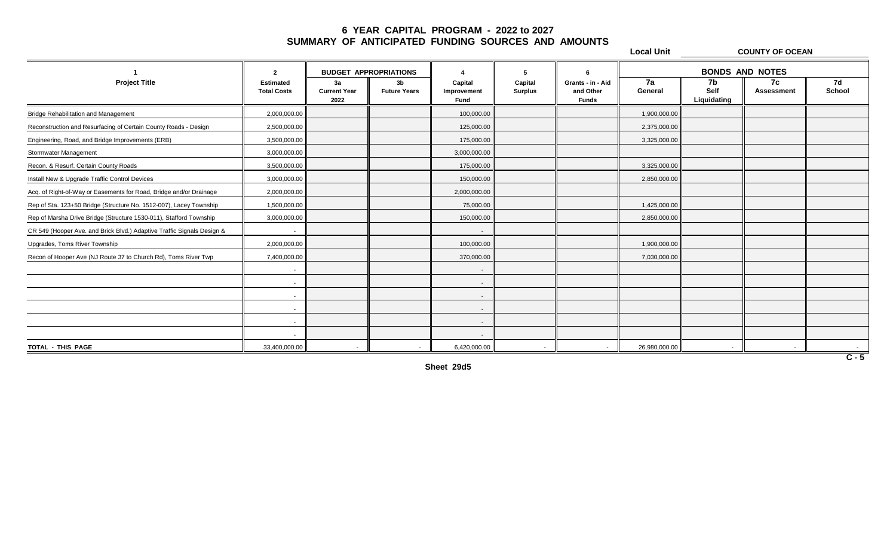# 6 YEAR CAPITAL PROGRAM - 2022 to 2027
## SUMMARY OF ANTICIPATED FUNDING SOURCES AND AMOUNTS

**Local Unit** COUNTY OF OCEAN

| 1 | 2 | BUDGET APPROPRIATIONS | | 4 | 5 | 6 | BONDS AND NOTES | | | |
|---|---|---|---|---|---|---|---|---|---|---|
| Project Title | Estimated Total Costs | 3a Current Year 2022 | 3b Future Years | Capital Improvement Fund | Capital Surplus | Grants - in - Aid and Other Funds | 7a General | 7b Self Liquidating | 7c Assessment | 7d School |
| Bridge Rehabilitation and Management | 2,000,000.00 | | | 100,000.00 | | | 1,900,000.00 | | | |
| Reconstruction and Resurfacing of Certain County Roads - Design | 2,500,000.00 | | | 125,000.00 | | | 2,375,000.00 | | | |
| Engineering, Road, and Bridge Improvements (ERB) | 3,500,000.00 | | | 175,000.00 | | | 3,325,000.00 | | | |
| Stormwater Management | 3,000,000.00 | | | 3,000,000.00 | | | | | | |
| Recon. & Resurf. Certain County Roads | 3,500,000.00 | | | 175,000.00 | | | 3,325,000.00 | | | |
| Install New & Upgrade Traffic Control Devices | 3,000,000.00 | | | 150,000.00 | | | 2,850,000.00 | | | |
| Acq. of Right-of-Way or Easements for Road, Bridge and/or Drainage | 2,000,000.00 | | | 2,000,000.00 | | | | | | |
| Rep of Sta. 123+50 Bridge (Structure No. 1512-007), Lacey Township | 1,500,000.00 | | | 75,000.00 | | | 1,425,000.00 | | | |
| Rep of Marsha Drive Bridge (Structure 1530-011), Stafford Township | 3,000,000.00 | | | 150,000.00 | | | 2,850,000.00 | | | |
| CR 549 (Hooper Ave. and Brick Blvd.) Adaptive Traffic Signals Design & | - | | | - | | | | | | |
| Upgrades, Toms River Township | 2,000,000.00 | | | 100,000.00 | | | 1,900,000.00 | | | |
| Recon of Hooper Ave (NJ Route 37 to Church Rd), Toms River Twp | 7,400,000.00 | | | 370,000.00 | | | 7,030,000.00 | | | |
| | - | | | - | | | | | | |
| | - | | | - | | | | | | |
| | - | | | - | | | | | | |
| | - | | | - | | | | | | |
| | - | | | - | | | | | | |
| | - | | | - | | | | | | |
| TOTAL - THIS PAGE | 33,400,000.00 | - | - | 6,420,000.00 | - | - | 26,980,000.00 | - | - | - |

C - 5

Sheet 29d5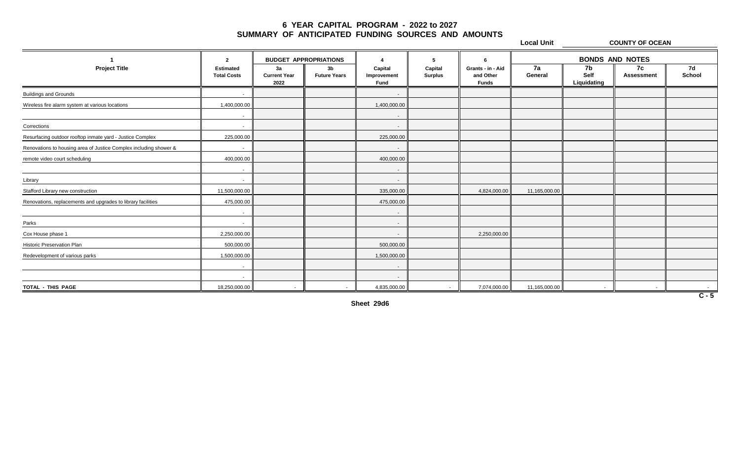# 6 YEAR CAPITAL PROGRAM - 2022 to 2027
## SUMMARY OF ANTICIPATED FUNDING SOURCES AND AMOUNTS

**Local Unit** COUNTY OF OCEAN

| 1 | 2 | BUDGET APPROPRIATIONS | | 4 | 5 | 6 | BONDS AND NOTES | | | |
|---|---|---|---|---|---|---|---|---|---|---|
| Project Title | Estimated Total Costs | 3a Current Year 2022 | 3b Future Years | Capital Improvement Fund | Capital Surplus | Grants - in - Aid and Other Funds | 7a General | 7b Self Liquidating | 7c Assessment | 7d School |
| Buildings and Grounds | - | | | - | | | | | | |
| Wireless fire alarm system at various locations | 1,400,000.00 | | | 1,400,000.00 | | | | | | |
| | - | | | - | | | | | | |
| Corrections | - | | | - | | | | | | |
| Resurfacing outdoor rooftop inmate yard - Justice Complex | 225,000.00 | | | 225,000.00 | | | | | | |
| Renovations to housing area of Justice Complex including shower & | - | | | - | | | | | | |
| remote video court scheduling | 400,000.00 | | | 400,000.00 | | | | | | |
| | - | | | - | | | | | | |
| Library | - | | | - | | | | | | |
| Stafford Library new construction | 11,500,000.00 | | | 335,000.00 | | 4,824,000.00 | 11,165,000.00 | | | |
| Renovations, replacements and upgrades to library facilities | 475,000.00 | | | 475,000.00 | | | | | | |
| | - | | | - | | | | | | |
| Parks | - | | | - | | | | | | |
| Cox House phase 1 | 2,250,000.00 | | | - | | 2,250,000.00 | | | | |
| Historic Preservation Plan | 500,000.00 | | | 500,000.00 | | | | | | |
| Redevelopment of various parks | 1,500,000.00 | | | 1,500,000.00 | | | | | | |
| | - | | | - | | | | | | |
| | - | | | - | | | | | | |
| TOTAL - THIS PAGE | 18,250,000.00 | - | - | 4,835,000.00 | - | 7,074,000.00 | 11,165,000.00 | - | - | - |

C - 5

Sheet 29d6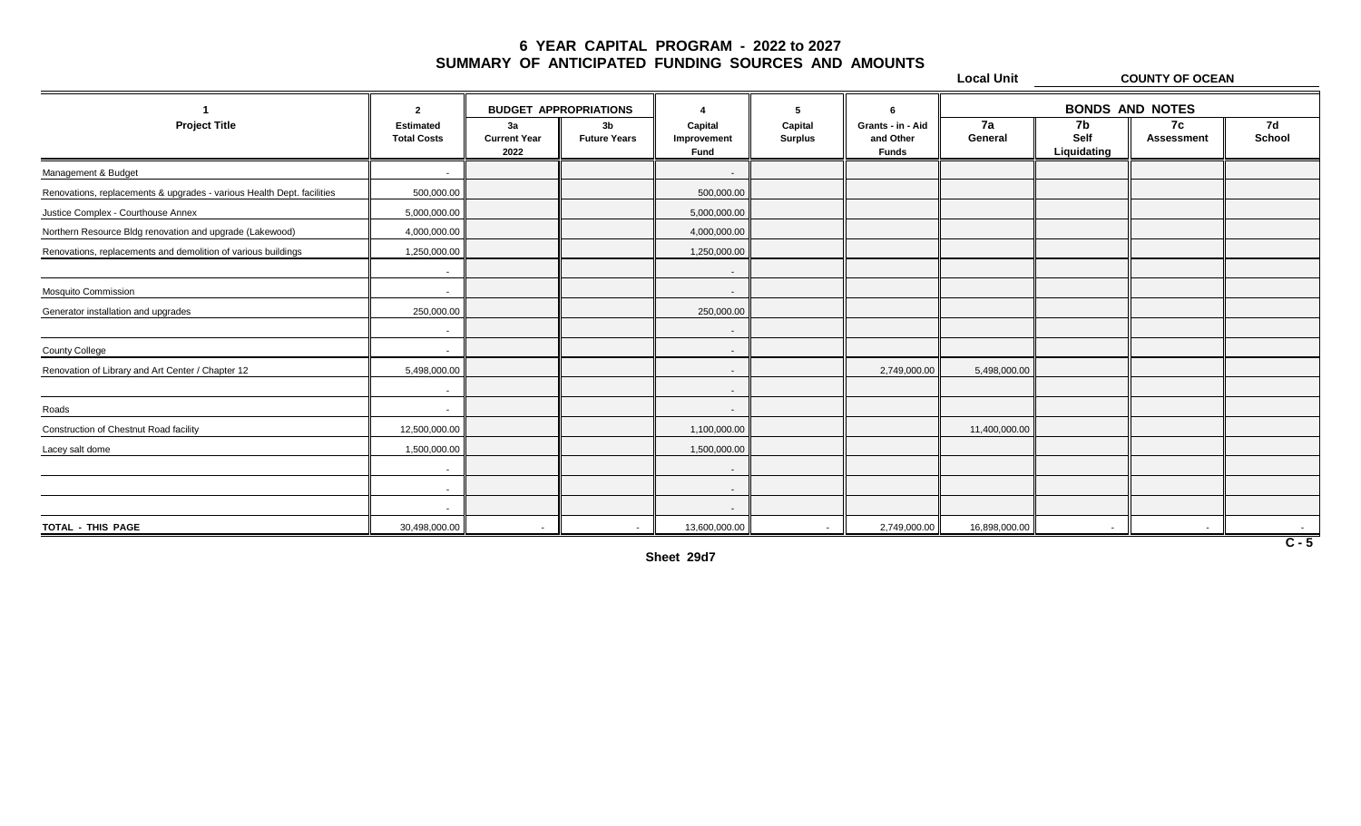# 6 YEAR CAPITAL PROGRAM - 2022 to 2027
## SUMMARY OF ANTICIPATED FUNDING SOURCES AND AMOUNTS

**Local Unit** COUNTY OF OCEAN

| 1 | 2 | BUDGET APPROPRIATIONS | | 4 | 5 | 6 | BONDS AND NOTES | | | |
|---|---|---|---|---|---|---|---|---|---|---|
| Project Title | Estimated Total Costs | 3a Current Year 2022 | 3b Future Years | Capital Improvement Fund | Capital Surplus | Grants - in - Aid and Other Funds | 7a General | 7b Self Liquidating | 7c Assessment | 7d School |
| Management & Budget | - | | | - | | | | | | |
| Renovations, replacements & upgrades - various Health Dept. facilities | 500,000.00 | | | 500,000.00 | | | | | | |
| Justice Complex - Courthouse Annex | 5,000,000.00 | | | 5,000,000.00 | | | | | | |
| Northern Resource Bldg renovation and upgrade (Lakewood) | 4,000,000.00 | | | 4,000,000.00 | | | | | | |
| Renovations, replacements and demolition of various buildings | 1,250,000.00 | | | 1,250,000.00 | | | | | | |
| | - | | | - | | | | | | |
| Mosquito Commission | - | | | - | | | | | | |
| Generator installation and upgrades | 250,000.00 | | | 250,000.00 | | | | | | |
| | - | | | - | | | | | | |
| County College | - | | | - | | | | | | |
| Renovation of Library and Art Center / Chapter 12 | 5,498,000.00 | | | - | | 2,749,000.00 | 5,498,000.00 | | | |
| | - | | | - | | | | | | |
| Roads | - | | | - | | | | | | |
| Construction of Chestnut Road facility | 12,500,000.00 | | | 1,100,000.00 | | | 11,400,000.00 | | | |
| Lacey salt dome | 1,500,000.00 | | | 1,500,000.00 | | | | | | |
| | - | | | - | | | | | | |
| | - | | | - | | | | | | |
| | - | | | - | | | | | | |
| TOTAL - THIS PAGE | 30,498,000.00 | - | - | 13,600,000.00 | - | 2,749,000.00 | 16,898,000.00 | - | - | - |

C - 5

Sheet 29d7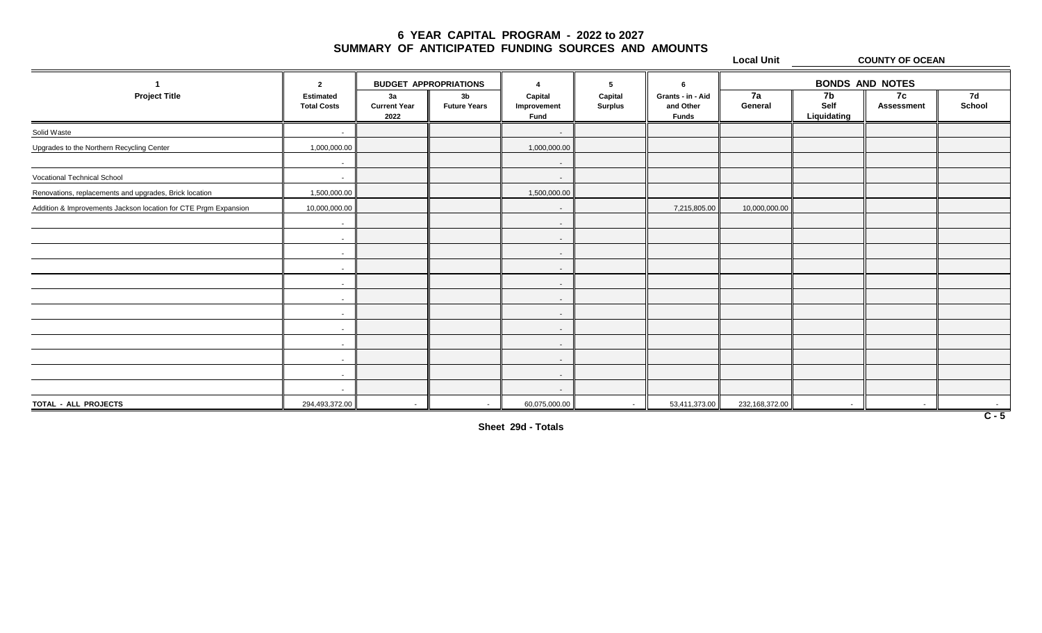# 6 YEAR CAPITAL PROGRAM - 2022 to 2027
## SUMMARY OF ANTICIPATED FUNDING SOURCES AND AMOUNTS

**Local Unit** COUNTY OF OCEAN

| 1 | 2 | BUDGET APPROPRIATIONS | | 4 | 5 | 6 | BONDS AND NOTES | | | |
|---|---|---|---|---|---|---|---|---|---|---|
| Project Title | Estimated Total Costs | 3a Current Year 2022 | 3b Future Years | Capital Improvement Fund | Capital Surplus | Grants - in - Aid and Other Funds | 7a General | 7b Self Liquidating | 7c Assessment | 7d School |
| Solid Waste | - | | | - | | | | | | |
| Upgrades to the Northern Recycling Center | 1,000,000.00 | | | 1,000,000.00 | | | | | | |
| | - | | | - | | | | | | |
| Vocational Technical School | - | | | - | | | | | | |
| Renovations, replacements and upgrades, Brick location | 1,500,000.00 | | | 1,500,000.00 | | | | | | |
| Addition & Improvements Jackson location for CTE Prgm Expansion | 10,000,000.00 | | | - | | 7,215,805.00 | 10,000,000.00 | | | |
| | - | | | - | | | | | | |
| | - | | | - | | | | | | |
| | - | | | - | | | | | | |
| | - | | | - | | | | | | |
| | - | | | - | | | | | | |
| | - | | | - | | | | | | |
| | - | | | - | | | | | | |
| | - | | | - | | | | | | |
| | - | | | - | | | | | | |
| | - | | | - | | | | | | |
| | - | | | - | | | | | | |
| | - | | | - | | | | | | |
| TOTAL - ALL PROJECTS | 294,493,372.00 | - | - | 60,075,000.00 | - | 53,411,373.00 | 232,168,372.00 | - | - | - |

C - 5

Sheet 29d - Totals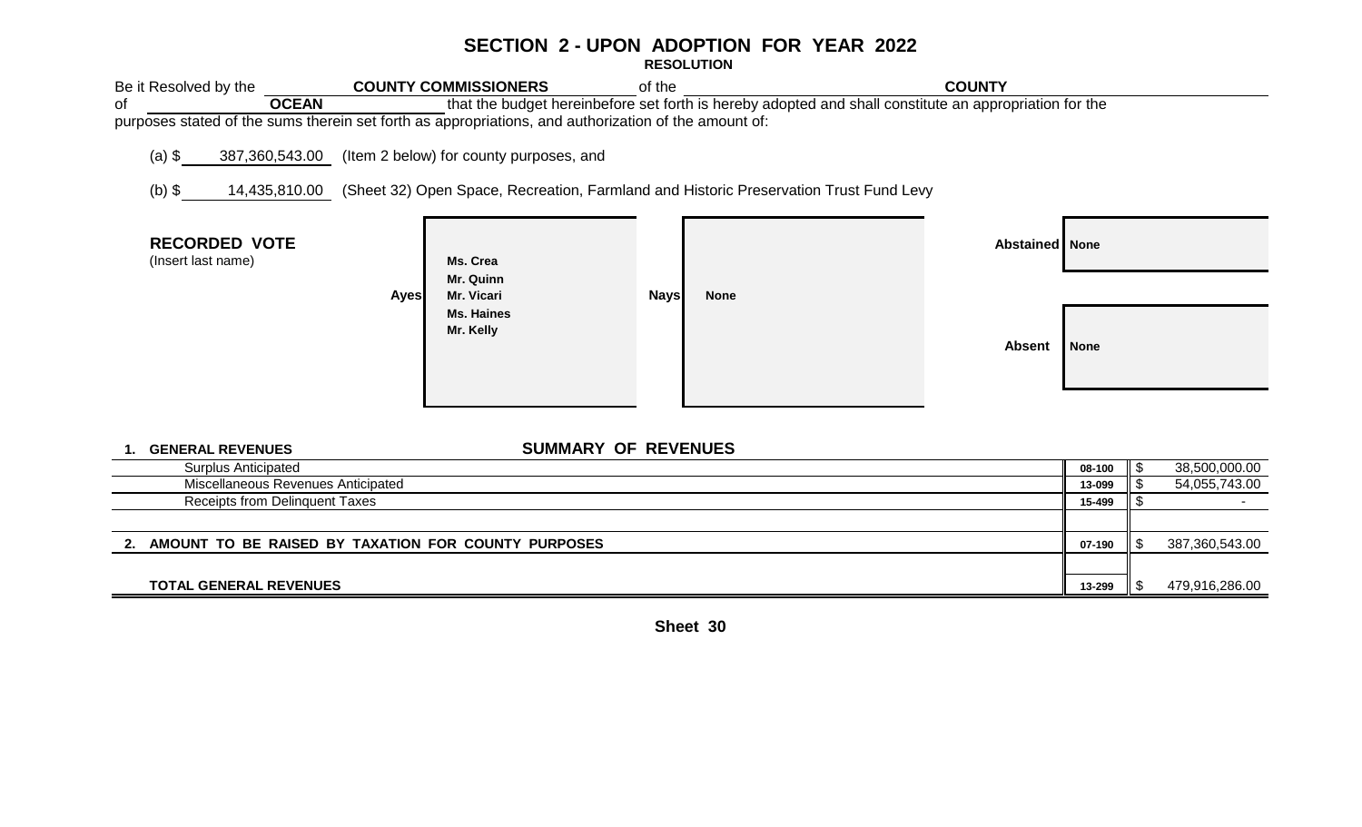# SECTION 2 - UPON ADOPTION FOR YEAR 2022

**RESOLUTION**

Be it Resolved by the **COUNTY COMMISSIONERS** of the **COUNTY** of **OCEAN** that the budget hereinbefore set forth is hereby adopted and shall constitute an appropriation for the purposes stated of the sums therein set forth as appropriations, and authorization of the amount of:

(a) $ 387,360,543.00 (Item 2 below) for county purposes, and

(b) $ 14,435,810.00 (Sheet 32) Open Space, Recreation, Farmland and Historic Preservation Trust Fund Levy

**RECORDED VOTE**
(Insert last name)

| Ayes | Nays | Abstained | Absent |
|---|---|---|---|
| Ms. Crea<br>Mr. Quinn<br>Mr. Vicari<br>Ms. Haines<br>Mr. Kelly | None | None | None |

## SUMMARY OF REVENUES

| | | |
|---|---|---|
| **1. GENERAL REVENUES** | | |
| Surplus Anticipated | 08-100 | $ 38,500,000.00 |
| Miscellaneous Revenues Anticipated | 13-099 | $ 54,055,743.00 |
| Receipts from Delinquent Taxes | 15-499 | $ - |
| **2. AMOUNT TO BE RAISED BY TAXATION FOR COUNTY PURPOSES** | 07-190 | $ 387,360,543.00 |
| **TOTAL GENERAL REVENUES** | 13-299 | $ 479,916,286.00 |

**Sheet 30**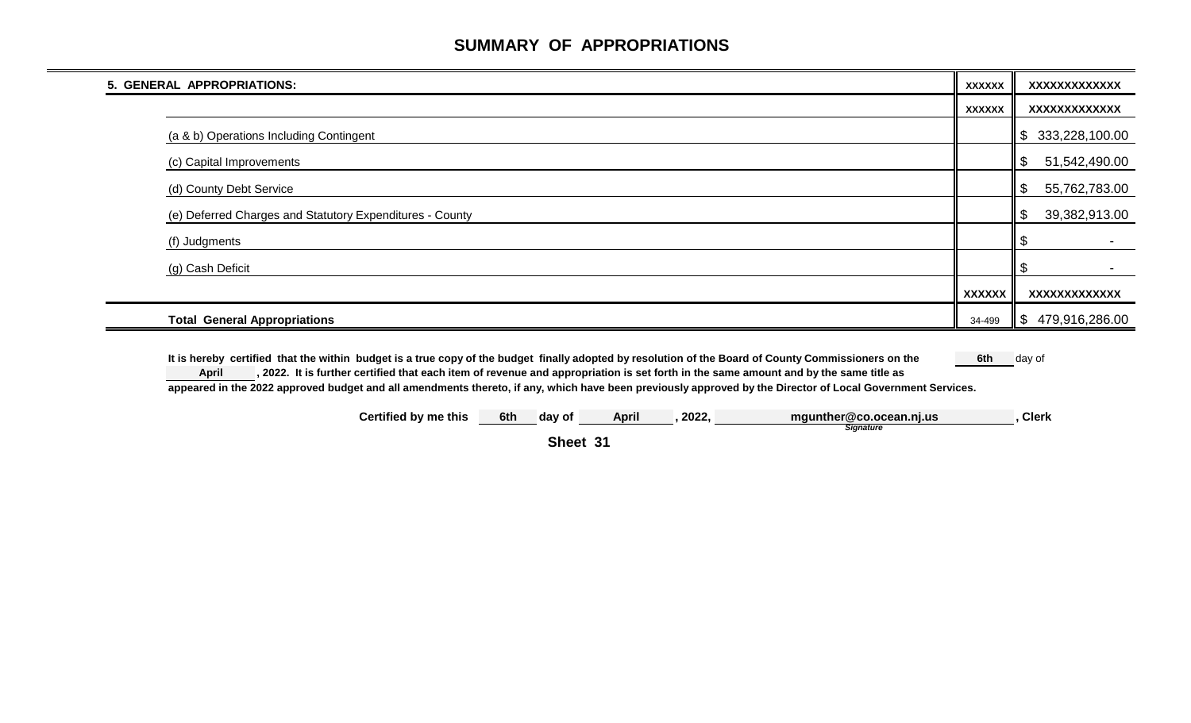# SUMMARY OF APPROPRIATIONS

| 5. GENERAL APPROPRIATIONS: | XXXXXX | XXXXXXXXXXXXX |
|---|---|---|
| | XXXXXX | XXXXXXXXXXXXX |
| (a & b) Operations Including Contingent | | $ 333,228,100.00 |
| (c) Capital Improvements | | $ 51,542,490.00 |
| (d) County Debt Service | | $ 55,762,783.00 |
| (e) Deferred Charges and Statutory Expenditures - County | | $ 39,382,913.00 |
| (f) Judgments | | $ - |
| (g) Cash Deficit | | $ - |
| | XXXXXX | XXXXXXXXXXXXX |
| **Total General Appropriations** | 34-499 | $ 479,916,286.00 |

**It is hereby certified that the within budget is a true copy of the budget finally adopted by resolution of the Board of County Commissioners on the 6th day of April, 2022. It is further certified that each item of revenue and appropriation is set forth in the same amount and by the same title as appeared in the 2022 approved budget and all amendments thereto, if any, which have been previously approved by the Director of Local Government Services.**

**Certified by me this 6th day of April, 2022, mgunther@co.ocean.nj.us, Clerk**

*Signature*

**Sheet 31**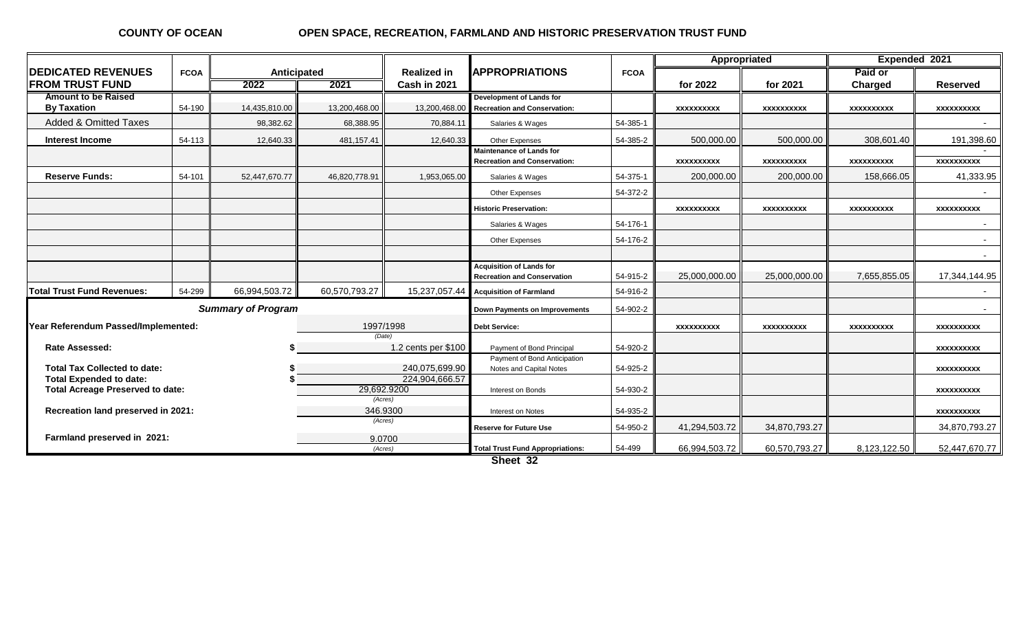**COUNTY OF OCEAN** **OPEN SPACE, RECREATION, FARMLAND AND HISTORIC PRESERVATION TRUST FUND**

| DEDICATED REVENUES FROM TRUST FUND | FCOA | Anticipated 2022 | Anticipated 2021 | Realized in Cash in 2021 | APPROPRIATIONS | FCOA | Appropriated for 2022 | Appropriated for 2021 | Expended 2021 Paid or Charged | Expended 2021 Reserved |
|---|---|---|---|---|---|---|---|---|---|---|
| **Amount to be Raised By Taxation** | 54-190 | 14,435,810.00 | 13,200,468.00 | 13,200,468.00 | **Development of Lands for Recreation and Conservation:** | | xxxxxxxxxx | xxxxxxxxxx | xxxxxxxxxx | xxxxxxxxxx |
| Added & Omitted Taxes | | 98,382.62 | 68,388.95 | 70,884.11 | Salaries & Wages | 54-385-1 | | | | - |
| **Interest Income** | 54-113 | 12,640.33 | 481,157.41 | 12,640.33 | Other Expenses | 54-385-2 | 500,000.00 | 500,000.00 | 308,601.40 | 191,398.60 |
| | | | | | **Maintenance of Lands for Recreation and Conservation:** | | xxxxxxxxxx | xxxxxxxxxx | xxxxxxxxxx | xxxxxxxxxx |
| **Reserve Funds:** | 54-101 | 52,447,670.77 | 46,820,778.91 | 1,953,065.00 | Salaries & Wages | 54-375-1 | 200,000.00 | 200,000.00 | 158,666.05 | 41,333.95 |
| | | | | | Other Expenses | 54-372-2 | | | | - |
| | | | | | **Historic Preservation:** | | xxxxxxxxxx | xxxxxxxxxx | xxxxxxxxxx | xxxxxxxxxx |
| | | | | | Salaries & Wages | 54-176-1 | | | | - |
| | | | | | Other Expenses | 54-176-2 | | | | - |
| | | | | | | | | | | - |
| | | | | | **Acquisition of Lands for Recreation and Conservation** | 54-915-2 | 25,000,000.00 | 25,000,000.00 | 7,655,855.05 | 17,344,144.95 |
| **Total Trust Fund Revenues:** | 54-299 | 66,994,503.72 | 60,570,793.27 | 15,237,057.44 | **Acquisition of Farmland** | 54-916-2 | | | | - |
| | | | | | **Down Payments on Improvements** | 54-902-2 | | | | - |
| | | | | | **Debt Service:** | | xxxxxxxxxx | xxxxxxxxxx | xxxxxxxxxx | xxxxxxxxxx |
| | | | | | Payment of Bond Principal | 54-920-2 | | | | xxxxxxxxxx |
| | | | | | Payment of Bond Anticipation Notes and Capital Notes | 54-925-2 | | | | xxxxxxxxxx |
| | | | | | Interest on Bonds | 54-930-2 | | | | xxxxxxxxxx |
| | | | | | Interest on Notes | 54-935-2 | | | | xxxxxxxxxx |
| | | | | | **Reserve for Future Use** | 54-950-2 | 41,294,503.72 | 34,870,793.27 | | 34,870,793.27 |
| | | | | | **Total Trust Fund Appropriations:** | 54-499 | 66,994,503.72 | 60,570,793.27 | 8,123,122.50 | 52,447,670.77 |

***Summary of Program***

| | |
|---|---|
| **Year Referendum Passed/Implemented:** | 1997/1998 *(Date)* |
| **Rate Assessed:** | $ 1.2 cents per $100 |
| **Total Tax Collected to date:** | $ 240,075,699.90 |
| **Total Expended to date:** | $ 224,904,666.57 |
| **Total Acreage Preserved to date:** | 29,692.9200 *(Acres)* |
| **Recreation land preserved in 2021:** | 346.9300 *(Acres)* |
| **Farmland preserved in 2021:** | 9.0700 *(Acres)* |

**Sheet 32**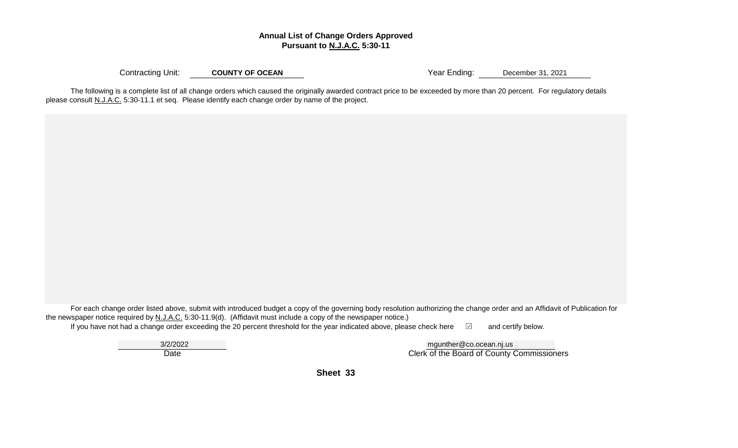**Annual List of Change Orders Approved**
**Pursuant to N.J.A.C. 5:30-11**

Contracting Unit: **COUNTY OF OCEAN**

Year Ending: December 31, 2021

The following is a complete list of all change orders which caused the originally awarded contract price to be exceeded by more than 20 percent. For regulatory details please consult N.J.A.C. 5:30-11.1 et seq. Please identify each change order by name of the project.

For each change order listed above, submit with introduced budget a copy of the governing body resolution authorizing the change order and an Affidavit of Publication for the newspaper notice required by N.J.A.C. 5:30-11.9(d). (Affidavit must include a copy of the newspaper notice.)

If you have not had a change order exceeding the 20 percent threshold for the year indicated above, please check here ☑ and certify below.

3/2/2022
Date

mgunther@co.ocean.nj.us
Clerk of the Board of County Commissioners

**Sheet 33**